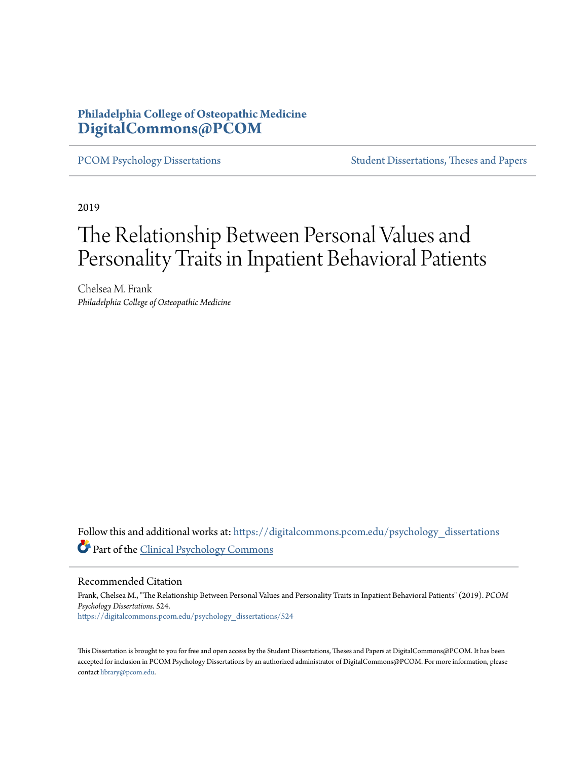Philadelphia College of Osteopathic Medicine
**DigitalCommons@PCOM**

PCOM Psychology Dissertations

Student Dissertations, Theses and Papers

2019

# The Relationship Between Personal Values and Personality Traits in Inpatient Behavioral Patients

Chelsea M. Frank
*Philadelphia College of Osteopathic Medicine*

Follow this and additional works at: https://digitalcommons.pcom.edu/psychology_dissertations

Part of the Clinical Psychology Commons

## Recommended Citation

Frank, Chelsea M., "The Relationship Between Personal Values and Personality Traits in Inpatient Behavioral Patients" (2019). *PCOM Psychology Dissertations*. 524.
https://digitalcommons.pcom.edu/psychology_dissertations/524

This Dissertation is brought to you for free and open access by the Student Dissertations, Theses and Papers at DigitalCommons@PCOM. It has been accepted for inclusion in PCOM Psychology Dissertations by an authorized administrator of DigitalCommons@PCOM. For more information, please contact library@pcom.edu.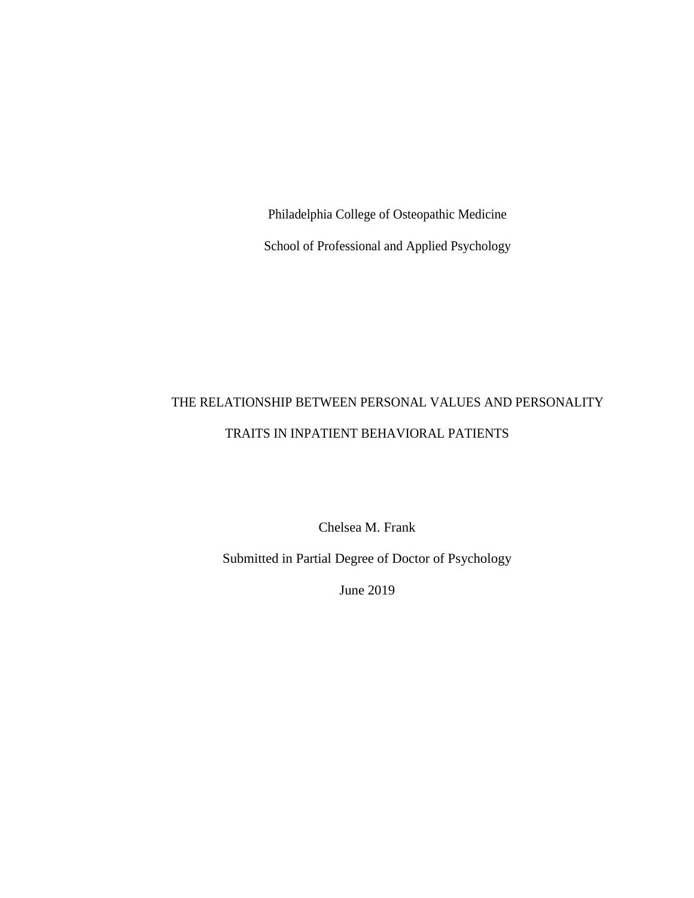Philadelphia College of Osteopathic Medicine

School of Professional and Applied Psychology

# THE RELATIONSHIP BETWEEN PERSONAL VALUES AND PERSONALITY TRAITS IN INPATIENT BEHAVIORAL PATIENTS

Chelsea M. Frank

Submitted in Partial Degree of Doctor of Psychology

June 2019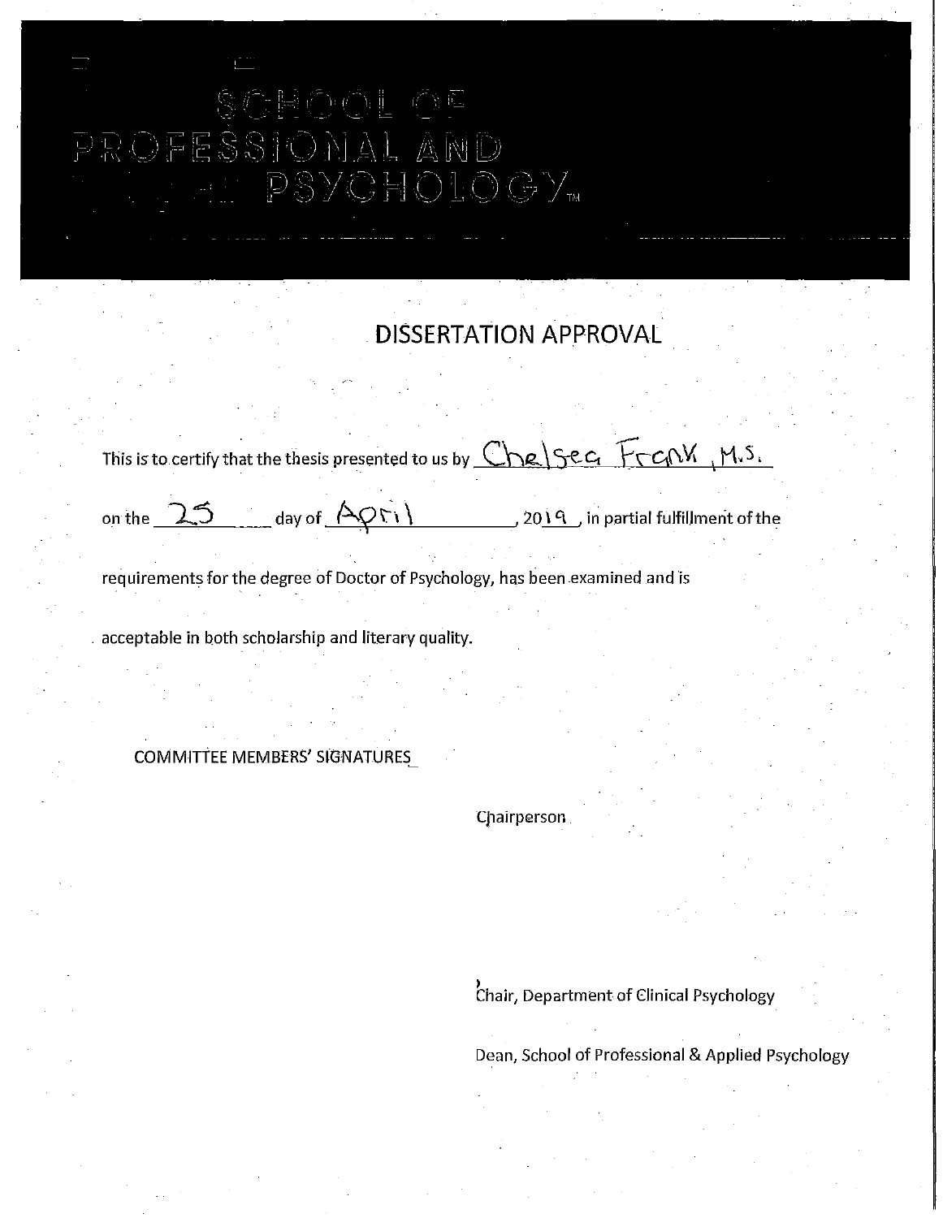SCHOOL OF
PROFESSIONAL AND
PSYCHOLOGY™

# DISSERTATION APPROVAL

This is to certify that the thesis presented to us by Chelsea Frank, M.S.

on the 25 day of April, 2019, in partial fulfillment of the

requirements for the degree of Doctor of Psychology, has been examined and is

acceptable in both scholarship and literary quality.

COMMITTEE MEMBERS' SIGNATURES

Chairperson

Chair, Department of Clinical Psychology

Dean, School of Professional & Applied Psychology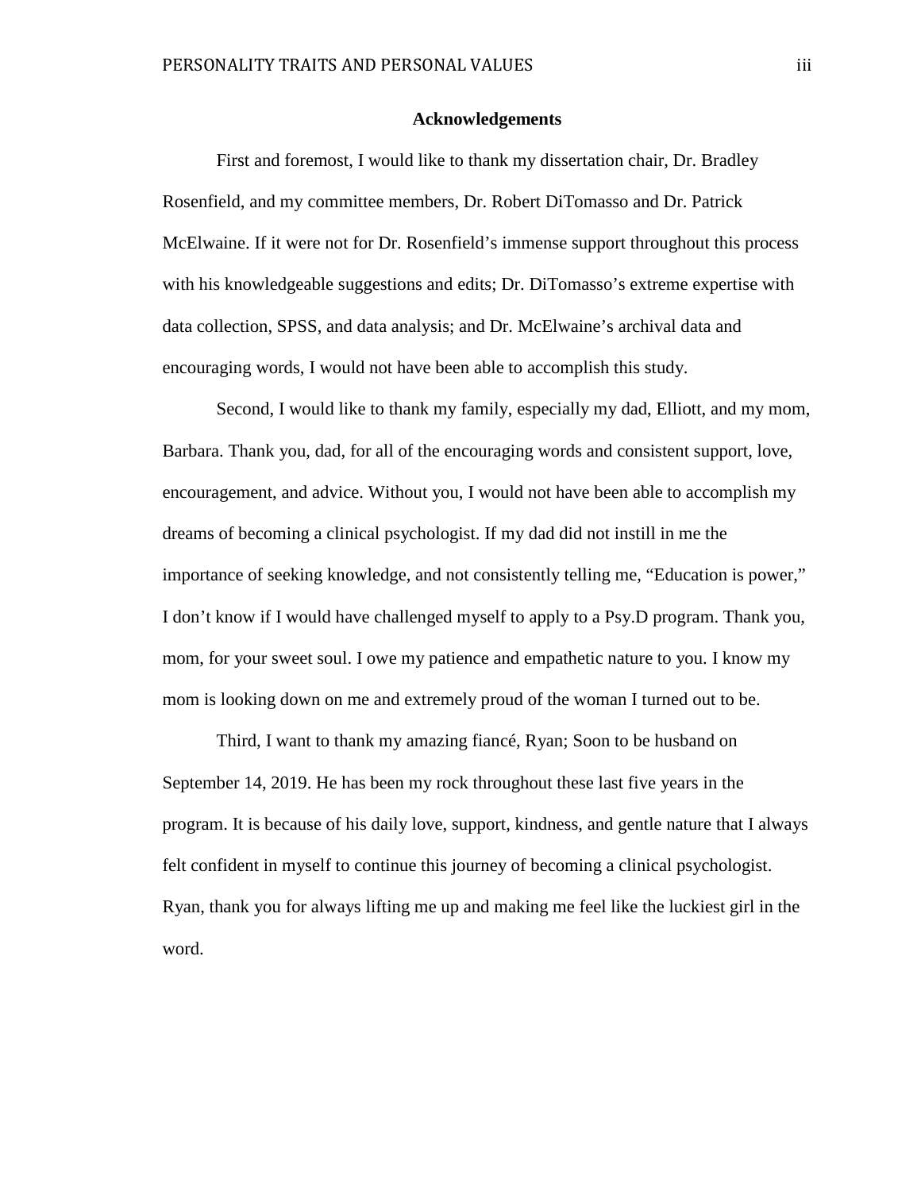## Acknowledgements

First and foremost, I would like to thank my dissertation chair, Dr. Bradley Rosenfield, and my committee members, Dr. Robert DiTomasso and Dr. Patrick McElwaine. If it were not for Dr. Rosenfield's immense support throughout this process with his knowledgeable suggestions and edits; Dr. DiTomasso's extreme expertise with data collection, SPSS, and data analysis; and Dr. McElwaine's archival data and encouraging words, I would not have been able to accomplish this study.

Second, I would like to thank my family, especially my dad, Elliott, and my mom, Barbara. Thank you, dad, for all of the encouraging words and consistent support, love, encouragement, and advice. Without you, I would not have been able to accomplish my dreams of becoming a clinical psychologist. If my dad did not instill in me the importance of seeking knowledge, and not consistently telling me, "Education is power," I don't know if I would have challenged myself to apply to a Psy.D program. Thank you, mom, for your sweet soul. I owe my patience and empathetic nature to you. I know my mom is looking down on me and extremely proud of the woman I turned out to be.

Third, I want to thank my amazing fiancé, Ryan; Soon to be husband on September 14, 2019. He has been my rock throughout these last five years in the program. It is because of his daily love, support, kindness, and gentle nature that I always felt confident in myself to continue this journey of becoming a clinical psychologist. Ryan, thank you for always lifting me up and making me feel like the luckiest girl in the word.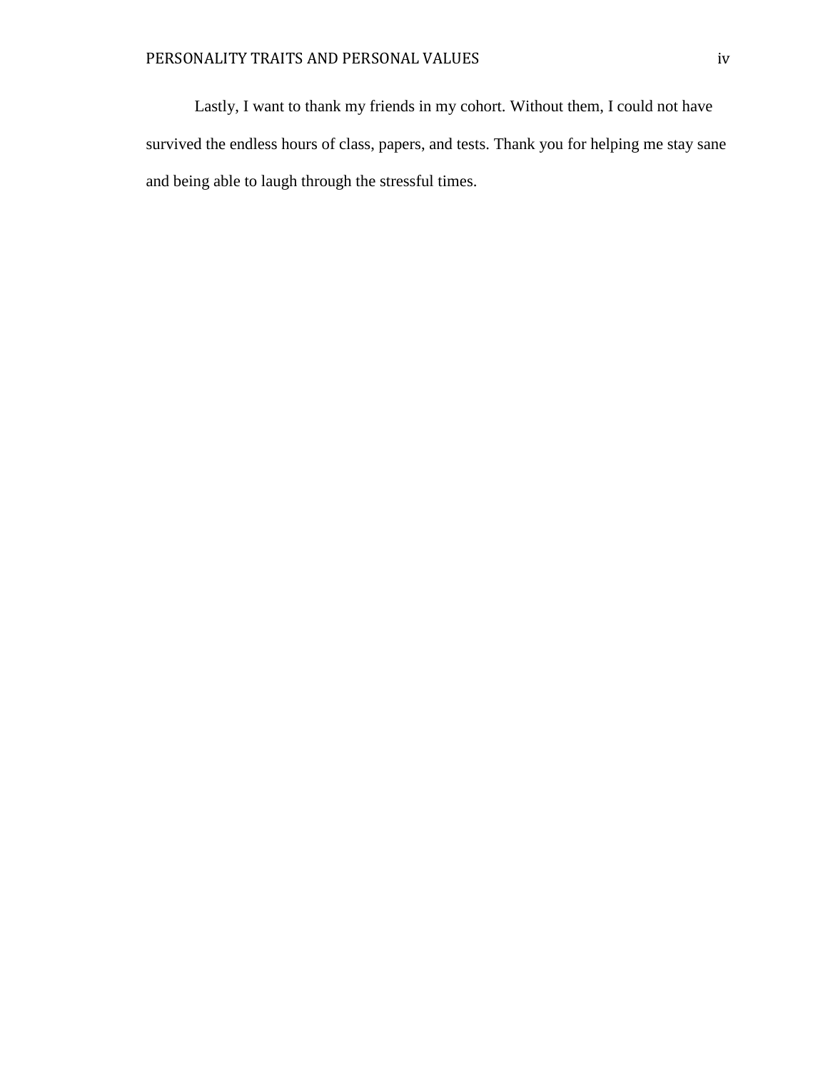Lastly, I want to thank my friends in my cohort. Without them, I could not have survived the endless hours of class, papers, and tests. Thank you for helping me stay sane and being able to laugh through the stressful times.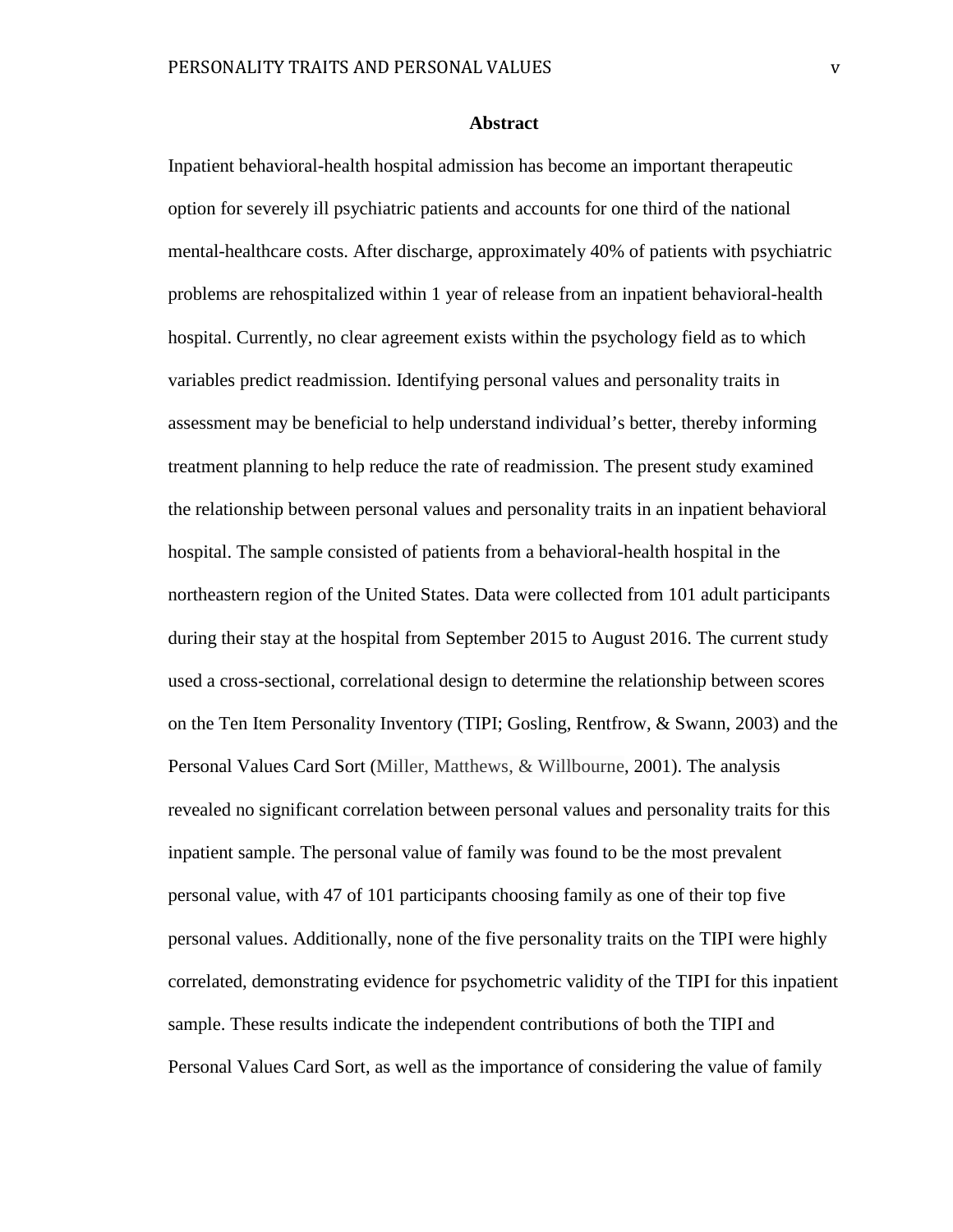# Abstract

Inpatient behavioral-health hospital admission has become an important therapeutic option for severely ill psychiatric patients and accounts for one third of the national mental-healthcare costs. After discharge, approximately 40% of patients with psychiatric problems are rehospitalized within 1 year of release from an inpatient behavioral-health hospital. Currently, no clear agreement exists within the psychology field as to which variables predict readmission. Identifying personal values and personality traits in assessment may be beneficial to help understand individual's better, thereby informing treatment planning to help reduce the rate of readmission. The present study examined the relationship between personal values and personality traits in an inpatient behavioral hospital. The sample consisted of patients from a behavioral-health hospital in the northeastern region of the United States. Data were collected from 101 adult participants during their stay at the hospital from September 2015 to August 2016. The current study used a cross-sectional, correlational design to determine the relationship between scores on the Ten Item Personality Inventory (TIPI; Gosling, Rentfrow, & Swann, 2003) and the Personal Values Card Sort (Miller, Matthews, & Willbourne, 2001). The analysis revealed no significant correlation between personal values and personality traits for this inpatient sample. The personal value of family was found to be the most prevalent personal value, with 47 of 101 participants choosing family as one of their top five personal values. Additionally, none of the five personality traits on the TIPI were highly correlated, demonstrating evidence for psychometric validity of the TIPI for this inpatient sample. These results indicate the independent contributions of both the TIPI and Personal Values Card Sort, as well as the importance of considering the value of family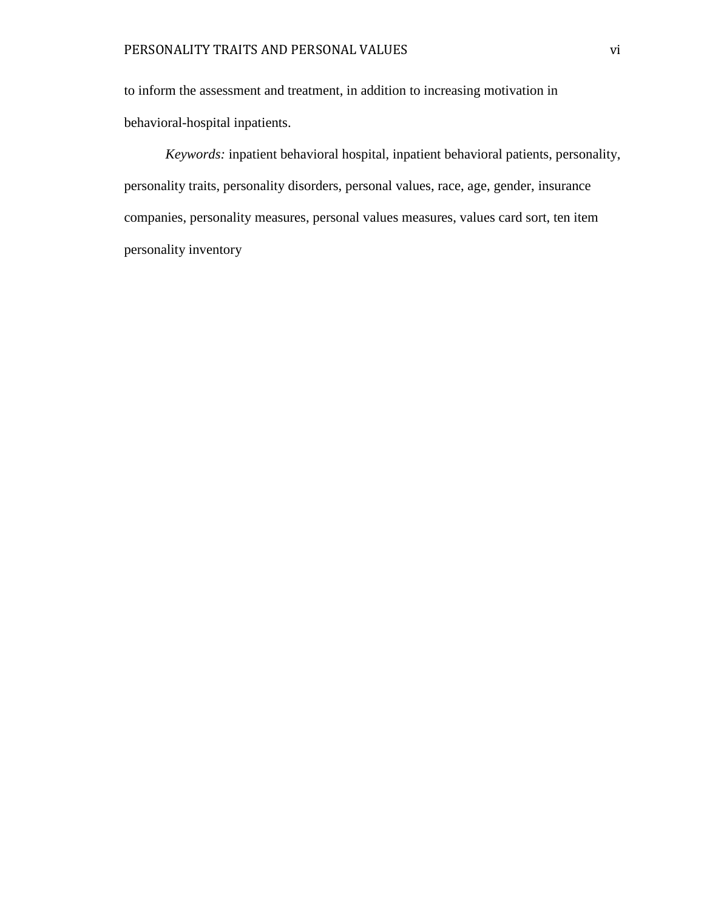to inform the assessment and treatment, in addition to increasing motivation in behavioral-hospital inpatients.

*Keywords:* inpatient behavioral hospital, inpatient behavioral patients, personality, personality traits, personality disorders, personal values, race, age, gender, insurance companies, personality measures, personal values measures, values card sort, ten item personality inventory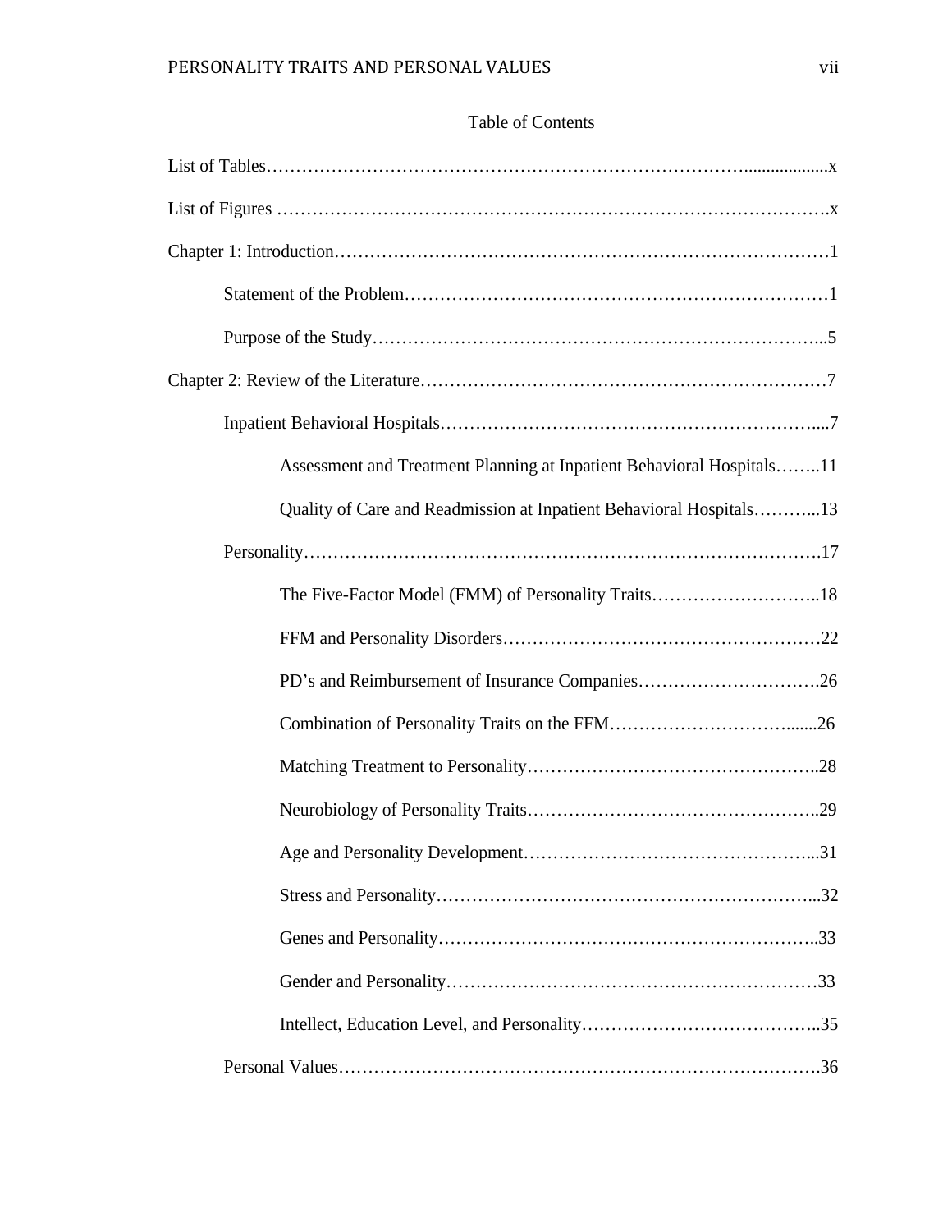Table of Contents

List of Tables……………………………………………………………………..................x

List of Figures ……………………………………………………………………………….x

Chapter 1: Introduction………………………………………………………………………1

Statement of the Problem……………………………………………………………1

Purpose of the Study…………………………………………………………………..5

Chapter 2: Review of the Literature…………………………………………………………7

Inpatient Behavioral Hospitals……………………………………………………....7

Assessment and Treatment Planning at Inpatient Behavioral Hospitals……..11

Quality of Care and Readmission at Inpatient Behavioral Hospitals………...13

Personality…………………………………………………………………………….17

The Five-Factor Model (FMM) of Personality Traits………………………..18

FFM and Personality Disorders………………………………………………22

PD's and Reimbursement of Insurance Companies………………………….26

Combination of Personality Traits on the FFM…………………………......26

Matching Treatment to Personality…………………………………………..28

Neurobiology of Personality Traits…………………………………………..29

Age and Personality Development…………………………………………...31

Stress and Personality………………………………………………………...32

Genes and Personality………………………………………………………..33

Gender and Personality………………………………………………………33

Intellect, Education Level, and Personality…………………………………..35

Personal Values……………………………………………………………………….36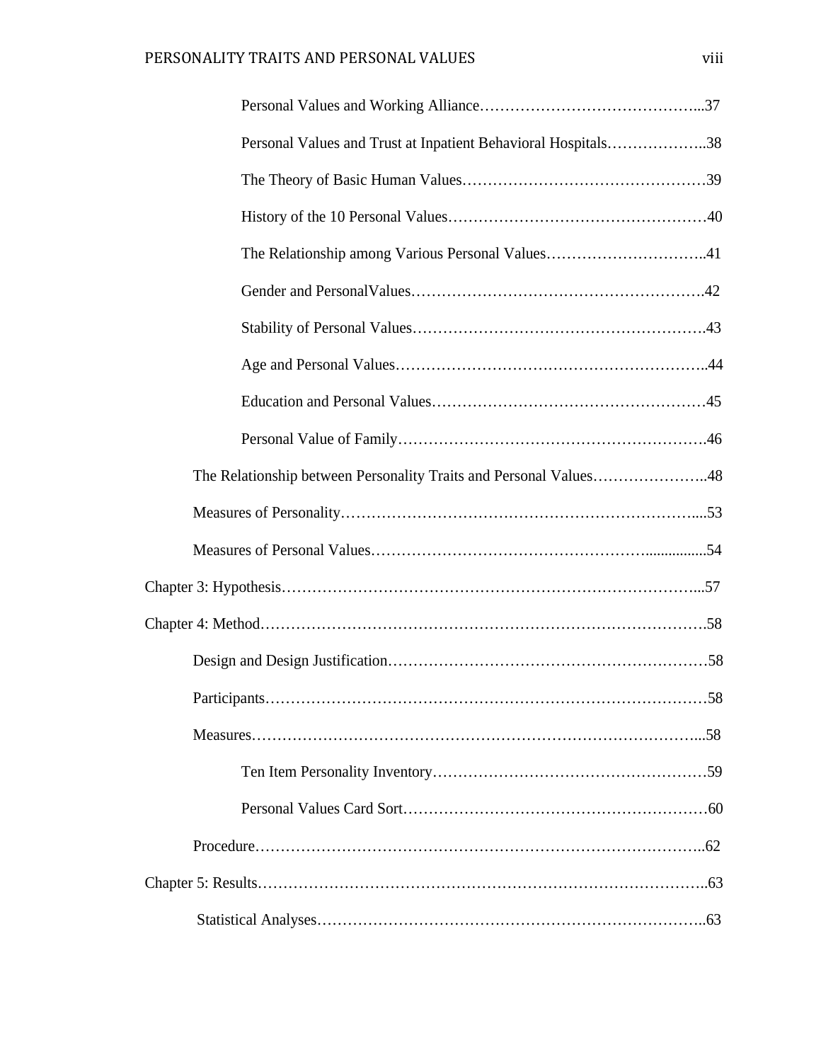Personal Values and Working Alliance……………………………………...37

Personal Values and Trust at Inpatient Behavioral Hospitals………………..38

The Theory of Basic Human Values…………………………………………39

History of the 10 Personal Values……………………………………………40

The Relationship among Various Personal Values…………………………..41

Gender and PersonalValues……………………………………………….42

Stability of Personal Values……………………………………………….43

Age and Personal Values……………………………………………………..44

Education and Personal Values………………………………………………45

Personal Value of Family…………………………………………………….46

The Relationship between Personality Traits and Personal Values…………………..48

Measures of Personality…………………………………………………………....53

Measures of Personal Values……………………………………………................54

Chapter 3: Hypothesis…………………………………………………………………...57

Chapter 4: Method……………………………………………………………………….58

Design and Design Justification………………………………………………………58

Participants………………………………………………………………………………58

Measures………………………………………………………………………………...58

Ten Item Personality Inventory………………………………………………59

Personal Values Card Sort……………………………………………………60

Procedure…………………………………………………………………………..62

Chapter 5: Results………………………………………………………………………..63

Statistical Analyses………………………………………………………………..63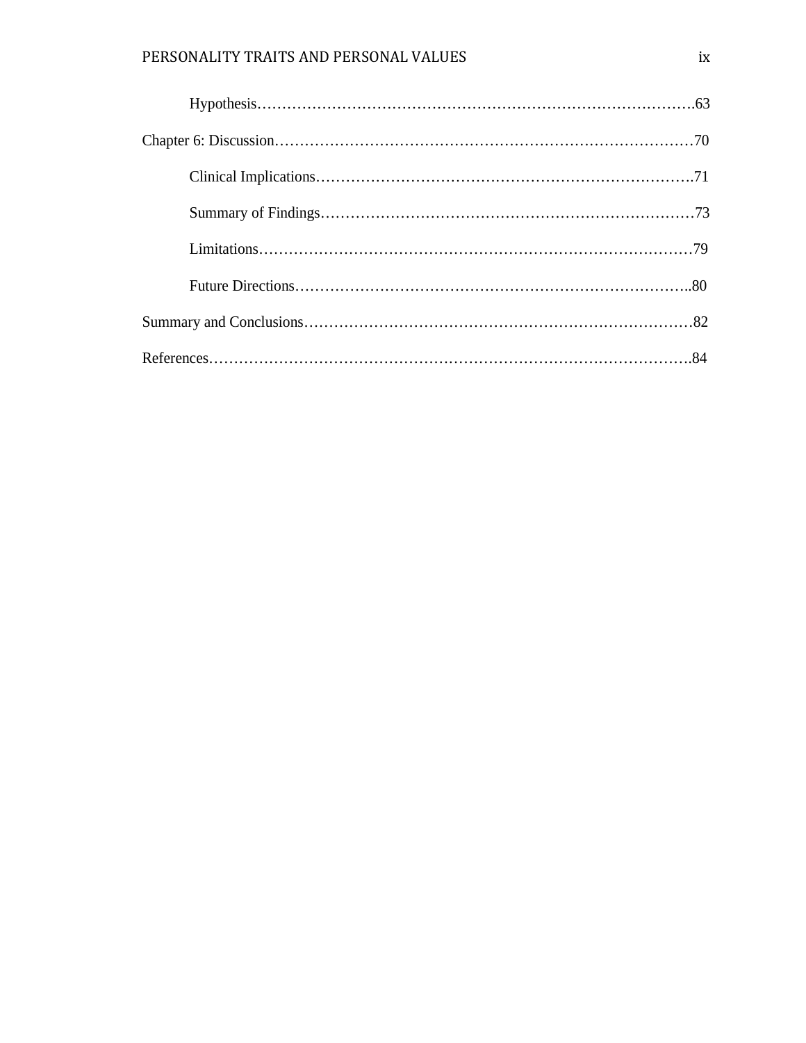Hypothesis……………………………………………………………………………….63

Chapter 6: Discussion……………………………………………………………………………70

Clinical Implications…………………………………………………………………….71

Summary of Findings……………………………………………………………………73

Limitations………………………………………………………………………………79

Future Directions………………………………………………………………………..80

Summary and Conclusions………………………………………………………………………82

References……………………………………………………………………………………….84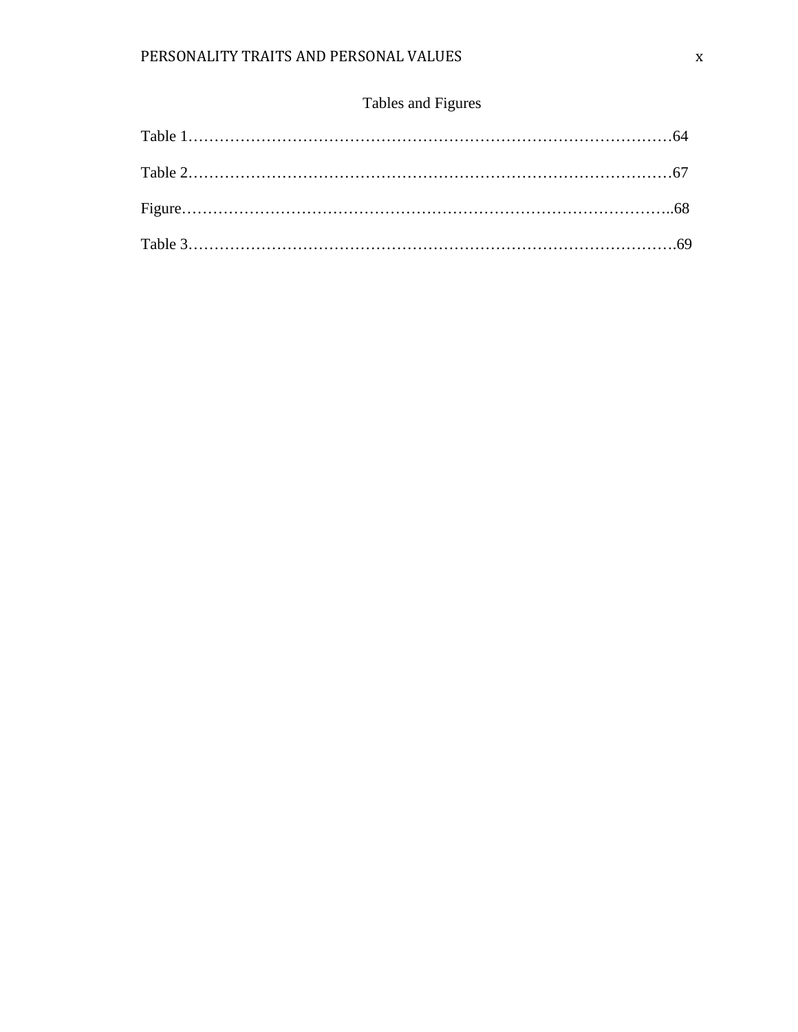# Tables and Figures

Table 1…………………………………………………………………………………64

Table 2…………………………………………………………………………………67

Figure…………………………………………………………………………….……..68

Table 3………………………………………………………………………………….69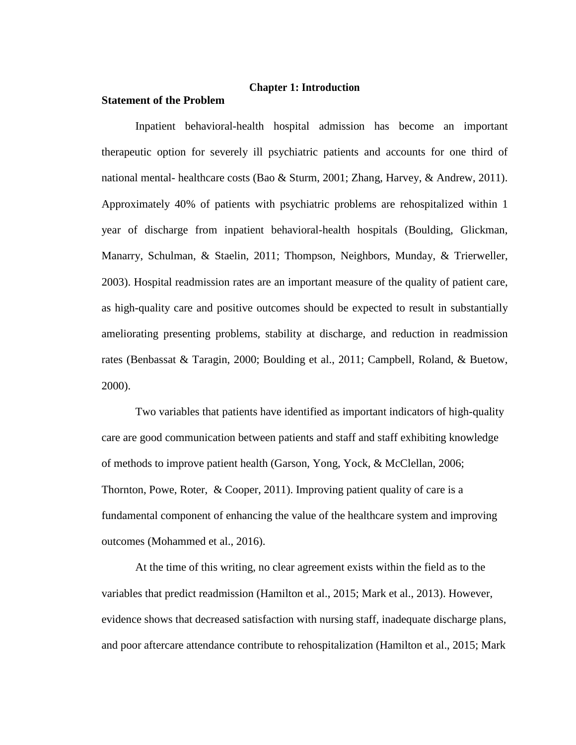# Chapter 1: Introduction

## Statement of the Problem

Inpatient behavioral-health hospital admission has become an important therapeutic option for severely ill psychiatric patients and accounts for one third of national mental- healthcare costs (Bao & Sturm, 2001; Zhang, Harvey, & Andrew, 2011). Approximately 40% of patients with psychiatric problems are rehospitalized within 1 year of discharge from inpatient behavioral-health hospitals (Boulding, Glickman, Manarry, Schulman, & Staelin, 2011; Thompson, Neighbors, Munday, & Trierweller, 2003). Hospital readmission rates are an important measure of the quality of patient care, as high-quality care and positive outcomes should be expected to result in substantially ameliorating presenting problems, stability at discharge, and reduction in readmission rates (Benbassat & Taragin, 2000; Boulding et al., 2011; Campbell, Roland, & Buetow, 2000).

Two variables that patients have identified as important indicators of high-quality care are good communication between patients and staff and staff exhibiting knowledge of methods to improve patient health (Garson, Yong, Yock, & McClellan, 2006; Thornton, Powe, Roter, & Cooper, 2011). Improving patient quality of care is a fundamental component of enhancing the value of the healthcare system and improving outcomes (Mohammed et al., 2016).

At the time of this writing, no clear agreement exists within the field as to the variables that predict readmission (Hamilton et al., 2015; Mark et al., 2013). However, evidence shows that decreased satisfaction with nursing staff, inadequate discharge plans, and poor aftercare attendance contribute to rehospitalization (Hamilton et al., 2015; Mark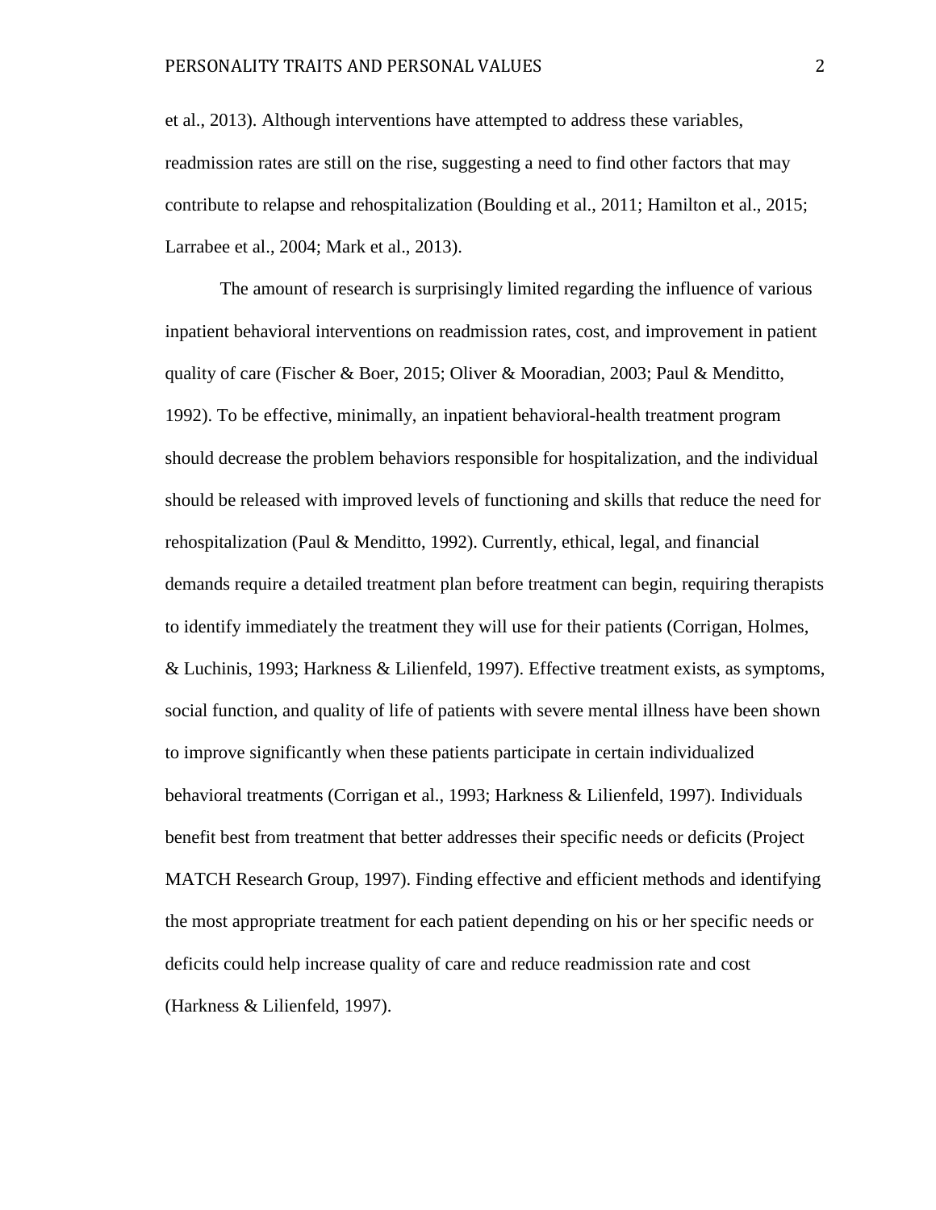et al., 2013). Although interventions have attempted to address these variables, readmission rates are still on the rise, suggesting a need to find other factors that may contribute to relapse and rehospitalization (Boulding et al., 2011; Hamilton et al., 2015; Larrabee et al., 2004; Mark et al., 2013).

The amount of research is surprisingly limited regarding the influence of various inpatient behavioral interventions on readmission rates, cost, and improvement in patient quality of care (Fischer & Boer, 2015; Oliver & Mooradian, 2003; Paul & Menditto, 1992). To be effective, minimally, an inpatient behavioral-health treatment program should decrease the problem behaviors responsible for hospitalization, and the individual should be released with improved levels of functioning and skills that reduce the need for rehospitalization (Paul & Menditto, 1992). Currently, ethical, legal, and financial demands require a detailed treatment plan before treatment can begin, requiring therapists to identify immediately the treatment they will use for their patients (Corrigan, Holmes, & Luchinis, 1993; Harkness & Lilienfeld, 1997). Effective treatment exists, as symptoms, social function, and quality of life of patients with severe mental illness have been shown to improve significantly when these patients participate in certain individualized behavioral treatments (Corrigan et al., 1993; Harkness & Lilienfeld, 1997). Individuals benefit best from treatment that better addresses their specific needs or deficits (Project MATCH Research Group, 1997). Finding effective and efficient methods and identifying the most appropriate treatment for each patient depending on his or her specific needs or deficits could help increase quality of care and reduce readmission rate and cost (Harkness & Lilienfeld, 1997).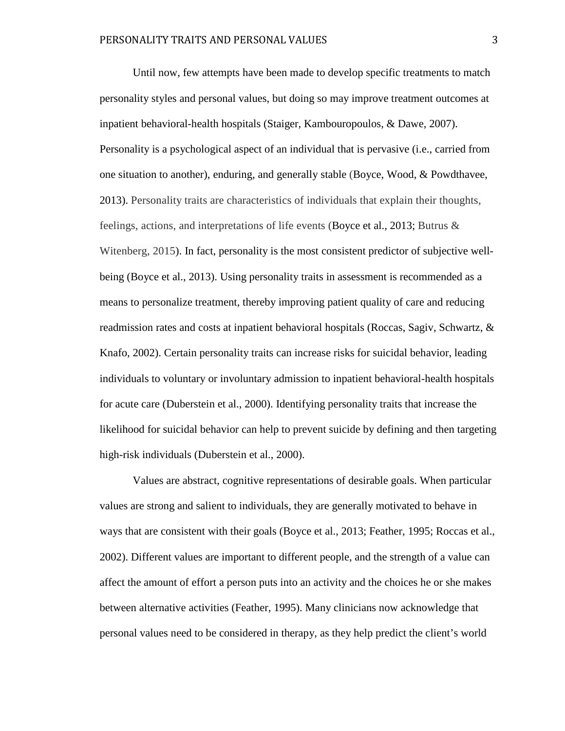Until now, few attempts have been made to develop specific treatments to match personality styles and personal values, but doing so may improve treatment outcomes at inpatient behavioral-health hospitals (Staiger, Kambouropoulos, & Dawe, 2007). Personality is a psychological aspect of an individual that is pervasive (i.e., carried from one situation to another), enduring, and generally stable (Boyce, Wood, & Powdthavee, 2013). Personality traits are characteristics of individuals that explain their thoughts, feelings, actions, and interpretations of life events (Boyce et al., 2013; Butrus & Witenberg, 2015). In fact, personality is the most consistent predictor of subjective well-being (Boyce et al., 2013). Using personality traits in assessment is recommended as a means to personalize treatment, thereby improving patient quality of care and reducing readmission rates and costs at inpatient behavioral hospitals (Roccas, Sagiv, Schwartz, & Knafo, 2002). Certain personality traits can increase risks for suicidal behavior, leading individuals to voluntary or involuntary admission to inpatient behavioral-health hospitals for acute care (Duberstein et al., 2000). Identifying personality traits that increase the likelihood for suicidal behavior can help to prevent suicide by defining and then targeting high-risk individuals (Duberstein et al., 2000).

Values are abstract, cognitive representations of desirable goals. When particular values are strong and salient to individuals, they are generally motivated to behave in ways that are consistent with their goals (Boyce et al., 2013; Feather, 1995; Roccas et al., 2002). Different values are important to different people, and the strength of a value can affect the amount of effort a person puts into an activity and the choices he or she makes between alternative activities (Feather, 1995). Many clinicians now acknowledge that personal values need to be considered in therapy, as they help predict the client's world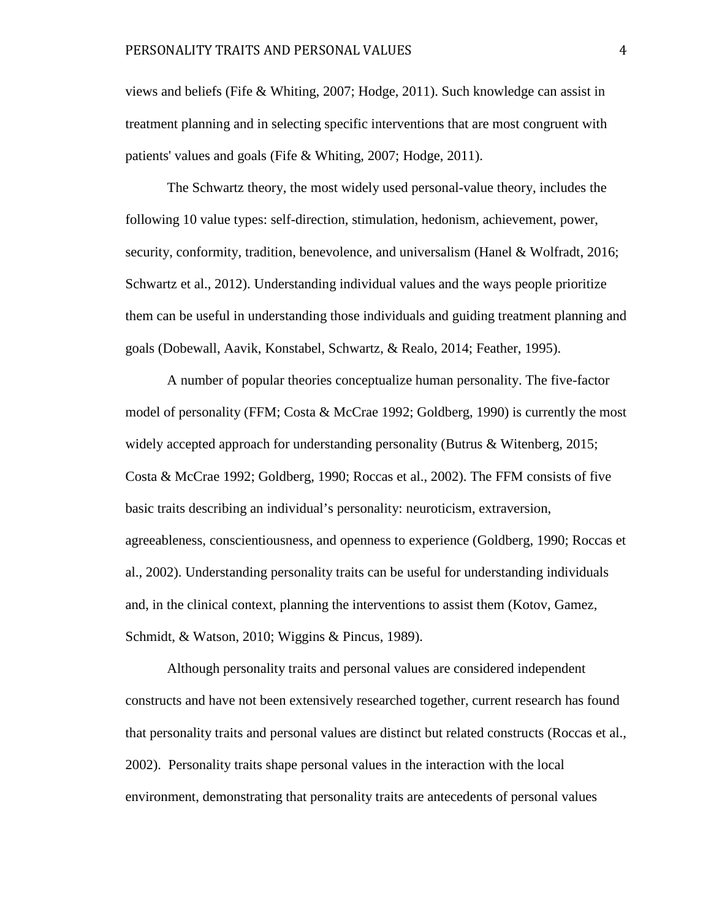views and beliefs (Fife & Whiting, 2007; Hodge, 2011). Such knowledge can assist in treatment planning and in selecting specific interventions that are most congruent with patients' values and goals (Fife & Whiting, 2007; Hodge, 2011).

The Schwartz theory, the most widely used personal-value theory, includes the following 10 value types: self-direction, stimulation, hedonism, achievement, power, security, conformity, tradition, benevolence, and universalism (Hanel & Wolfradt, 2016; Schwartz et al., 2012). Understanding individual values and the ways people prioritize them can be useful in understanding those individuals and guiding treatment planning and goals (Dobewall, Aavik, Konstabel, Schwartz, & Realo, 2014; Feather, 1995).

A number of popular theories conceptualize human personality. The five-factor model of personality (FFM; Costa & McCrae 1992; Goldberg, 1990) is currently the most widely accepted approach for understanding personality (Butrus & Witenberg, 2015; Costa & McCrae 1992; Goldberg, 1990; Roccas et al., 2002). The FFM consists of five basic traits describing an individual's personality: neuroticism, extraversion, agreeableness, conscientiousness, and openness to experience (Goldberg, 1990; Roccas et al., 2002). Understanding personality traits can be useful for understanding individuals and, in the clinical context, planning the interventions to assist them (Kotov, Gamez, Schmidt, & Watson, 2010; Wiggins & Pincus, 1989).

Although personality traits and personal values are considered independent constructs and have not been extensively researched together, current research has found that personality traits and personal values are distinct but related constructs (Roccas et al., 2002). Personality traits shape personal values in the interaction with the local environment, demonstrating that personality traits are antecedents of personal values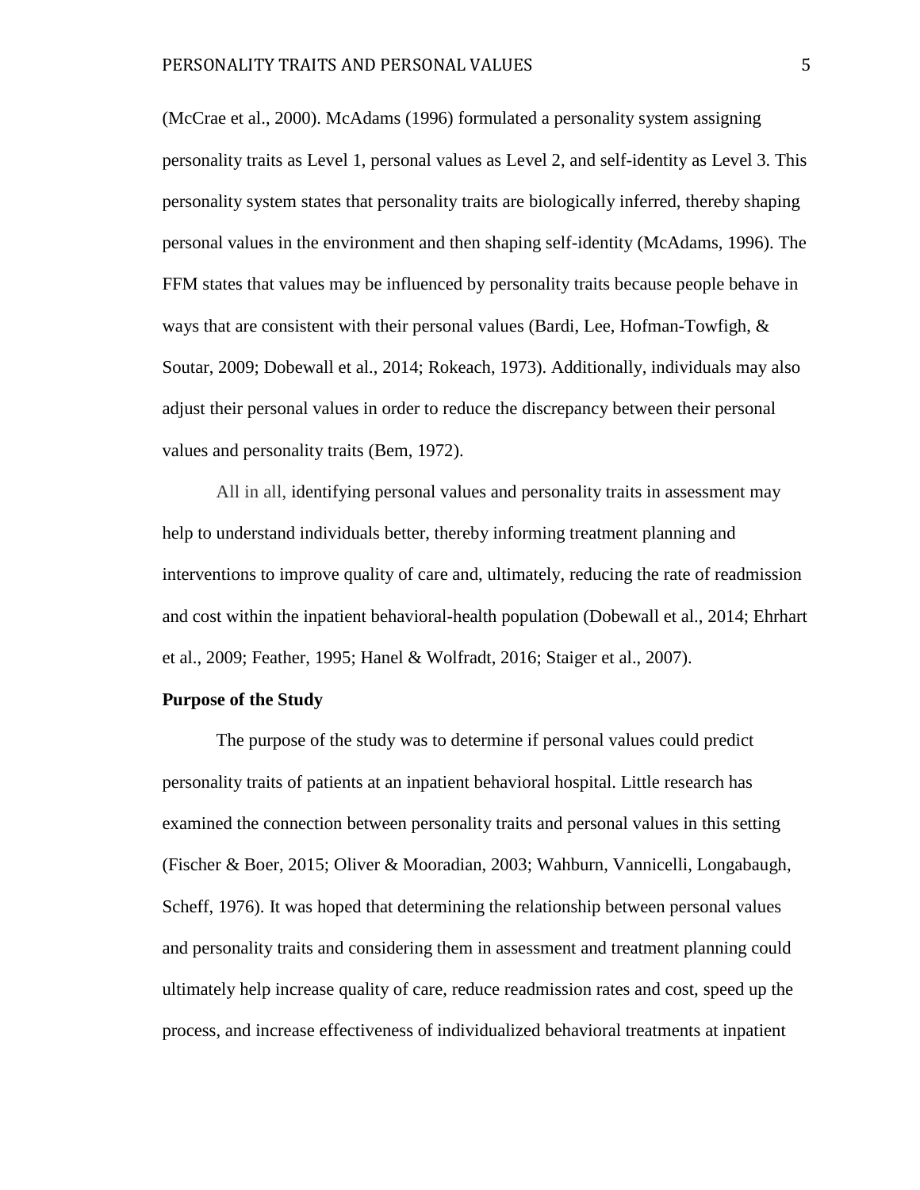(McCrae et al., 2000). McAdams (1996) formulated a personality system assigning personality traits as Level 1, personal values as Level 2, and self-identity as Level 3. This personality system states that personality traits are biologically inferred, thereby shaping personal values in the environment and then shaping self-identity (McAdams, 1996). The FFM states that values may be influenced by personality traits because people behave in ways that are consistent with their personal values (Bardi, Lee, Hofman-Towfigh, & Soutar, 2009; Dobewall et al., 2014; Rokeach, 1973). Additionally, individuals may also adjust their personal values in order to reduce the discrepancy between their personal values and personality traits (Bem, 1972).

All in all, identifying personal values and personality traits in assessment may help to understand individuals better, thereby informing treatment planning and interventions to improve quality of care and, ultimately, reducing the rate of readmission and cost within the inpatient behavioral-health population (Dobewall et al., 2014; Ehrhart et al., 2009; Feather, 1995; Hanel & Wolfradt, 2016; Staiger et al., 2007).

**Purpose of the Study**

The purpose of the study was to determine if personal values could predict personality traits of patients at an inpatient behavioral hospital. Little research has examined the connection between personality traits and personal values in this setting (Fischer & Boer, 2015; Oliver & Mooradian, 2003; Wahburn, Vannicelli, Longabaugh, Scheff, 1976). It was hoped that determining the relationship between personal values and personality traits and considering them in assessment and treatment planning could ultimately help increase quality of care, reduce readmission rates and cost, speed up the process, and increase effectiveness of individualized behavioral treatments at inpatient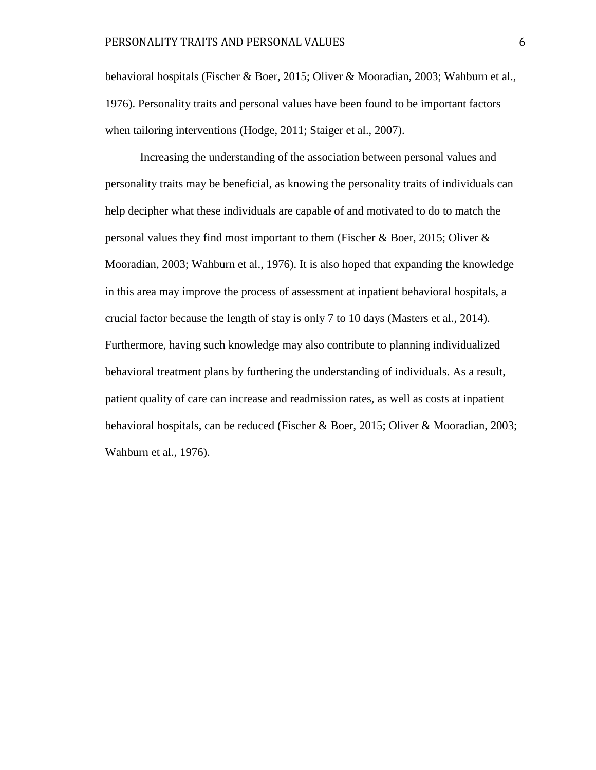behavioral hospitals (Fischer & Boer, 2015; Oliver & Mooradian, 2003; Wahburn et al., 1976). Personality traits and personal values have been found to be important factors when tailoring interventions (Hodge, 2011; Staiger et al., 2007).

Increasing the understanding of the association between personal values and personality traits may be beneficial, as knowing the personality traits of individuals can help decipher what these individuals are capable of and motivated to do to match the personal values they find most important to them (Fischer & Boer, 2015; Oliver & Mooradian, 2003; Wahburn et al., 1976). It is also hoped that expanding the knowledge in this area may improve the process of assessment at inpatient behavioral hospitals, a crucial factor because the length of stay is only 7 to 10 days (Masters et al., 2014). Furthermore, having such knowledge may also contribute to planning individualized behavioral treatment plans by furthering the understanding of individuals. As a result, patient quality of care can increase and readmission rates, as well as costs at inpatient behavioral hospitals, can be reduced (Fischer & Boer, 2015; Oliver & Mooradian, 2003; Wahburn et al., 1976).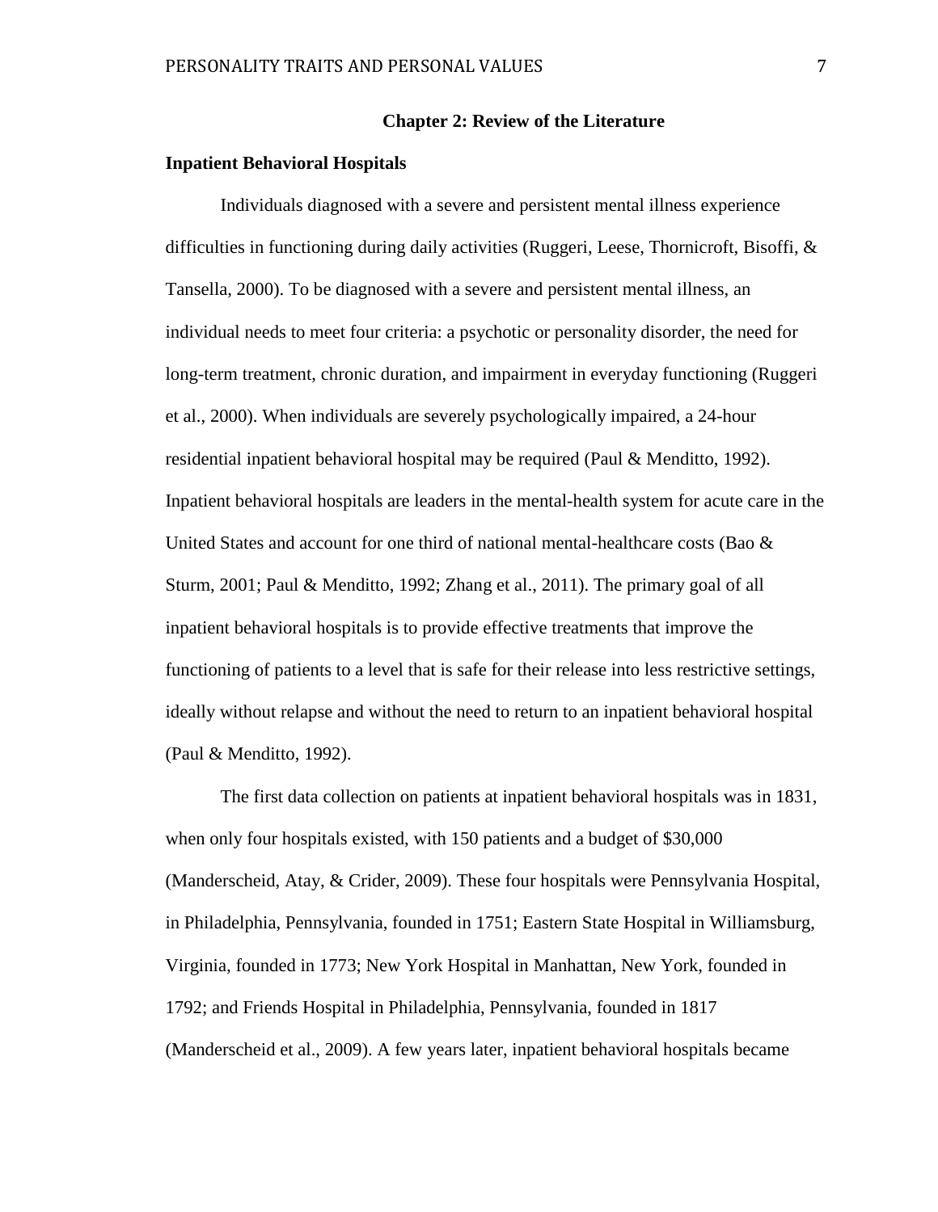## Chapter 2: Review of the Literature

### Inpatient Behavioral Hospitals

Individuals diagnosed with a severe and persistent mental illness experience difficulties in functioning during daily activities (Ruggeri, Leese, Thornicroft, Bisoffi, & Tansella, 2000). To be diagnosed with a severe and persistent mental illness, an individual needs to meet four criteria: a psychotic or personality disorder, the need for long-term treatment, chronic duration, and impairment in everyday functioning (Ruggeri et al., 2000). When individuals are severely psychologically impaired, a 24-hour residential inpatient behavioral hospital may be required (Paul & Menditto, 1992). Inpatient behavioral hospitals are leaders in the mental-health system for acute care in the United States and account for one third of national mental-healthcare costs (Bao & Sturm, 2001; Paul & Menditto, 1992; Zhang et al., 2011). The primary goal of all inpatient behavioral hospitals is to provide effective treatments that improve the functioning of patients to a level that is safe for their release into less restrictive settings, ideally without relapse and without the need to return to an inpatient behavioral hospital (Paul & Menditto, 1992).

The first data collection on patients at inpatient behavioral hospitals was in 1831, when only four hospitals existed, with 150 patients and a budget of $30,000 (Manderscheid, Atay, & Crider, 2009). These four hospitals were Pennsylvania Hospital, in Philadelphia, Pennsylvania, founded in 1751; Eastern State Hospital in Williamsburg, Virginia, founded in 1773; New York Hospital in Manhattan, New York, founded in 1792; and Friends Hospital in Philadelphia, Pennsylvania, founded in 1817 (Manderscheid et al., 2009). A few years later, inpatient behavioral hospitals became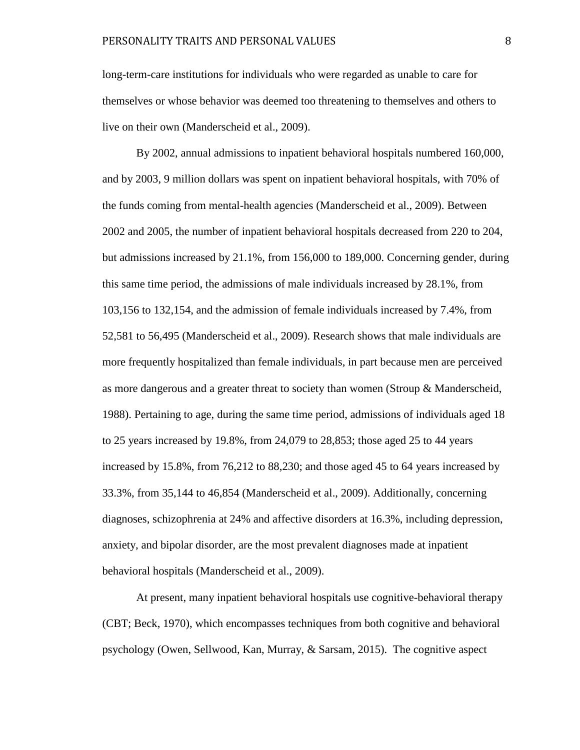long-term-care institutions for individuals who were regarded as unable to care for themselves or whose behavior was deemed too threatening to themselves and others to live on their own (Manderscheid et al., 2009).

By 2002, annual admissions to inpatient behavioral hospitals numbered 160,000, and by 2003, 9 million dollars was spent on inpatient behavioral hospitals, with 70% of the funds coming from mental-health agencies (Manderscheid et al., 2009). Between 2002 and 2005, the number of inpatient behavioral hospitals decreased from 220 to 204, but admissions increased by 21.1%, from 156,000 to 189,000. Concerning gender, during this same time period, the admissions of male individuals increased by 28.1%, from 103,156 to 132,154, and the admission of female individuals increased by 7.4%, from 52,581 to 56,495 (Manderscheid et al., 2009). Research shows that male individuals are more frequently hospitalized than female individuals, in part because men are perceived as more dangerous and a greater threat to society than women (Stroup & Manderscheid, 1988). Pertaining to age, during the same time period, admissions of individuals aged 18 to 25 years increased by 19.8%, from 24,079 to 28,853; those aged 25 to 44 years increased by 15.8%, from 76,212 to 88,230; and those aged 45 to 64 years increased by 33.3%, from 35,144 to 46,854 (Manderscheid et al., 2009). Additionally, concerning diagnoses, schizophrenia at 24% and affective disorders at 16.3%, including depression, anxiety, and bipolar disorder, are the most prevalent diagnoses made at inpatient behavioral hospitals (Manderscheid et al., 2009).

At present, many inpatient behavioral hospitals use cognitive-behavioral therapy (CBT; Beck, 1970), which encompasses techniques from both cognitive and behavioral psychology (Owen, Sellwood, Kan, Murray, & Sarsam, 2015). The cognitive aspect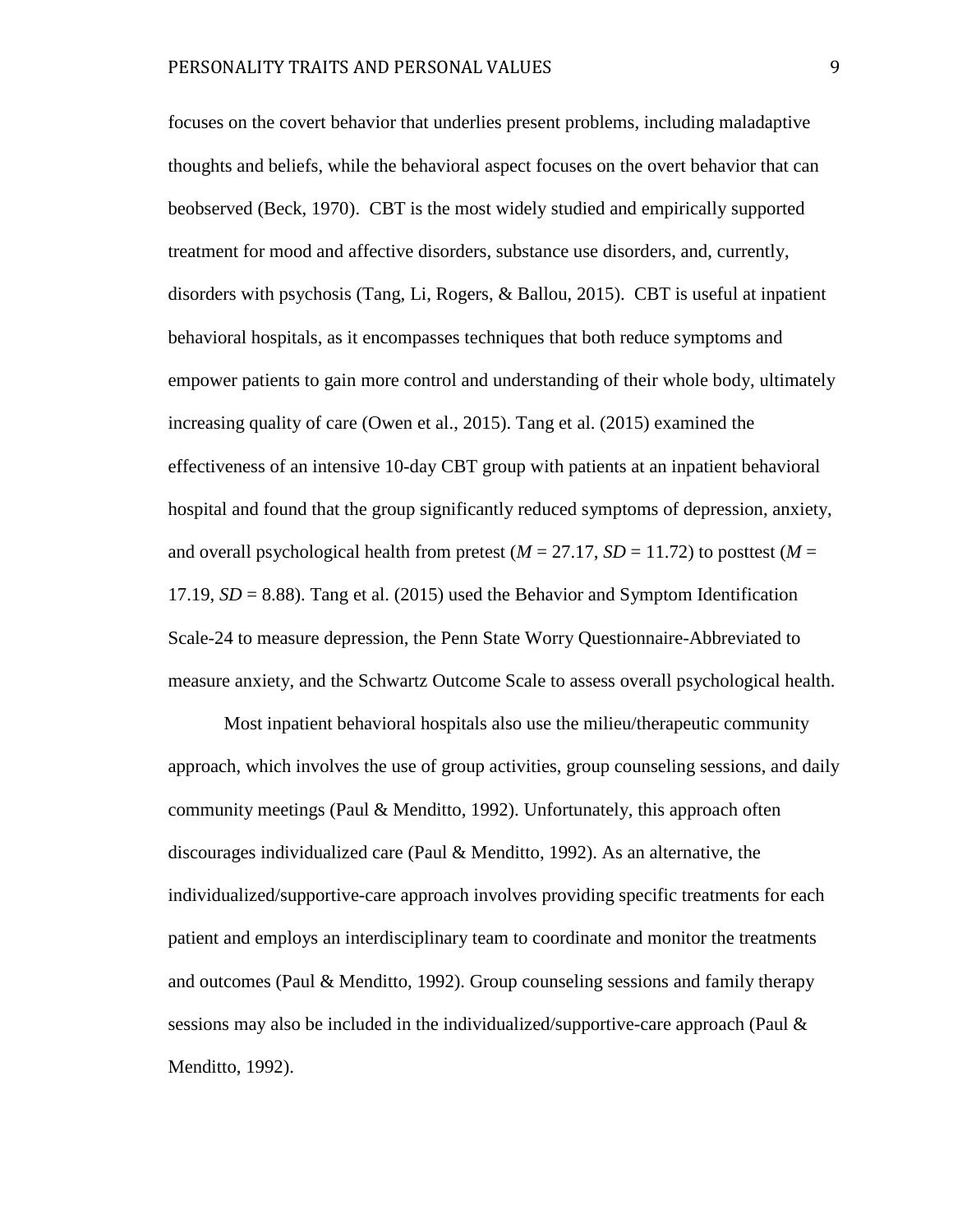focuses on the covert behavior that underlies present problems, including maladaptive thoughts and beliefs, while the behavioral aspect focuses on the overt behavior that can beobserved (Beck, 1970). CBT is the most widely studied and empirically supported treatment for mood and affective disorders, substance use disorders, and, currently, disorders with psychosis (Tang, Li, Rogers, & Ballou, 2015). CBT is useful at inpatient behavioral hospitals, as it encompasses techniques that both reduce symptoms and empower patients to gain more control and understanding of their whole body, ultimately increasing quality of care (Owen et al., 2015). Tang et al. (2015) examined the effectiveness of an intensive 10-day CBT group with patients at an inpatient behavioral hospital and found that the group significantly reduced symptoms of depression, anxiety, and overall psychological health from pretest ($M$ = 27.17, $SD$ = 11.72) to posttest ($M$ = 17.19, $SD$ = 8.88). Tang et al. (2015) used the Behavior and Symptom Identification Scale-24 to measure depression, the Penn State Worry Questionnaire-Abbreviated to measure anxiety, and the Schwartz Outcome Scale to assess overall psychological health.

Most inpatient behavioral hospitals also use the milieu/therapeutic community approach, which involves the use of group activities, group counseling sessions, and daily community meetings (Paul & Menditto, 1992). Unfortunately, this approach often discourages individualized care (Paul & Menditto, 1992). As an alternative, the individualized/supportive-care approach involves providing specific treatments for each patient and employs an interdisciplinary team to coordinate and monitor the treatments and outcomes (Paul & Menditto, 1992). Group counseling sessions and family therapy sessions may also be included in the individualized/supportive-care approach (Paul & Menditto, 1992).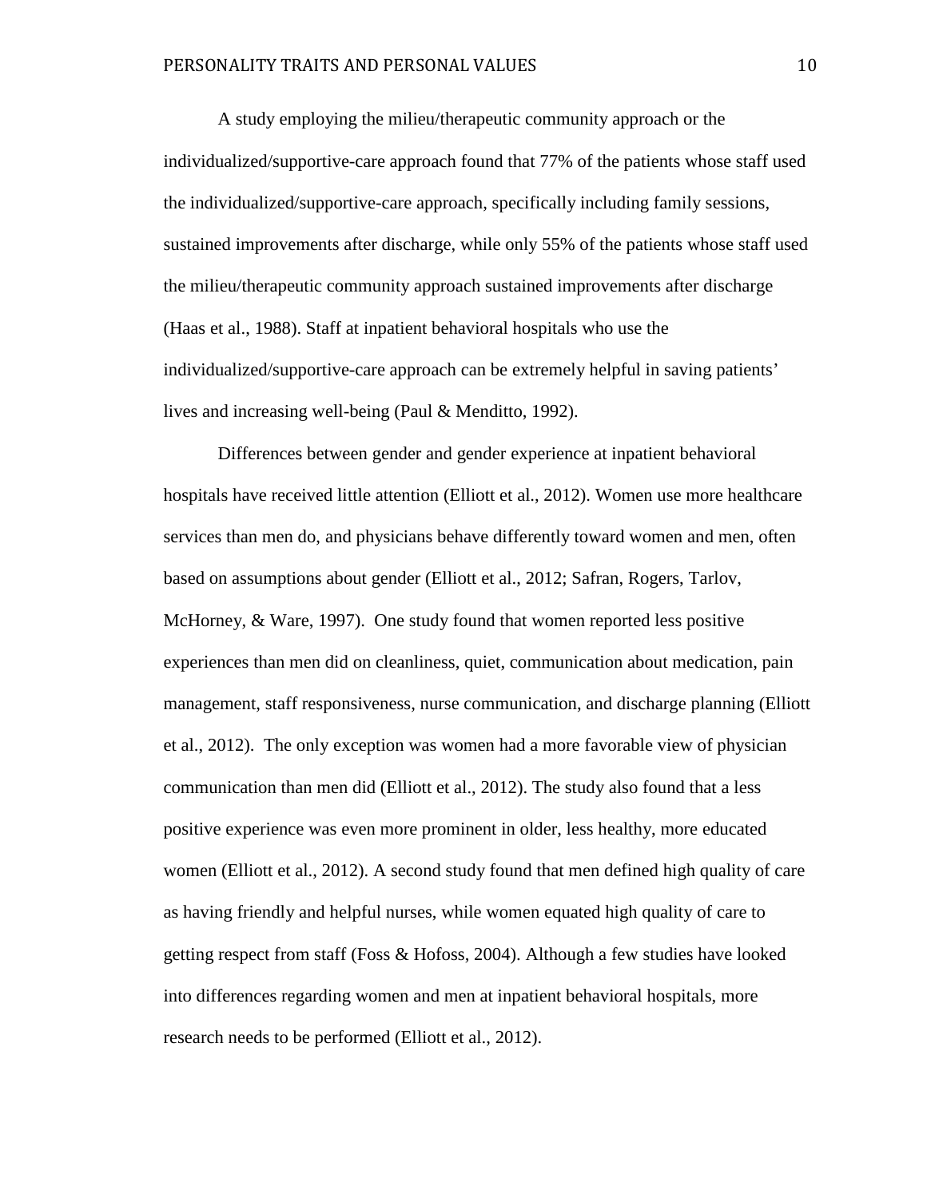A study employing the milieu/therapeutic community approach or the individualized/supportive-care approach found that 77% of the patients whose staff used the individualized/supportive-care approach, specifically including family sessions, sustained improvements after discharge, while only 55% of the patients whose staff used the milieu/therapeutic community approach sustained improvements after discharge (Haas et al., 1988). Staff at inpatient behavioral hospitals who use the individualized/supportive-care approach can be extremely helpful in saving patients' lives and increasing well-being (Paul & Menditto, 1992).

Differences between gender and gender experience at inpatient behavioral hospitals have received little attention (Elliott et al., 2012). Women use more healthcare services than men do, and physicians behave differently toward women and men, often based on assumptions about gender (Elliott et al., 2012; Safran, Rogers, Tarlov, McHorney, & Ware, 1997). One study found that women reported less positive experiences than men did on cleanliness, quiet, communication about medication, pain management, staff responsiveness, nurse communication, and discharge planning (Elliott et al., 2012). The only exception was women had a more favorable view of physician communication than men did (Elliott et al., 2012). The study also found that a less positive experience was even more prominent in older, less healthy, more educated women (Elliott et al., 2012). A second study found that men defined high quality of care as having friendly and helpful nurses, while women equated high quality of care to getting respect from staff (Foss & Hofoss, 2004). Although a few studies have looked into differences regarding women and men at inpatient behavioral hospitals, more research needs to be performed (Elliott et al., 2012).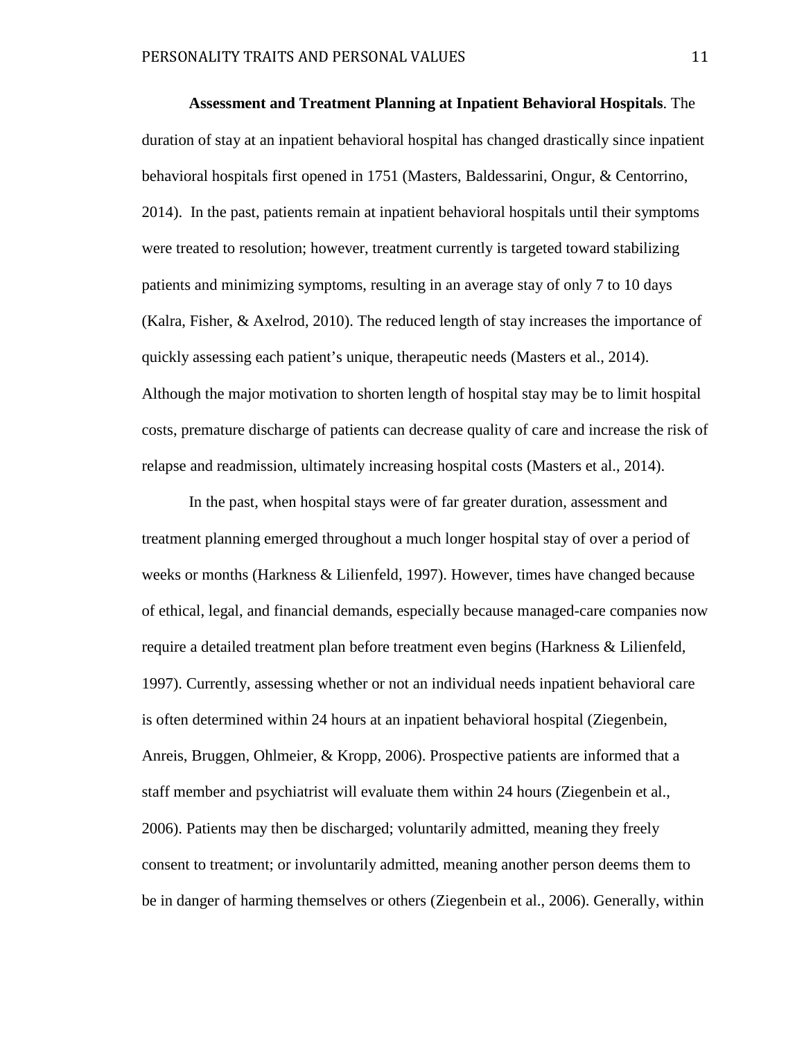**Assessment and Treatment Planning at Inpatient Behavioral Hospitals**. The duration of stay at an inpatient behavioral hospital has changed drastically since inpatient behavioral hospitals first opened in 1751 (Masters, Baldessarini, Ongur, & Centorrino, 2014). In the past, patients remain at inpatient behavioral hospitals until their symptoms were treated to resolution; however, treatment currently is targeted toward stabilizing patients and minimizing symptoms, resulting in an average stay of only 7 to 10 days (Kalra, Fisher, & Axelrod, 2010). The reduced length of stay increases the importance of quickly assessing each patient's unique, therapeutic needs (Masters et al., 2014). Although the major motivation to shorten length of hospital stay may be to limit hospital costs, premature discharge of patients can decrease quality of care and increase the risk of relapse and readmission, ultimately increasing hospital costs (Masters et al., 2014).

In the past, when hospital stays were of far greater duration, assessment and treatment planning emerged throughout a much longer hospital stay of over a period of weeks or months (Harkness & Lilienfeld, 1997). However, times have changed because of ethical, legal, and financial demands, especially because managed-care companies now require a detailed treatment plan before treatment even begins (Harkness & Lilienfeld, 1997). Currently, assessing whether or not an individual needs inpatient behavioral care is often determined within 24 hours at an inpatient behavioral hospital (Ziegenbein, Anreis, Bruggen, Ohlmeier, & Kropp, 2006). Prospective patients are informed that a staff member and psychiatrist will evaluate them within 24 hours (Ziegenbein et al., 2006). Patients may then be discharged; voluntarily admitted, meaning they freely consent to treatment; or involuntarily admitted, meaning another person deems them to be in danger of harming themselves or others (Ziegenbein et al., 2006). Generally, within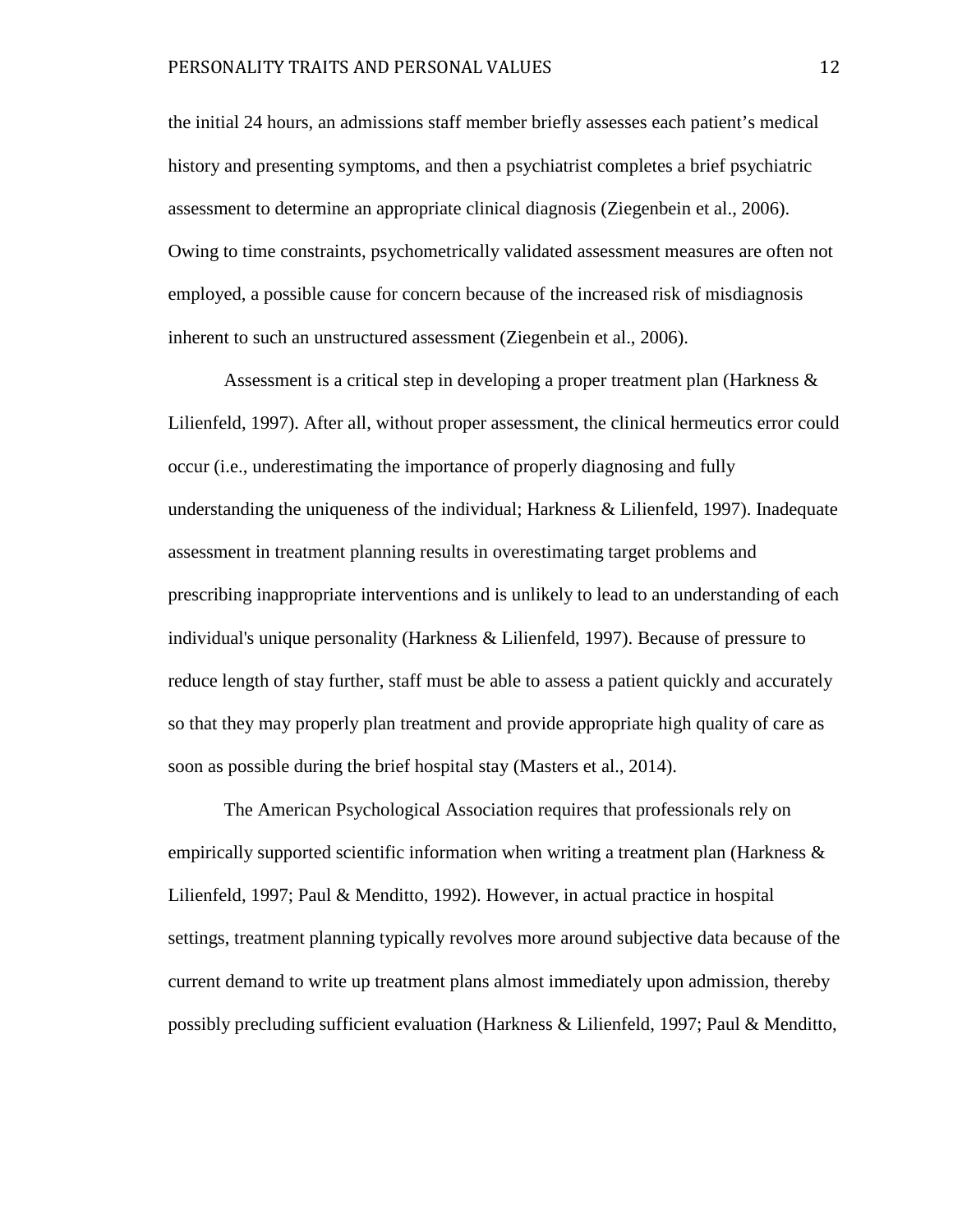the initial 24 hours, an admissions staff member briefly assesses each patient's medical history and presenting symptoms, and then a psychiatrist completes a brief psychiatric assessment to determine an appropriate clinical diagnosis (Ziegenbein et al., 2006). Owing to time constraints, psychometrically validated assessment measures are often not employed, a possible cause for concern because of the increased risk of misdiagnosis inherent to such an unstructured assessment (Ziegenbein et al., 2006).

Assessment is a critical step in developing a proper treatment plan (Harkness & Lilienfeld, 1997). After all, without proper assessment, the clinical hermeutics error could occur (i.e., underestimating the importance of properly diagnosing and fully understanding the uniqueness of the individual; Harkness & Lilienfeld, 1997). Inadequate assessment in treatment planning results in overestimating target problems and prescribing inappropriate interventions and is unlikely to lead to an understanding of each individual's unique personality (Harkness & Lilienfeld, 1997). Because of pressure to reduce length of stay further, staff must be able to assess a patient quickly and accurately so that they may properly plan treatment and provide appropriate high quality of care as soon as possible during the brief hospital stay (Masters et al., 2014).

The American Psychological Association requires that professionals rely on empirically supported scientific information when writing a treatment plan (Harkness & Lilienfeld, 1997; Paul & Menditto, 1992). However, in actual practice in hospital settings, treatment planning typically revolves more around subjective data because of the current demand to write up treatment plans almost immediately upon admission, thereby possibly precluding sufficient evaluation (Harkness & Lilienfeld, 1997; Paul & Menditto,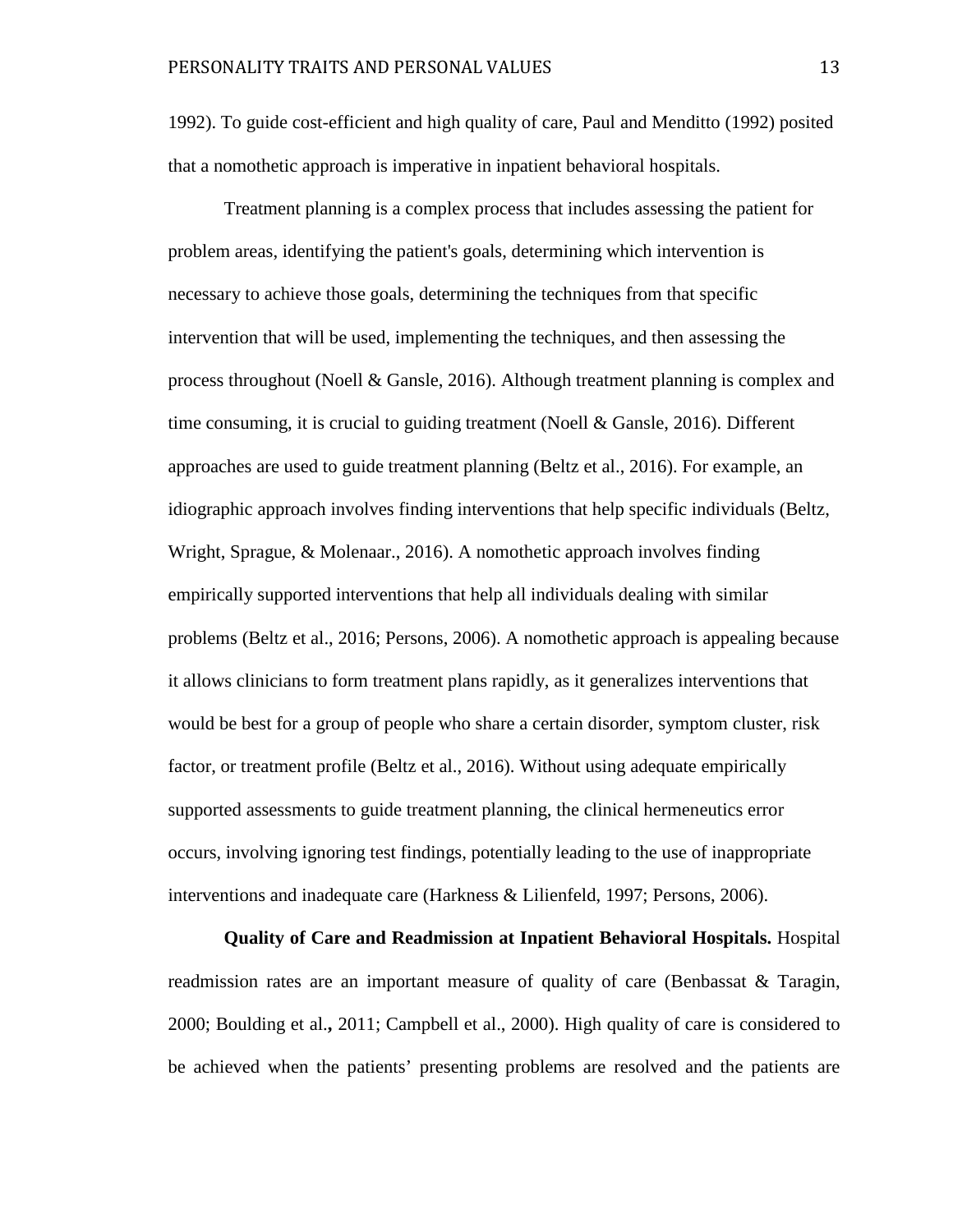1992). To guide cost-efficient and high quality of care, Paul and Menditto (1992) posited that a nomothetic approach is imperative in inpatient behavioral hospitals.

Treatment planning is a complex process that includes assessing the patient for problem areas, identifying the patient's goals, determining which intervention is necessary to achieve those goals, determining the techniques from that specific intervention that will be used, implementing the techniques, and then assessing the process throughout (Noell & Gansle, 2016). Although treatment planning is complex and time consuming, it is crucial to guiding treatment (Noell & Gansle, 2016). Different approaches are used to guide treatment planning (Beltz et al., 2016). For example, an idiographic approach involves finding interventions that help specific individuals (Beltz, Wright, Sprague, & Molenaar., 2016). A nomothetic approach involves finding empirically supported interventions that help all individuals dealing with similar problems (Beltz et al., 2016; Persons, 2006). A nomothetic approach is appealing because it allows clinicians to form treatment plans rapidly, as it generalizes interventions that would be best for a group of people who share a certain disorder, symptom cluster, risk factor, or treatment profile (Beltz et al., 2016). Without using adequate empirically supported assessments to guide treatment planning, the clinical hermeneutics error occurs, involving ignoring test findings, potentially leading to the use of inappropriate interventions and inadequate care (Harkness & Lilienfeld, 1997; Persons, 2006).

**Quality of Care and Readmission at Inpatient Behavioral Hospitals.** Hospital readmission rates are an important measure of quality of care (Benbassat & Taragin, 2000; Boulding et al**.,** 2011; Campbell et al., 2000). High quality of care is considered to be achieved when the patients' presenting problems are resolved and the patients are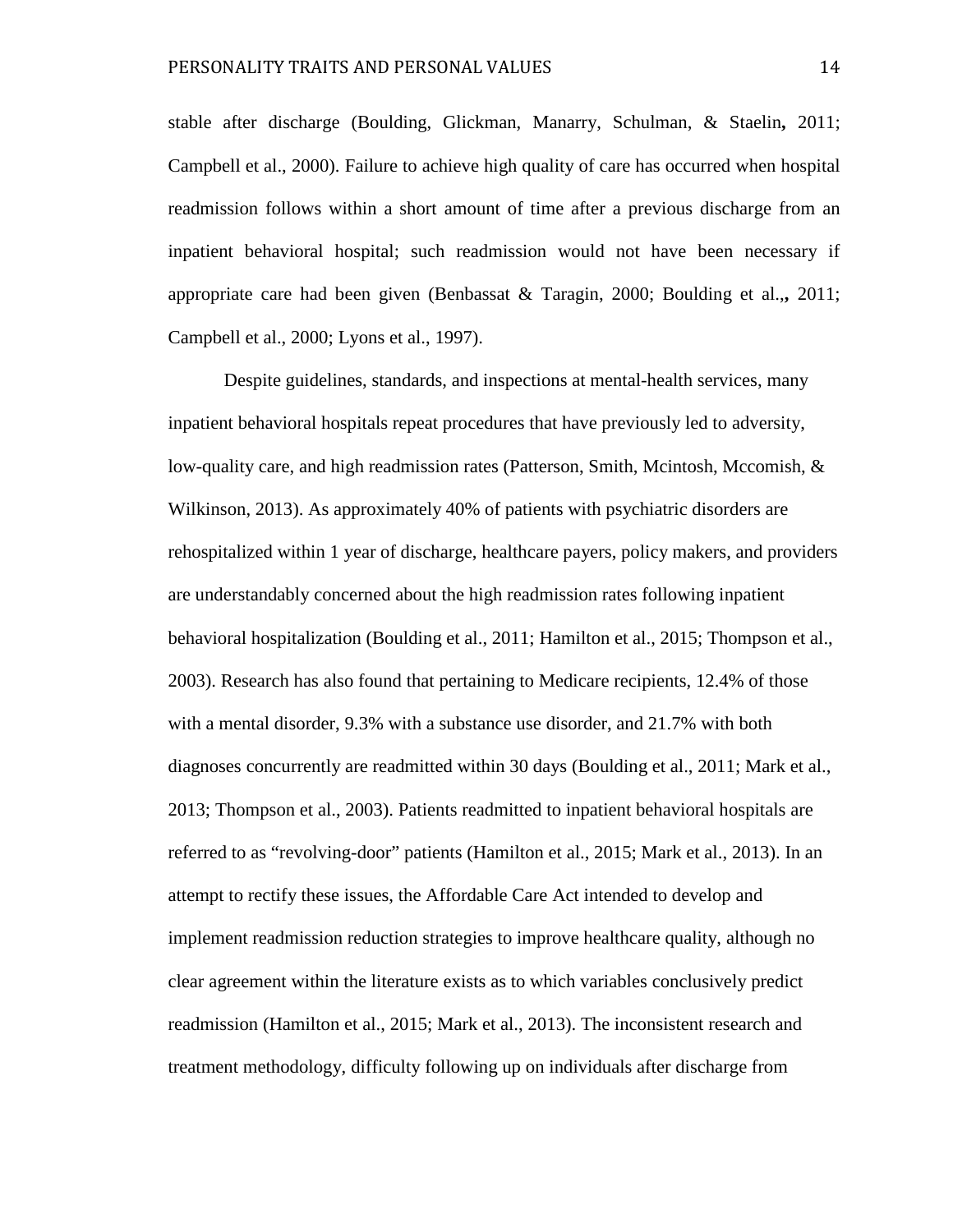stable after discharge (Boulding, Glickman, Manarry, Schulman, & Staelin**,** 2011; Campbell et al., 2000). Failure to achieve high quality of care has occurred when hospital readmission follows within a short amount of time after a previous discharge from an inpatient behavioral hospital; such readmission would not have been necessary if appropriate care had been given (Benbassat & Taragin, 2000; Boulding et al.,**,** 2011; Campbell et al., 2000; Lyons et al., 1997).

Despite guidelines, standards, and inspections at mental-health services, many inpatient behavioral hospitals repeat procedures that have previously led to adversity, low-quality care, and high readmission rates (Patterson, Smith, Mcintosh, Mccomish, & Wilkinson, 2013). As approximately 40% of patients with psychiatric disorders are rehospitalized within 1 year of discharge, healthcare payers, policy makers, and providers are understandably concerned about the high readmission rates following inpatient behavioral hospitalization (Boulding et al., 2011; Hamilton et al., 2015; Thompson et al., 2003). Research has also found that pertaining to Medicare recipients, 12.4% of those with a mental disorder, 9.3% with a substance use disorder, and 21.7% with both diagnoses concurrently are readmitted within 30 days (Boulding et al., 2011; Mark et al., 2013; Thompson et al., 2003). Patients readmitted to inpatient behavioral hospitals are referred to as "revolving-door" patients (Hamilton et al., 2015; Mark et al., 2013). In an attempt to rectify these issues, the Affordable Care Act intended to develop and implement readmission reduction strategies to improve healthcare quality, although no clear agreement within the literature exists as to which variables conclusively predict readmission (Hamilton et al., 2015; Mark et al., 2013). The inconsistent research and treatment methodology, difficulty following up on individuals after discharge from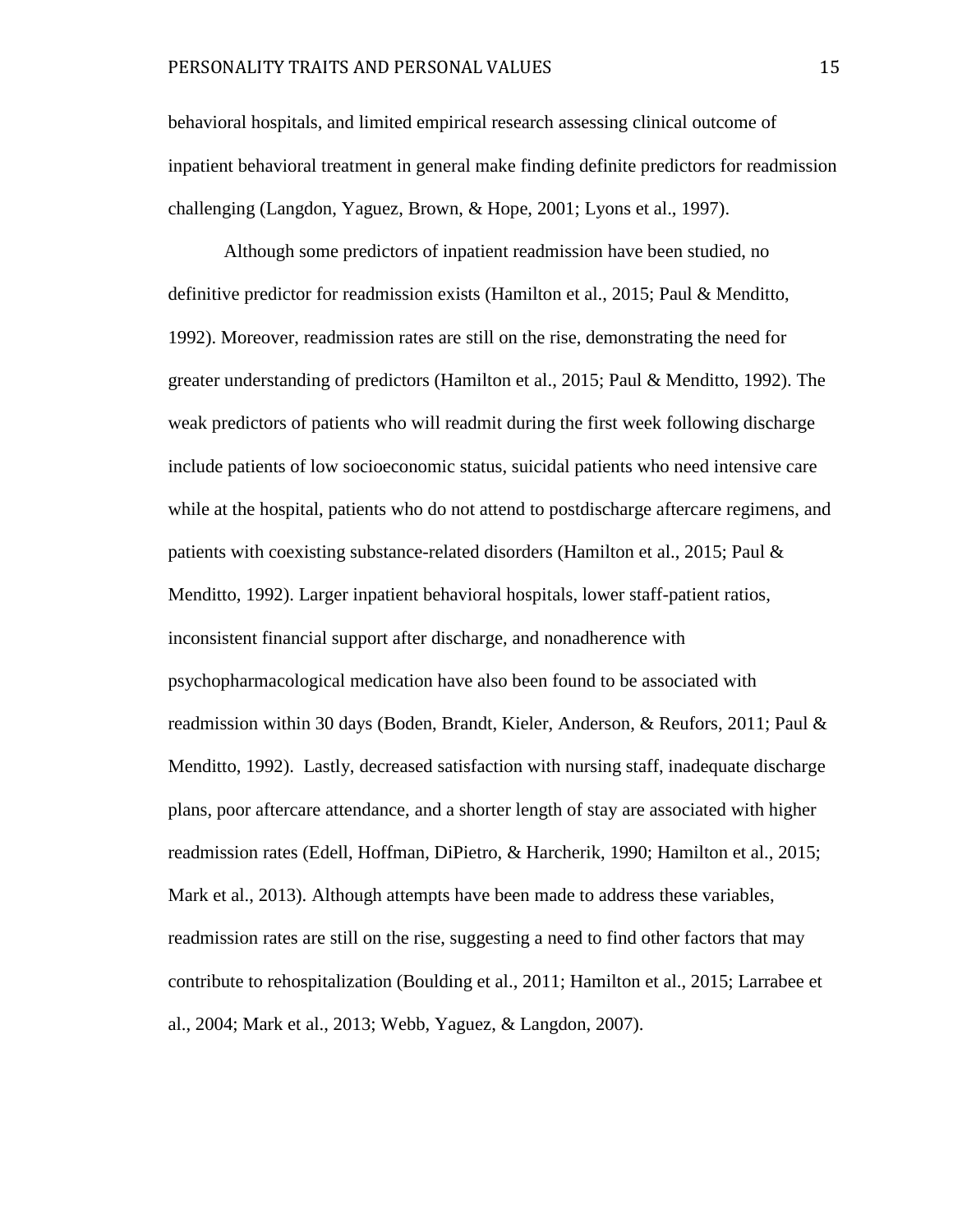behavioral hospitals, and limited empirical research assessing clinical outcome of inpatient behavioral treatment in general make finding definite predictors for readmission challenging (Langdon, Yaguez, Brown, & Hope, 2001; Lyons et al., 1997).

Although some predictors of inpatient readmission have been studied, no definitive predictor for readmission exists (Hamilton et al., 2015; Paul & Menditto, 1992). Moreover, readmission rates are still on the rise, demonstrating the need for greater understanding of predictors (Hamilton et al., 2015; Paul & Menditto, 1992). The weak predictors of patients who will readmit during the first week following discharge include patients of low socioeconomic status, suicidal patients who need intensive care while at the hospital, patients who do not attend to postdischarge aftercare regimens, and patients with coexisting substance-related disorders (Hamilton et al., 2015; Paul & Menditto, 1992). Larger inpatient behavioral hospitals, lower staff-patient ratios, inconsistent financial support after discharge, and nonadherence with psychopharmacological medication have also been found to be associated with readmission within 30 days (Boden, Brandt, Kieler, Anderson, & Reufors, 2011; Paul & Menditto, 1992). Lastly, decreased satisfaction with nursing staff, inadequate discharge plans, poor aftercare attendance, and a shorter length of stay are associated with higher readmission rates (Edell, Hoffman, DiPietro, & Harcherik, 1990; Hamilton et al., 2015; Mark et al., 2013). Although attempts have been made to address these variables, readmission rates are still on the rise, suggesting a need to find other factors that may contribute to rehospitalization (Boulding et al., 2011; Hamilton et al., 2015; Larrabee et al., 2004; Mark et al., 2013; Webb, Yaguez, & Langdon, 2007).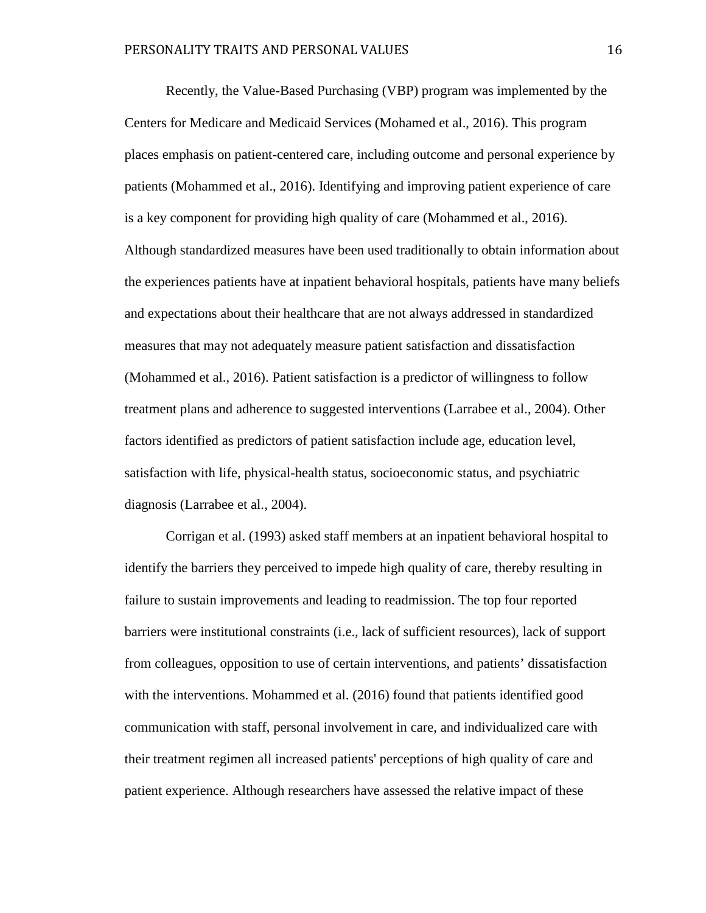Recently, the Value-Based Purchasing (VBP) program was implemented by the Centers for Medicare and Medicaid Services (Mohamed et al., 2016). This program places emphasis on patient-centered care, including outcome and personal experience by patients (Mohammed et al., 2016). Identifying and improving patient experience of care is a key component for providing high quality of care (Mohammed et al., 2016). Although standardized measures have been used traditionally to obtain information about the experiences patients have at inpatient behavioral hospitals, patients have many beliefs and expectations about their healthcare that are not always addressed in standardized measures that may not adequately measure patient satisfaction and dissatisfaction (Mohammed et al., 2016). Patient satisfaction is a predictor of willingness to follow treatment plans and adherence to suggested interventions (Larrabee et al., 2004). Other factors identified as predictors of patient satisfaction include age, education level, satisfaction with life, physical-health status, socioeconomic status, and psychiatric diagnosis (Larrabee et al., 2004).

Corrigan et al. (1993) asked staff members at an inpatient behavioral hospital to identify the barriers they perceived to impede high quality of care, thereby resulting in failure to sustain improvements and leading to readmission. The top four reported barriers were institutional constraints (i.e., lack of sufficient resources), lack of support from colleagues, opposition to use of certain interventions, and patients' dissatisfaction with the interventions. Mohammed et al. (2016) found that patients identified good communication with staff, personal involvement in care, and individualized care with their treatment regimen all increased patients' perceptions of high quality of care and patient experience. Although researchers have assessed the relative impact of these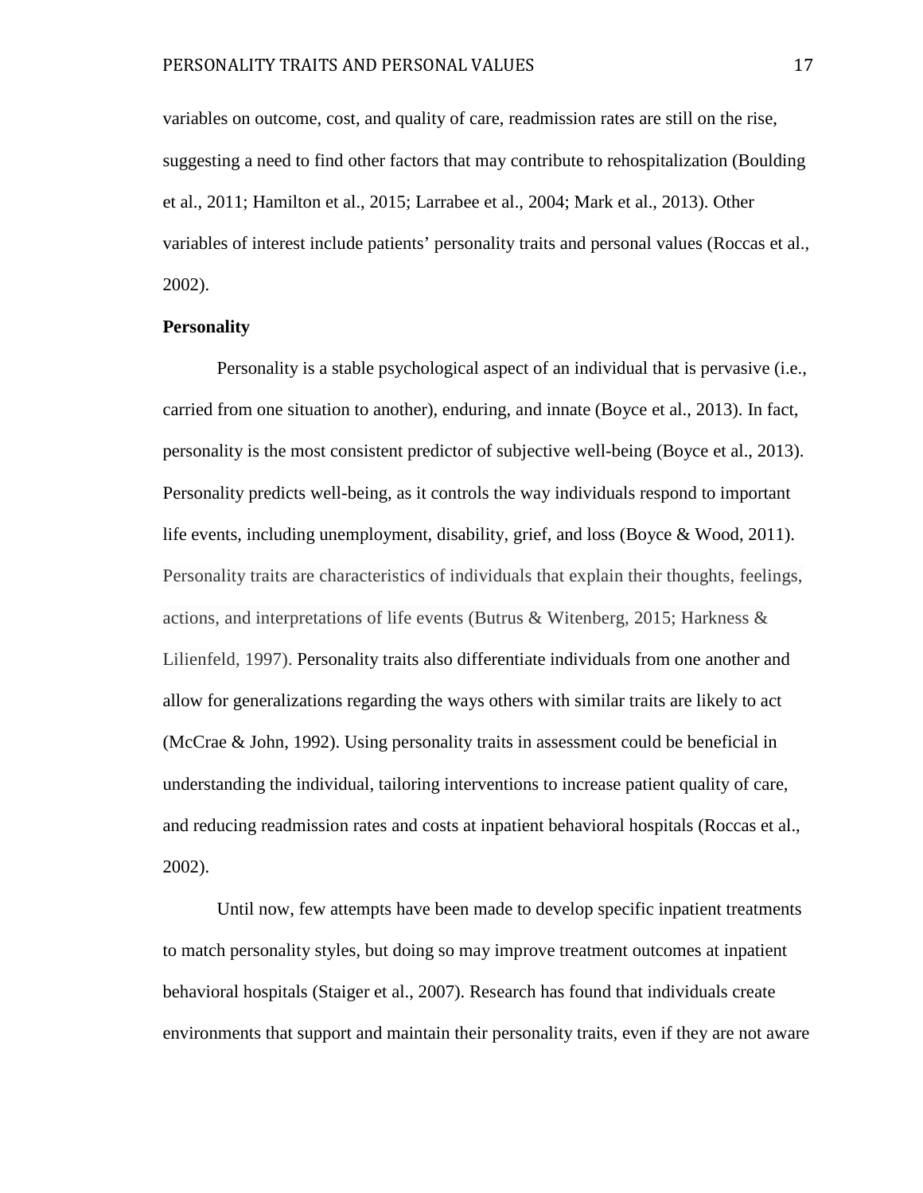variables on outcome, cost, and quality of care, readmission rates are still on the rise, suggesting a need to find other factors that may contribute to rehospitalization (Boulding et al., 2011; Hamilton et al., 2015; Larrabee et al., 2004; Mark et al., 2013). Other variables of interest include patients' personality traits and personal values (Roccas et al., 2002).

**Personality**

Personality is a stable psychological aspect of an individual that is pervasive (i.e., carried from one situation to another), enduring, and innate (Boyce et al., 2013). In fact, personality is the most consistent predictor of subjective well-being (Boyce et al., 2013). Personality predicts well-being, as it controls the way individuals respond to important life events, including unemployment, disability, grief, and loss (Boyce & Wood, 2011). Personality traits are characteristics of individuals that explain their thoughts, feelings, actions, and interpretations of life events (Butrus & Witenberg, 2015; Harkness & Lilienfeld, 1997). Personality traits also differentiate individuals from one another and allow for generalizations regarding the ways others with similar traits are likely to act (McCrae & John, 1992). Using personality traits in assessment could be beneficial in understanding the individual, tailoring interventions to increase patient quality of care, and reducing readmission rates and costs at inpatient behavioral hospitals (Roccas et al., 2002).

Until now, few attempts have been made to develop specific inpatient treatments to match personality styles, but doing so may improve treatment outcomes at inpatient behavioral hospitals (Staiger et al., 2007). Research has found that individuals create environments that support and maintain their personality traits, even if they are not aware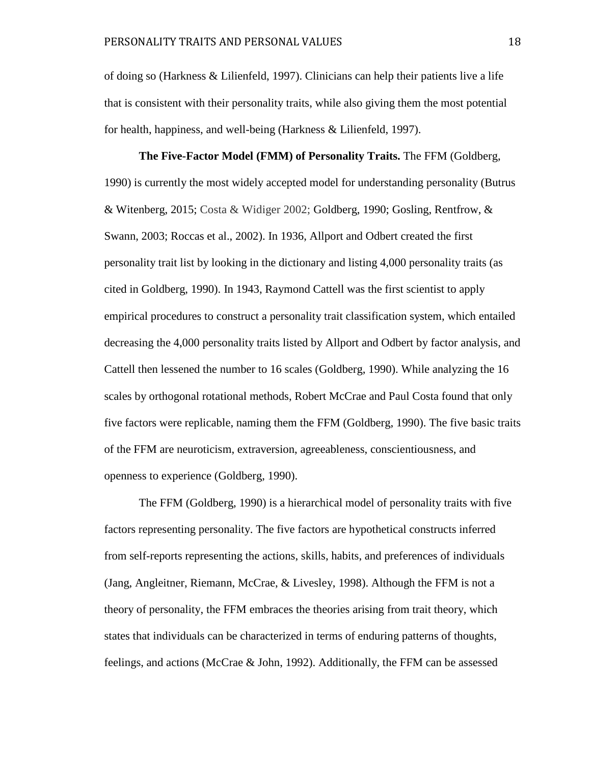of doing so (Harkness & Lilienfeld, 1997). Clinicians can help their patients live a life that is consistent with their personality traits, while also giving them the most potential for health, happiness, and well-being (Harkness & Lilienfeld, 1997).

**The Five-Factor Model (FMM) of Personality Traits.** The FFM (Goldberg, 1990) is currently the most widely accepted model for understanding personality (Butrus & Witenberg, 2015; Costa & Widiger 2002; Goldberg, 1990; Gosling, Rentfrow, & Swann, 2003; Roccas et al., 2002). In 1936, Allport and Odbert created the first personality trait list by looking in the dictionary and listing 4,000 personality traits (as cited in Goldberg, 1990). In 1943, Raymond Cattell was the first scientist to apply empirical procedures to construct a personality trait classification system, which entailed decreasing the 4,000 personality traits listed by Allport and Odbert by factor analysis, and Cattell then lessened the number to 16 scales (Goldberg, 1990). While analyzing the 16 scales by orthogonal rotational methods, Robert McCrae and Paul Costa found that only five factors were replicable, naming them the FFM (Goldberg, 1990). The five basic traits of the FFM are neuroticism, extraversion, agreeableness, conscientiousness, and openness to experience (Goldberg, 1990).

The FFM (Goldberg, 1990) is a hierarchical model of personality traits with five factors representing personality. The five factors are hypothetical constructs inferred from self-reports representing the actions, skills, habits, and preferences of individuals (Jang, Angleitner, Riemann, McCrae, & Livesley, 1998). Although the FFM is not a theory of personality, the FFM embraces the theories arising from trait theory, which states that individuals can be characterized in terms of enduring patterns of thoughts, feelings, and actions (McCrae & John, 1992). Additionally, the FFM can be assessed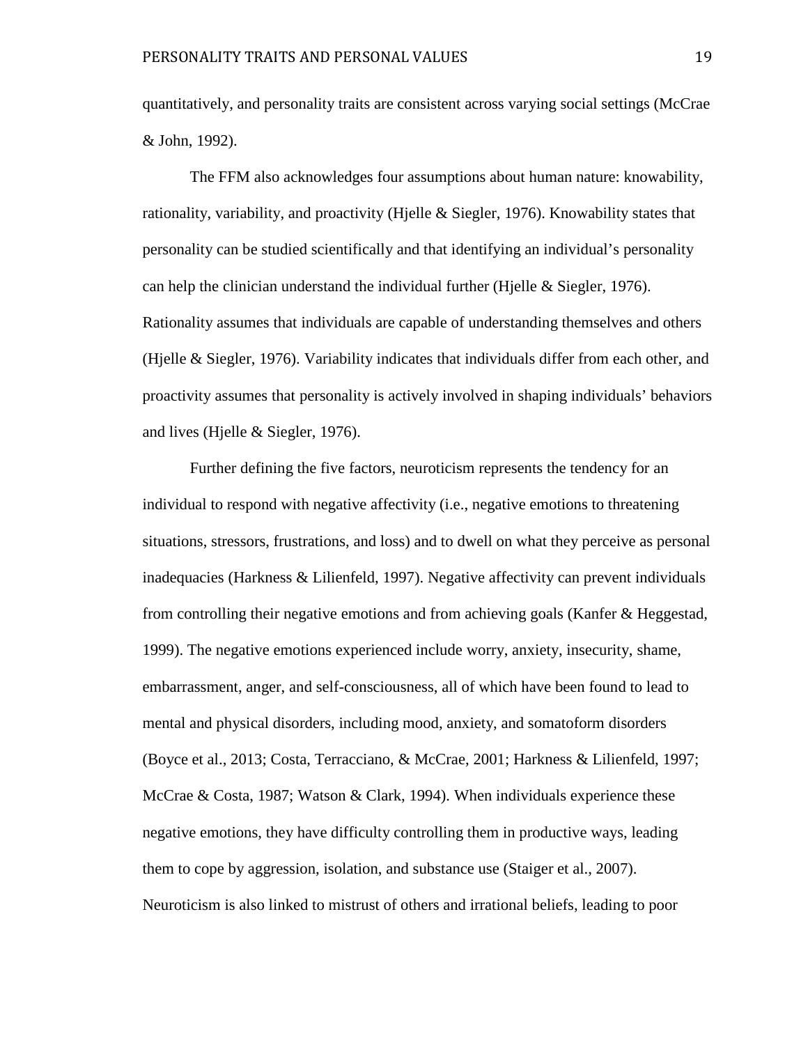quantitatively, and personality traits are consistent across varying social settings (McCrae & John, 1992).

The FFM also acknowledges four assumptions about human nature: knowability, rationality, variability, and proactivity (Hjelle & Siegler, 1976). Knowability states that personality can be studied scientifically and that identifying an individual's personality can help the clinician understand the individual further (Hjelle & Siegler, 1976). Rationality assumes that individuals are capable of understanding themselves and others (Hjelle & Siegler, 1976). Variability indicates that individuals differ from each other, and proactivity assumes that personality is actively involved in shaping individuals' behaviors and lives (Hjelle & Siegler, 1976).

Further defining the five factors, neuroticism represents the tendency for an individual to respond with negative affectivity (i.e., negative emotions to threatening situations, stressors, frustrations, and loss) and to dwell on what they perceive as personal inadequacies (Harkness & Lilienfeld, 1997). Negative affectivity can prevent individuals from controlling their negative emotions and from achieving goals (Kanfer & Heggestad, 1999). The negative emotions experienced include worry, anxiety, insecurity, shame, embarrassment, anger, and self-consciousness, all of which have been found to lead to mental and physical disorders, including mood, anxiety, and somatoform disorders (Boyce et al., 2013; Costa, Terracciano, & McCrae, 2001; Harkness & Lilienfeld, 1997; McCrae & Costa, 1987; Watson & Clark, 1994). When individuals experience these negative emotions, they have difficulty controlling them in productive ways, leading them to cope by aggression, isolation, and substance use (Staiger et al., 2007). Neuroticism is also linked to mistrust of others and irrational beliefs, leading to poor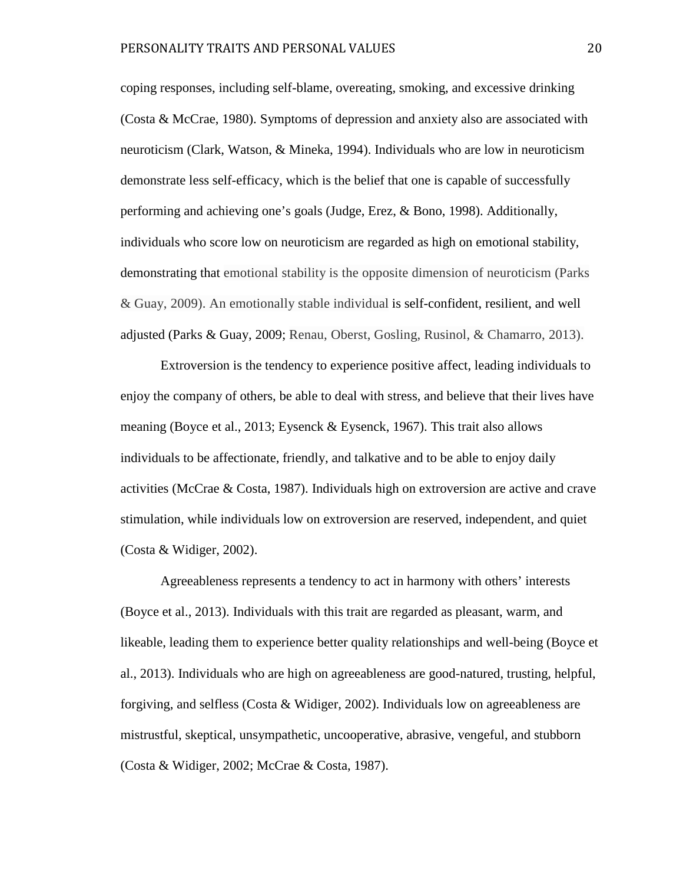coping responses, including self-blame, overeating, smoking, and excessive drinking (Costa & McCrae, 1980). Symptoms of depression and anxiety also are associated with neuroticism (Clark, Watson, & Mineka, 1994). Individuals who are low in neuroticism demonstrate less self-efficacy, which is the belief that one is capable of successfully performing and achieving one's goals (Judge, Erez, & Bono, 1998). Additionally, individuals who score low on neuroticism are regarded as high on emotional stability, demonstrating that emotional stability is the opposite dimension of neuroticism (Parks & Guay, 2009). An emotionally stable individual is self-confident, resilient, and well adjusted (Parks & Guay, 2009; Renau, Oberst, Gosling, Rusinol, & Chamarro, 2013).

Extroversion is the tendency to experience positive affect, leading individuals to enjoy the company of others, be able to deal with stress, and believe that their lives have meaning (Boyce et al., 2013; Eysenck & Eysenck, 1967). This trait also allows individuals to be affectionate, friendly, and talkative and to be able to enjoy daily activities (McCrae & Costa, 1987). Individuals high on extroversion are active and crave stimulation, while individuals low on extroversion are reserved, independent, and quiet (Costa & Widiger, 2002).

Agreeableness represents a tendency to act in harmony with others' interests (Boyce et al., 2013). Individuals with this trait are regarded as pleasant, warm, and likeable, leading them to experience better quality relationships and well-being (Boyce et al., 2013). Individuals who are high on agreeableness are good-natured, trusting, helpful, forgiving, and selfless (Costa & Widiger, 2002). Individuals low on agreeableness are mistrustful, skeptical, unsympathetic, uncooperative, abrasive, vengeful, and stubborn (Costa & Widiger, 2002; McCrae & Costa, 1987).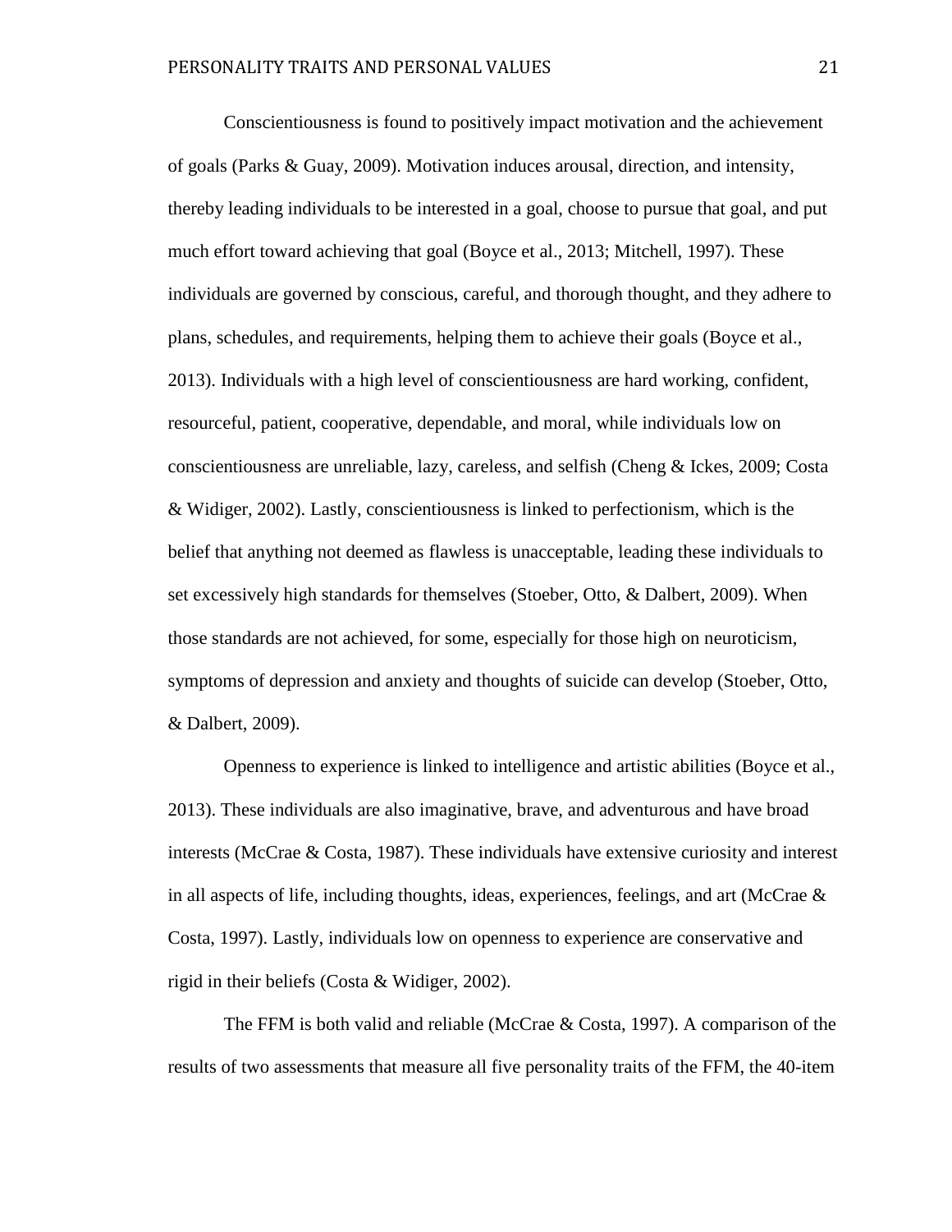Conscientiousness is found to positively impact motivation and the achievement of goals (Parks & Guay, 2009). Motivation induces arousal, direction, and intensity, thereby leading individuals to be interested in a goal, choose to pursue that goal, and put much effort toward achieving that goal (Boyce et al., 2013; Mitchell, 1997). These individuals are governed by conscious, careful, and thorough thought, and they adhere to plans, schedules, and requirements, helping them to achieve their goals (Boyce et al., 2013). Individuals with a high level of conscientiousness are hard working, confident, resourceful, patient, cooperative, dependable, and moral, while individuals low on conscientiousness are unreliable, lazy, careless, and selfish (Cheng & Ickes, 2009; Costa & Widiger, 2002). Lastly, conscientiousness is linked to perfectionism, which is the belief that anything not deemed as flawless is unacceptable, leading these individuals to set excessively high standards for themselves (Stoeber, Otto, & Dalbert, 2009). When those standards are not achieved, for some, especially for those high on neuroticism, symptoms of depression and anxiety and thoughts of suicide can develop (Stoeber, Otto, & Dalbert, 2009).

Openness to experience is linked to intelligence and artistic abilities (Boyce et al., 2013). These individuals are also imaginative, brave, and adventurous and have broad interests (McCrae & Costa, 1987). These individuals have extensive curiosity and interest in all aspects of life, including thoughts, ideas, experiences, feelings, and art (McCrae & Costa, 1997). Lastly, individuals low on openness to experience are conservative and rigid in their beliefs (Costa & Widiger, 2002).

The FFM is both valid and reliable (McCrae & Costa, 1997). A comparison of the results of two assessments that measure all five personality traits of the FFM, the 40-item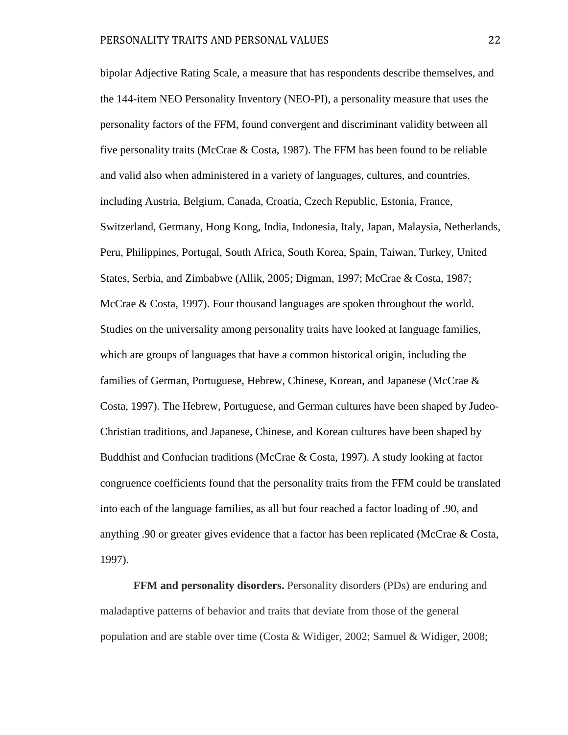bipolar Adjective Rating Scale, a measure that has respondents describe themselves, and the 144-item NEO Personality Inventory (NEO-PI), a personality measure that uses the personality factors of the FFM, found convergent and discriminant validity between all five personality traits (McCrae & Costa, 1987). The FFM has been found to be reliable and valid also when administered in a variety of languages, cultures, and countries, including Austria, Belgium, Canada, Croatia, Czech Republic, Estonia, France, Switzerland, Germany, Hong Kong, India, Indonesia, Italy, Japan, Malaysia, Netherlands, Peru, Philippines, Portugal, South Africa, South Korea, Spain, Taiwan, Turkey, United States, Serbia, and Zimbabwe (Allik, 2005; Digman, 1997; McCrae & Costa, 1987; McCrae & Costa, 1997). Four thousand languages are spoken throughout the world. Studies on the universality among personality traits have looked at language families, which are groups of languages that have a common historical origin, including the families of German, Portuguese, Hebrew, Chinese, Korean, and Japanese (McCrae & Costa, 1997). The Hebrew, Portuguese, and German cultures have been shaped by Judeo-Christian traditions, and Japanese, Chinese, and Korean cultures have been shaped by Buddhist and Confucian traditions (McCrae & Costa, 1997). A study looking at factor congruence coefficients found that the personality traits from the FFM could be translated into each of the language families, as all but four reached a factor loading of .90, and anything .90 or greater gives evidence that a factor has been replicated (McCrae & Costa, 1997).

**FFM and personality disorders.** Personality disorders (PDs) are enduring and maladaptive patterns of behavior and traits that deviate from those of the general population and are stable over time (Costa & Widiger, 2002; Samuel & Widiger, 2008;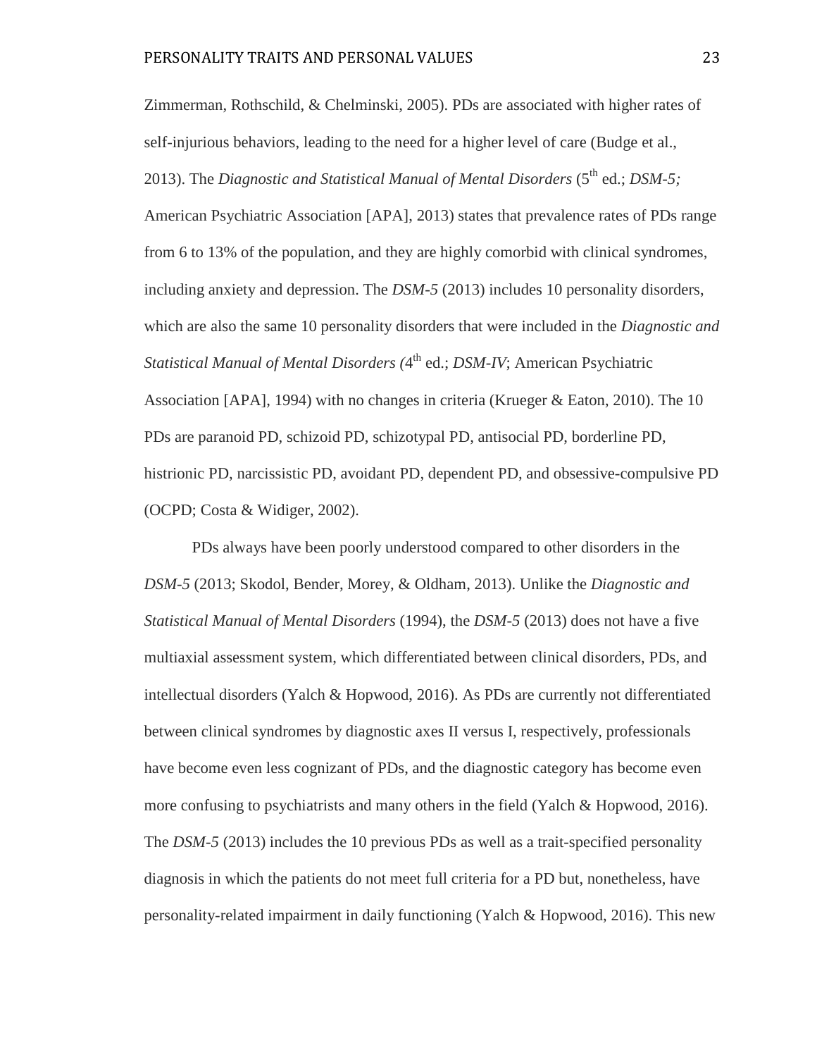Zimmerman, Rothschild, & Chelminski, 2005). PDs are associated with higher rates of self-injurious behaviors, leading to the need for a higher level of care (Budge et al., 2013). The *Diagnostic and Statistical Manual of Mental Disorders* (5th ed.; *DSM-5;* American Psychiatric Association [APA], 2013) states that prevalence rates of PDs range from 6 to 13% of the population, and they are highly comorbid with clinical syndromes, including anxiety and depression. The *DSM-5* (2013) includes 10 personality disorders, which are also the same 10 personality disorders that were included in the *Diagnostic and Statistical Manual of Mental Disorders (*4th ed.; *DSM-IV*; American Psychiatric Association [APA], 1994) with no changes in criteria (Krueger & Eaton, 2010). The 10 PDs are paranoid PD, schizoid PD, schizotypal PD, antisocial PD, borderline PD, histrionic PD, narcissistic PD, avoidant PD, dependent PD, and obsessive-compulsive PD (OCPD; Costa & Widiger, 2002).

PDs always have been poorly understood compared to other disorders in the *DSM-5* (2013; Skodol, Bender, Morey, & Oldham, 2013). Unlike the *Diagnostic and Statistical Manual of Mental Disorders* (1994), the *DSM-5* (2013) does not have a five multiaxial assessment system, which differentiated between clinical disorders, PDs, and intellectual disorders (Yalch & Hopwood, 2016). As PDs are currently not differentiated between clinical syndromes by diagnostic axes II versus I, respectively, professionals have become even less cognizant of PDs, and the diagnostic category has become even more confusing to psychiatrists and many others in the field (Yalch & Hopwood, 2016). The *DSM-5* (2013) includes the 10 previous PDs as well as a trait-specified personality diagnosis in which the patients do not meet full criteria for a PD but, nonetheless, have personality-related impairment in daily functioning (Yalch & Hopwood, 2016). This new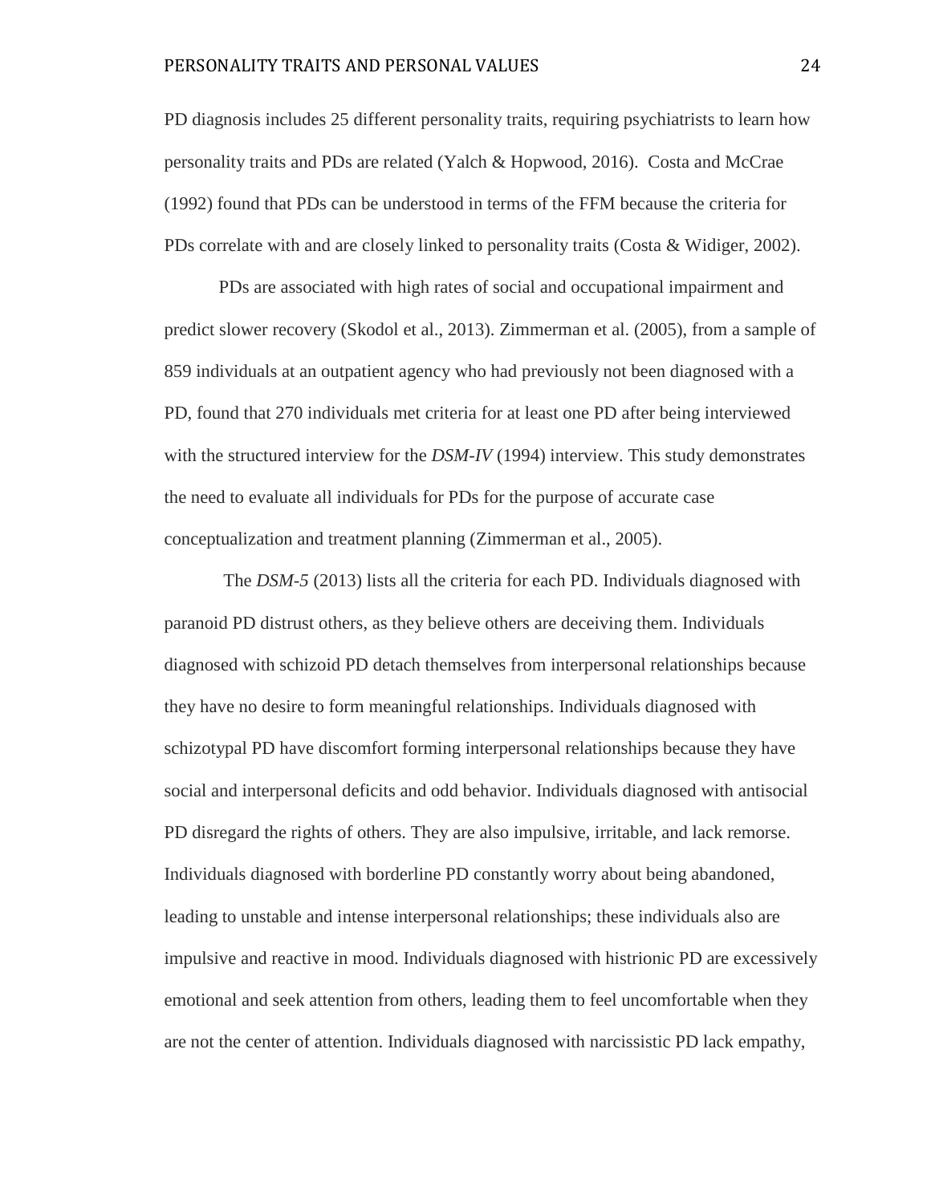PD diagnosis includes 25 different personality traits, requiring psychiatrists to learn how personality traits and PDs are related (Yalch & Hopwood, 2016). Costa and McCrae (1992) found that PDs can be understood in terms of the FFM because the criteria for PDs correlate with and are closely linked to personality traits (Costa & Widiger, 2002).

PDs are associated with high rates of social and occupational impairment and predict slower recovery (Skodol et al., 2013). Zimmerman et al. (2005), from a sample of 859 individuals at an outpatient agency who had previously not been diagnosed with a PD, found that 270 individuals met criteria for at least one PD after being interviewed with the structured interview for the *DSM-IV* (1994) interview. This study demonstrates the need to evaluate all individuals for PDs for the purpose of accurate case conceptualization and treatment planning (Zimmerman et al., 2005).

The *DSM-5* (2013) lists all the criteria for each PD. Individuals diagnosed with paranoid PD distrust others, as they believe others are deceiving them. Individuals diagnosed with schizoid PD detach themselves from interpersonal relationships because they have no desire to form meaningful relationships. Individuals diagnosed with schizotypal PD have discomfort forming interpersonal relationships because they have social and interpersonal deficits and odd behavior. Individuals diagnosed with antisocial PD disregard the rights of others. They are also impulsive, irritable, and lack remorse. Individuals diagnosed with borderline PD constantly worry about being abandoned, leading to unstable and intense interpersonal relationships; these individuals also are impulsive and reactive in mood. Individuals diagnosed with histrionic PD are excessively emotional and seek attention from others, leading them to feel uncomfortable when they are not the center of attention. Individuals diagnosed with narcissistic PD lack empathy,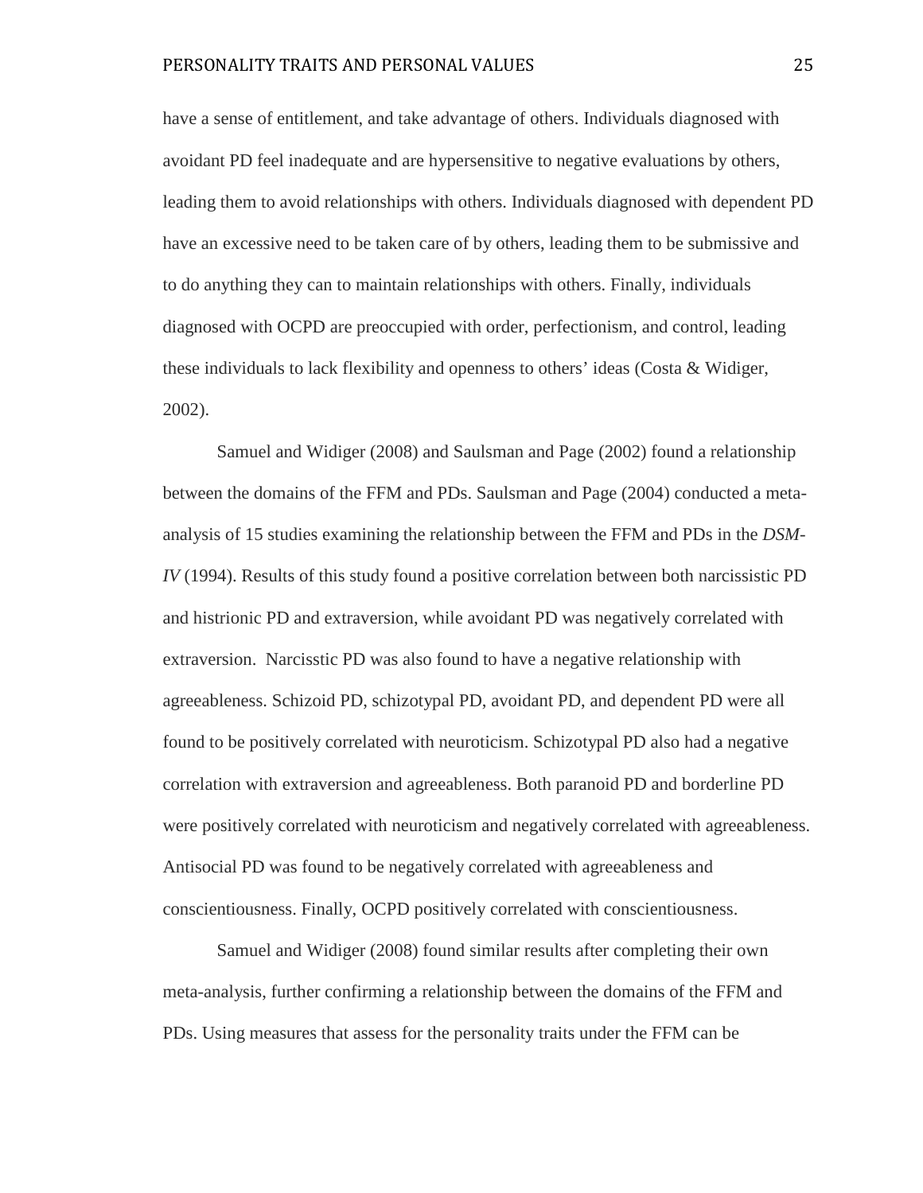have a sense of entitlement, and take advantage of others. Individuals diagnosed with avoidant PD feel inadequate and are hypersensitive to negative evaluations by others, leading them to avoid relationships with others. Individuals diagnosed with dependent PD have an excessive need to be taken care of by others, leading them to be submissive and to do anything they can to maintain relationships with others. Finally, individuals diagnosed with OCPD are preoccupied with order, perfectionism, and control, leading these individuals to lack flexibility and openness to others' ideas (Costa & Widiger, 2002).

Samuel and Widiger (2008) and Saulsman and Page (2002) found a relationship between the domains of the FFM and PDs. Saulsman and Page (2004) conducted a meta-analysis of 15 studies examining the relationship between the FFM and PDs in the *DSM-IV* (1994). Results of this study found a positive correlation between both narcissistic PD and histrionic PD and extraversion, while avoidant PD was negatively correlated with extraversion. Narcisstic PD was also found to have a negative relationship with agreeableness. Schizoid PD, schizotypal PD, avoidant PD, and dependent PD were all found to be positively correlated with neuroticism. Schizotypal PD also had a negative correlation with extraversion and agreeableness. Both paranoid PD and borderline PD were positively correlated with neuroticism and negatively correlated with agreeableness. Antisocial PD was found to be negatively correlated with agreeableness and conscientiousness. Finally, OCPD positively correlated with conscientiousness.

Samuel and Widiger (2008) found similar results after completing their own meta-analysis, further confirming a relationship between the domains of the FFM and PDs. Using measures that assess for the personality traits under the FFM can be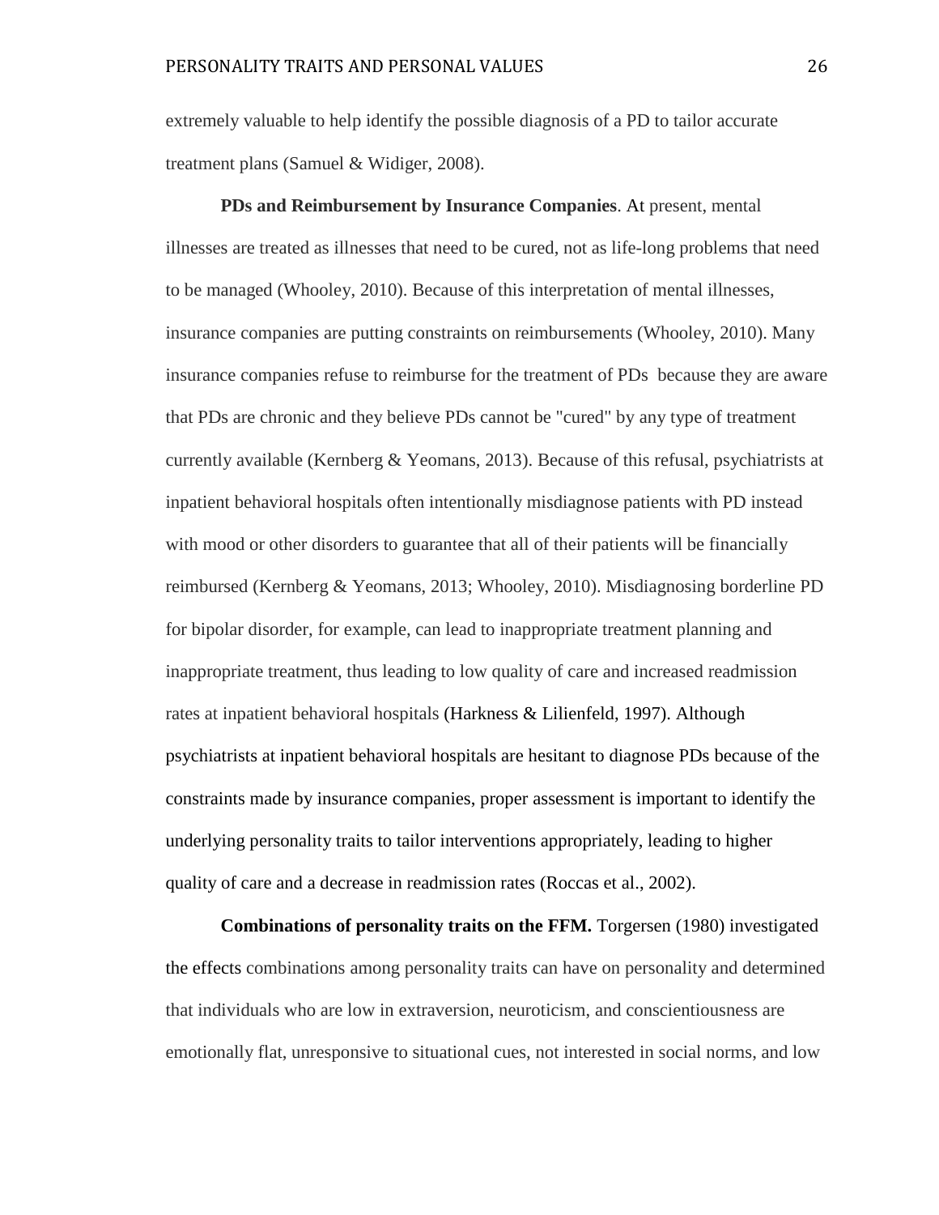extremely valuable to help identify the possible diagnosis of a PD to tailor accurate treatment plans (Samuel & Widiger, 2008).

**PDs and Reimbursement by Insurance Companies**. At present, mental illnesses are treated as illnesses that need to be cured, not as life-long problems that need to be managed (Whooley, 2010). Because of this interpretation of mental illnesses, insurance companies are putting constraints on reimbursements (Whooley, 2010). Many insurance companies refuse to reimburse for the treatment of PDs because they are aware that PDs are chronic and they believe PDs cannot be "cured" by any type of treatment currently available (Kernberg & Yeomans, 2013). Because of this refusal, psychiatrists at inpatient behavioral hospitals often intentionally misdiagnose patients with PD instead with mood or other disorders to guarantee that all of their patients will be financially reimbursed (Kernberg & Yeomans, 2013; Whooley, 2010). Misdiagnosing borderline PD for bipolar disorder, for example, can lead to inappropriate treatment planning and inappropriate treatment, thus leading to low quality of care and increased readmission rates at inpatient behavioral hospitals (Harkness & Lilienfeld, 1997). Although psychiatrists at inpatient behavioral hospitals are hesitant to diagnose PDs because of the constraints made by insurance companies, proper assessment is important to identify the underlying personality traits to tailor interventions appropriately, leading to higher quality of care and a decrease in readmission rates (Roccas et al., 2002).

**Combinations of personality traits on the FFM.** Torgersen (1980) investigated the effects combinations among personality traits can have on personality and determined that individuals who are low in extraversion, neuroticism, and conscientiousness are emotionally flat, unresponsive to situational cues, not interested in social norms, and low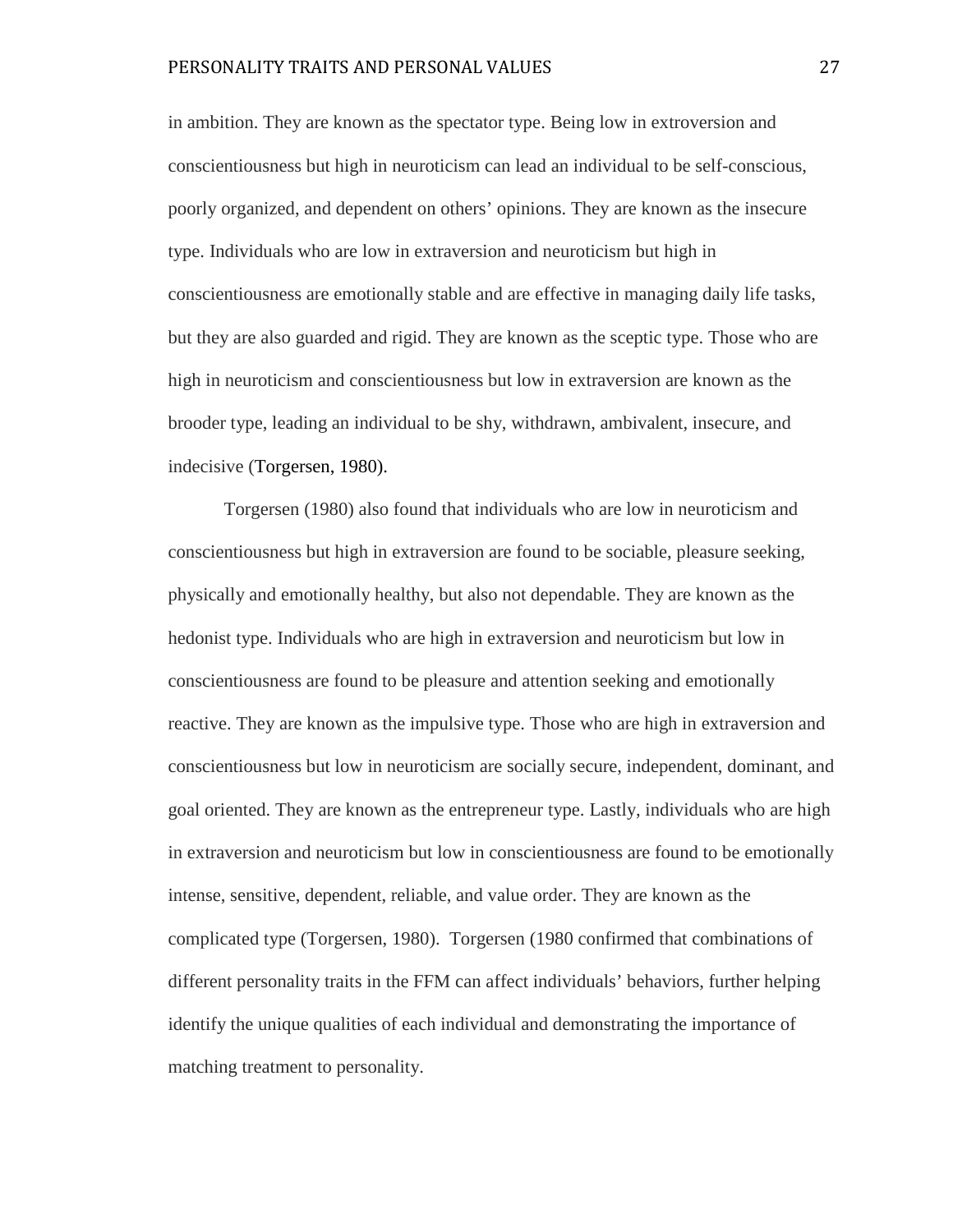in ambition. They are known as the spectator type. Being low in extroversion and conscientiousness but high in neuroticism can lead an individual to be self-conscious, poorly organized, and dependent on others' opinions. They are known as the insecure type. Individuals who are low in extraversion and neuroticism but high in conscientiousness are emotionally stable and are effective in managing daily life tasks, but they are also guarded and rigid. They are known as the sceptic type. Those who are high in neuroticism and conscientiousness but low in extraversion are known as the brooder type, leading an individual to be shy, withdrawn, ambivalent, insecure, and indecisive (Torgersen, 1980).

Torgersen (1980) also found that individuals who are low in neuroticism and conscientiousness but high in extraversion are found to be sociable, pleasure seeking, physically and emotionally healthy, but also not dependable. They are known as the hedonist type. Individuals who are high in extraversion and neuroticism but low in conscientiousness are found to be pleasure and attention seeking and emotionally reactive. They are known as the impulsive type. Those who are high in extraversion and conscientiousness but low in neuroticism are socially secure, independent, dominant, and goal oriented. They are known as the entrepreneur type. Lastly, individuals who are high in extraversion and neuroticism but low in conscientiousness are found to be emotionally intense, sensitive, dependent, reliable, and value order. They are known as the complicated type (Torgersen, 1980). Torgersen (1980 confirmed that combinations of different personality traits in the FFM can affect individuals' behaviors, further helping identify the unique qualities of each individual and demonstrating the importance of matching treatment to personality.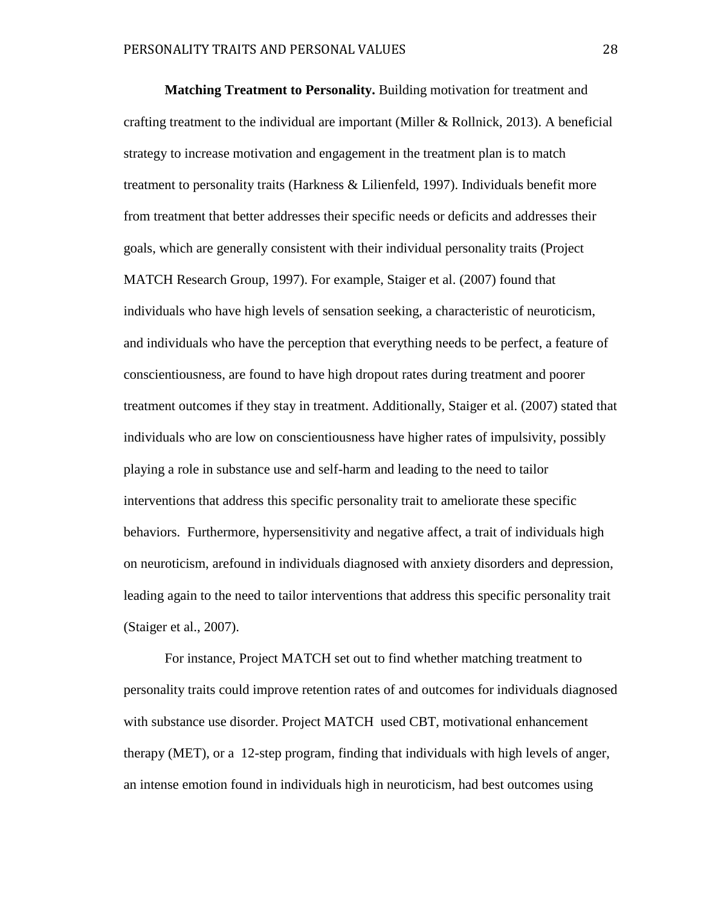**Matching Treatment to Personality.** Building motivation for treatment and crafting treatment to the individual are important (Miller & Rollnick, 2013). A beneficial strategy to increase motivation and engagement in the treatment plan is to match treatment to personality traits (Harkness & Lilienfeld, 1997). Individuals benefit more from treatment that better addresses their specific needs or deficits and addresses their goals, which are generally consistent with their individual personality traits (Project MATCH Research Group, 1997). For example, Staiger et al. (2007) found that individuals who have high levels of sensation seeking, a characteristic of neuroticism, and individuals who have the perception that everything needs to be perfect, a feature of conscientiousness, are found to have high dropout rates during treatment and poorer treatment outcomes if they stay in treatment. Additionally, Staiger et al. (2007) stated that individuals who are low on conscientiousness have higher rates of impulsivity, possibly playing a role in substance use and self-harm and leading to the need to tailor interventions that address this specific personality trait to ameliorate these specific behaviors. Furthermore, hypersensitivity and negative affect, a trait of individuals high on neuroticism, arefound in individuals diagnosed with anxiety disorders and depression, leading again to the need to tailor interventions that address this specific personality trait (Staiger et al., 2007).

For instance, Project MATCH set out to find whether matching treatment to personality traits could improve retention rates of and outcomes for individuals diagnosed with substance use disorder. Project MATCH used CBT, motivational enhancement therapy (MET), or a 12-step program, finding that individuals with high levels of anger, an intense emotion found in individuals high in neuroticism, had best outcomes using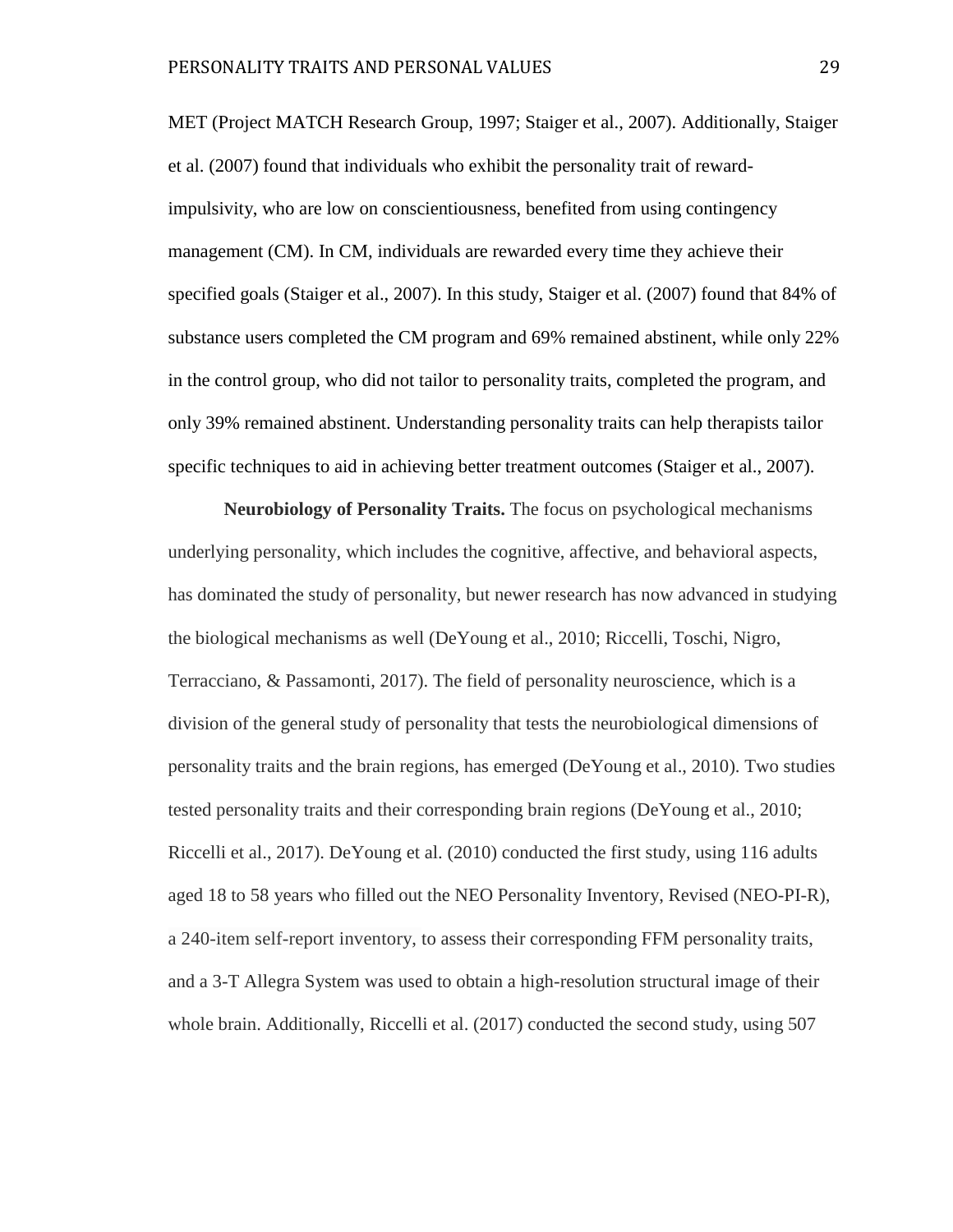MET (Project MATCH Research Group, 1997; Staiger et al., 2007). Additionally, Staiger et al. (2007) found that individuals who exhibit the personality trait of reward-impulsivity, who are low on conscientiousness, benefited from using contingency management (CM). In CM, individuals are rewarded every time they achieve their specified goals (Staiger et al., 2007). In this study, Staiger et al. (2007) found that 84% of substance users completed the CM program and 69% remained abstinent, while only 22% in the control group, who did not tailor to personality traits, completed the program, and only 39% remained abstinent. Understanding personality traits can help therapists tailor specific techniques to aid in achieving better treatment outcomes (Staiger et al., 2007).

**Neurobiology of Personality Traits.** The focus on psychological mechanisms underlying personality, which includes the cognitive, affective, and behavioral aspects, has dominated the study of personality, but newer research has now advanced in studying the biological mechanisms as well (DeYoung et al., 2010; Riccelli, Toschi, Nigro, Terracciano, & Passamonti, 2017). The field of personality neuroscience, which is a division of the general study of personality that tests the neurobiological dimensions of personality traits and the brain regions, has emerged (DeYoung et al., 2010). Two studies tested personality traits and their corresponding brain regions (DeYoung et al., 2010; Riccelli et al., 2017). DeYoung et al. (2010) conducted the first study, using 116 adults aged 18 to 58 years who filled out the NEO Personality Inventory, Revised (NEO-PI-R), a 240-item self-report inventory, to assess their corresponding FFM personality traits, and a 3-T Allegra System was used to obtain a high-resolution structural image of their whole brain. Additionally, Riccelli et al. (2017) conducted the second study, using 507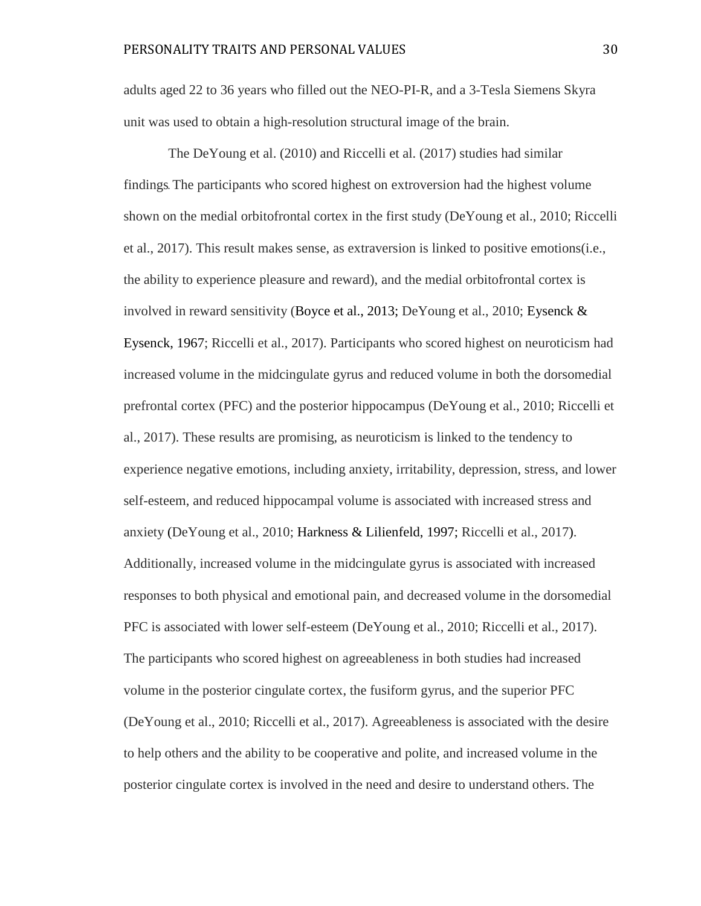adults aged 22 to 36 years who filled out the NEO-PI-R, and a 3-Tesla Siemens Skyra unit was used to obtain a high-resolution structural image of the brain.

The DeYoung et al. (2010) and Riccelli et al. (2017) studies had similar findings. The participants who scored highest on extroversion had the highest volume shown on the medial orbitofrontal cortex in the first study (DeYoung et al., 2010; Riccelli et al., 2017). This result makes sense, as extraversion is linked to positive emotions(i.e., the ability to experience pleasure and reward), and the medial orbitofrontal cortex is involved in reward sensitivity (Boyce et al., 2013; DeYoung et al., 2010; Eysenck & Eysenck, 1967; Riccelli et al., 2017). Participants who scored highest on neuroticism had increased volume in the midcingulate gyrus and reduced volume in both the dorsomedial prefrontal cortex (PFC) and the posterior hippocampus (DeYoung et al., 2010; Riccelli et al., 2017). These results are promising, as neuroticism is linked to the tendency to experience negative emotions, including anxiety, irritability, depression, stress, and lower self-esteem, and reduced hippocampal volume is associated with increased stress and anxiety (DeYoung et al., 2010; Harkness & Lilienfeld, 1997; Riccelli et al., 2017). Additionally, increased volume in the midcingulate gyrus is associated with increased responses to both physical and emotional pain, and decreased volume in the dorsomedial PFC is associated with lower self-esteem (DeYoung et al., 2010; Riccelli et al., 2017). The participants who scored highest on agreeableness in both studies had increased volume in the posterior cingulate cortex, the fusiform gyrus, and the superior PFC (DeYoung et al., 2010; Riccelli et al., 2017). Agreeableness is associated with the desire to help others and the ability to be cooperative and polite, and increased volume in the posterior cingulate cortex is involved in the need and desire to understand others. The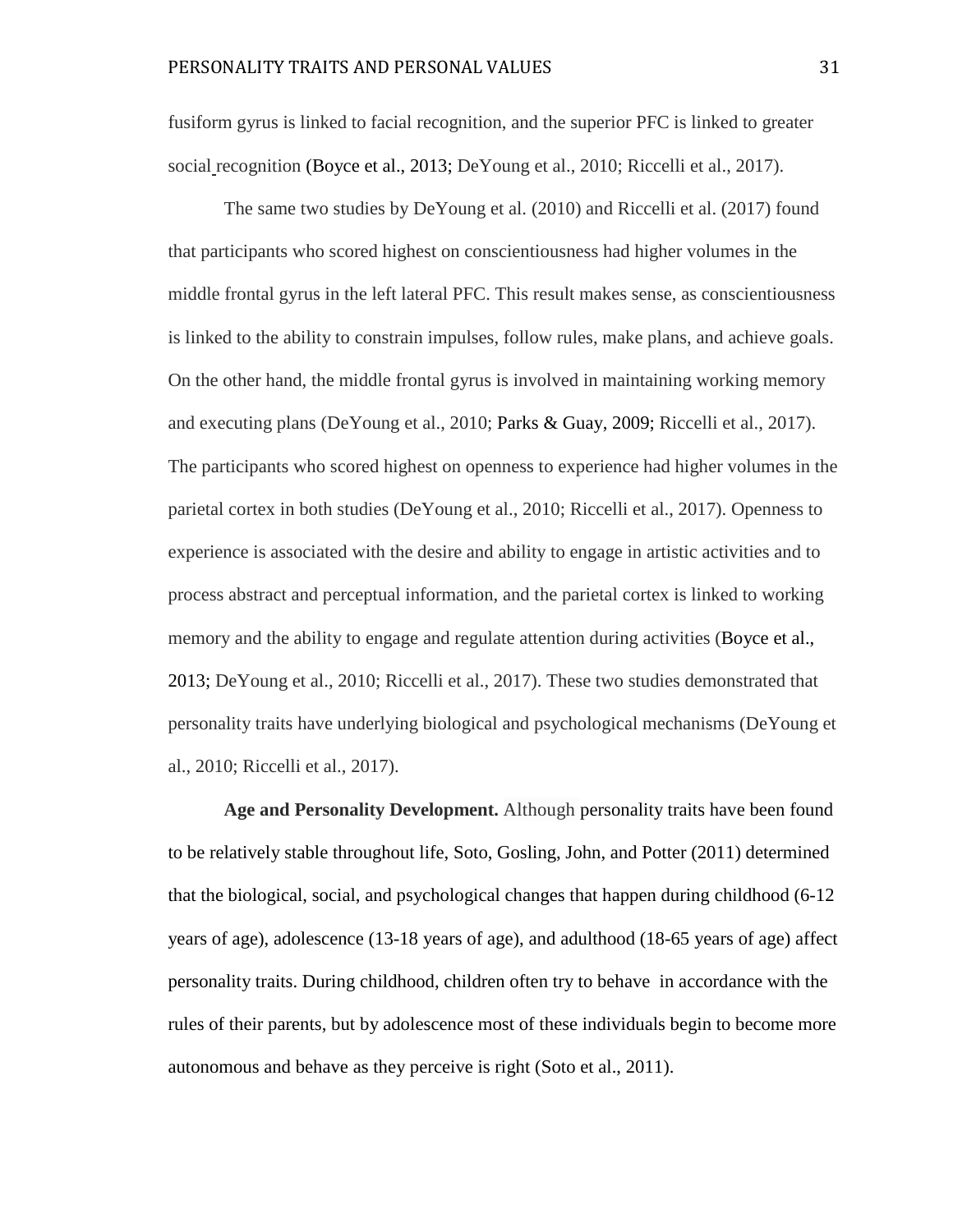fusiform gyrus is linked to facial recognition, and the superior PFC is linked to greater social recognition (Boyce et al., 2013; DeYoung et al., 2010; Riccelli et al., 2017).

The same two studies by DeYoung et al. (2010) and Riccelli et al. (2017) found that participants who scored highest on conscientiousness had higher volumes in the middle frontal gyrus in the left lateral PFC. This result makes sense, as conscientiousness is linked to the ability to constrain impulses, follow rules, make plans, and achieve goals. On the other hand, the middle frontal gyrus is involved in maintaining working memory and executing plans (DeYoung et al., 2010; Parks & Guay, 2009; Riccelli et al., 2017). The participants who scored highest on openness to experience had higher volumes in the parietal cortex in both studies (DeYoung et al., 2010; Riccelli et al., 2017). Openness to experience is associated with the desire and ability to engage in artistic activities and to process abstract and perceptual information, and the parietal cortex is linked to working memory and the ability to engage and regulate attention during activities (Boyce et al., 2013; DeYoung et al., 2010; Riccelli et al., 2017). These two studies demonstrated that personality traits have underlying biological and psychological mechanisms (DeYoung et al., 2010; Riccelli et al., 2017).

**Age and Personality Development.** Although personality traits have been found to be relatively stable throughout life, Soto, Gosling, John, and Potter (2011) determined that the biological, social, and psychological changes that happen during childhood (6-12 years of age), adolescence (13-18 years of age), and adulthood (18-65 years of age) affect personality traits. During childhood, children often try to behave in accordance with the rules of their parents, but by adolescence most of these individuals begin to become more autonomous and behave as they perceive is right (Soto et al., 2011).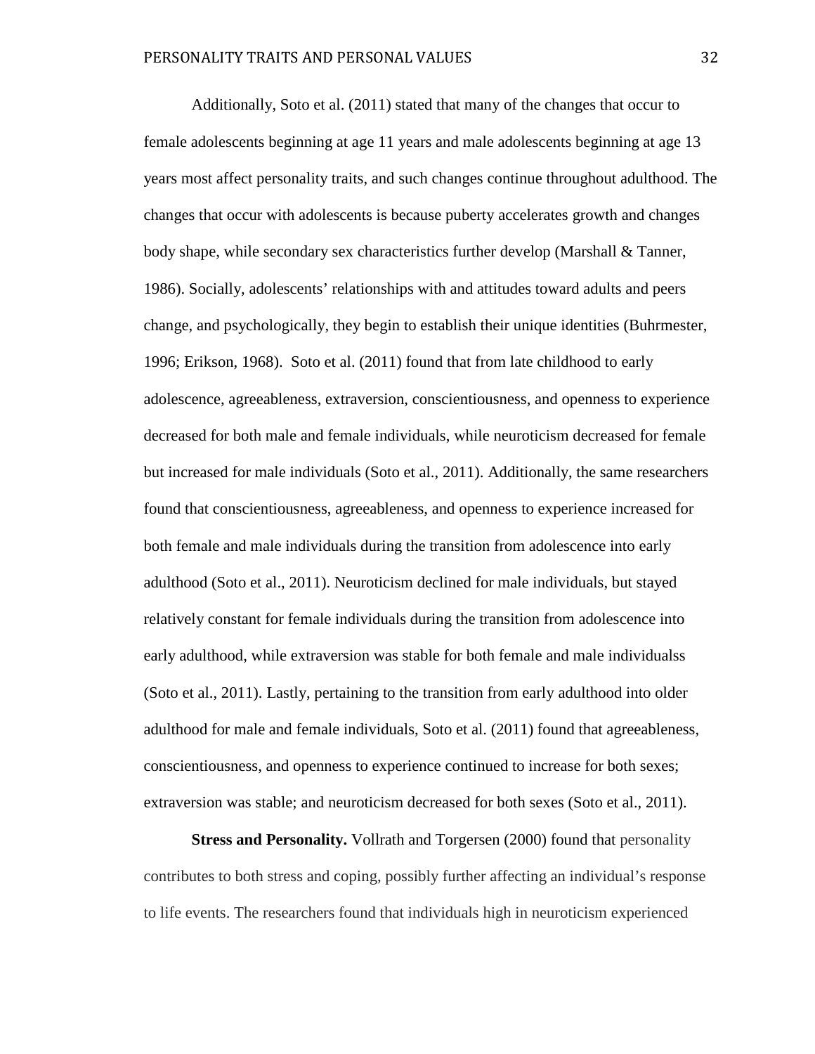Additionally, Soto et al. (2011) stated that many of the changes that occur to female adolescents beginning at age 11 years and male adolescents beginning at age 13 years most affect personality traits, and such changes continue throughout adulthood. The changes that occur with adolescents is because puberty accelerates growth and changes body shape, while secondary sex characteristics further develop (Marshall & Tanner, 1986). Socially, adolescents' relationships with and attitudes toward adults and peers change, and psychologically, they begin to establish their unique identities (Buhrmester, 1996; Erikson, 1968). Soto et al. (2011) found that from late childhood to early adolescence, agreeableness, extraversion, conscientiousness, and openness to experience decreased for both male and female individuals, while neuroticism decreased for female but increased for male individuals (Soto et al., 2011). Additionally, the same researchers found that conscientiousness, agreeableness, and openness to experience increased for both female and male individuals during the transition from adolescence into early adulthood (Soto et al., 2011). Neuroticism declined for male individuals, but stayed relatively constant for female individuals during the transition from adolescence into early adulthood, while extraversion was stable for both female and male individualss (Soto et al., 2011). Lastly, pertaining to the transition from early adulthood into older adulthood for male and female individuals, Soto et al. (2011) found that agreeableness, conscientiousness, and openness to experience continued to increase for both sexes; extraversion was stable; and neuroticism decreased for both sexes (Soto et al., 2011).

**Stress and Personality.** Vollrath and Torgersen (2000) found that personality contributes to both stress and coping, possibly further affecting an individual's response to life events. The researchers found that individuals high in neuroticism experienced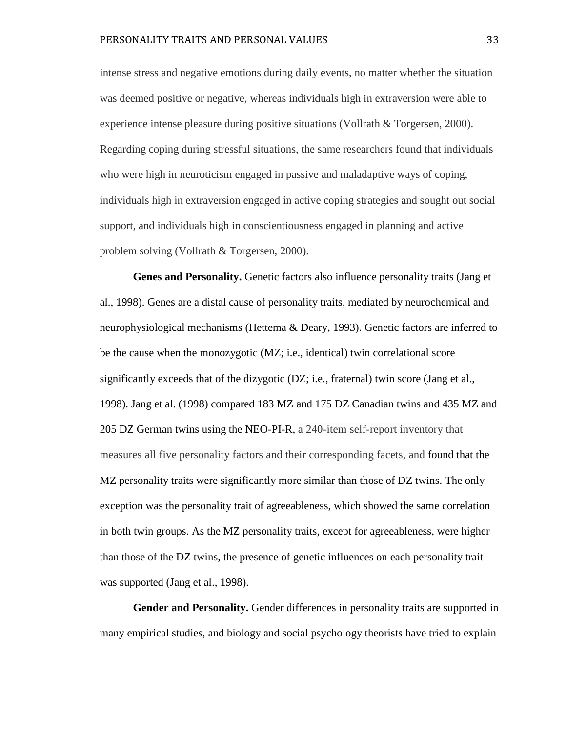intense stress and negative emotions during daily events, no matter whether the situation was deemed positive or negative, whereas individuals high in extraversion were able to experience intense pleasure during positive situations (Vollrath & Torgersen, 2000). Regarding coping during stressful situations, the same researchers found that individuals who were high in neuroticism engaged in passive and maladaptive ways of coping, individuals high in extraversion engaged in active coping strategies and sought out social support, and individuals high in conscientiousness engaged in planning and active problem solving (Vollrath & Torgersen, 2000).

**Genes and Personality.** Genetic factors also influence personality traits (Jang et al., 1998). Genes are a distal cause of personality traits, mediated by neurochemical and neurophysiological mechanisms (Hettema & Deary, 1993). Genetic factors are inferred to be the cause when the monozygotic (MZ; i.e., identical) twin correlational score significantly exceeds that of the dizygotic (DZ; i.e., fraternal) twin score (Jang et al., 1998). Jang et al. (1998) compared 183 MZ and 175 DZ Canadian twins and 435 MZ and 205 DZ German twins using the NEO-PI-R, a 240-item self-report inventory that measures all five personality factors and their corresponding facets, and found that the MZ personality traits were significantly more similar than those of DZ twins. The only exception was the personality trait of agreeableness, which showed the same correlation in both twin groups. As the MZ personality traits, except for agreeableness, were higher than those of the DZ twins, the presence of genetic influences on each personality trait was supported (Jang et al., 1998).

**Gender and Personality.** Gender differences in personality traits are supported in many empirical studies, and biology and social psychology theorists have tried to explain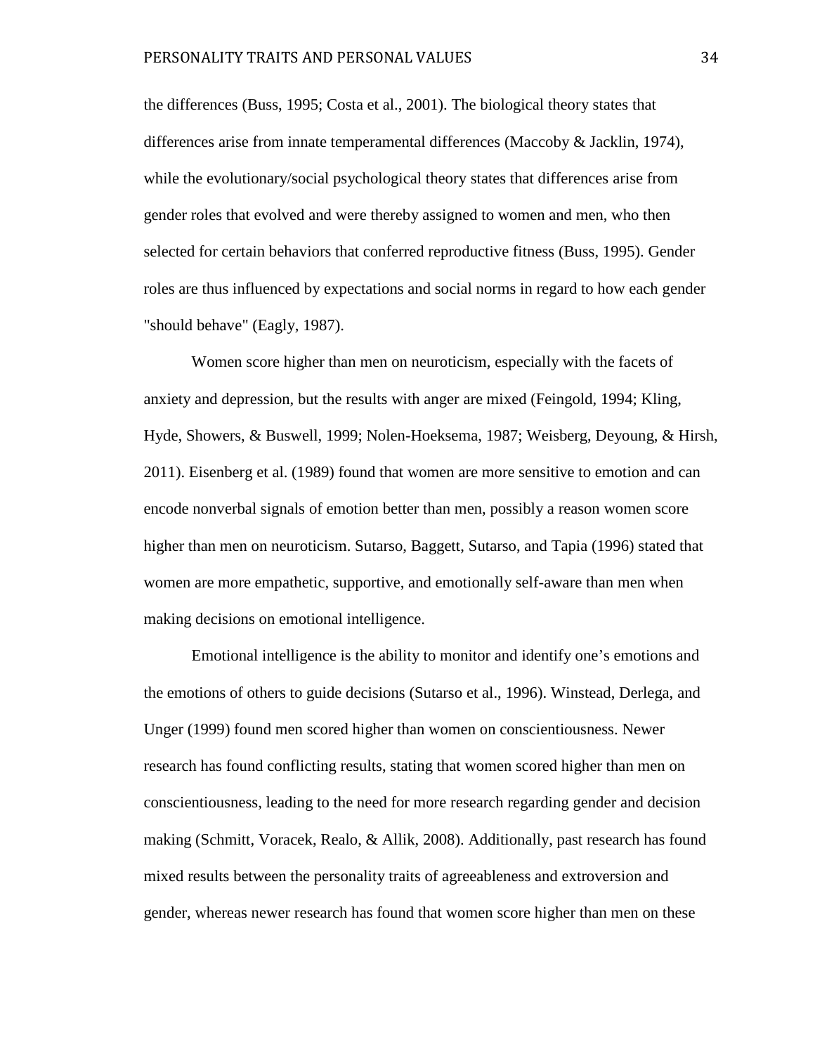the differences (Buss, 1995; Costa et al., 2001). The biological theory states that differences arise from innate temperamental differences (Maccoby & Jacklin, 1974), while the evolutionary/social psychological theory states that differences arise from gender roles that evolved and were thereby assigned to women and men, who then selected for certain behaviors that conferred reproductive fitness (Buss, 1995). Gender roles are thus influenced by expectations and social norms in regard to how each gender "should behave" (Eagly, 1987).

Women score higher than men on neuroticism, especially with the facets of anxiety and depression, but the results with anger are mixed (Feingold, 1994; Kling, Hyde, Showers, & Buswell, 1999; Nolen-Hoeksema, 1987; Weisberg, Deyoung, & Hirsh, 2011). Eisenberg et al. (1989) found that women are more sensitive to emotion and can encode nonverbal signals of emotion better than men, possibly a reason women score higher than men on neuroticism. Sutarso, Baggett, Sutarso, and Tapia (1996) stated that women are more empathetic, supportive, and emotionally self-aware than men when making decisions on emotional intelligence.

Emotional intelligence is the ability to monitor and identify one's emotions and the emotions of others to guide decisions (Sutarso et al., 1996). Winstead, Derlega, and Unger (1999) found men scored higher than women on conscientiousness. Newer research has found conflicting results, stating that women scored higher than men on conscientiousness, leading to the need for more research regarding gender and decision making (Schmitt, Voracek, Realo, & Allik, 2008). Additionally, past research has found mixed results between the personality traits of agreeableness and extroversion and gender, whereas newer research has found that women score higher than men on these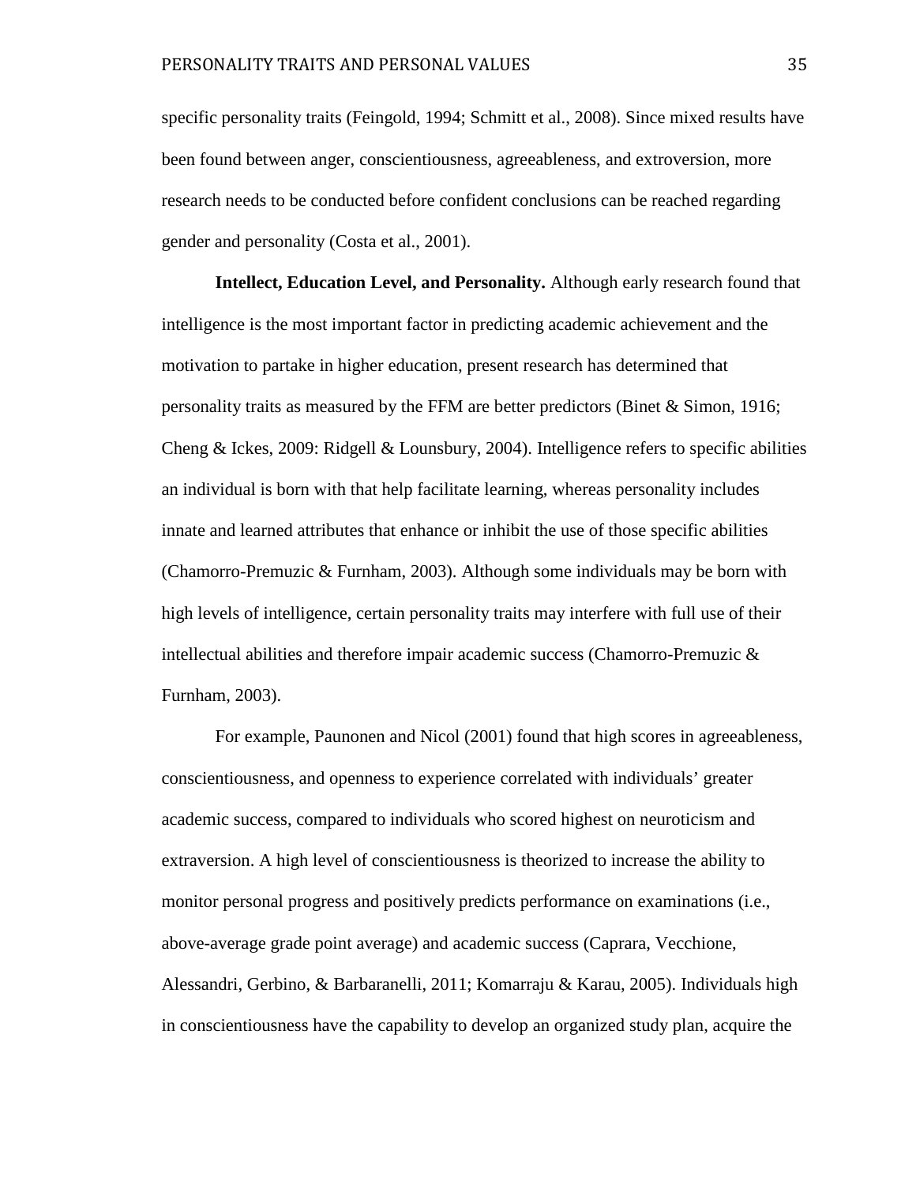specific personality traits (Feingold, 1994; Schmitt et al., 2008). Since mixed results have been found between anger, conscientiousness, agreeableness, and extroversion, more research needs to be conducted before confident conclusions can be reached regarding gender and personality (Costa et al., 2001).

**Intellect, Education Level, and Personality.** Although early research found that intelligence is the most important factor in predicting academic achievement and the motivation to partake in higher education, present research has determined that personality traits as measured by the FFM are better predictors (Binet & Simon, 1916; Cheng & Ickes, 2009: Ridgell & Lounsbury, 2004). Intelligence refers to specific abilities an individual is born with that help facilitate learning, whereas personality includes innate and learned attributes that enhance or inhibit the use of those specific abilities (Chamorro-Premuzic & Furnham, 2003). Although some individuals may be born with high levels of intelligence, certain personality traits may interfere with full use of their intellectual abilities and therefore impair academic success (Chamorro-Premuzic & Furnham, 2003).

For example, Paunonen and Nicol (2001) found that high scores in agreeableness, conscientiousness, and openness to experience correlated with individuals' greater academic success, compared to individuals who scored highest on neuroticism and extraversion. A high level of conscientiousness is theorized to increase the ability to monitor personal progress and positively predicts performance on examinations (i.e., above-average grade point average) and academic success (Caprara, Vecchione, Alessandri, Gerbino, & Barbaranelli, 2011; Komarraju & Karau, 2005). Individuals high in conscientiousness have the capability to develop an organized study plan, acquire the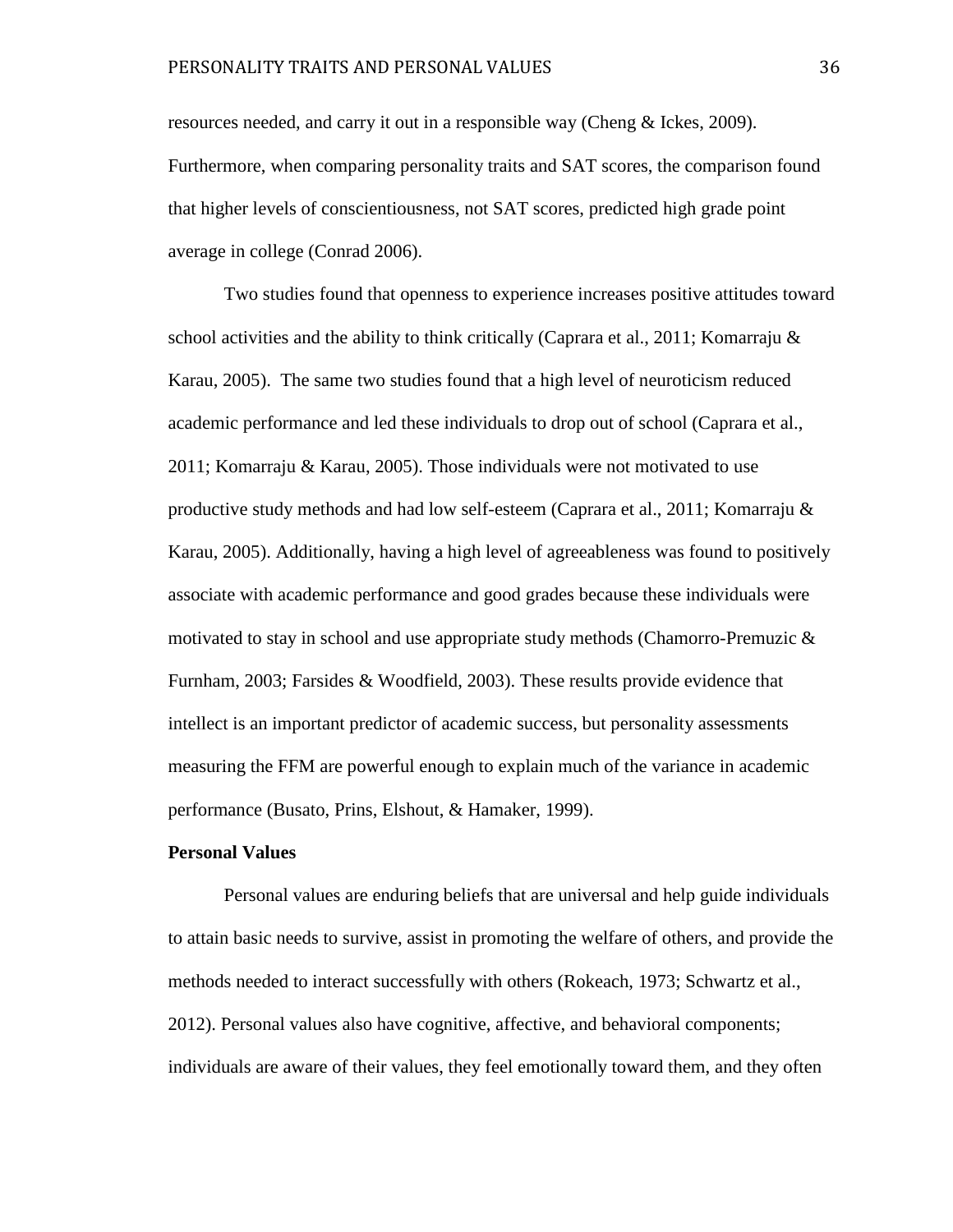resources needed, and carry it out in a responsible way (Cheng & Ickes, 2009). Furthermore, when comparing personality traits and SAT scores, the comparison found that higher levels of conscientiousness, not SAT scores, predicted high grade point average in college (Conrad 2006).

Two studies found that openness to experience increases positive attitudes toward school activities and the ability to think critically (Caprara et al., 2011; Komarraju & Karau, 2005). The same two studies found that a high level of neuroticism reduced academic performance and led these individuals to drop out of school (Caprara et al., 2011; Komarraju & Karau, 2005). Those individuals were not motivated to use productive study methods and had low self-esteem (Caprara et al., 2011; Komarraju & Karau, 2005). Additionally, having a high level of agreeableness was found to positively associate with academic performance and good grades because these individuals were motivated to stay in school and use appropriate study methods (Chamorro-Premuzic & Furnham, 2003; Farsides & Woodfield, 2003). These results provide evidence that intellect is an important predictor of academic success, but personality assessments measuring the FFM are powerful enough to explain much of the variance in academic performance (Busato, Prins, Elshout, & Hamaker, 1999).

**Personal Values**

Personal values are enduring beliefs that are universal and help guide individuals to attain basic needs to survive, assist in promoting the welfare of others, and provide the methods needed to interact successfully with others (Rokeach, 1973; Schwartz et al., 2012). Personal values also have cognitive, affective, and behavioral components; individuals are aware of their values, they feel emotionally toward them, and they often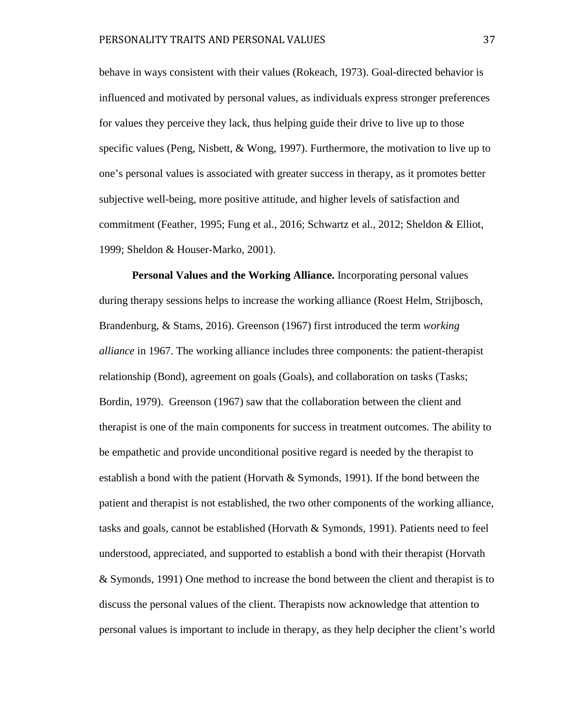behave in ways consistent with their values (Rokeach, 1973). Goal-directed behavior is influenced and motivated by personal values, as individuals express stronger preferences for values they perceive they lack, thus helping guide their drive to live up to those specific values (Peng, Nisbett, & Wong, 1997). Furthermore, the motivation to live up to one's personal values is associated with greater success in therapy, as it promotes better subjective well-being, more positive attitude, and higher levels of satisfaction and commitment (Feather, 1995; Fung et al., 2016; Schwartz et al., 2012; Sheldon & Elliot, 1999; Sheldon & Houser-Marko, 2001).

**Personal Values and the Working Alliance.** Incorporating personal values during therapy sessions helps to increase the working alliance (Roest Helm, Strijbosch, Brandenburg, & Stams, 2016). Greenson (1967) first introduced the term *working alliance* in 1967. The working alliance includes three components: the patient-therapist relationship (Bond), agreement on goals (Goals), and collaboration on tasks (Tasks; Bordin, 1979). Greenson (1967) saw that the collaboration between the client and therapist is one of the main components for success in treatment outcomes. The ability to be empathetic and provide unconditional positive regard is needed by the therapist to establish a bond with the patient (Horvath & Symonds, 1991). If the bond between the patient and therapist is not established, the two other components of the working alliance, tasks and goals, cannot be established (Horvath & Symonds, 1991). Patients need to feel understood, appreciated, and supported to establish a bond with their therapist (Horvath & Symonds, 1991) One method to increase the bond between the client and therapist is to discuss the personal values of the client. Therapists now acknowledge that attention to personal values is important to include in therapy, as they help decipher the client's world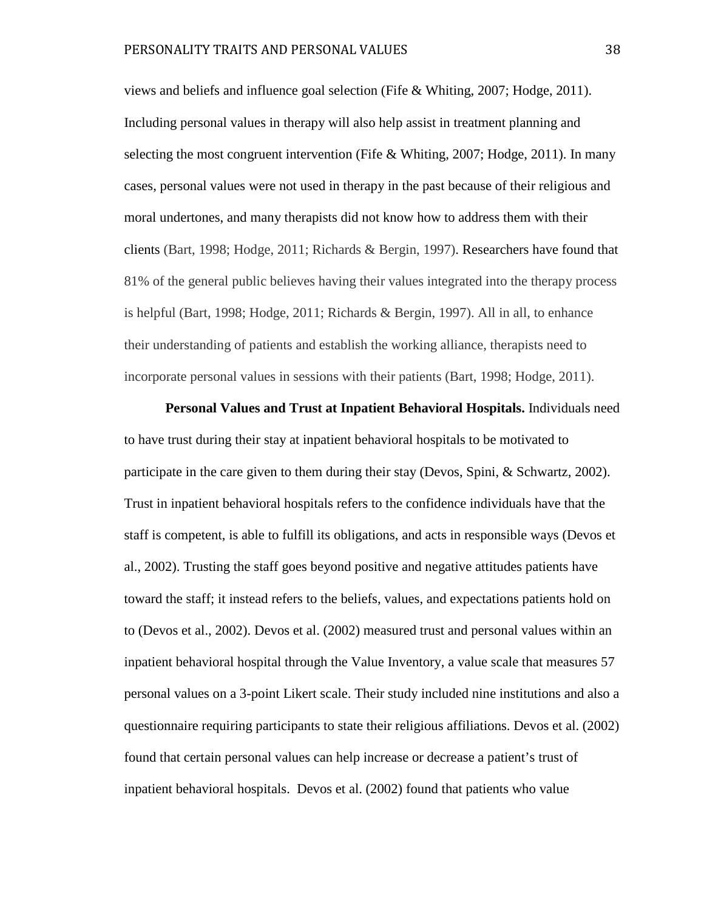views and beliefs and influence goal selection (Fife & Whiting, 2007; Hodge, 2011). Including personal values in therapy will also help assist in treatment planning and selecting the most congruent intervention (Fife & Whiting, 2007; Hodge, 2011). In many cases, personal values were not used in therapy in the past because of their religious and moral undertones, and many therapists did not know how to address them with their clients (Bart, 1998; Hodge, 2011; Richards & Bergin, 1997). Researchers have found that 81% of the general public believes having their values integrated into the therapy process is helpful (Bart, 1998; Hodge, 2011; Richards & Bergin, 1997). All in all, to enhance their understanding of patients and establish the working alliance, therapists need to incorporate personal values in sessions with their patients (Bart, 1998; Hodge, 2011).

**Personal Values and Trust at Inpatient Behavioral Hospitals.** Individuals need to have trust during their stay at inpatient behavioral hospitals to be motivated to participate in the care given to them during their stay (Devos, Spini, & Schwartz, 2002). Trust in inpatient behavioral hospitals refers to the confidence individuals have that the staff is competent, is able to fulfill its obligations, and acts in responsible ways (Devos et al., 2002). Trusting the staff goes beyond positive and negative attitudes patients have toward the staff; it instead refers to the beliefs, values, and expectations patients hold on to (Devos et al., 2002). Devos et al. (2002) measured trust and personal values within an inpatient behavioral hospital through the Value Inventory, a value scale that measures 57 personal values on a 3-point Likert scale. Their study included nine institutions and also a questionnaire requiring participants to state their religious affiliations. Devos et al. (2002) found that certain personal values can help increase or decrease a patient's trust of inpatient behavioral hospitals. Devos et al. (2002) found that patients who value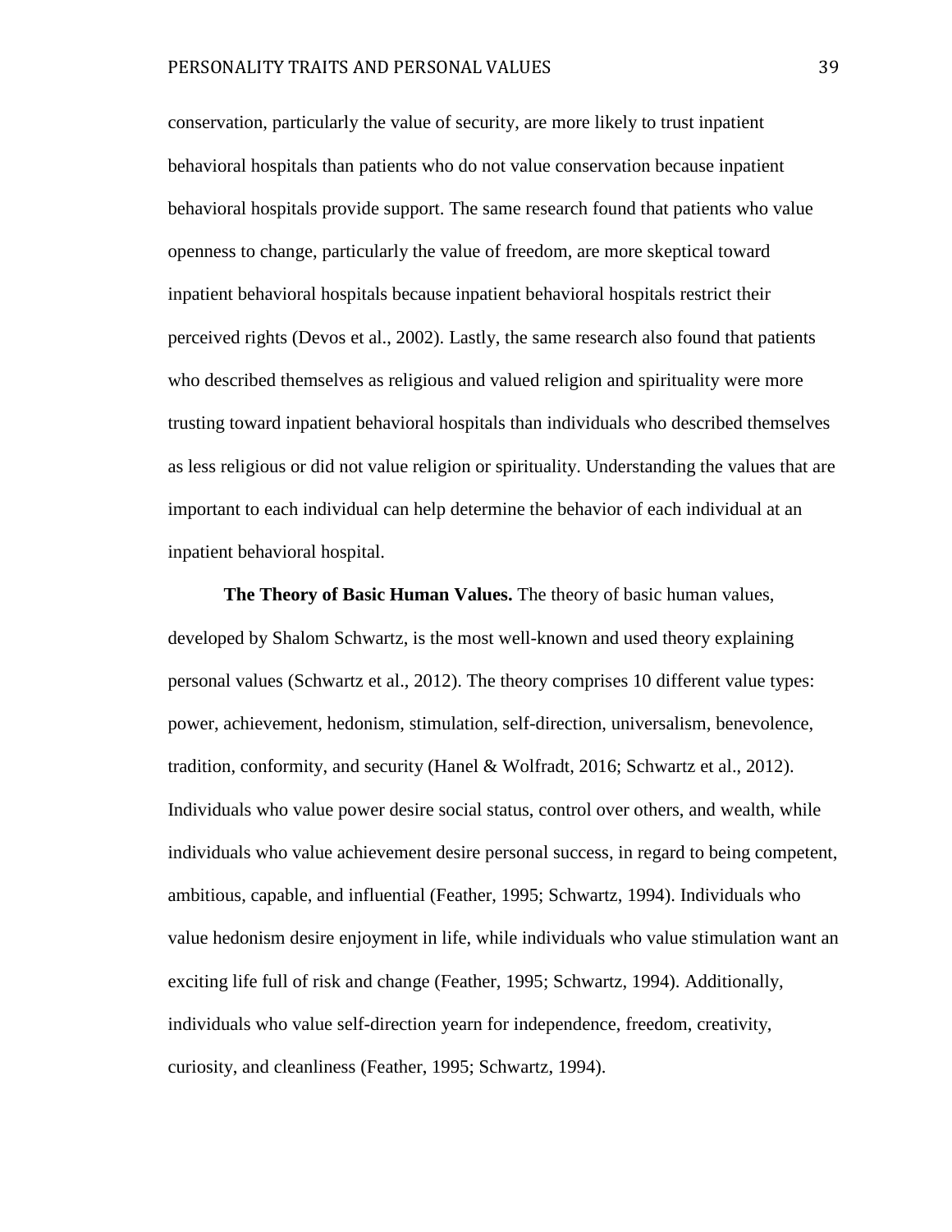conservation, particularly the value of security, are more likely to trust inpatient behavioral hospitals than patients who do not value conservation because inpatient behavioral hospitals provide support. The same research found that patients who value openness to change, particularly the value of freedom, are more skeptical toward inpatient behavioral hospitals because inpatient behavioral hospitals restrict their perceived rights (Devos et al., 2002). Lastly, the same research also found that patients who described themselves as religious and valued religion and spirituality were more trusting toward inpatient behavioral hospitals than individuals who described themselves as less religious or did not value religion or spirituality. Understanding the values that are important to each individual can help determine the behavior of each individual at an inpatient behavioral hospital.

**The Theory of Basic Human Values.** The theory of basic human values, developed by Shalom Schwartz, is the most well-known and used theory explaining personal values (Schwartz et al., 2012). The theory comprises 10 different value types: power, achievement, hedonism, stimulation, self-direction, universalism, benevolence, tradition, conformity, and security (Hanel & Wolfradt, 2016; Schwartz et al., 2012). Individuals who value power desire social status, control over others, and wealth, while individuals who value achievement desire personal success, in regard to being competent, ambitious, capable, and influential (Feather, 1995; Schwartz, 1994). Individuals who value hedonism desire enjoyment in life, while individuals who value stimulation want an exciting life full of risk and change (Feather, 1995; Schwartz, 1994). Additionally, individuals who value self-direction yearn for independence, freedom, creativity, curiosity, and cleanliness (Feather, 1995; Schwartz, 1994).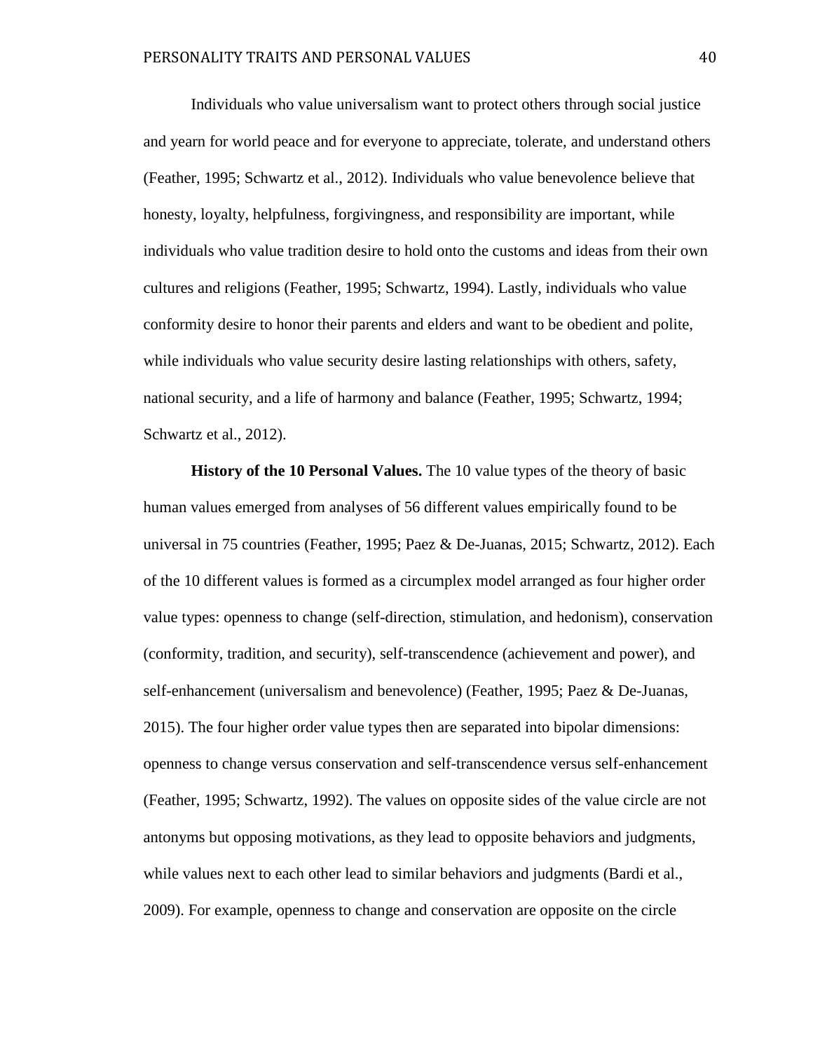Individuals who value universalism want to protect others through social justice and yearn for world peace and for everyone to appreciate, tolerate, and understand others (Feather, 1995; Schwartz et al., 2012). Individuals who value benevolence believe that honesty, loyalty, helpfulness, forgivingness, and responsibility are important, while individuals who value tradition desire to hold onto the customs and ideas from their own cultures and religions (Feather, 1995; Schwartz, 1994). Lastly, individuals who value conformity desire to honor their parents and elders and want to be obedient and polite, while individuals who value security desire lasting relationships with others, safety, national security, and a life of harmony and balance (Feather, 1995; Schwartz, 1994; Schwartz et al., 2012).

**History of the 10 Personal Values.** The 10 value types of the theory of basic human values emerged from analyses of 56 different values empirically found to be universal in 75 countries (Feather, 1995; Paez & De-Juanas, 2015; Schwartz, 2012). Each of the 10 different values is formed as a circumplex model arranged as four higher order value types: openness to change (self-direction, stimulation, and hedonism), conservation (conformity, tradition, and security), self-transcendence (achievement and power), and self-enhancement (universalism and benevolence) (Feather, 1995; Paez & De-Juanas, 2015). The four higher order value types then are separated into bipolar dimensions: openness to change versus conservation and self-transcendence versus self-enhancement (Feather, 1995; Schwartz, 1992). The values on opposite sides of the value circle are not antonyms but opposing motivations, as they lead to opposite behaviors and judgments, while values next to each other lead to similar behaviors and judgments (Bardi et al., 2009). For example, openness to change and conservation are opposite on the circle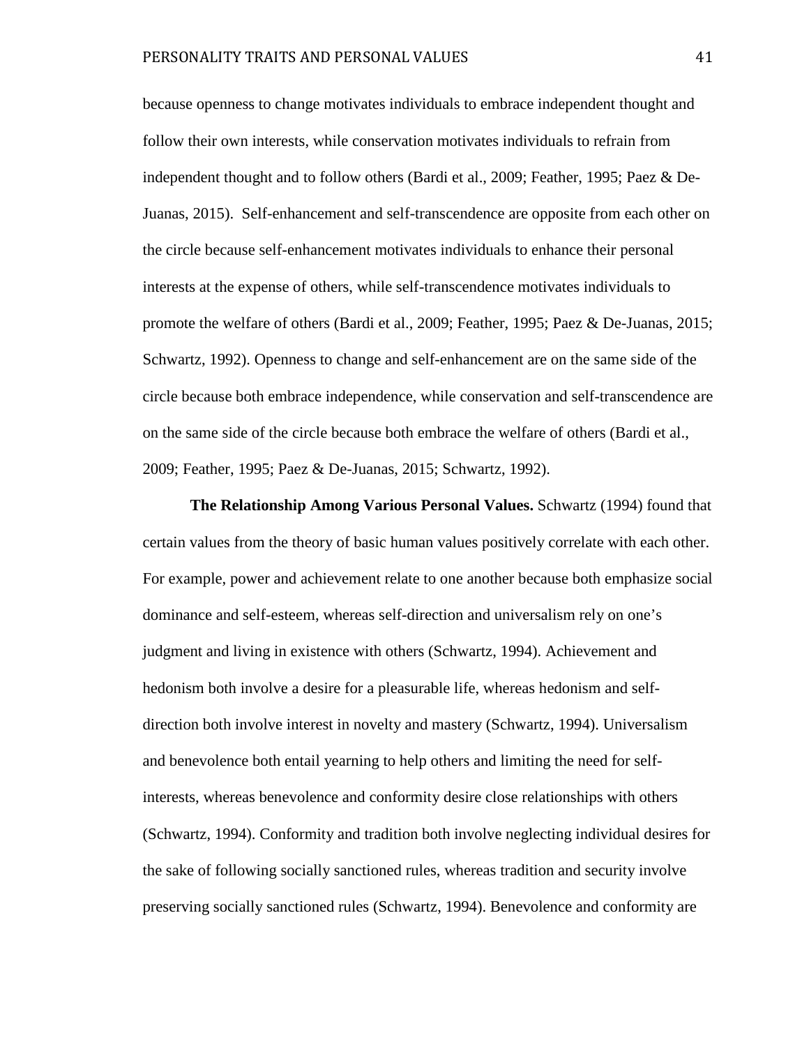because openness to change motivates individuals to embrace independent thought and follow their own interests, while conservation motivates individuals to refrain from independent thought and to follow others (Bardi et al., 2009; Feather, 1995; Paez & De-Juanas, 2015). Self-enhancement and self-transcendence are opposite from each other on the circle because self-enhancement motivates individuals to enhance their personal interests at the expense of others, while self-transcendence motivates individuals to promote the welfare of others (Bardi et al., 2009; Feather, 1995; Paez & De-Juanas, 2015; Schwartz, 1992). Openness to change and self-enhancement are on the same side of the circle because both embrace independence, while conservation and self-transcendence are on the same side of the circle because both embrace the welfare of others (Bardi et al., 2009; Feather, 1995; Paez & De-Juanas, 2015; Schwartz, 1992).

**The Relationship Among Various Personal Values.** Schwartz (1994) found that certain values from the theory of basic human values positively correlate with each other. For example, power and achievement relate to one another because both emphasize social dominance and self-esteem, whereas self-direction and universalism rely on one's judgment and living in existence with others (Schwartz, 1994). Achievement and hedonism both involve a desire for a pleasurable life, whereas hedonism and self-direction both involve interest in novelty and mastery (Schwartz, 1994). Universalism and benevolence both entail yearning to help others and limiting the need for self-interests, whereas benevolence and conformity desire close relationships with others (Schwartz, 1994). Conformity and tradition both involve neglecting individual desires for the sake of following socially sanctioned rules, whereas tradition and security involve preserving socially sanctioned rules (Schwartz, 1994). Benevolence and conformity are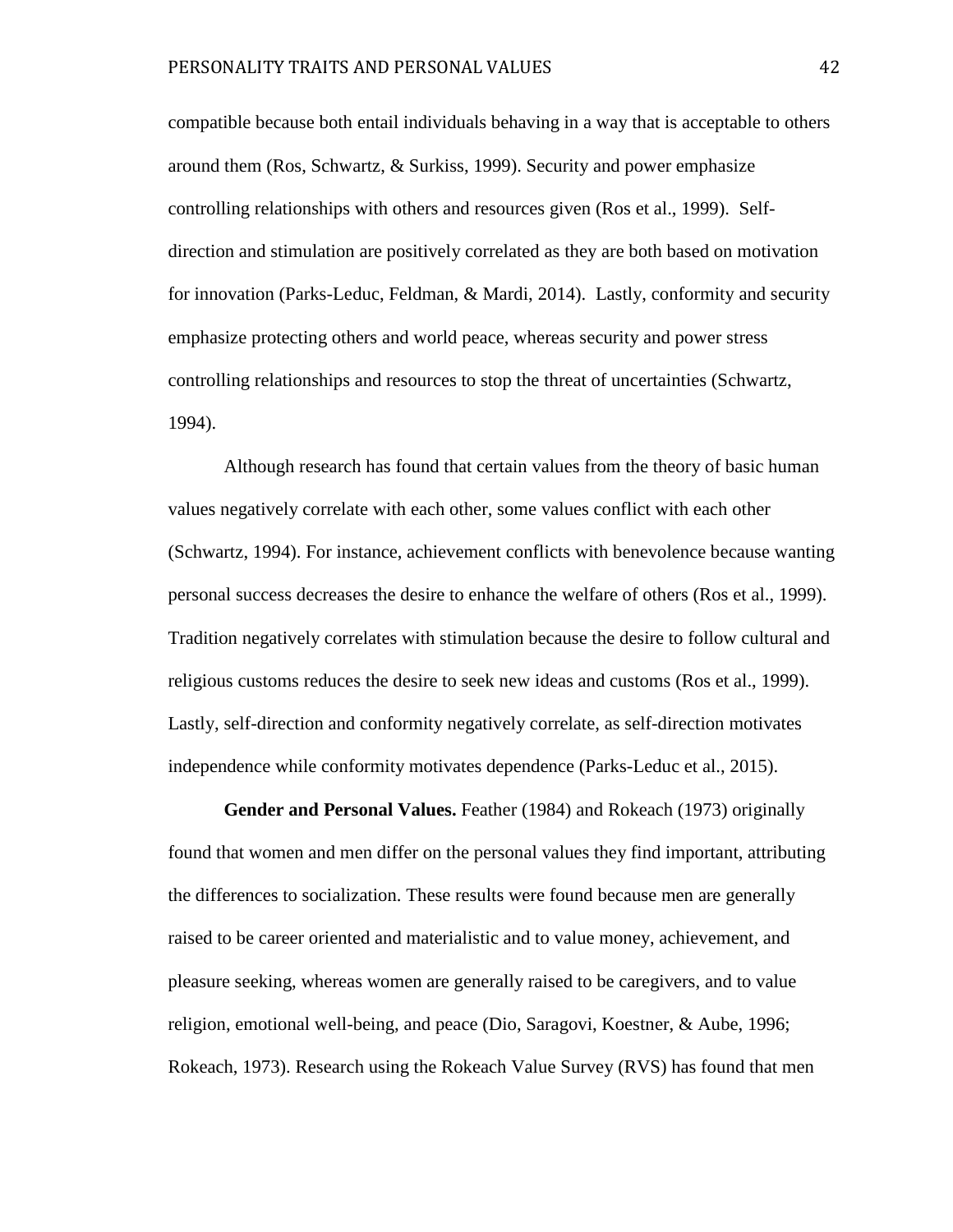compatible because both entail individuals behaving in a way that is acceptable to others around them (Ros, Schwartz, & Surkiss, 1999). Security and power emphasize controlling relationships with others and resources given (Ros et al., 1999). Self-direction and stimulation are positively correlated as they are both based on motivation for innovation (Parks-Leduc, Feldman, & Mardi, 2014). Lastly, conformity and security emphasize protecting others and world peace, whereas security and power stress controlling relationships and resources to stop the threat of uncertainties (Schwartz, 1994).

Although research has found that certain values from the theory of basic human values negatively correlate with each other, some values conflict with each other (Schwartz, 1994). For instance, achievement conflicts with benevolence because wanting personal success decreases the desire to enhance the welfare of others (Ros et al., 1999). Tradition negatively correlates with stimulation because the desire to follow cultural and religious customs reduces the desire to seek new ideas and customs (Ros et al., 1999). Lastly, self-direction and conformity negatively correlate, as self-direction motivates independence while conformity motivates dependence (Parks-Leduc et al., 2015).

**Gender and Personal Values.** Feather (1984) and Rokeach (1973) originally found that women and men differ on the personal values they find important, attributing the differences to socialization. These results were found because men are generally raised to be career oriented and materialistic and to value money, achievement, and pleasure seeking, whereas women are generally raised to be caregivers, and to value religion, emotional well-being, and peace (Dio, Saragovi, Koestner, & Aube, 1996; Rokeach, 1973). Research using the Rokeach Value Survey (RVS) has found that men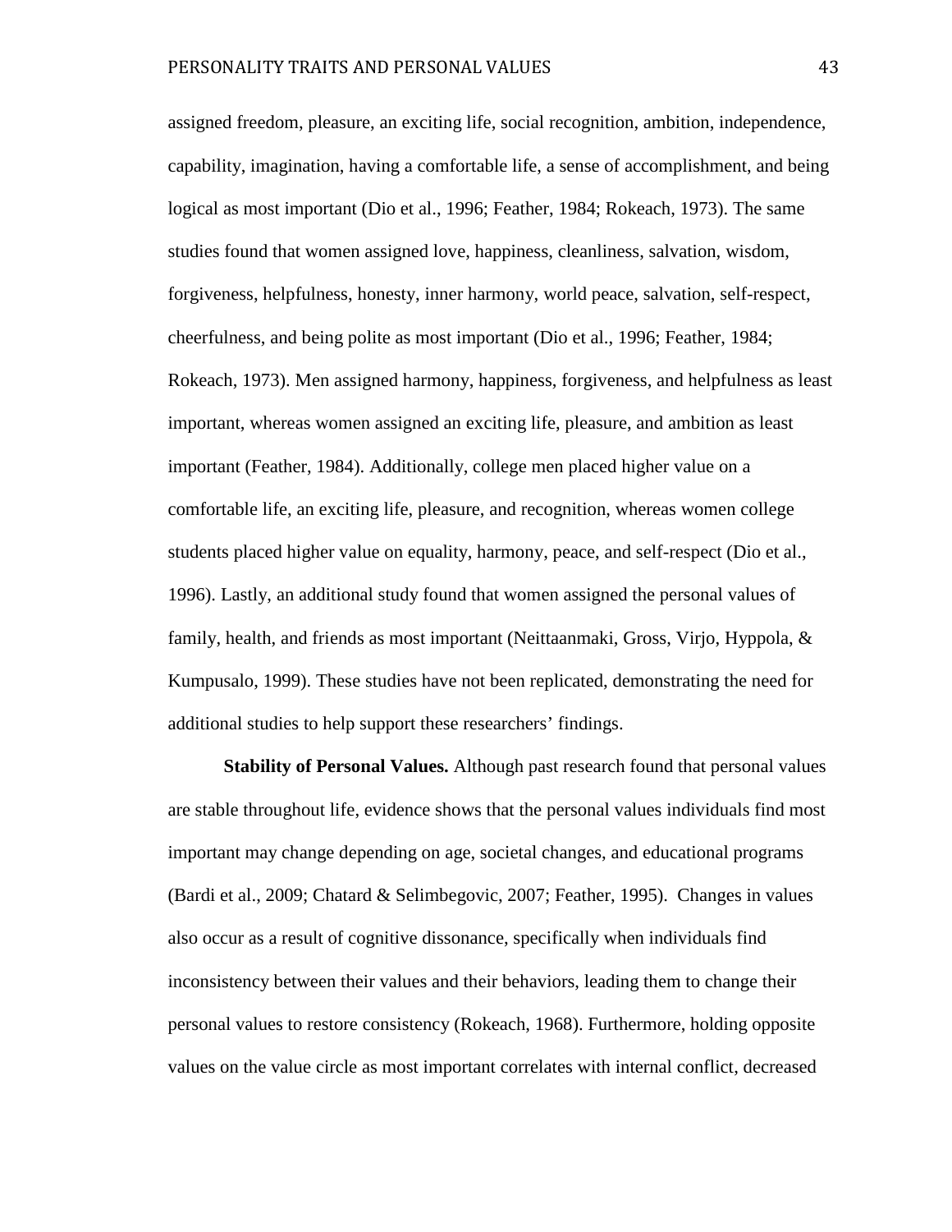assigned freedom, pleasure, an exciting life, social recognition, ambition, independence, capability, imagination, having a comfortable life, a sense of accomplishment, and being logical as most important (Dio et al., 1996; Feather, 1984; Rokeach, 1973). The same studies found that women assigned love, happiness, cleanliness, salvation, wisdom, forgiveness, helpfulness, honesty, inner harmony, world peace, salvation, self-respect, cheerfulness, and being polite as most important (Dio et al., 1996; Feather, 1984; Rokeach, 1973). Men assigned harmony, happiness, forgiveness, and helpfulness as least important, whereas women assigned an exciting life, pleasure, and ambition as least important (Feather, 1984). Additionally, college men placed higher value on a comfortable life, an exciting life, pleasure, and recognition, whereas women college students placed higher value on equality, harmony, peace, and self-respect (Dio et al., 1996). Lastly, an additional study found that women assigned the personal values of family, health, and friends as most important (Neittaanmaki, Gross, Virjo, Hyppola, & Kumpusalo, 1999). These studies have not been replicated, demonstrating the need for additional studies to help support these researchers' findings.

**Stability of Personal Values.** Although past research found that personal values are stable throughout life, evidence shows that the personal values individuals find most important may change depending on age, societal changes, and educational programs (Bardi et al., 2009; Chatard & Selimbegovic, 2007; Feather, 1995). Changes in values also occur as a result of cognitive dissonance, specifically when individuals find inconsistency between their values and their behaviors, leading them to change their personal values to restore consistency (Rokeach, 1968). Furthermore, holding opposite values on the value circle as most important correlates with internal conflict, decreased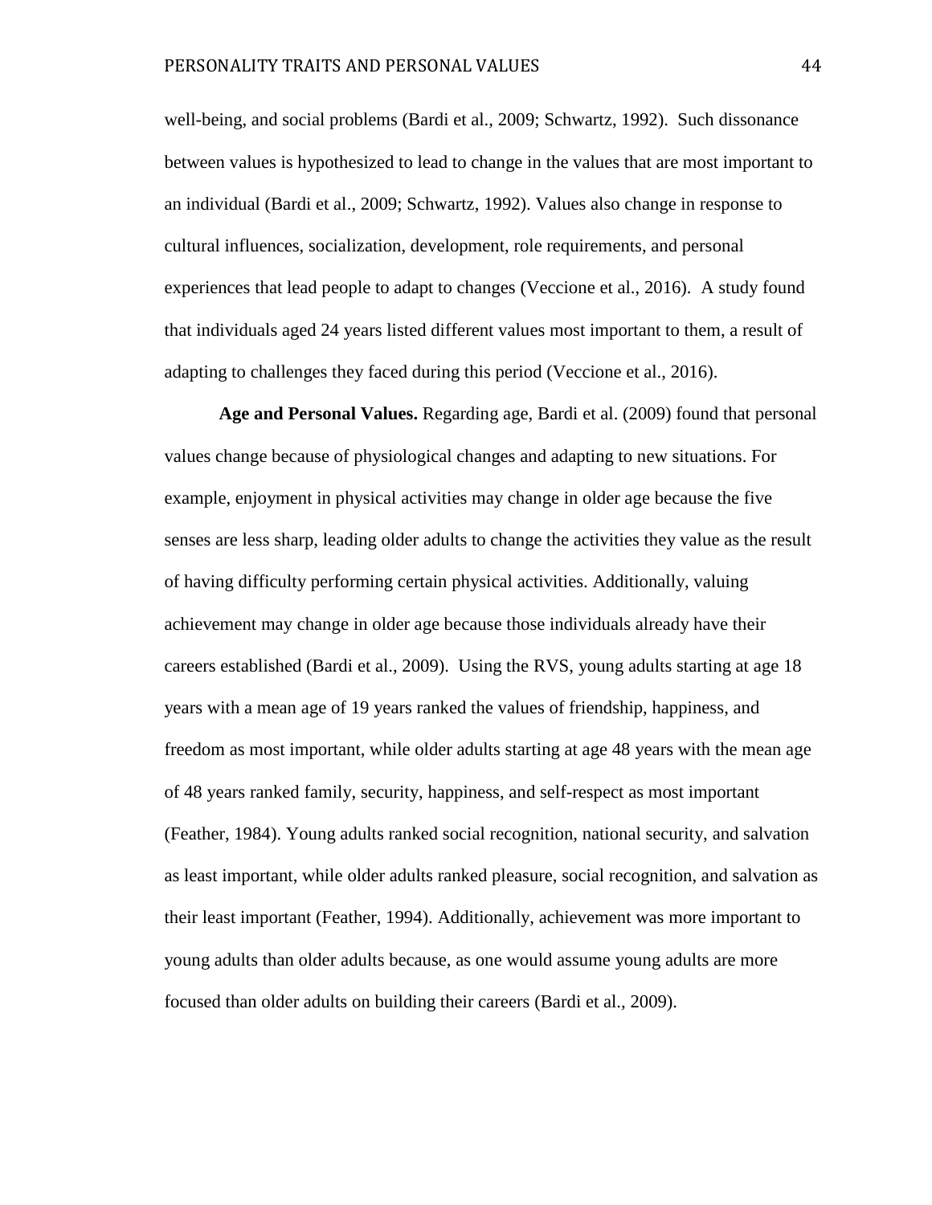well-being, and social problems (Bardi et al., 2009; Schwartz, 1992). Such dissonance between values is hypothesized to lead to change in the values that are most important to an individual (Bardi et al., 2009; Schwartz, 1992). Values also change in response to cultural influences, socialization, development, role requirements, and personal experiences that lead people to adapt to changes (Veccione et al., 2016). A study found that individuals aged 24 years listed different values most important to them, a result of adapting to challenges they faced during this period (Veccione et al., 2016).

**Age and Personal Values.** Regarding age, Bardi et al. (2009) found that personal values change because of physiological changes and adapting to new situations. For example, enjoyment in physical activities may change in older age because the five senses are less sharp, leading older adults to change the activities they value as the result of having difficulty performing certain physical activities. Additionally, valuing achievement may change in older age because those individuals already have their careers established (Bardi et al., 2009). Using the RVS, young adults starting at age 18 years with a mean age of 19 years ranked the values of friendship, happiness, and freedom as most important, while older adults starting at age 48 years with the mean age of 48 years ranked family, security, happiness, and self-respect as most important (Feather, 1984). Young adults ranked social recognition, national security, and salvation as least important, while older adults ranked pleasure, social recognition, and salvation as their least important (Feather, 1994). Additionally, achievement was more important to young adults than older adults because, as one would assume young adults are more focused than older adults on building their careers (Bardi et al., 2009).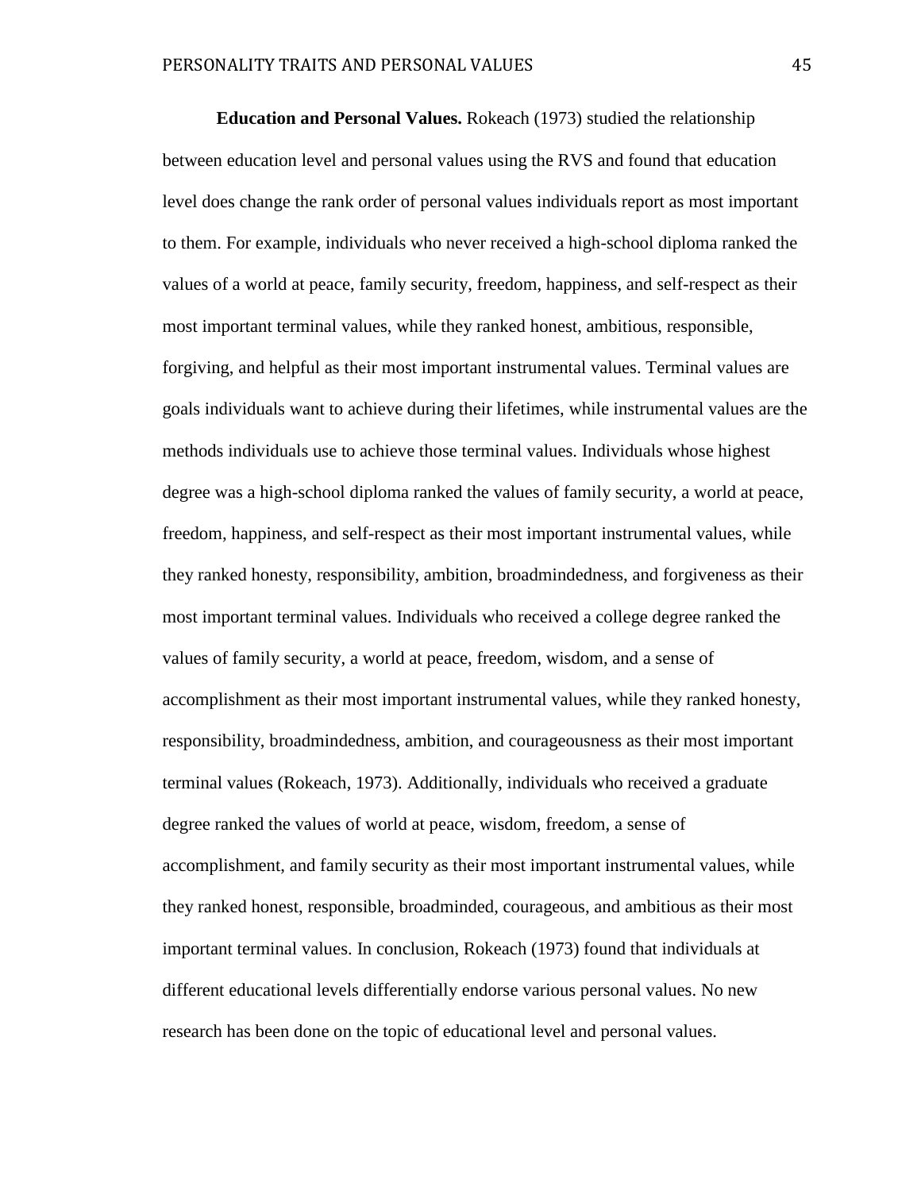**Education and Personal Values.** Rokeach (1973) studied the relationship between education level and personal values using the RVS and found that education level does change the rank order of personal values individuals report as most important to them. For example, individuals who never received a high-school diploma ranked the values of a world at peace, family security, freedom, happiness, and self-respect as their most important terminal values, while they ranked honest, ambitious, responsible, forgiving, and helpful as their most important instrumental values. Terminal values are goals individuals want to achieve during their lifetimes, while instrumental values are the methods individuals use to achieve those terminal values. Individuals whose highest degree was a high-school diploma ranked the values of family security, a world at peace, freedom, happiness, and self-respect as their most important instrumental values, while they ranked honesty, responsibility, ambition, broadmindedness, and forgiveness as their most important terminal values. Individuals who received a college degree ranked the values of family security, a world at peace, freedom, wisdom, and a sense of accomplishment as their most important instrumental values, while they ranked honesty, responsibility, broadmindedness, ambition, and courageousness as their most important terminal values (Rokeach, 1973). Additionally, individuals who received a graduate degree ranked the values of world at peace, wisdom, freedom, a sense of accomplishment, and family security as their most important instrumental values, while they ranked honest, responsible, broadminded, courageous, and ambitious as their most important terminal values. In conclusion, Rokeach (1973) found that individuals at different educational levels differentially endorse various personal values. No new research has been done on the topic of educational level and personal values.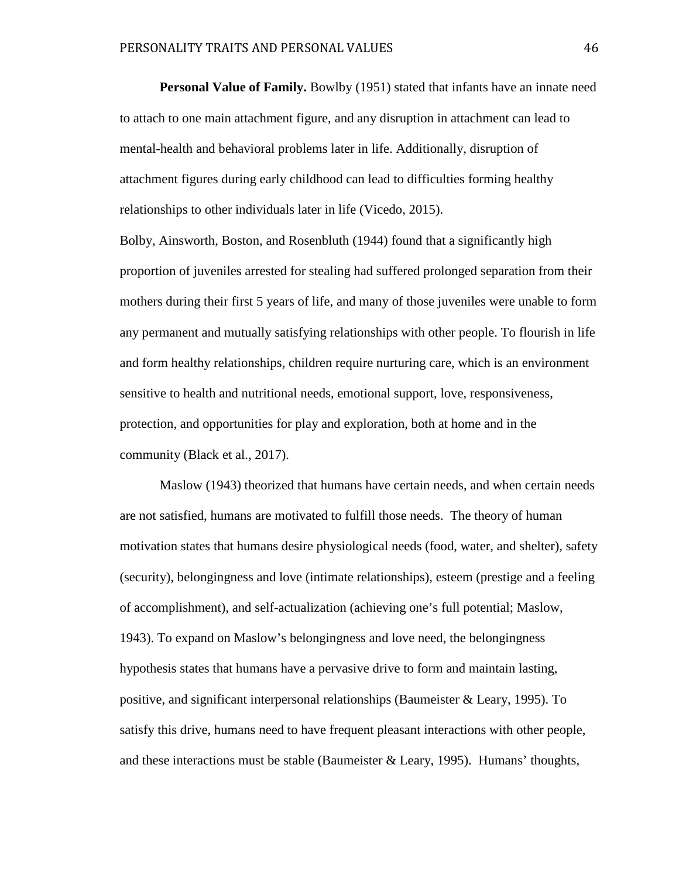**Personal Value of Family.** Bowlby (1951) stated that infants have an innate need to attach to one main attachment figure, and any disruption in attachment can lead to mental-health and behavioral problems later in life. Additionally, disruption of attachment figures during early childhood can lead to difficulties forming healthy relationships to other individuals later in life (Vicedo, 2015).

Bolby, Ainsworth, Boston, and Rosenbluth (1944) found that a significantly high proportion of juveniles arrested for stealing had suffered prolonged separation from their mothers during their first 5 years of life, and many of those juveniles were unable to form any permanent and mutually satisfying relationships with other people. To flourish in life and form healthy relationships, children require nurturing care, which is an environment sensitive to health and nutritional needs, emotional support, love, responsiveness, protection, and opportunities for play and exploration, both at home and in the community (Black et al., 2017).

Maslow (1943) theorized that humans have certain needs, and when certain needs are not satisfied, humans are motivated to fulfill those needs. The theory of human motivation states that humans desire physiological needs (food, water, and shelter), safety (security), belongingness and love (intimate relationships), esteem (prestige and a feeling of accomplishment), and self-actualization (achieving one's full potential; Maslow, 1943). To expand on Maslow's belongingness and love need, the belongingness hypothesis states that humans have a pervasive drive to form and maintain lasting, positive, and significant interpersonal relationships (Baumeister & Leary, 1995). To satisfy this drive, humans need to have frequent pleasant interactions with other people, and these interactions must be stable (Baumeister & Leary, 1995). Humans' thoughts,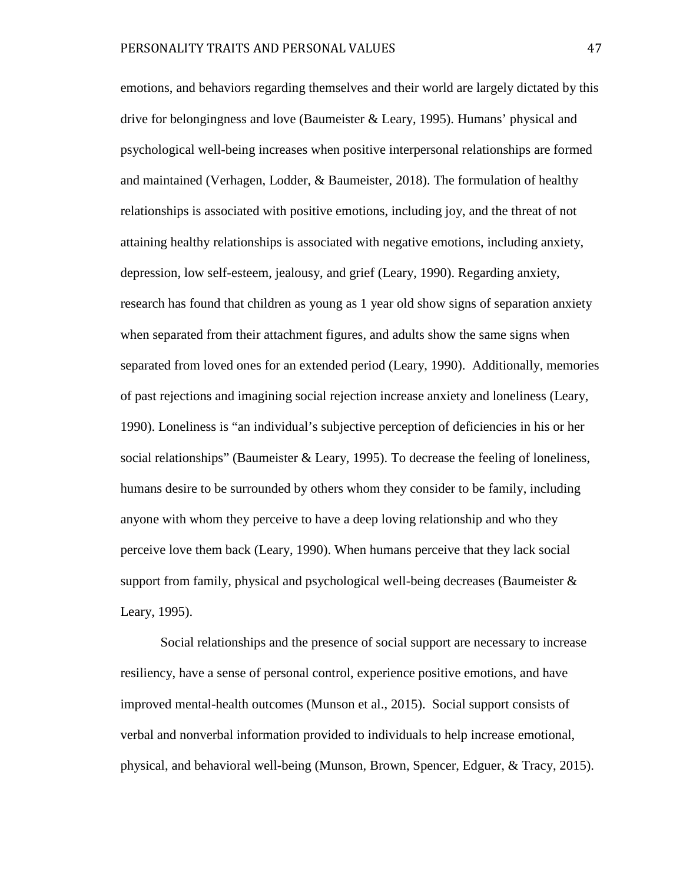emotions, and behaviors regarding themselves and their world are largely dictated by this drive for belongingness and love (Baumeister & Leary, 1995). Humans' physical and psychological well-being increases when positive interpersonal relationships are formed and maintained (Verhagen, Lodder, & Baumeister, 2018). The formulation of healthy relationships is associated with positive emotions, including joy, and the threat of not attaining healthy relationships is associated with negative emotions, including anxiety, depression, low self-esteem, jealousy, and grief (Leary, 1990). Regarding anxiety, research has found that children as young as 1 year old show signs of separation anxiety when separated from their attachment figures, and adults show the same signs when separated from loved ones for an extended period (Leary, 1990). Additionally, memories of past rejections and imagining social rejection increase anxiety and loneliness (Leary, 1990). Loneliness is "an individual's subjective perception of deficiencies in his or her social relationships" (Baumeister & Leary, 1995). To decrease the feeling of loneliness, humans desire to be surrounded by others whom they consider to be family, including anyone with whom they perceive to have a deep loving relationship and who they perceive love them back (Leary, 1990). When humans perceive that they lack social support from family, physical and psychological well-being decreases (Baumeister & Leary, 1995).

Social relationships and the presence of social support are necessary to increase resiliency, have a sense of personal control, experience positive emotions, and have improved mental-health outcomes (Munson et al., 2015). Social support consists of verbal and nonverbal information provided to individuals to help increase emotional, physical, and behavioral well-being (Munson, Brown, Spencer, Edguer, & Tracy, 2015).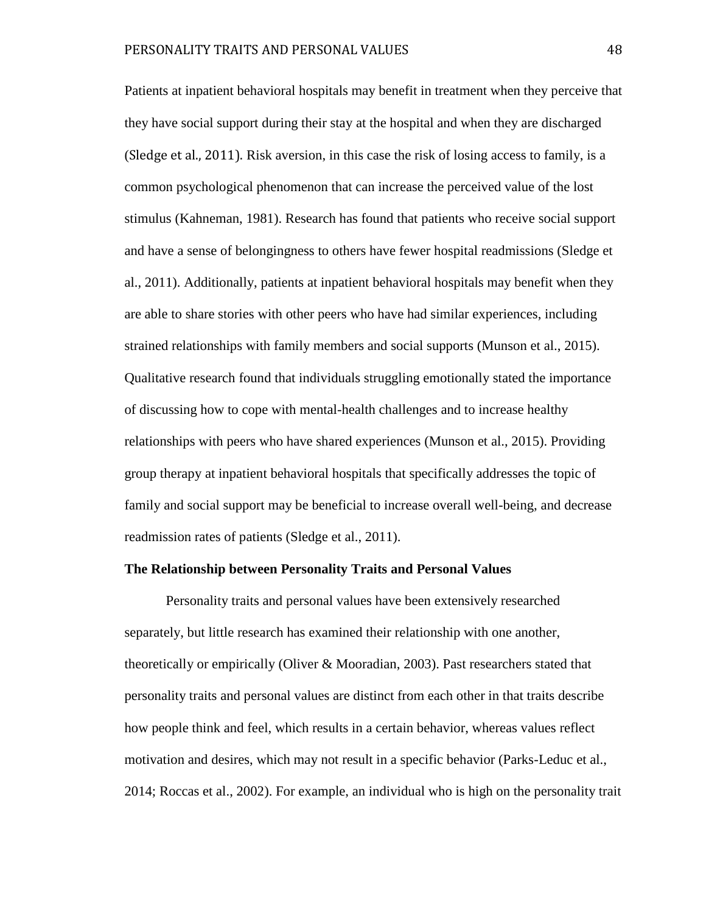Patients at inpatient behavioral hospitals may benefit in treatment when they perceive that they have social support during their stay at the hospital and when they are discharged (Sledge et al., 2011). Risk aversion, in this case the risk of losing access to family, is a common psychological phenomenon that can increase the perceived value of the lost stimulus (Kahneman, 1981). Research has found that patients who receive social support and have a sense of belongingness to others have fewer hospital readmissions (Sledge et al., 2011). Additionally, patients at inpatient behavioral hospitals may benefit when they are able to share stories with other peers who have had similar experiences, including strained relationships with family members and social supports (Munson et al., 2015). Qualitative research found that individuals struggling emotionally stated the importance of discussing how to cope with mental-health challenges and to increase healthy relationships with peers who have shared experiences (Munson et al., 2015). Providing group therapy at inpatient behavioral hospitals that specifically addresses the topic of family and social support may be beneficial to increase overall well-being, and decrease readmission rates of patients (Sledge et al., 2011).

**The Relationship between Personality Traits and Personal Values**

Personality traits and personal values have been extensively researched separately, but little research has examined their relationship with one another, theoretically or empirically (Oliver & Mooradian, 2003). Past researchers stated that personality traits and personal values are distinct from each other in that traits describe how people think and feel, which results in a certain behavior, whereas values reflect motivation and desires, which may not result in a specific behavior (Parks-Leduc et al., 2014; Roccas et al., 2002). For example, an individual who is high on the personality trait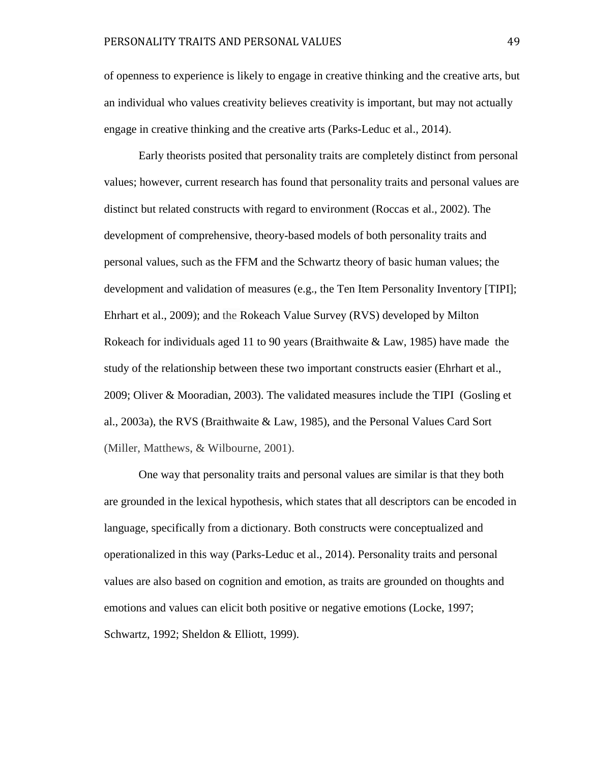of openness to experience is likely to engage in creative thinking and the creative arts, but an individual who values creativity believes creativity is important, but may not actually engage in creative thinking and the creative arts (Parks-Leduc et al., 2014).

Early theorists posited that personality traits are completely distinct from personal values; however, current research has found that personality traits and personal values are distinct but related constructs with regard to environment (Roccas et al., 2002). The development of comprehensive, theory-based models of both personality traits and personal values, such as the FFM and the Schwartz theory of basic human values; the development and validation of measures (e.g., the Ten Item Personality Inventory [TIPI]; Ehrhart et al., 2009); and the Rokeach Value Survey (RVS) developed by Milton Rokeach for individuals aged 11 to 90 years (Braithwaite & Law, 1985) have made the study of the relationship between these two important constructs easier (Ehrhart et al., 2009; Oliver & Mooradian, 2003). The validated measures include the TIPI (Gosling et al., 2003a), the RVS (Braithwaite & Law, 1985), and the Personal Values Card Sort (Miller, Matthews, & Wilbourne, 2001).

One way that personality traits and personal values are similar is that they both are grounded in the lexical hypothesis, which states that all descriptors can be encoded in language, specifically from a dictionary. Both constructs were conceptualized and operationalized in this way (Parks-Leduc et al., 2014). Personality traits and personal values are also based on cognition and emotion, as traits are grounded on thoughts and emotions and values can elicit both positive or negative emotions (Locke, 1997; Schwartz, 1992; Sheldon & Elliott, 1999).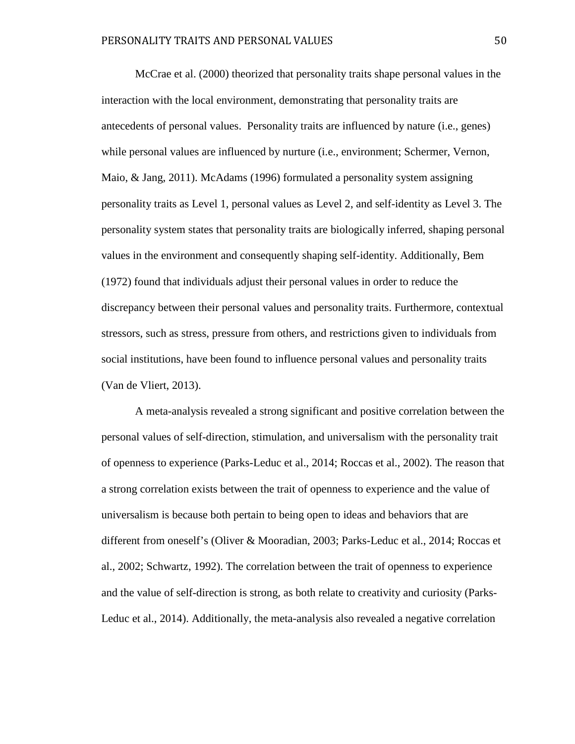McCrae et al. (2000) theorized that personality traits shape personal values in the interaction with the local environment, demonstrating that personality traits are antecedents of personal values.  Personality traits are influenced by nature (i.e., genes) while personal values are influenced by nurture (i.e., environment; Schermer, Vernon, Maio, & Jang, 2011). McAdams (1996) formulated a personality system assigning personality traits as Level 1, personal values as Level 2, and self-identity as Level 3. The personality system states that personality traits are biologically inferred, shaping personal values in the environment and consequently shaping self-identity. Additionally, Bem (1972) found that individuals adjust their personal values in order to reduce the discrepancy between their personal values and personality traits. Furthermore, contextual stressors, such as stress, pressure from others, and restrictions given to individuals from social institutions, have been found to influence personal values and personality traits (Van de Vliert, 2013).

A meta-analysis revealed a strong significant and positive correlation between the personal values of self-direction, stimulation, and universalism with the personality trait of openness to experience (Parks-Leduc et al., 2014; Roccas et al., 2002). The reason that a strong correlation exists between the trait of openness to experience and the value of universalism is because both pertain to being open to ideas and behaviors that are different from oneself's (Oliver & Mooradian, 2003; Parks-Leduc et al., 2014; Roccas et al., 2002; Schwartz, 1992). The correlation between the trait of openness to experience and the value of self-direction is strong, as both relate to creativity and curiosity (Parks-Leduc et al., 2014). Additionally, the meta-analysis also revealed a negative correlation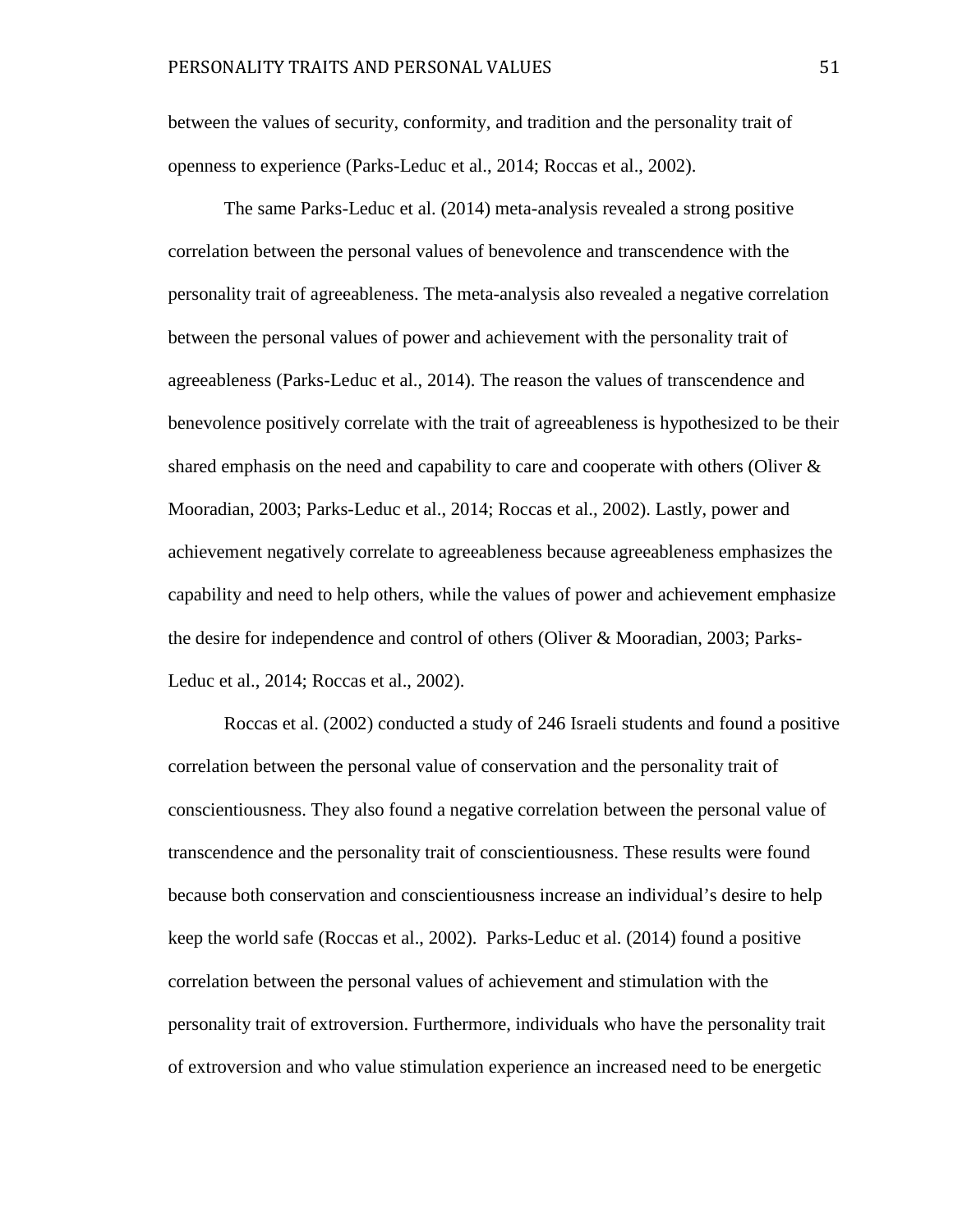between the values of security, conformity, and tradition and the personality trait of openness to experience (Parks-Leduc et al., 2014; Roccas et al., 2002).

The same Parks-Leduc et al. (2014) meta-analysis revealed a strong positive correlation between the personal values of benevolence and transcendence with the personality trait of agreeableness. The meta-analysis also revealed a negative correlation between the personal values of power and achievement with the personality trait of agreeableness (Parks-Leduc et al., 2014). The reason the values of transcendence and benevolence positively correlate with the trait of agreeableness is hypothesized to be their shared emphasis on the need and capability to care and cooperate with others (Oliver & Mooradian, 2003; Parks-Leduc et al., 2014; Roccas et al., 2002). Lastly, power and achievement negatively correlate to agreeableness because agreeableness emphasizes the capability and need to help others, while the values of power and achievement emphasize the desire for independence and control of others (Oliver & Mooradian, 2003; Parks-Leduc et al., 2014; Roccas et al., 2002).

Roccas et al. (2002) conducted a study of 246 Israeli students and found a positive correlation between the personal value of conservation and the personality trait of conscientiousness. They also found a negative correlation between the personal value of transcendence and the personality trait of conscientiousness. These results were found because both conservation and conscientiousness increase an individual's desire to help keep the world safe (Roccas et al., 2002). Parks-Leduc et al. (2014) found a positive correlation between the personal values of achievement and stimulation with the personality trait of extroversion. Furthermore, individuals who have the personality trait of extroversion and who value stimulation experience an increased need to be energetic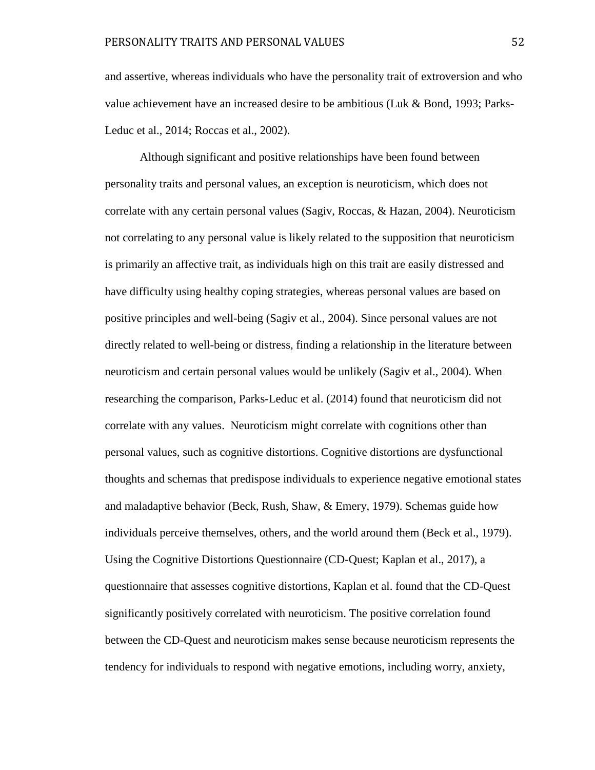and assertive, whereas individuals who have the personality trait of extroversion and who value achievement have an increased desire to be ambitious (Luk & Bond, 1993; Parks-Leduc et al., 2014; Roccas et al., 2002).

Although significant and positive relationships have been found between personality traits and personal values, an exception is neuroticism, which does not correlate with any certain personal values (Sagiv, Roccas, & Hazan, 2004). Neuroticism not correlating to any personal value is likely related to the supposition that neuroticism is primarily an affective trait, as individuals high on this trait are easily distressed and have difficulty using healthy coping strategies, whereas personal values are based on positive principles and well-being (Sagiv et al., 2004). Since personal values are not directly related to well-being or distress, finding a relationship in the literature between neuroticism and certain personal values would be unlikely (Sagiv et al., 2004). When researching the comparison, Parks-Leduc et al. (2014) found that neuroticism did not correlate with any values. Neuroticism might correlate with cognitions other than personal values, such as cognitive distortions. Cognitive distortions are dysfunctional thoughts and schemas that predispose individuals to experience negative emotional states and maladaptive behavior (Beck, Rush, Shaw, & Emery, 1979). Schemas guide how individuals perceive themselves, others, and the world around them (Beck et al., 1979). Using the Cognitive Distortions Questionnaire (CD-Quest; Kaplan et al., 2017), a questionnaire that assesses cognitive distortions, Kaplan et al. found that the CD-Quest significantly positively correlated with neuroticism. The positive correlation found between the CD-Quest and neuroticism makes sense because neuroticism represents the tendency for individuals to respond with negative emotions, including worry, anxiety,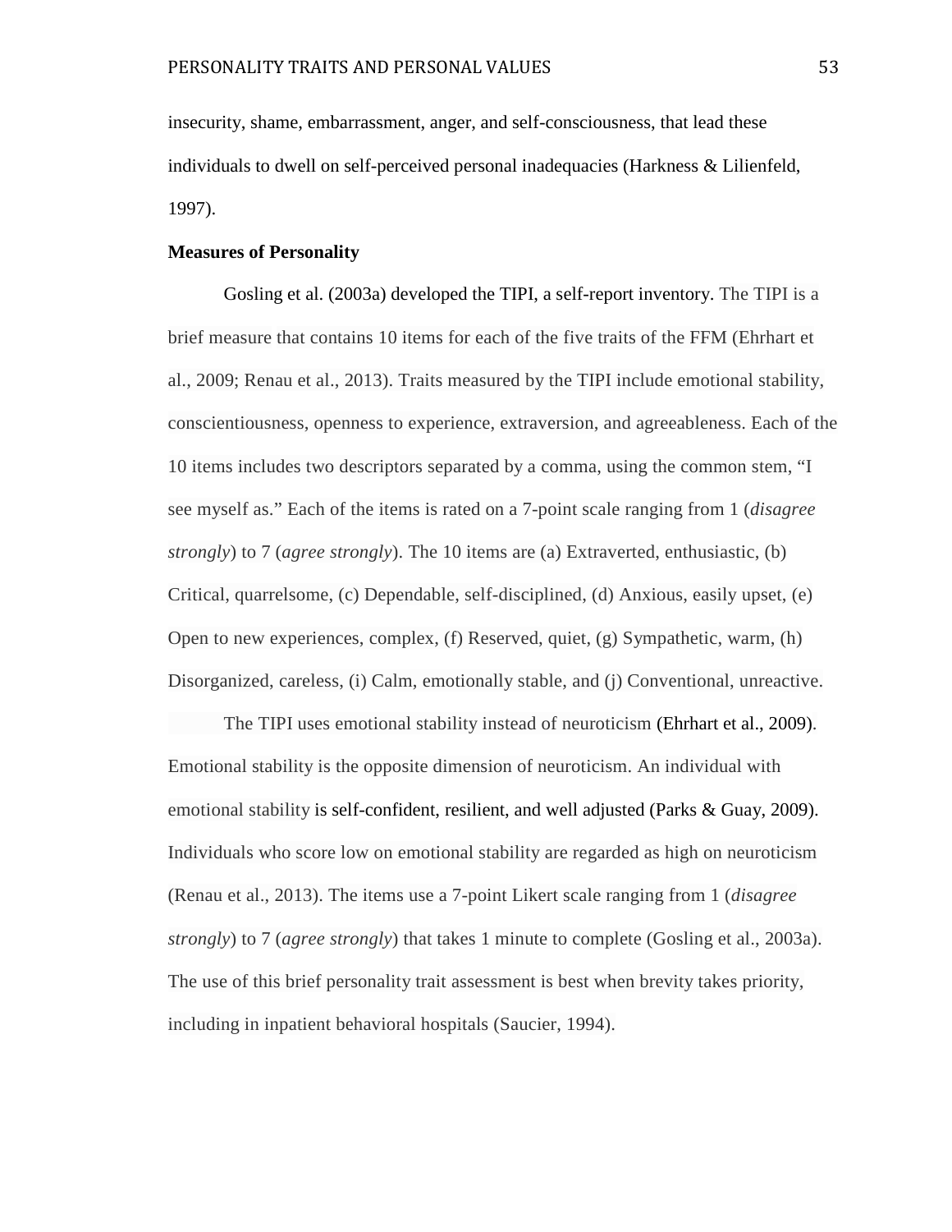insecurity, shame, embarrassment, anger, and self-consciousness, that lead these individuals to dwell on self-perceived personal inadequacies (Harkness & Lilienfeld, 1997).

**Measures of Personality**

Gosling et al. (2003a) developed the TIPI, a self-report inventory. The TIPI is a brief measure that contains 10 items for each of the five traits of the FFM (Ehrhart et al., 2009; Renau et al., 2013). Traits measured by the TIPI include emotional stability, conscientiousness, openness to experience, extraversion, and agreeableness. Each of the 10 items includes two descriptors separated by a comma, using the common stem, "I see myself as." Each of the items is rated on a 7-point scale ranging from 1 (*disagree strongly*) to 7 (*agree strongly*). The 10 items are (a) Extraverted, enthusiastic, (b) Critical, quarrelsome, (c) Dependable, self-disciplined, (d) Anxious, easily upset, (e) Open to new experiences, complex, (f) Reserved, quiet, (g) Sympathetic, warm, (h) Disorganized, careless, (i) Calm, emotionally stable, and (j) Conventional, unreactive.

The TIPI uses emotional stability instead of neuroticism (Ehrhart et al., 2009). Emotional stability is the opposite dimension of neuroticism. An individual with emotional stability is self-confident, resilient, and well adjusted (Parks & Guay, 2009). Individuals who score low on emotional stability are regarded as high on neuroticism (Renau et al., 2013). The items use a 7-point Likert scale ranging from 1 (*disagree strongly*) to 7 (*agree strongly*) that takes 1 minute to complete (Gosling et al., 2003a). The use of this brief personality trait assessment is best when brevity takes priority, including in inpatient behavioral hospitals (Saucier, 1994).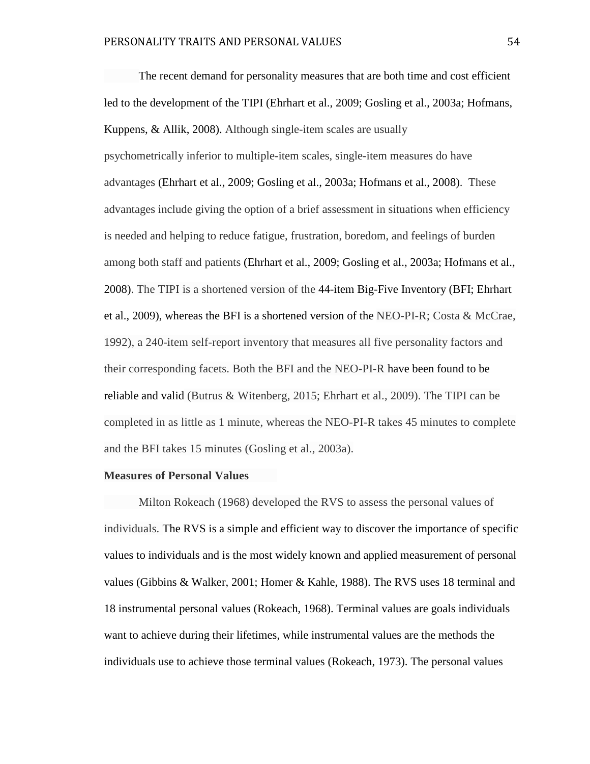The recent demand for personality measures that are both time and cost efficient led to the development of the TIPI (Ehrhart et al., 2009; Gosling et al., 2003a; Hofmans, Kuppens, & Allik, 2008). Although single-item scales are usually psychometrically inferior to multiple-item scales, single-item measures do have advantages (Ehrhart et al., 2009; Gosling et al., 2003a; Hofmans et al., 2008). These advantages include giving the option of a brief assessment in situations when efficiency is needed and helping to reduce fatigue, frustration, boredom, and feelings of burden among both staff and patients (Ehrhart et al., 2009; Gosling et al., 2003a; Hofmans et al., 2008). The TIPI is a shortened version of the 44-item Big-Five Inventory (BFI; Ehrhart et al., 2009), whereas the BFI is a shortened version of the NEO-PI-R; Costa & McCrae, 1992), a 240-item self-report inventory that measures all five personality factors and their corresponding facets. Both the BFI and the NEO-PI-R have been found to be reliable and valid (Butrus & Witenberg, 2015; Ehrhart et al., 2009). The TIPI can be completed in as little as 1 minute, whereas the NEO-PI-R takes 45 minutes to complete and the BFI takes 15 minutes (Gosling et al., 2003a).

**Measures of Personal Values**

Milton Rokeach (1968) developed the RVS to assess the personal values of individuals. The RVS is a simple and efficient way to discover the importance of specific values to individuals and is the most widely known and applied measurement of personal values (Gibbins & Walker, 2001; Homer & Kahle, 1988). The RVS uses 18 terminal and 18 instrumental personal values (Rokeach, 1968). Terminal values are goals individuals want to achieve during their lifetimes, while instrumental values are the methods the individuals use to achieve those terminal values (Rokeach, 1973). The personal values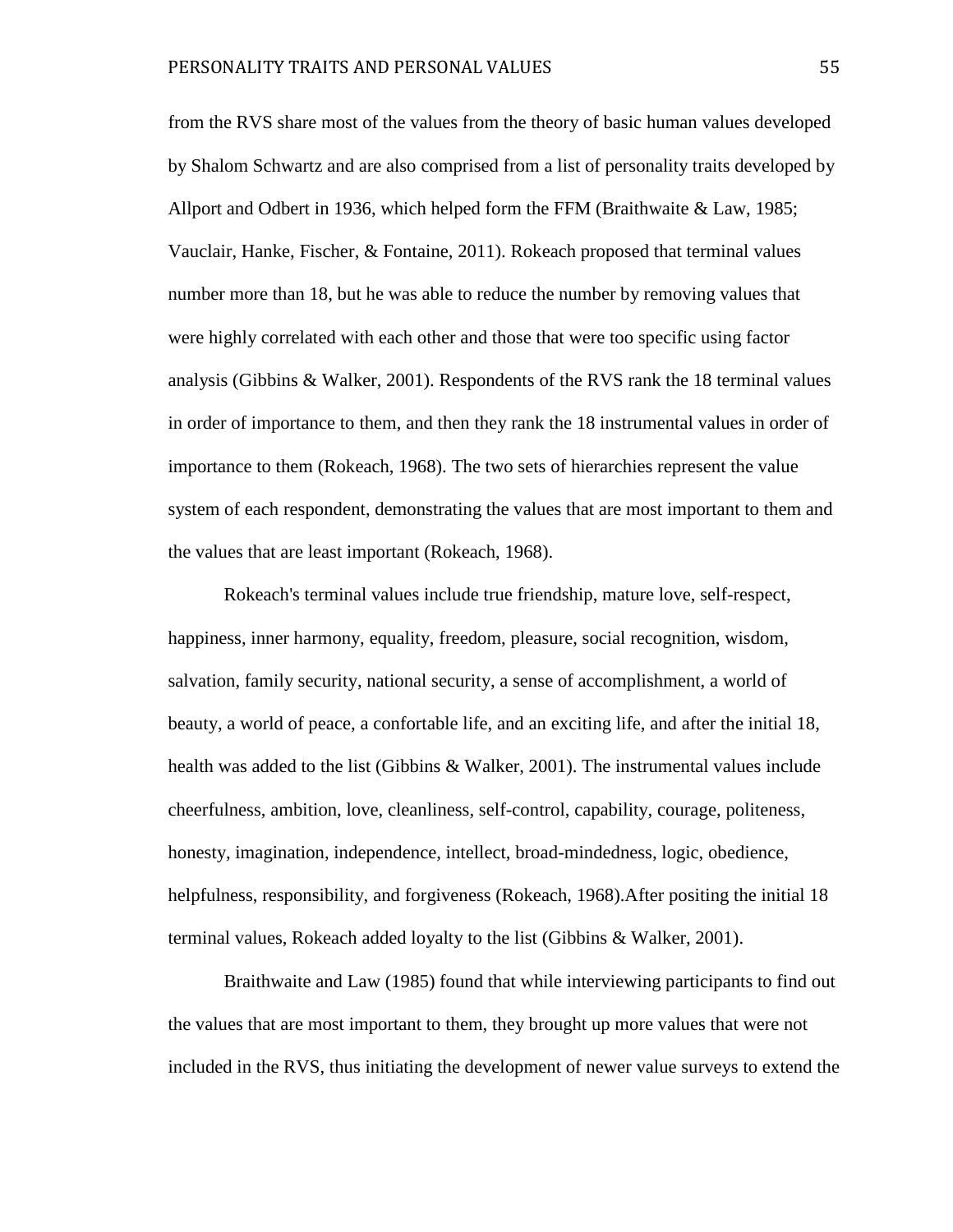from the RVS share most of the values from the theory of basic human values developed by Shalom Schwartz and are also comprised from a list of personality traits developed by Allport and Odbert in 1936, which helped form the FFM (Braithwaite & Law, 1985; Vauclair, Hanke, Fischer, & Fontaine, 2011). Rokeach proposed that terminal values number more than 18, but he was able to reduce the number by removing values that were highly correlated with each other and those that were too specific using factor analysis (Gibbins & Walker, 2001). Respondents of the RVS rank the 18 terminal values in order of importance to them, and then they rank the 18 instrumental values in order of importance to them (Rokeach, 1968). The two sets of hierarchies represent the value system of each respondent, demonstrating the values that are most important to them and the values that are least important (Rokeach, 1968).

Rokeach's terminal values include true friendship, mature love, self-respect, happiness, inner harmony, equality, freedom, pleasure, social recognition, wisdom, salvation, family security, national security, a sense of accomplishment, a world of beauty, a world of peace, a confortable life, and an exciting life, and after the initial 18, health was added to the list (Gibbins & Walker, 2001). The instrumental values include cheerfulness, ambition, love, cleanliness, self-control, capability, courage, politeness, honesty, imagination, independence, intellect, broad-mindedness, logic, obedience, helpfulness, responsibility, and forgiveness (Rokeach, 1968).After positing the initial 18 terminal values, Rokeach added loyalty to the list (Gibbins & Walker, 2001).

Braithwaite and Law (1985) found that while interviewing participants to find out the values that are most important to them, they brought up more values that were not included in the RVS, thus initiating the development of newer value surveys to extend the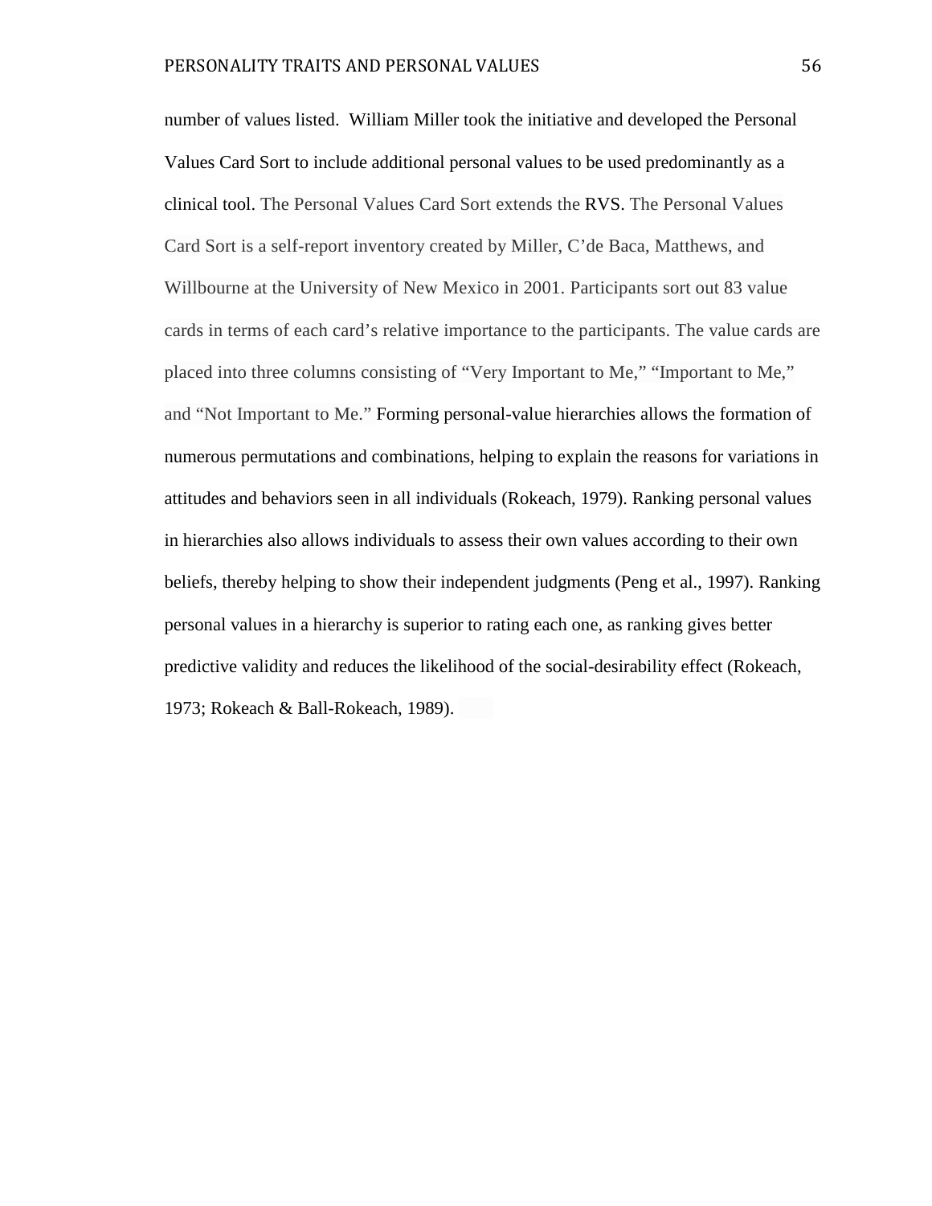number of values listed. William Miller took the initiative and developed the Personal Values Card Sort to include additional personal values to be used predominantly as a clinical tool. The Personal Values Card Sort extends the RVS. The Personal Values Card Sort is a self-report inventory created by Miller, C'de Baca, Matthews, and Willbourne at the University of New Mexico in 2001. Participants sort out 83 value cards in terms of each card's relative importance to the participants. The value cards are placed into three columns consisting of "Very Important to Me," "Important to Me," and "Not Important to Me." Forming personal-value hierarchies allows the formation of numerous permutations and combinations, helping to explain the reasons for variations in attitudes and behaviors seen in all individuals (Rokeach, 1979). Ranking personal values in hierarchies also allows individuals to assess their own values according to their own beliefs, thereby helping to show their independent judgments (Peng et al., 1997). Ranking personal values in a hierarchy is superior to rating each one, as ranking gives better predictive validity and reduces the likelihood of the social-desirability effect (Rokeach, 1973; Rokeach & Ball-Rokeach, 1989).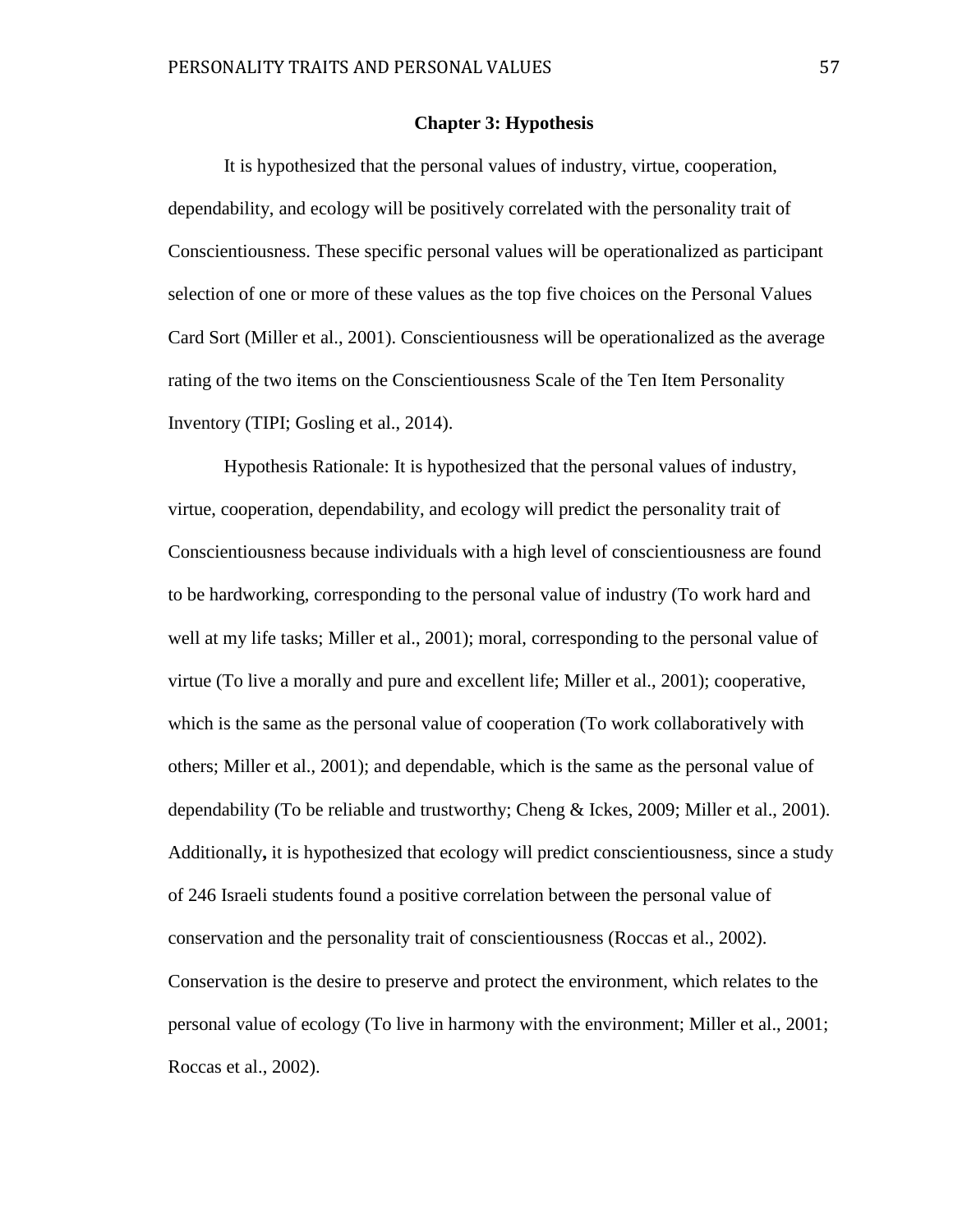# Chapter 3: Hypothesis

It is hypothesized that the personal values of industry, virtue, cooperation, dependability, and ecology will be positively correlated with the personality trait of Conscientiousness. These specific personal values will be operationalized as participant selection of one or more of these values as the top five choices on the Personal Values Card Sort (Miller et al., 2001). Conscientiousness will be operationalized as the average rating of the two items on the Conscientiousness Scale of the Ten Item Personality Inventory (TIPI; Gosling et al., 2014).

Hypothesis Rationale: It is hypothesized that the personal values of industry, virtue, cooperation, dependability, and ecology will predict the personality trait of Conscientiousness because individuals with a high level of conscientiousness are found to be hardworking, corresponding to the personal value of industry (To work hard and well at my life tasks; Miller et al., 2001); moral, corresponding to the personal value of virtue (To live a morally and pure and excellent life; Miller et al., 2001); cooperative, which is the same as the personal value of cooperation (To work collaboratively with others; Miller et al., 2001); and dependable, which is the same as the personal value of dependability (To be reliable and trustworthy; Cheng & Ickes, 2009; Miller et al., 2001). Additionally**,** it is hypothesized that ecology will predict conscientiousness, since a study of 246 Israeli students found a positive correlation between the personal value of conservation and the personality trait of conscientiousness (Roccas et al., 2002). Conservation is the desire to preserve and protect the environment, which relates to the personal value of ecology (To live in harmony with the environment; Miller et al., 2001; Roccas et al., 2002).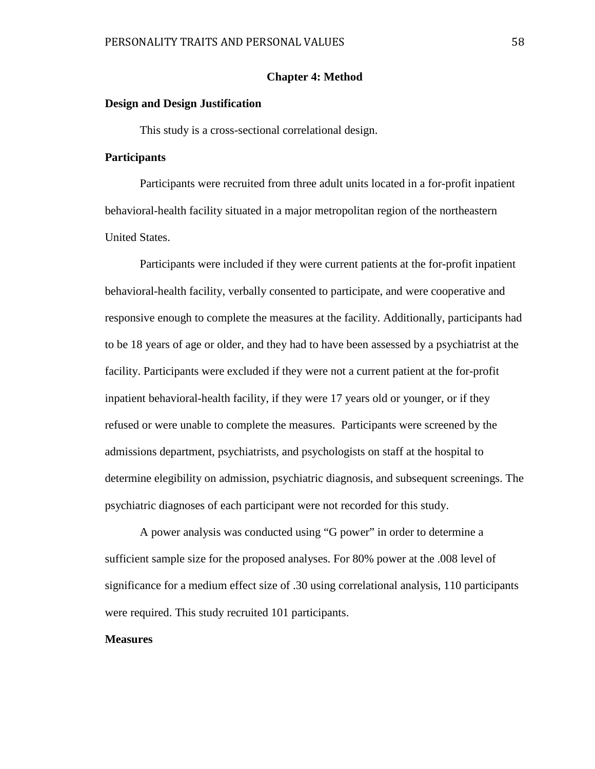# Chapter 4: Method

## Design and Design Justification

This study is a cross-sectional correlational design.

## Participants

Participants were recruited from three adult units located in a for-profit inpatient behavioral-health facility situated in a major metropolitan region of the northeastern United States.

Participants were included if they were current patients at the for-profit inpatient behavioral-health facility, verbally consented to participate, and were cooperative and responsive enough to complete the measures at the facility. Additionally, participants had to be 18 years of age or older, and they had to have been assessed by a psychiatrist at the facility. Participants were excluded if they were not a current patient at the for-profit inpatient behavioral-health facility, if they were 17 years old or younger, or if they refused or were unable to complete the measures. Participants were screened by the admissions department, psychiatrists, and psychologists on staff at the hospital to determine elegibility on admission, psychiatric diagnosis, and subsequent screenings. The psychiatric diagnoses of each participant were not recorded for this study.

A power analysis was conducted using "G power" in order to determine a sufficient sample size for the proposed analyses. For 80% power at the .008 level of significance for a medium effect size of .30 using correlational analysis, 110 participants were required. This study recruited 101 participants.

## Measures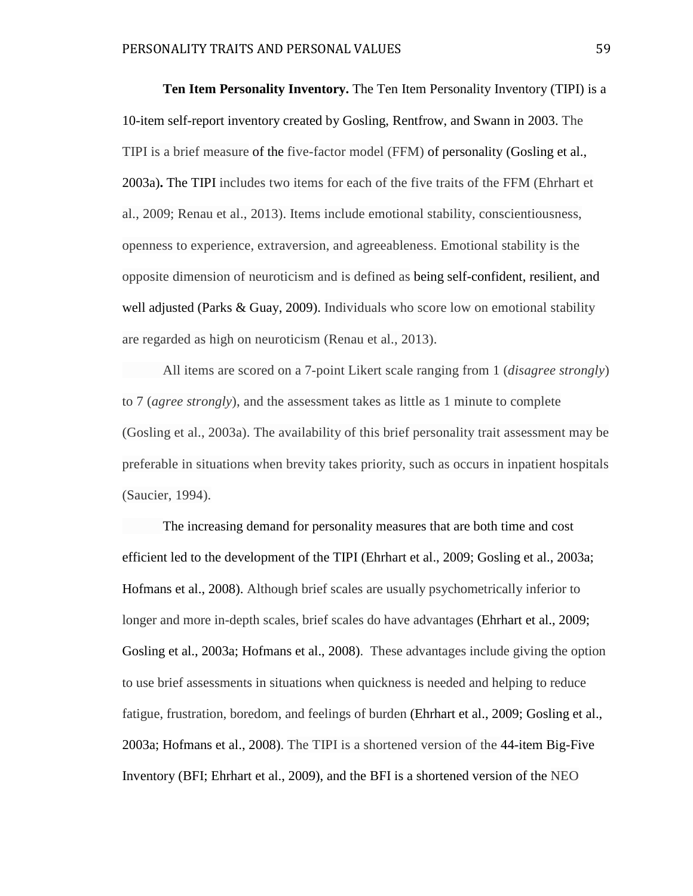**Ten Item Personality Inventory.** The Ten Item Personality Inventory (TIPI) is a 10-item self-report inventory created by Gosling, Rentfrow, and Swann in 2003. The TIPI is a brief measure of the five-factor model (FFM) of personality (Gosling et al., 2003a)**.** The TIPI includes two items for each of the five traits of the FFM (Ehrhart et al., 2009; Renau et al., 2013). Items include emotional stability, conscientiousness, openness to experience, extraversion, and agreeableness. Emotional stability is the opposite dimension of neuroticism and is defined as being self-confident, resilient, and well adjusted (Parks & Guay, 2009). Individuals who score low on emotional stability are regarded as high on neuroticism (Renau et al., 2013).

All items are scored on a 7-point Likert scale ranging from 1 (*disagree strongly*) to 7 (*agree strongly*), and the assessment takes as little as 1 minute to complete (Gosling et al., 2003a). The availability of this brief personality trait assessment may be preferable in situations when brevity takes priority, such as occurs in inpatient hospitals (Saucier, 1994).

The increasing demand for personality measures that are both time and cost efficient led to the development of the TIPI (Ehrhart et al., 2009; Gosling et al., 2003a; Hofmans et al., 2008). Although brief scales are usually psychometrically inferior to longer and more in-depth scales, brief scales do have advantages (Ehrhart et al., 2009; Gosling et al., 2003a; Hofmans et al., 2008). These advantages include giving the option to use brief assessments in situations when quickness is needed and helping to reduce fatigue, frustration, boredom, and feelings of burden (Ehrhart et al., 2009; Gosling et al., 2003a; Hofmans et al., 2008). The TIPI is a shortened version of the 44-item Big-Five Inventory (BFI; Ehrhart et al., 2009), and the BFI is a shortened version of the NEO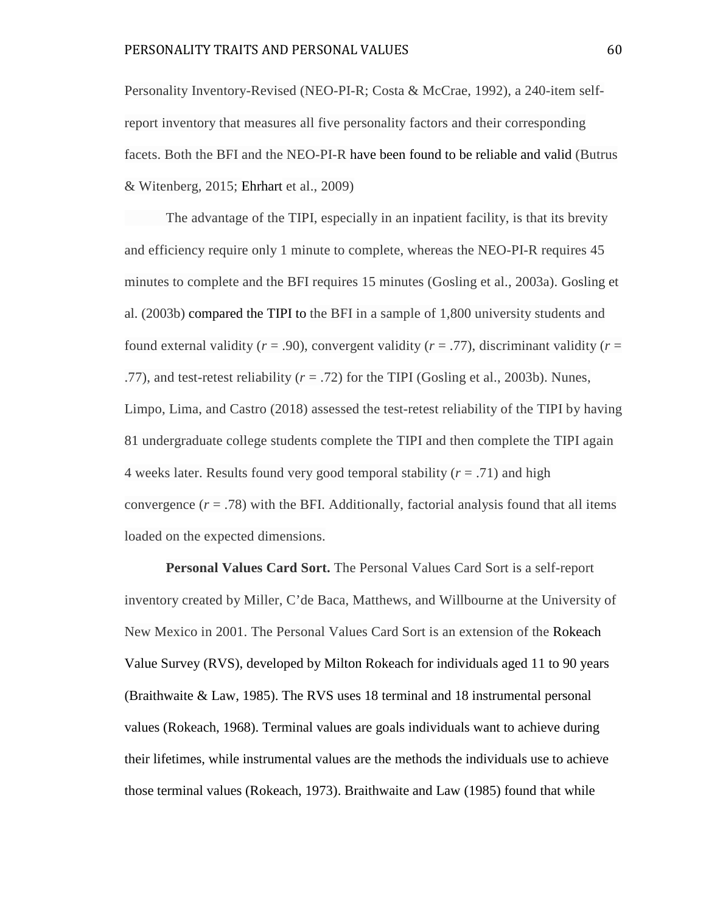Personality Inventory-Revised (NEO-PI-R; Costa & McCrae, 1992), a 240-item self-report inventory that measures all five personality factors and their corresponding facets. Both the BFI and the NEO-PI-R have been found to be reliable and valid (Butrus & Witenberg, 2015; Ehrhart et al., 2009)

The advantage of the TIPI, especially in an inpatient facility, is that its brevity and efficiency require only 1 minute to complete, whereas the NEO-PI-R requires 45 minutes to complete and the BFI requires 15 minutes (Gosling et al., 2003a). Gosling et al. (2003b) compared the TIPI to the BFI in a sample of 1,800 university students and found external validity ($r$ = .90), convergent validity ($r$ = .77), discriminant validity ($r$ = .77), and test-retest reliability ($r$ = .72) for the TIPI (Gosling et al., 2003b). Nunes, Limpo, Lima, and Castro (2018) assessed the test-retest reliability of the TIPI by having 81 undergraduate college students complete the TIPI and then complete the TIPI again 4 weeks later. Results found very good temporal stability ($r$ = .71) and high convergence ($r$ = .78) with the BFI. Additionally, factorial analysis found that all items loaded on the expected dimensions.

**Personal Values Card Sort.** The Personal Values Card Sort is a self-report inventory created by Miller, C'de Baca, Matthews, and Willbourne at the University of New Mexico in 2001. The Personal Values Card Sort is an extension of the Rokeach Value Survey (RVS), developed by Milton Rokeach for individuals aged 11 to 90 years (Braithwaite & Law, 1985). The RVS uses 18 terminal and 18 instrumental personal values (Rokeach, 1968). Terminal values are goals individuals want to achieve during their lifetimes, while instrumental values are the methods the individuals use to achieve those terminal values (Rokeach, 1973). Braithwaite and Law (1985) found that while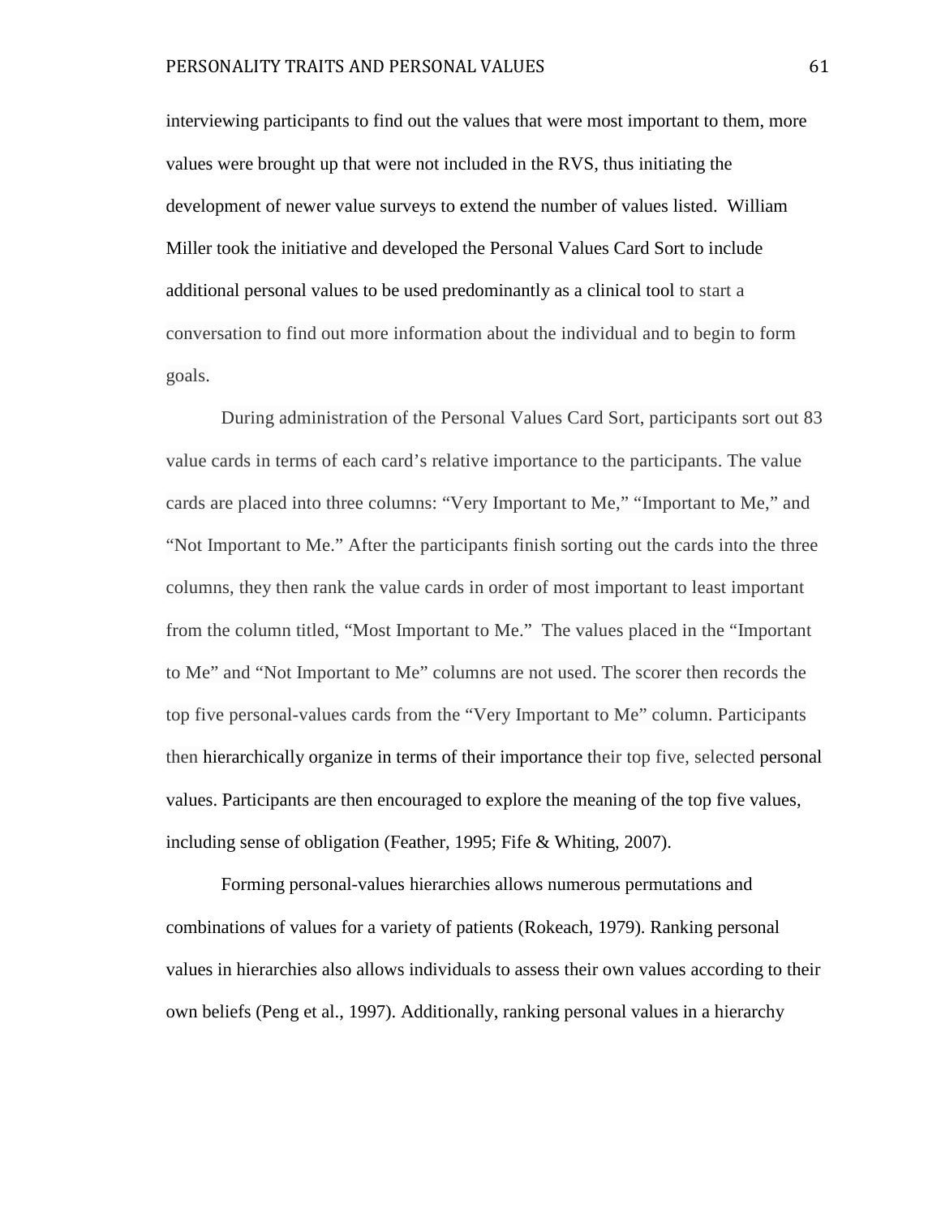interviewing participants to find out the values that were most important to them, more values were brought up that were not included in the RVS, thus initiating the development of newer value surveys to extend the number of values listed.  William Miller took the initiative and developed the Personal Values Card Sort to include additional personal values to be used predominantly as a clinical tool to start a conversation to find out more information about the individual and to begin to form goals.

During administration of the Personal Values Card Sort, participants sort out 83 value cards in terms of each card's relative importance to the participants. The value cards are placed into three columns: "Very Important to Me," "Important to Me," and "Not Important to Me." After the participants finish sorting out the cards into the three columns, they then rank the value cards in order of most important to least important from the column titled, "Most Important to Me."  The values placed in the "Important to Me" and "Not Important to Me" columns are not used. The scorer then records the top five personal-values cards from the "Very Important to Me" column. Participants then hierarchically organize in terms of their importance their top five, selected personal values. Participants are then encouraged to explore the meaning of the top five values, including sense of obligation (Feather, 1995; Fife & Whiting, 2007).

Forming personal-values hierarchies allows numerous permutations and combinations of values for a variety of patients (Rokeach, 1979). Ranking personal values in hierarchies also allows individuals to assess their own values according to their own beliefs (Peng et al., 1997). Additionally, ranking personal values in a hierarchy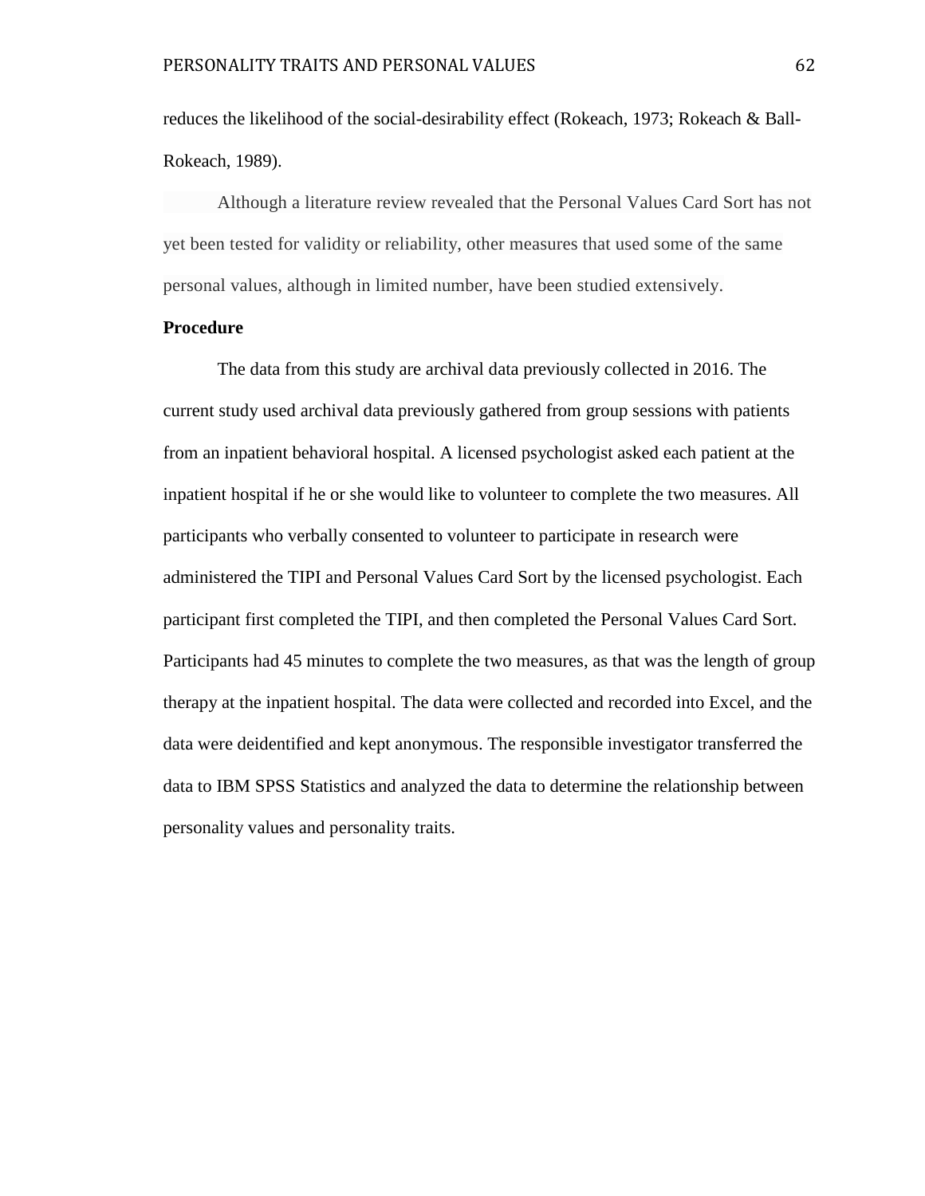reduces the likelihood of the social-desirability effect (Rokeach, 1973; Rokeach & Ball-Rokeach, 1989).

Although a literature review revealed that the Personal Values Card Sort has not yet been tested for validity or reliability, other measures that used some of the same personal values, although in limited number, have been studied extensively.

**Procedure**

The data from this study are archival data previously collected in 2016. The current study used archival data previously gathered from group sessions with patients from an inpatient behavioral hospital. A licensed psychologist asked each patient at the inpatient hospital if he or she would like to volunteer to complete the two measures. All participants who verbally consented to volunteer to participate in research were administered the TIPI and Personal Values Card Sort by the licensed psychologist. Each participant first completed the TIPI, and then completed the Personal Values Card Sort. Participants had 45 minutes to complete the two measures, as that was the length of group therapy at the inpatient hospital. The data were collected and recorded into Excel, and the data were deidentified and kept anonymous. The responsible investigator transferred the data to IBM SPSS Statistics and analyzed the data to determine the relationship between personality values and personality traits.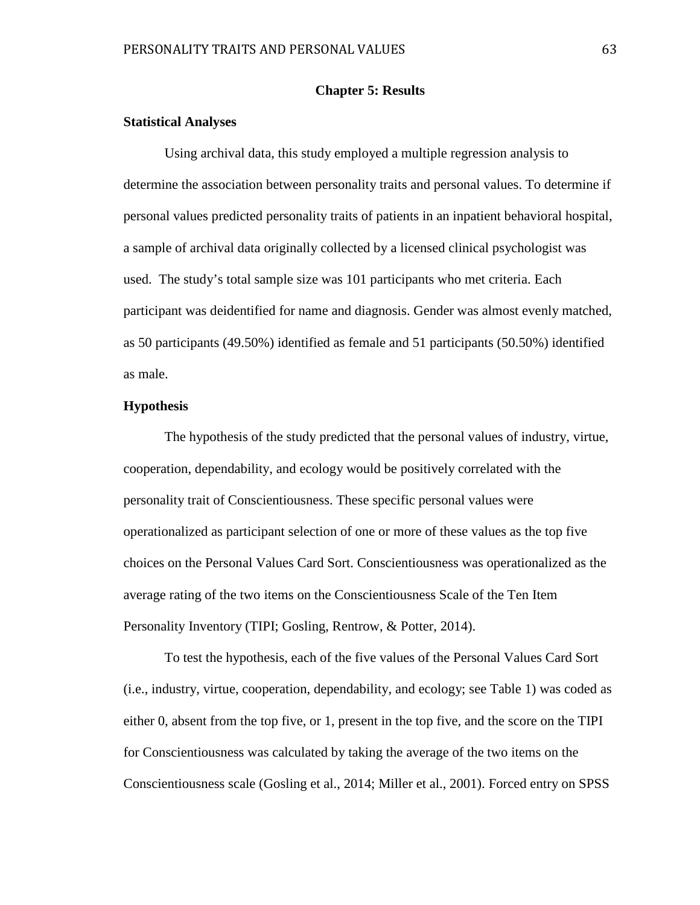# Chapter 5: Results

## Statistical Analyses

Using archival data, this study employed a multiple regression analysis to determine the association between personality traits and personal values. To determine if personal values predicted personality traits of patients in an inpatient behavioral hospital, a sample of archival data originally collected by a licensed clinical psychologist was used. The study's total sample size was 101 participants who met criteria. Each participant was deidentified for name and diagnosis. Gender was almost evenly matched, as 50 participants (49.50%) identified as female and 51 participants (50.50%) identified as male.

## Hypothesis

The hypothesis of the study predicted that the personal values of industry, virtue, cooperation, dependability, and ecology would be positively correlated with the personality trait of Conscientiousness. These specific personal values were operationalized as participant selection of one or more of these values as the top five choices on the Personal Values Card Sort. Conscientiousness was operationalized as the average rating of the two items on the Conscientiousness Scale of the Ten Item Personality Inventory (TIPI; Gosling, Rentrow, & Potter, 2014).

To test the hypothesis, each of the five values of the Personal Values Card Sort (i.e., industry, virtue, cooperation, dependability, and ecology; see Table 1) was coded as either 0, absent from the top five, or 1, present in the top five, and the score on the TIPI for Conscientiousness was calculated by taking the average of the two items on the Conscientiousness scale (Gosling et al., 2014; Miller et al., 2001). Forced entry on SPSS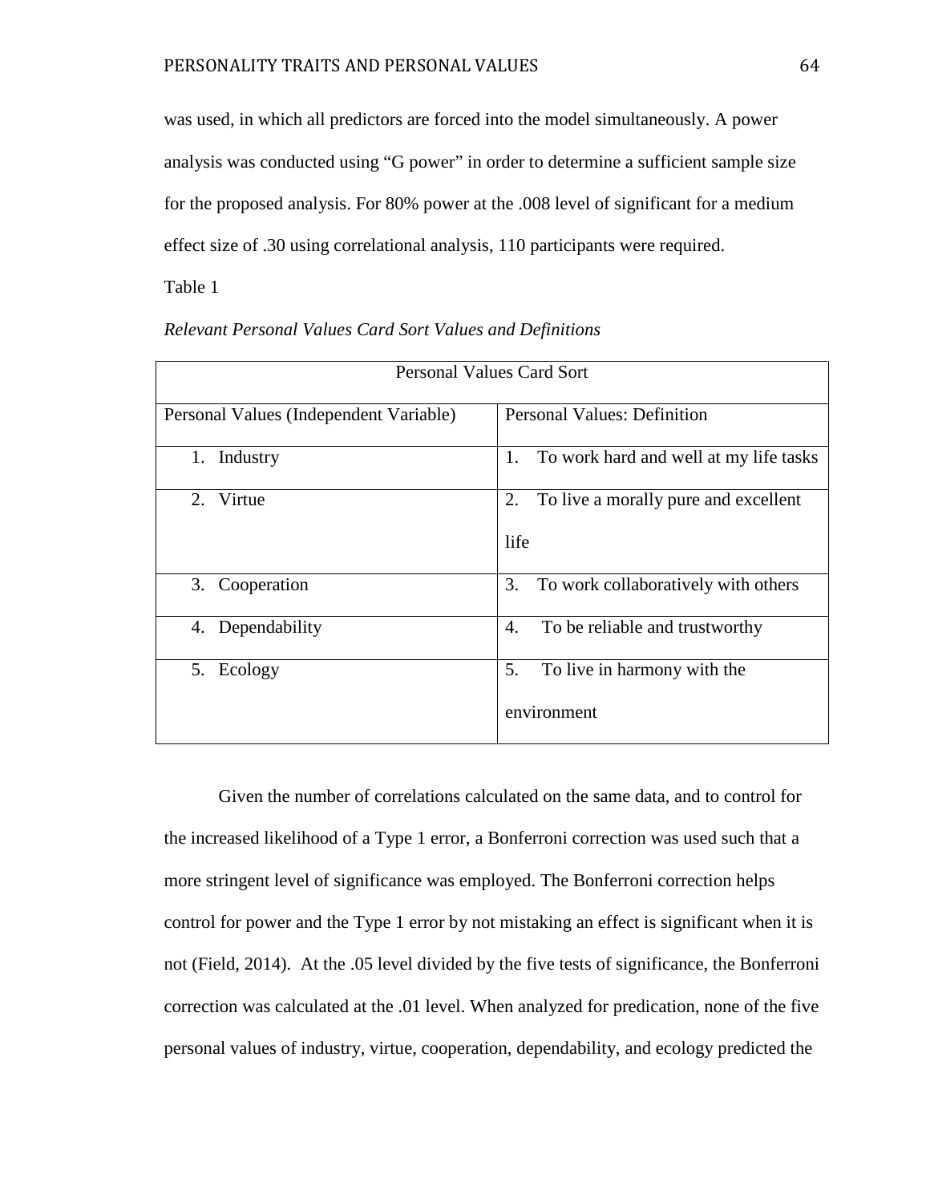was used, in which all predictors are forced into the model simultaneously. A power analysis was conducted using "G power" in order to determine a sufficient sample size for the proposed analysis. For 80% power at the .008 level of significant for a medium effect size of .30 using correlational analysis, 110 participants were required.

Table 1

*Relevant Personal Values Card Sort Values and Definitions*

| Personal Values Card Sort | |
|---|---|
| Personal Values (Independent Variable) | Personal Values: Definition |
| 1. Industry | 1. To work hard and well at my life tasks |
| 2. Virtue | 2. To live a morally pure and excellent life |
| 3. Cooperation | 3. To work collaboratively with others |
| 4. Dependability | 4. To be reliable and trustworthy |
| 5. Ecology | 5. To live in harmony with the environment |

Given the number of correlations calculated on the same data, and to control for the increased likelihood of a Type 1 error, a Bonferroni correction was used such that a more stringent level of significance was employed. The Bonferroni correction helps control for power and the Type 1 error by not mistaking an effect is significant when it is not (Field, 2014). At the .05 level divided by the five tests of significance, the Bonferroni correction was calculated at the .01 level. When analyzed for predication, none of the five personal values of industry, virtue, cooperation, dependability, and ecology predicted the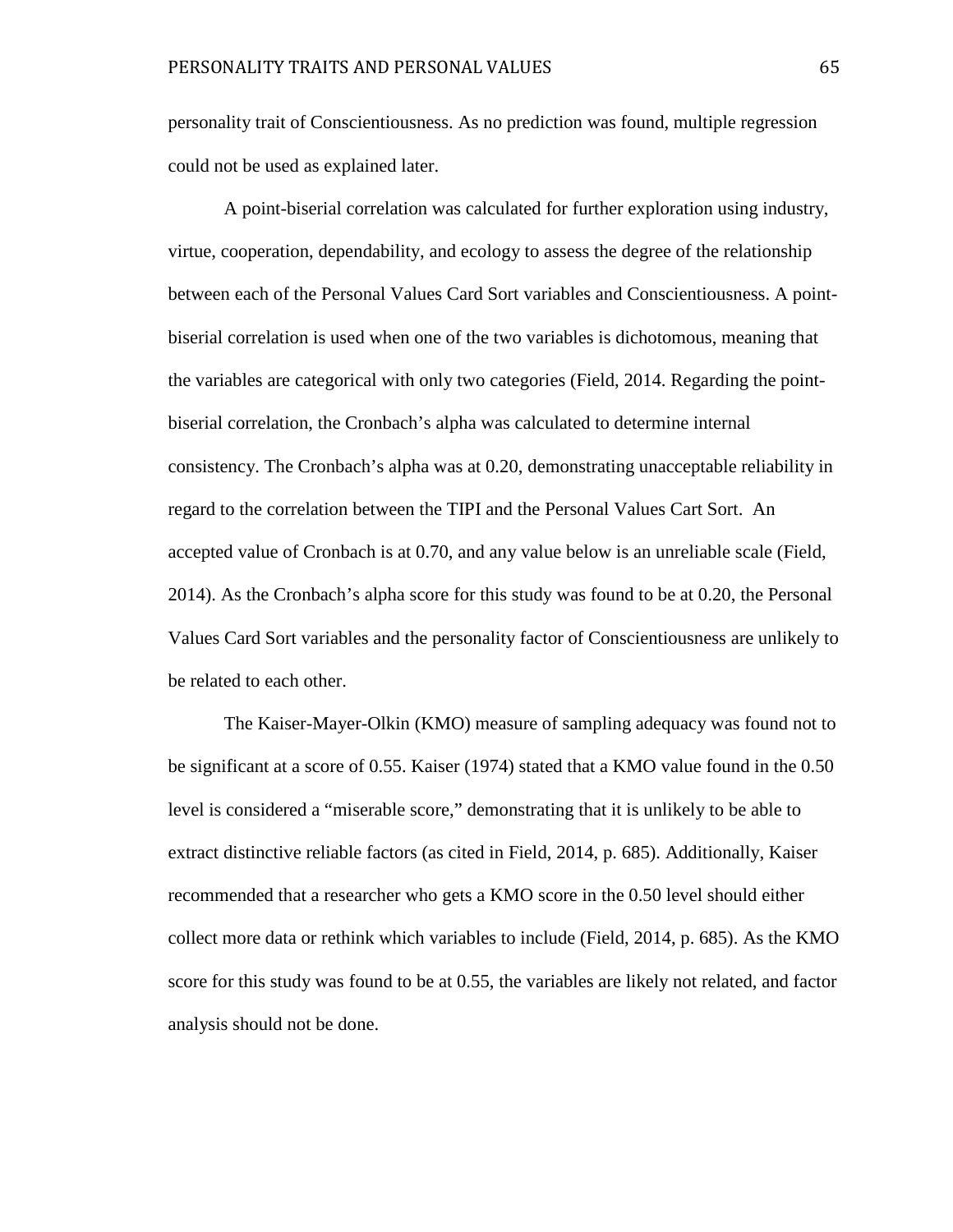personality trait of Conscientiousness. As no prediction was found, multiple regression could not be used as explained later.

A point-biserial correlation was calculated for further exploration using industry, virtue, cooperation, dependability, and ecology to assess the degree of the relationship between each of the Personal Values Card Sort variables and Conscientiousness. A point-biserial correlation is used when one of the two variables is dichotomous, meaning that the variables are categorical with only two categories (Field, 2014. Regarding the point-biserial correlation, the Cronbach's alpha was calculated to determine internal consistency. The Cronbach's alpha was at 0.20, demonstrating unacceptable reliability in regard to the correlation between the TIPI and the Personal Values Cart Sort. An accepted value of Cronbach is at 0.70, and any value below is an unreliable scale (Field, 2014). As the Cronbach's alpha score for this study was found to be at 0.20, the Personal Values Card Sort variables and the personality factor of Conscientiousness are unlikely to be related to each other.

The Kaiser-Mayer-Olkin (KMO) measure of sampling adequacy was found not to be significant at a score of 0.55. Kaiser (1974) stated that a KMO value found in the 0.50 level is considered a "miserable score," demonstrating that it is unlikely to be able to extract distinctive reliable factors (as cited in Field, 2014, p. 685). Additionally, Kaiser recommended that a researcher who gets a KMO score in the 0.50 level should either collect more data or rethink which variables to include (Field, 2014, p. 685). As the KMO score for this study was found to be at 0.55, the variables are likely not related, and factor analysis should not be done.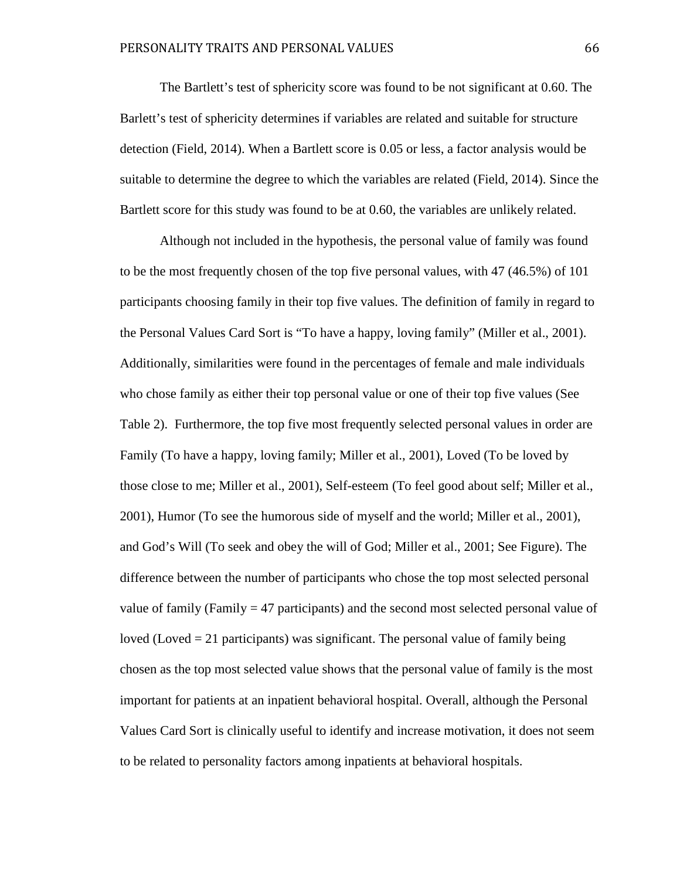The Bartlett's test of sphericity score was found to be not significant at 0.60. The Barlett's test of sphericity determines if variables are related and suitable for structure detection (Field, 2014). When a Bartlett score is 0.05 or less, a factor analysis would be suitable to determine the degree to which the variables are related (Field, 2014). Since the Bartlett score for this study was found to be at 0.60, the variables are unlikely related.

Although not included in the hypothesis, the personal value of family was found to be the most frequently chosen of the top five personal values, with 47 (46.5%) of 101 participants choosing family in their top five values. The definition of family in regard to the Personal Values Card Sort is "To have a happy, loving family" (Miller et al., 2001). Additionally, similarities were found in the percentages of female and male individuals who chose family as either their top personal value or one of their top five values (See Table 2). Furthermore, the top five most frequently selected personal values in order are Family (To have a happy, loving family; Miller et al., 2001), Loved (To be loved by those close to me; Miller et al., 2001), Self-esteem (To feel good about self; Miller et al., 2001), Humor (To see the humorous side of myself and the world; Miller et al., 2001), and God's Will (To seek and obey the will of God; Miller et al., 2001; See Figure). The difference between the number of participants who chose the top most selected personal value of family (Family = 47 participants) and the second most selected personal value of loved (Loved = 21 participants) was significant. The personal value of family being chosen as the top most selected value shows that the personal value of family is the most important for patients at an inpatient behavioral hospital. Overall, although the Personal Values Card Sort is clinically useful to identify and increase motivation, it does not seem to be related to personality factors among inpatients at behavioral hospitals.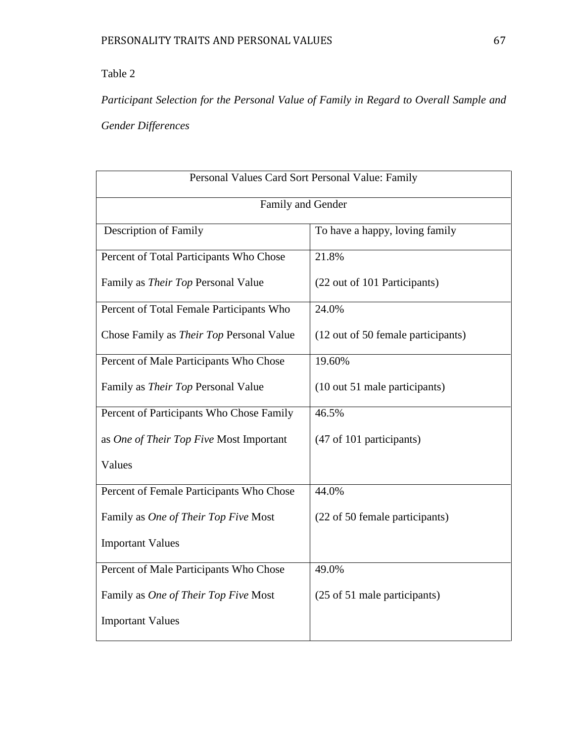Table 2

*Participant Selection for the Personal Value of Family in Regard to Overall Sample and Gender Differences*

| Personal Values Card Sort Personal Value: Family | |
|---|---|
| Family and Gender | |
| Description of Family | To have a happy, loving family |
| Percent of Total Participants Who Chose Family as *Their Top* Personal Value | 21.8% (22 out of 101 Participants) |
| Percent of Total Female Participants Who Chose Family as *Their Top* Personal Value | 24.0% (12 out of 50 female participants) |
| Percent of Male Participants Who Chose Family as *Their Top* Personal Value | 19.60% (10 out 51 male participants) |
| Percent of Participants Who Chose Family as *One of Their Top Five* Most Important Values | 46.5% (47 of 101 participants) |
| Percent of Female Participants Who Chose Family as *One of Their Top Five* Most Important Values | 44.0% (22 of 50 female participants) |
| Percent of Male Participants Who Chose Family as *One of Their Top Five* Most Important Values | 49.0% (25 of 51 male participants) |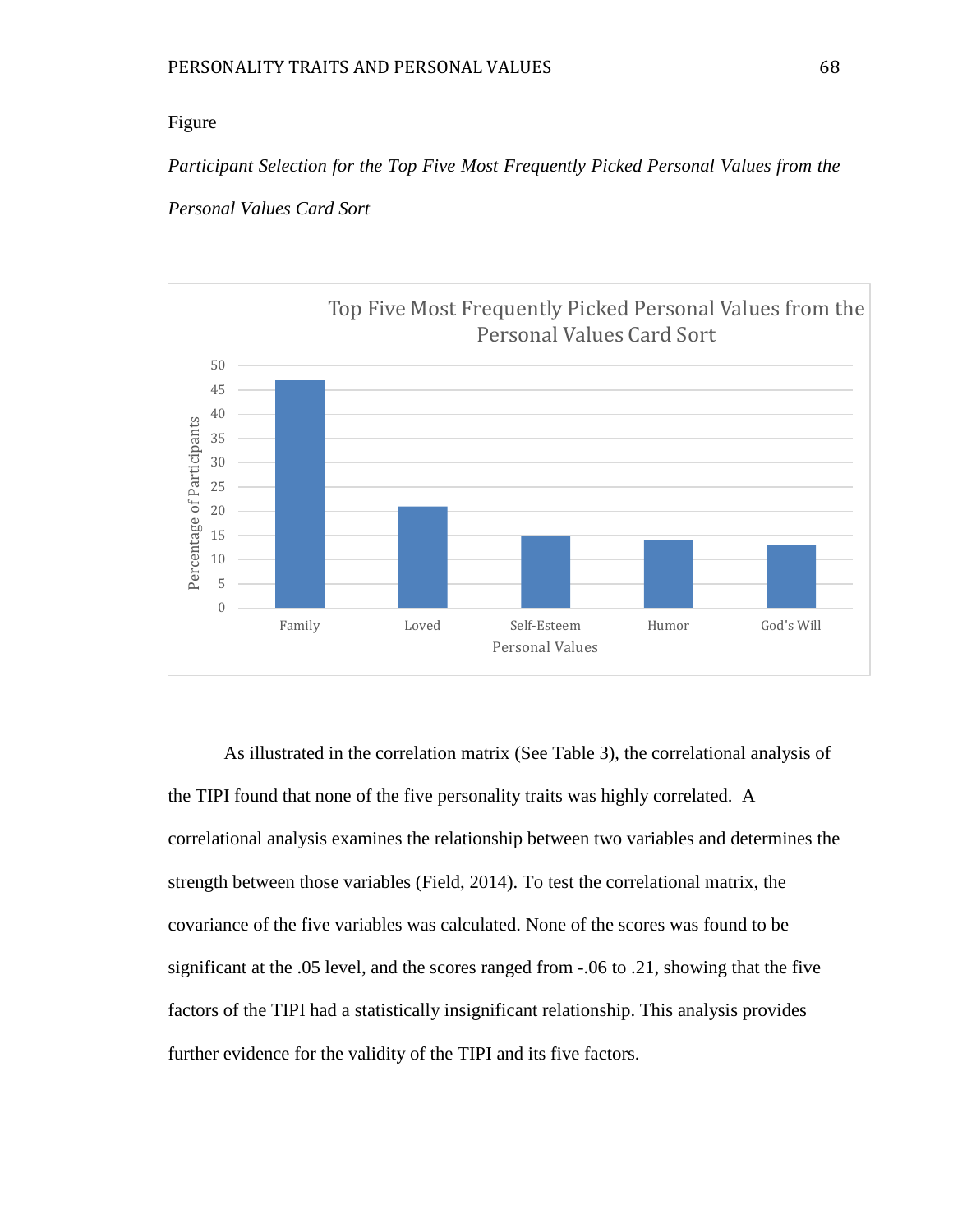Figure

*Participant Selection for the Top Five Most Frequently Picked Personal Values from the Personal Values Card Sort*

As illustrated in the correlation matrix (See Table 3), the correlational analysis of the TIPI found that none of the five personality traits was highly correlated.  A correlational analysis examines the relationship between two variables and determines the strength between those variables (Field, 2014). To test the correlational matrix, the covariance of the five variables was calculated. None of the scores was found to be significant at the .05 level, and the scores ranged from -.06 to .21, showing that the five factors of the TIPI had a statistically insignificant relationship. This analysis provides further evidence for the validity of the TIPI and its five factors.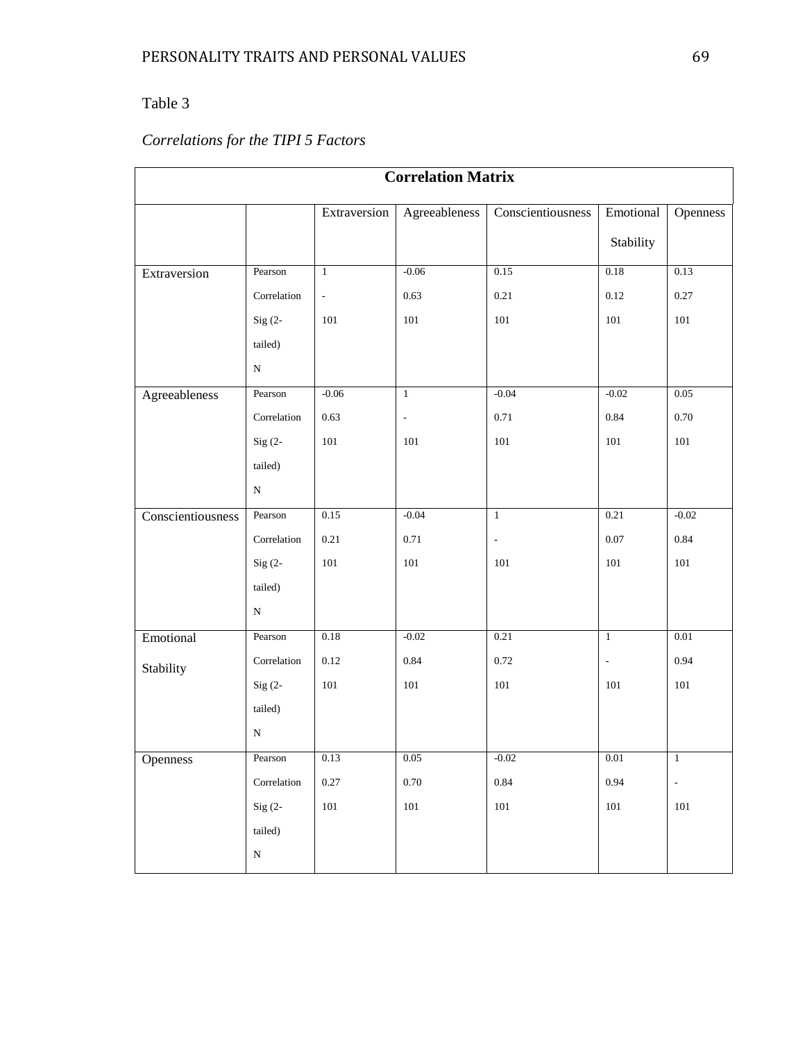Table 3

*Correlations for the TIPI 5 Factors*

| Correlation Matrix | | | | | | |
|---|---|---|---|---|---|---|
| | | Extraversion | Agreeableness | Conscientiousness | Emotional Stability | Openness |
| Extraversion | Pearson Correlation<br>Sig (2-tailed)<br>N | 1<br>-<br>101 | -0.06<br>0.63<br>101 | 0.15<br>0.21<br>101 | 0.18<br>0.12<br>101 | 0.13<br>0.27<br>101 |
| Agreeableness | Pearson Correlation<br>Sig (2-tailed)<br>N | -0.06<br>0.63<br>101 | 1<br>-<br>101 | -0.04<br>0.71<br>101 | -0.02<br>0.84<br>101 | 0.05<br>0.70<br>101 |
| Conscientiousness | Pearson Correlation<br>Sig (2-tailed)<br>N | 0.15<br>0.21<br>101 | -0.04<br>0.71<br>101 | 1<br>-<br>101 | 0.21<br>0.07<br>101 | -0.02<br>0.84<br>101 |
| Emotional Stability | Pearson Correlation<br>Sig (2-tailed)<br>N | 0.18<br>0.12<br>101 | -0.02<br>0.84<br>101 | 0.21<br>0.72<br>101 | 1<br>-<br>101 | 0.01<br>0.94<br>101 |
| Openness | Pearson Correlation<br>Sig (2-tailed)<br>N | 0.13<br>0.27<br>101 | 0.05<br>0.70<br>101 | -0.02<br>0.84<br>101 | 0.01<br>0.94<br>101 | 1<br>-<br>101 |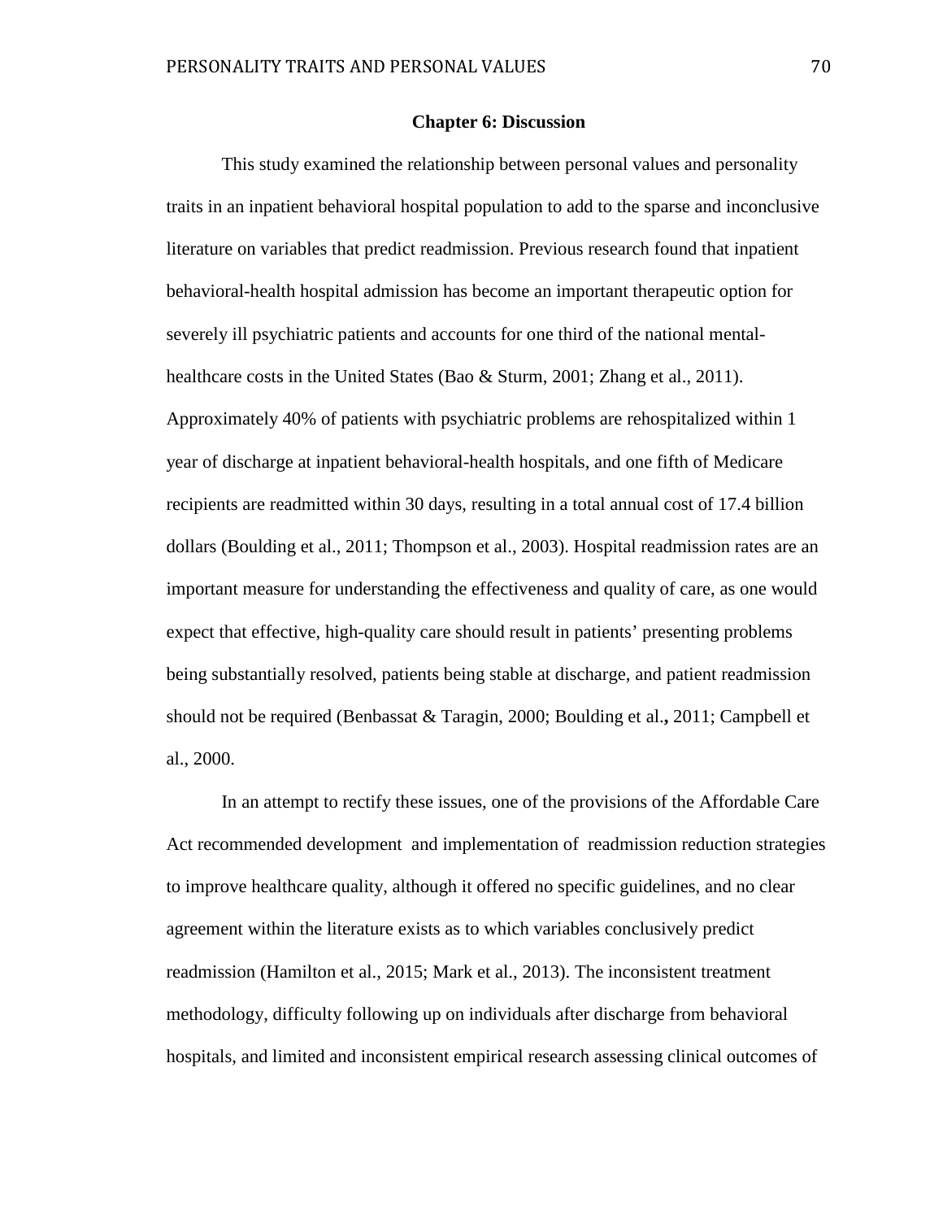# Chapter 6: Discussion

This study examined the relationship between personal values and personality traits in an inpatient behavioral hospital population to add to the sparse and inconclusive literature on variables that predict readmission. Previous research found that inpatient behavioral-health hospital admission has become an important therapeutic option for severely ill psychiatric patients and accounts for one third of the national mental-healthcare costs in the United States (Bao & Sturm, 2001; Zhang et al., 2011). Approximately 40% of patients with psychiatric problems are rehospitalized within 1 year of discharge at inpatient behavioral-health hospitals, and one fifth of Medicare recipients are readmitted within 30 days, resulting in a total annual cost of 17.4 billion dollars (Boulding et al., 2011; Thompson et al., 2003). Hospital readmission rates are an important measure for understanding the effectiveness and quality of care, as one would expect that effective, high-quality care should result in patients' presenting problems being substantially resolved, patients being stable at discharge, and patient readmission should not be required (Benbassat & Taragin, 2000; Boulding et al., 2011; Campbell et al., 2000.

In an attempt to rectify these issues, one of the provisions of the Affordable Care Act recommended development and implementation of readmission reduction strategies to improve healthcare quality, although it offered no specific guidelines, and no clear agreement within the literature exists as to which variables conclusively predict readmission (Hamilton et al., 2015; Mark et al., 2013). The inconsistent treatment methodology, difficulty following up on individuals after discharge from behavioral hospitals, and limited and inconsistent empirical research assessing clinical outcomes of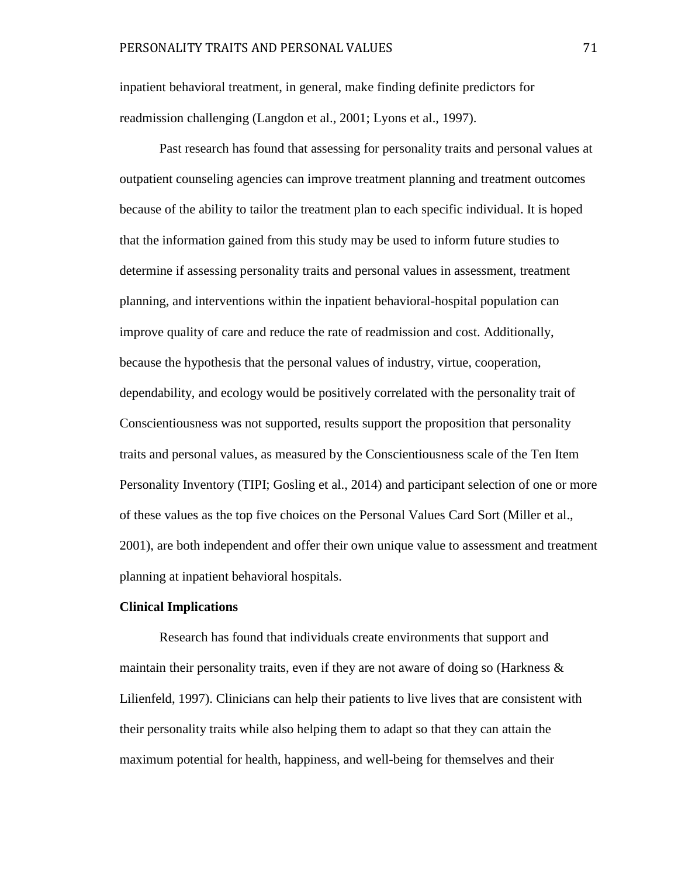inpatient behavioral treatment, in general, make finding definite predictors for readmission challenging (Langdon et al., 2001; Lyons et al., 1997).

Past research has found that assessing for personality traits and personal values at outpatient counseling agencies can improve treatment planning and treatment outcomes because of the ability to tailor the treatment plan to each specific individual. It is hoped that the information gained from this study may be used to inform future studies to determine if assessing personality traits and personal values in assessment, treatment planning, and interventions within the inpatient behavioral-hospital population can improve quality of care and reduce the rate of readmission and cost. Additionally, because the hypothesis that the personal values of industry, virtue, cooperation, dependability, and ecology would be positively correlated with the personality trait of Conscientiousness was not supported, results support the proposition that personality traits and personal values, as measured by the Conscientiousness scale of the Ten Item Personality Inventory (TIPI; Gosling et al., 2014) and participant selection of one or more of these values as the top five choices on the Personal Values Card Sort (Miller et al., 2001), are both independent and offer their own unique value to assessment and treatment planning at inpatient behavioral hospitals.

**Clinical Implications**

Research has found that individuals create environments that support and maintain their personality traits, even if they are not aware of doing so (Harkness & Lilienfeld, 1997). Clinicians can help their patients to live lives that are consistent with their personality traits while also helping them to adapt so that they can attain the maximum potential for health, happiness, and well-being for themselves and their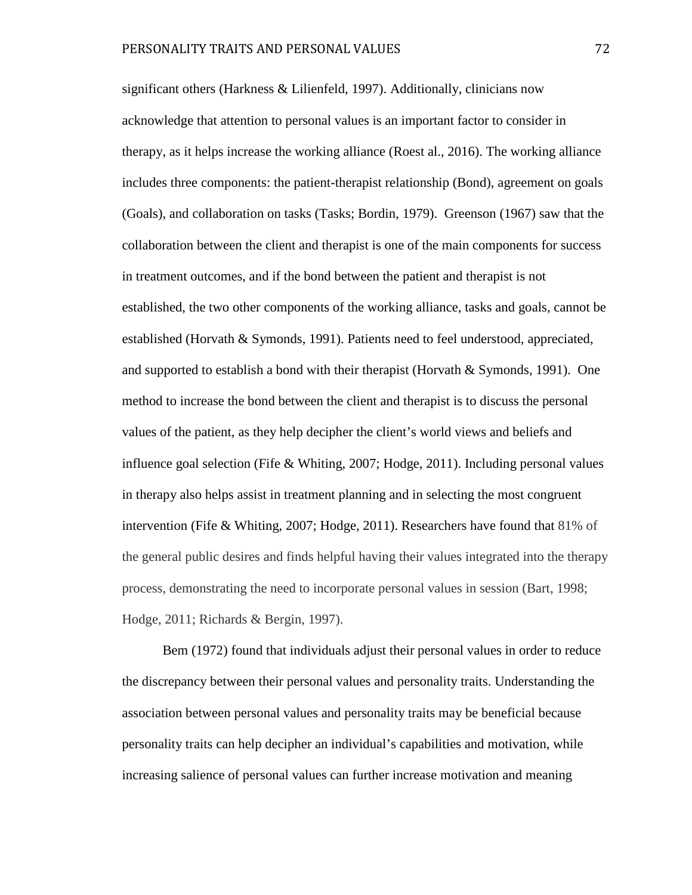significant others (Harkness & Lilienfeld, 1997). Additionally, clinicians now acknowledge that attention to personal values is an important factor to consider in therapy, as it helps increase the working alliance (Roest al., 2016). The working alliance includes three components: the patient-therapist relationship (Bond), agreement on goals (Goals), and collaboration on tasks (Tasks; Bordin, 1979). Greenson (1967) saw that the collaboration between the client and therapist is one of the main components for success in treatment outcomes, and if the bond between the patient and therapist is not established, the two other components of the working alliance, tasks and goals, cannot be established (Horvath & Symonds, 1991). Patients need to feel understood, appreciated, and supported to establish a bond with their therapist (Horvath & Symonds, 1991). One method to increase the bond between the client and therapist is to discuss the personal values of the patient, as they help decipher the client's world views and beliefs and influence goal selection (Fife & Whiting, 2007; Hodge, 2011). Including personal values in therapy also helps assist in treatment planning and in selecting the most congruent intervention (Fife & Whiting, 2007; Hodge, 2011). Researchers have found that 81% of the general public desires and finds helpful having their values integrated into the therapy process, demonstrating the need to incorporate personal values in session (Bart, 1998; Hodge, 2011; Richards & Bergin, 1997).

Bem (1972) found that individuals adjust their personal values in order to reduce the discrepancy between their personal values and personality traits. Understanding the association between personal values and personality traits may be beneficial because personality traits can help decipher an individual's capabilities and motivation, while increasing salience of personal values can further increase motivation and meaning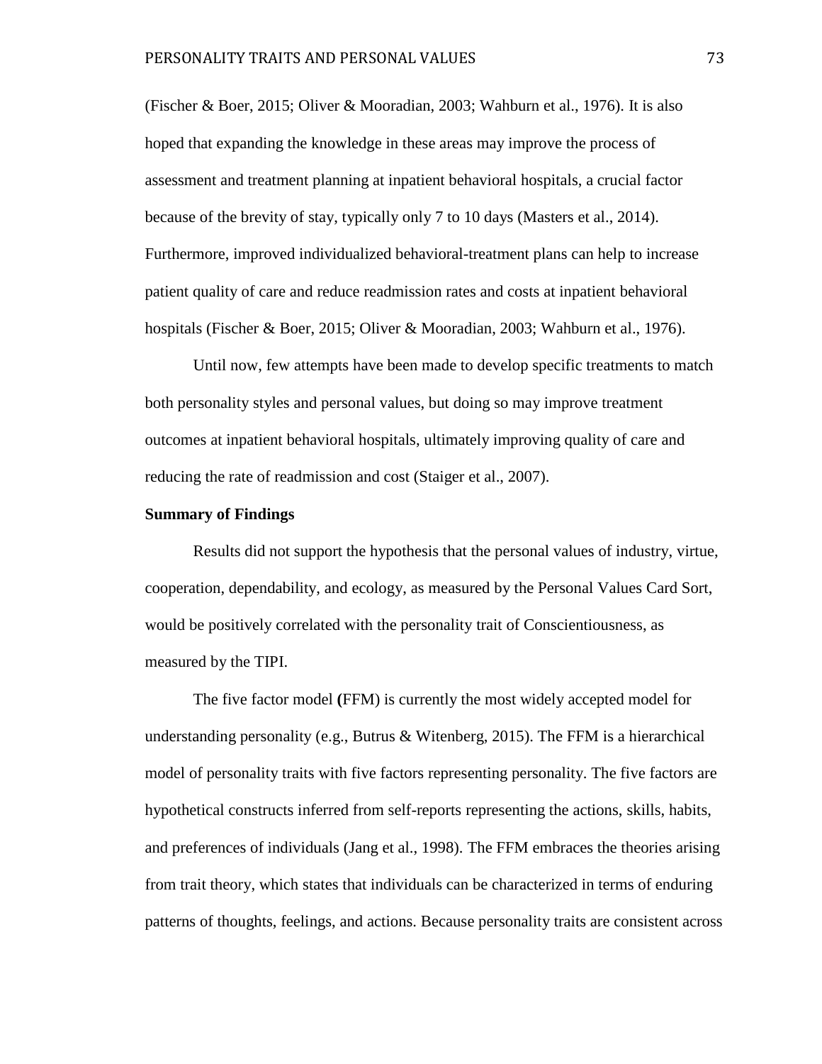(Fischer & Boer, 2015; Oliver & Mooradian, 2003; Wahburn et al., 1976). It is also hoped that expanding the knowledge in these areas may improve the process of assessment and treatment planning at inpatient behavioral hospitals, a crucial factor because of the brevity of stay, typically only 7 to 10 days (Masters et al., 2014). Furthermore, improved individualized behavioral-treatment plans can help to increase patient quality of care and reduce readmission rates and costs at inpatient behavioral hospitals (Fischer & Boer, 2015; Oliver & Mooradian, 2003; Wahburn et al., 1976).

Until now, few attempts have been made to develop specific treatments to match both personality styles and personal values, but doing so may improve treatment outcomes at inpatient behavioral hospitals, ultimately improving quality of care and reducing the rate of readmission and cost (Staiger et al., 2007).

**Summary of Findings**

Results did not support the hypothesis that the personal values of industry, virtue, cooperation, dependability, and ecology, as measured by the Personal Values Card Sort, would be positively correlated with the personality trait of Conscientiousness, as measured by the TIPI.

The five factor model **(**FFM) is currently the most widely accepted model for understanding personality (e.g., Butrus & Witenberg, 2015). The FFM is a hierarchical model of personality traits with five factors representing personality. The five factors are hypothetical constructs inferred from self-reports representing the actions, skills, habits, and preferences of individuals (Jang et al., 1998). The FFM embraces the theories arising from trait theory, which states that individuals can be characterized in terms of enduring patterns of thoughts, feelings, and actions. Because personality traits are consistent across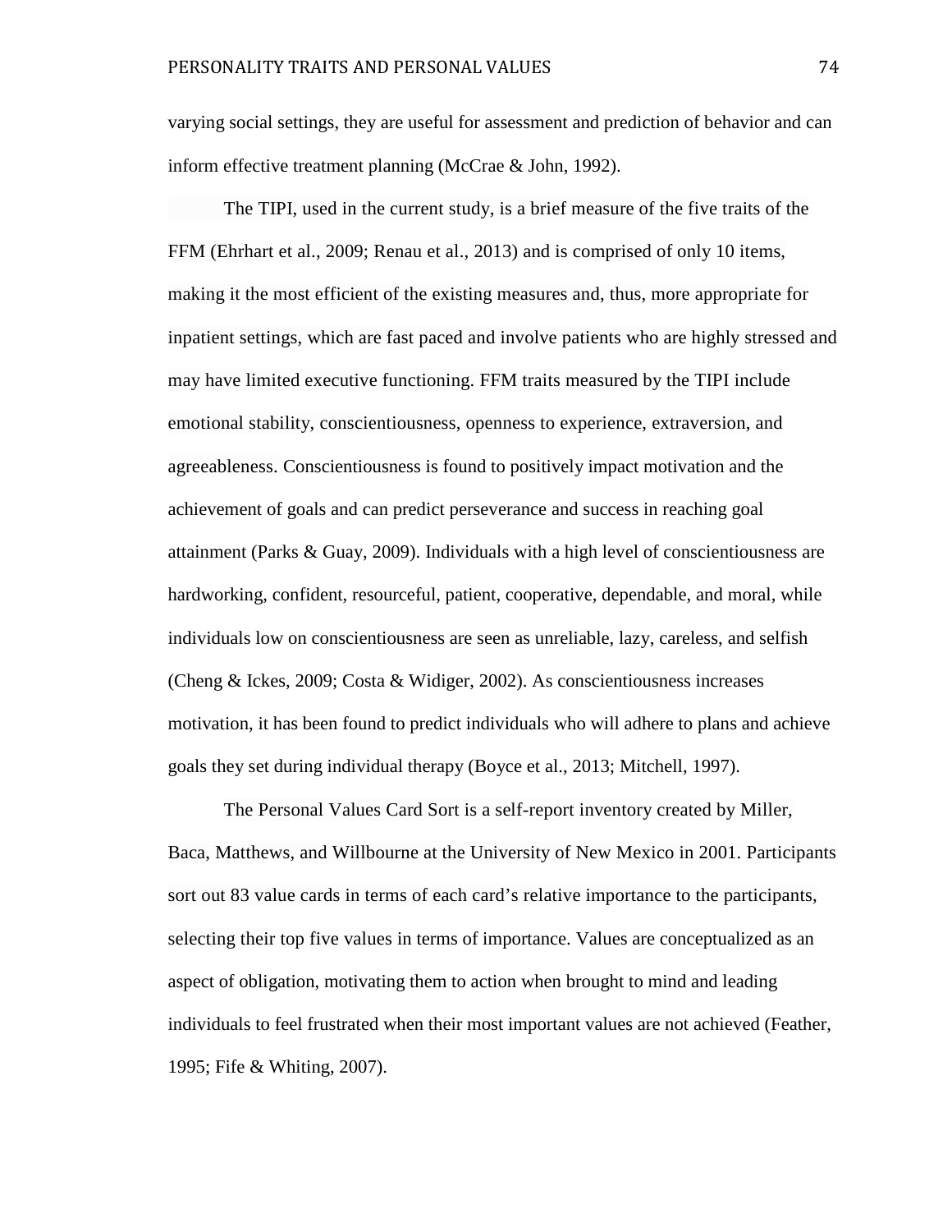varying social settings, they are useful for assessment and prediction of behavior and can inform effective treatment planning (McCrae & John, 1992).

The TIPI, used in the current study, is a brief measure of the five traits of the FFM (Ehrhart et al., 2009; Renau et al., 2013) and is comprised of only 10 items, making it the most efficient of the existing measures and, thus, more appropriate for inpatient settings, which are fast paced and involve patients who are highly stressed and may have limited executive functioning. FFM traits measured by the TIPI include emotional stability, conscientiousness, openness to experience, extraversion, and agreeableness. Conscientiousness is found to positively impact motivation and the achievement of goals and can predict perseverance and success in reaching goal attainment (Parks & Guay, 2009). Individuals with a high level of conscientiousness are hardworking, confident, resourceful, patient, cooperative, dependable, and moral, while individuals low on conscientiousness are seen as unreliable, lazy, careless, and selfish (Cheng & Ickes, 2009; Costa & Widiger, 2002). As conscientiousness increases motivation, it has been found to predict individuals who will adhere to plans and achieve goals they set during individual therapy (Boyce et al., 2013; Mitchell, 1997).

The Personal Values Card Sort is a self-report inventory created by Miller, Baca, Matthews, and Willbourne at the University of New Mexico in 2001. Participants sort out 83 value cards in terms of each card's relative importance to the participants, selecting their top five values in terms of importance. Values are conceptualized as an aspect of obligation, motivating them to action when brought to mind and leading individuals to feel frustrated when their most important values are not achieved (Feather, 1995; Fife & Whiting, 2007).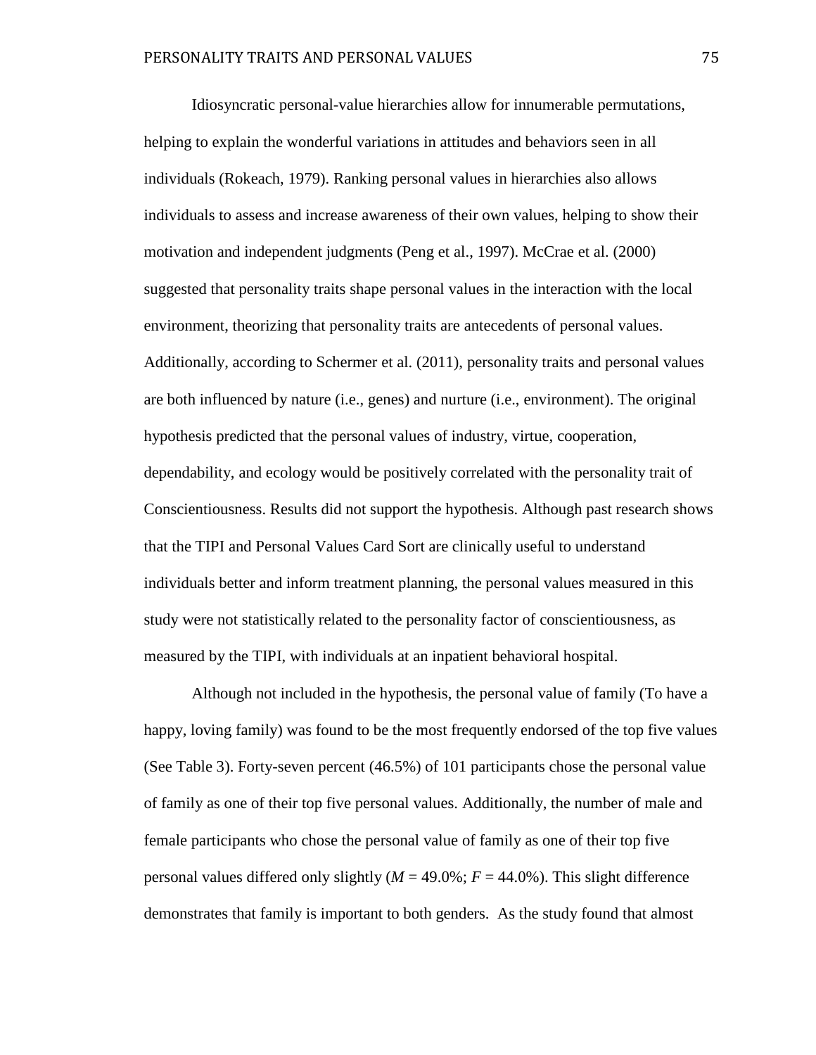Idiosyncratic personal-value hierarchies allow for innumerable permutations, helping to explain the wonderful variations in attitudes and behaviors seen in all individuals (Rokeach, 1979). Ranking personal values in hierarchies also allows individuals to assess and increase awareness of their own values, helping to show their motivation and independent judgments (Peng et al., 1997). McCrae et al. (2000) suggested that personality traits shape personal values in the interaction with the local environment, theorizing that personality traits are antecedents of personal values. Additionally, according to Schermer et al. (2011), personality traits and personal values are both influenced by nature (i.e., genes) and nurture (i.e., environment). The original hypothesis predicted that the personal values of industry, virtue, cooperation, dependability, and ecology would be positively correlated with the personality trait of Conscientiousness. Results did not support the hypothesis. Although past research shows that the TIPI and Personal Values Card Sort are clinically useful to understand individuals better and inform treatment planning, the personal values measured in this study were not statistically related to the personality factor of conscientiousness, as measured by the TIPI, with individuals at an inpatient behavioral hospital.

Although not included in the hypothesis, the personal value of family (To have a happy, loving family) was found to be the most frequently endorsed of the top five values (See Table 3). Forty-seven percent (46.5%) of 101 participants chose the personal value of family as one of their top five personal values. Additionally, the number of male and female participants who chose the personal value of family as one of their top five personal values differed only slightly ($M$ = 49.0%; $F$ = 44.0%). This slight difference demonstrates that family is important to both genders. As the study found that almost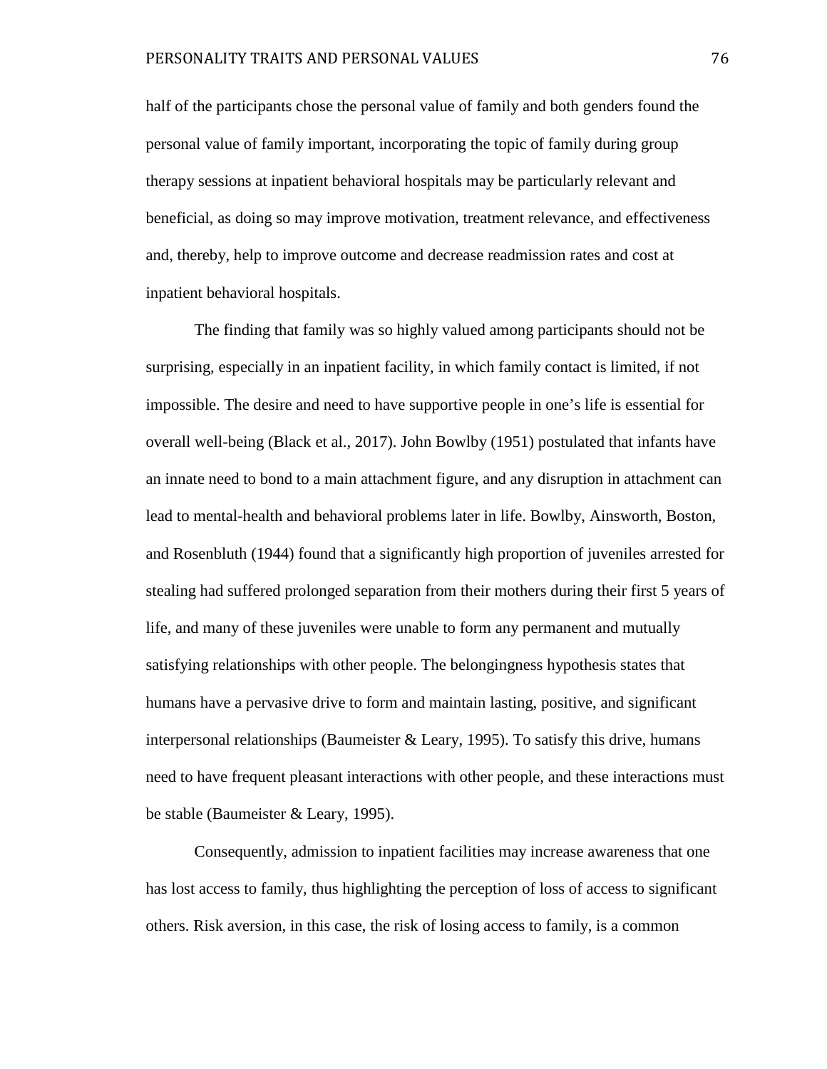half of the participants chose the personal value of family and both genders found the personal value of family important, incorporating the topic of family during group therapy sessions at inpatient behavioral hospitals may be particularly relevant and beneficial, as doing so may improve motivation, treatment relevance, and effectiveness and, thereby, help to improve outcome and decrease readmission rates and cost at inpatient behavioral hospitals.

The finding that family was so highly valued among participants should not be surprising, especially in an inpatient facility, in which family contact is limited, if not impossible. The desire and need to have supportive people in one's life is essential for overall well-being (Black et al., 2017). John Bowlby (1951) postulated that infants have an innate need to bond to a main attachment figure, and any disruption in attachment can lead to mental-health and behavioral problems later in life. Bowlby, Ainsworth, Boston, and Rosenbluth (1944) found that a significantly high proportion of juveniles arrested for stealing had suffered prolonged separation from their mothers during their first 5 years of life, and many of these juveniles were unable to form any permanent and mutually satisfying relationships with other people. The belongingness hypothesis states that humans have a pervasive drive to form and maintain lasting, positive, and significant interpersonal relationships (Baumeister & Leary, 1995). To satisfy this drive, humans need to have frequent pleasant interactions with other people, and these interactions must be stable (Baumeister & Leary, 1995).

Consequently, admission to inpatient facilities may increase awareness that one has lost access to family, thus highlighting the perception of loss of access to significant others. Risk aversion, in this case, the risk of losing access to family, is a common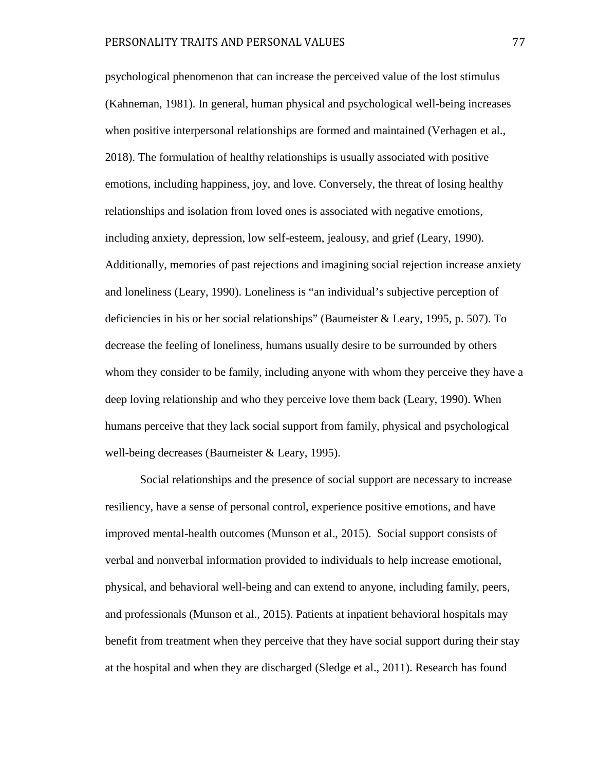psychological phenomenon that can increase the perceived value of the lost stimulus (Kahneman, 1981). In general, human physical and psychological well-being increases when positive interpersonal relationships are formed and maintained (Verhagen et al., 2018). The formulation of healthy relationships is usually associated with positive emotions, including happiness, joy, and love. Conversely, the threat of losing healthy relationships and isolation from loved ones is associated with negative emotions, including anxiety, depression, low self-esteem, jealousy, and grief (Leary, 1990). Additionally, memories of past rejections and imagining social rejection increase anxiety and loneliness (Leary, 1990). Loneliness is "an individual's subjective perception of deficiencies in his or her social relationships" (Baumeister & Leary, 1995, p. 507). To decrease the feeling of loneliness, humans usually desire to be surrounded by others whom they consider to be family, including anyone with whom they perceive they have a deep loving relationship and who they perceive love them back (Leary, 1990). When humans perceive that they lack social support from family, physical and psychological well-being decreases (Baumeister & Leary, 1995).

Social relationships and the presence of social support are necessary to increase resiliency, have a sense of personal control, experience positive emotions, and have improved mental-health outcomes (Munson et al., 2015). Social support consists of verbal and nonverbal information provided to individuals to help increase emotional, physical, and behavioral well-being and can extend to anyone, including family, peers, and professionals (Munson et al., 2015). Patients at inpatient behavioral hospitals may benefit from treatment when they perceive that they have social support during their stay at the hospital and when they are discharged (Sledge et al., 2011). Research has found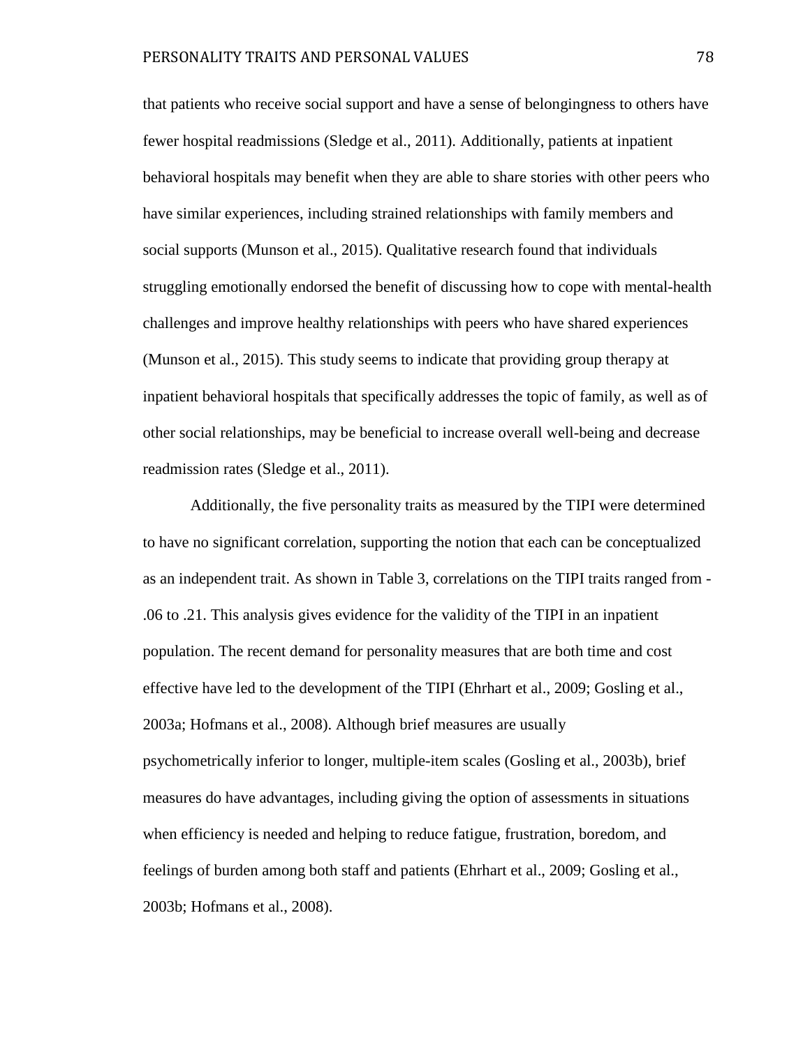that patients who receive social support and have a sense of belongingness to others have fewer hospital readmissions (Sledge et al., 2011). Additionally, patients at inpatient behavioral hospitals may benefit when they are able to share stories with other peers who have similar experiences, including strained relationships with family members and social supports (Munson et al., 2015). Qualitative research found that individuals struggling emotionally endorsed the benefit of discussing how to cope with mental-health challenges and improve healthy relationships with peers who have shared experiences (Munson et al., 2015). This study seems to indicate that providing group therapy at inpatient behavioral hospitals that specifically addresses the topic of family, as well as of other social relationships, may be beneficial to increase overall well-being and decrease readmission rates (Sledge et al., 2011).

Additionally, the five personality traits as measured by the TIPI were determined to have no significant correlation, supporting the notion that each can be conceptualized as an independent trait. As shown in Table 3, correlations on the TIPI traits ranged from -.06 to .21. This analysis gives evidence for the validity of the TIPI in an inpatient population. The recent demand for personality measures that are both time and cost effective have led to the development of the TIPI (Ehrhart et al., 2009; Gosling et al., 2003a; Hofmans et al., 2008). Although brief measures are usually psychometrically inferior to longer, multiple-item scales (Gosling et al., 2003b), brief measures do have advantages, including giving the option of assessments in situations when efficiency is needed and helping to reduce fatigue, frustration, boredom, and feelings of burden among both staff and patients (Ehrhart et al., 2009; Gosling et al., 2003b; Hofmans et al., 2008).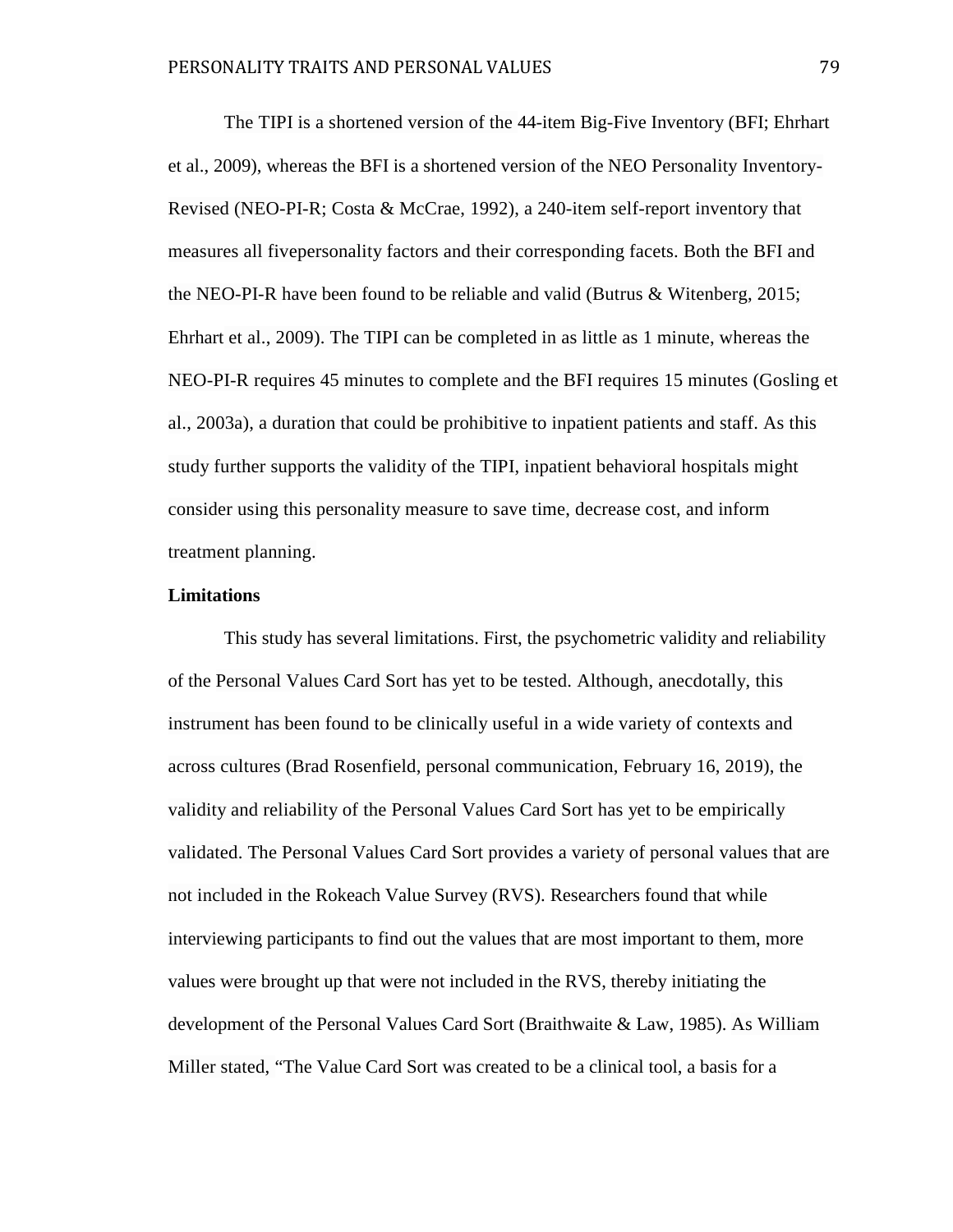The TIPI is a shortened version of the 44-item Big-Five Inventory (BFI; Ehrhart et al., 2009), whereas the BFI is a shortened version of the NEO Personality Inventory-Revised (NEO-PI-R; Costa & McCrae, 1992), a 240-item self-report inventory that measures all fivepersonality factors and their corresponding facets. Both the BFI and the NEO-PI-R have been found to be reliable and valid (Butrus & Witenberg, 2015; Ehrhart et al., 2009). The TIPI can be completed in as little as 1 minute, whereas the NEO-PI-R requires 45 minutes to complete and the BFI requires 15 minutes (Gosling et al., 2003a), a duration that could be prohibitive to inpatient patients and staff. As this study further supports the validity of the TIPI, inpatient behavioral hospitals might consider using this personality measure to save time, decrease cost, and inform treatment planning.

**Limitations**

This study has several limitations. First, the psychometric validity and reliability of the Personal Values Card Sort has yet to be tested. Although, anecdotally, this instrument has been found to be clinically useful in a wide variety of contexts and across cultures (Brad Rosenfield, personal communication, February 16, 2019), the validity and reliability of the Personal Values Card Sort has yet to be empirically validated. The Personal Values Card Sort provides a variety of personal values that are not included in the Rokeach Value Survey (RVS). Researchers found that while interviewing participants to find out the values that are most important to them, more values were brought up that were not included in the RVS, thereby initiating the development of the Personal Values Card Sort (Braithwaite & Law, 1985). As William Miller stated, "The Value Card Sort was created to be a clinical tool, a basis for a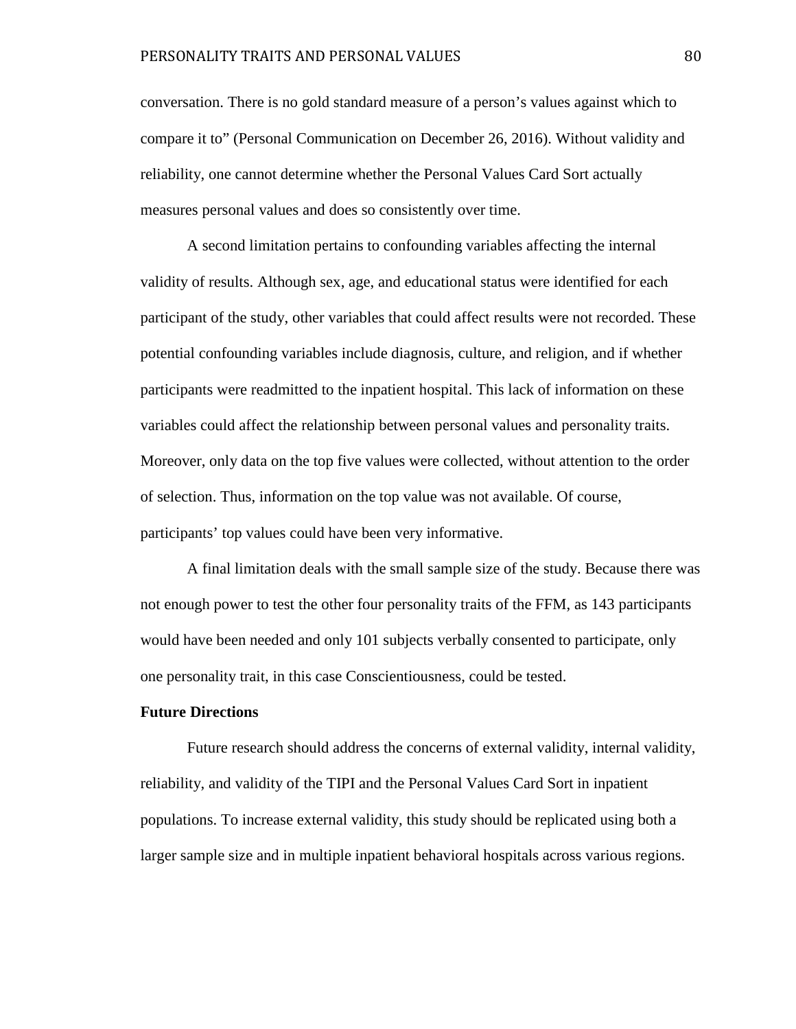conversation. There is no gold standard measure of a person's values against which to compare it to" (Personal Communication on December 26, 2016). Without validity and reliability, one cannot determine whether the Personal Values Card Sort actually measures personal values and does so consistently over time.

A second limitation pertains to confounding variables affecting the internal validity of results. Although sex, age, and educational status were identified for each participant of the study, other variables that could affect results were not recorded. These potential confounding variables include diagnosis, culture, and religion, and if whether participants were readmitted to the inpatient hospital. This lack of information on these variables could affect the relationship between personal values and personality traits. Moreover, only data on the top five values were collected, without attention to the order of selection. Thus, information on the top value was not available. Of course, participants' top values could have been very informative.

A final limitation deals with the small sample size of the study. Because there was not enough power to test the other four personality traits of the FFM, as 143 participants would have been needed and only 101 subjects verbally consented to participate, only one personality trait, in this case Conscientiousness, could be tested.

**Future Directions**

Future research should address the concerns of external validity, internal validity, reliability, and validity of the TIPI and the Personal Values Card Sort in inpatient populations. To increase external validity, this study should be replicated using both a larger sample size and in multiple inpatient behavioral hospitals across various regions.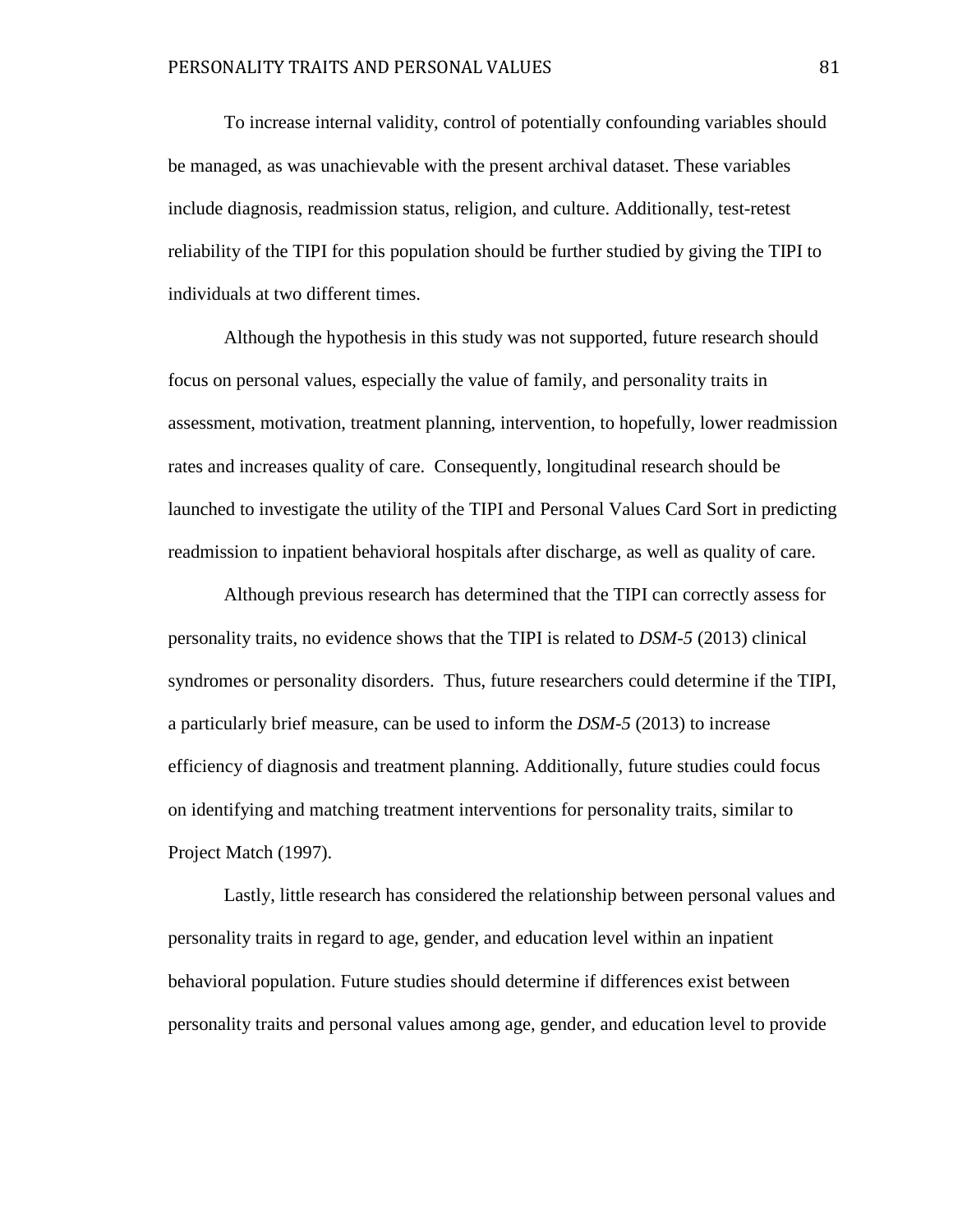To increase internal validity, control of potentially confounding variables should be managed, as was unachievable with the present archival dataset. These variables include diagnosis, readmission status, religion, and culture. Additionally, test-retest reliability of the TIPI for this population should be further studied by giving the TIPI to individuals at two different times.

Although the hypothesis in this study was not supported, future research should focus on personal values, especially the value of family, and personality traits in assessment, motivation, treatment planning, intervention, to hopefully, lower readmission rates and increases quality of care. Consequently, longitudinal research should be launched to investigate the utility of the TIPI and Personal Values Card Sort in predicting readmission to inpatient behavioral hospitals after discharge, as well as quality of care.

Although previous research has determined that the TIPI can correctly assess for personality traits, no evidence shows that the TIPI is related to *DSM-5* (2013) clinical syndromes or personality disorders. Thus, future researchers could determine if the TIPI, a particularly brief measure, can be used to inform the *DSM-5* (2013) to increase efficiency of diagnosis and treatment planning. Additionally, future studies could focus on identifying and matching treatment interventions for personality traits, similar to Project Match (1997).

Lastly, little research has considered the relationship between personal values and personality traits in regard to age, gender, and education level within an inpatient behavioral population. Future studies should determine if differences exist between personality traits and personal values among age, gender, and education level to provide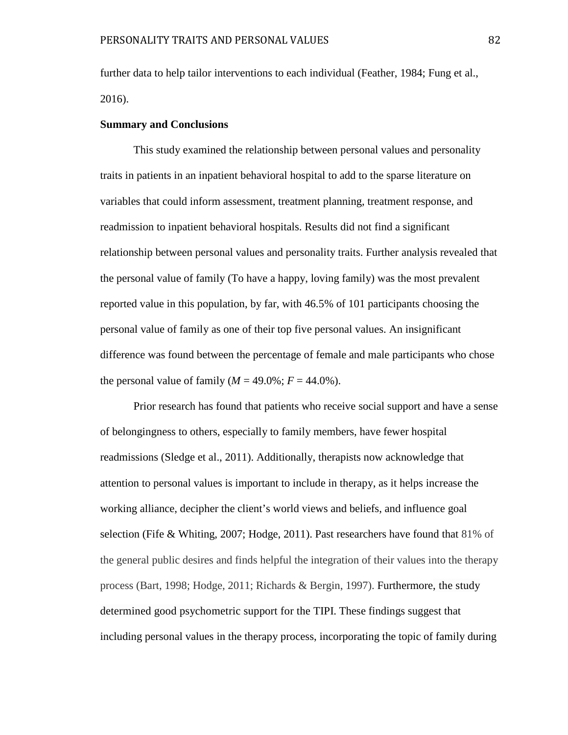further data to help tailor interventions to each individual (Feather, 1984; Fung et al., 2016).

**Summary and Conclusions**

This study examined the relationship between personal values and personality traits in patients in an inpatient behavioral hospital to add to the sparse literature on variables that could inform assessment, treatment planning, treatment response, and readmission to inpatient behavioral hospitals. Results did not find a significant relationship between personal values and personality traits. Further analysis revealed that the personal value of family (To have a happy, loving family) was the most prevalent reported value in this population, by far, with 46.5% of 101 participants choosing the personal value of family as one of their top five personal values. An insignificant difference was found between the percentage of female and male participants who chose the personal value of family (*M* = 49.0%; *F* = 44.0%).

Prior research has found that patients who receive social support and have a sense of belongingness to others, especially to family members, have fewer hospital readmissions (Sledge et al., 2011). Additionally, therapists now acknowledge that attention to personal values is important to include in therapy, as it helps increase the working alliance, decipher the client's world views and beliefs, and influence goal selection (Fife & Whiting, 2007; Hodge, 2011). Past researchers have found that 81% of the general public desires and finds helpful the integration of their values into the therapy process (Bart, 1998; Hodge, 2011; Richards & Bergin, 1997). Furthermore, the study determined good psychometric support for the TIPI. These findings suggest that including personal values in the therapy process, incorporating the topic of family during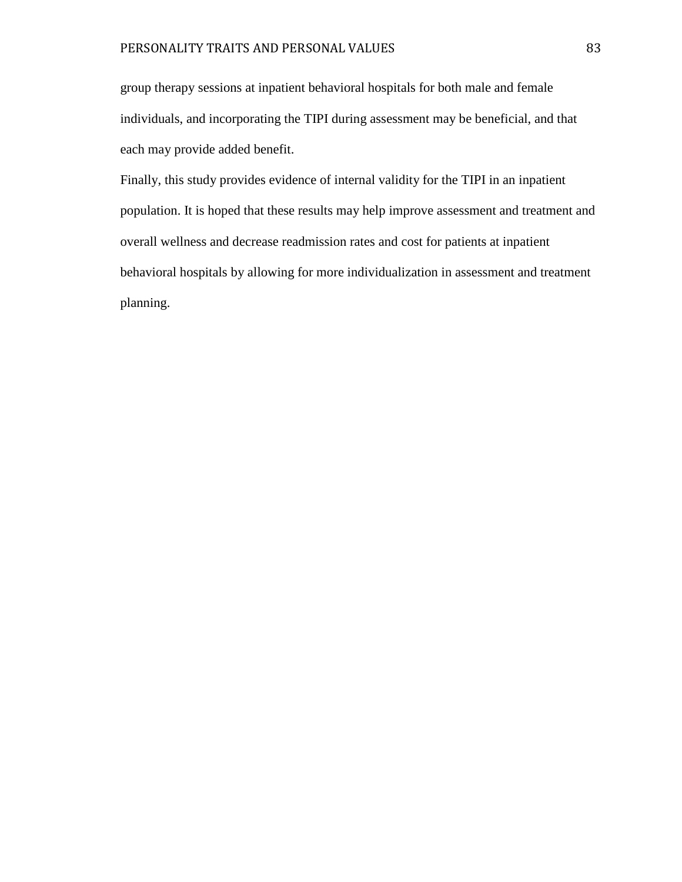group therapy sessions at inpatient behavioral hospitals for both male and female individuals, and incorporating the TIPI during assessment may be beneficial, and that each may provide added benefit.

Finally, this study provides evidence of internal validity for the TIPI in an inpatient population. It is hoped that these results may help improve assessment and treatment and overall wellness and decrease readmission rates and cost for patients at inpatient behavioral hospitals by allowing for more individualization in assessment and treatment planning.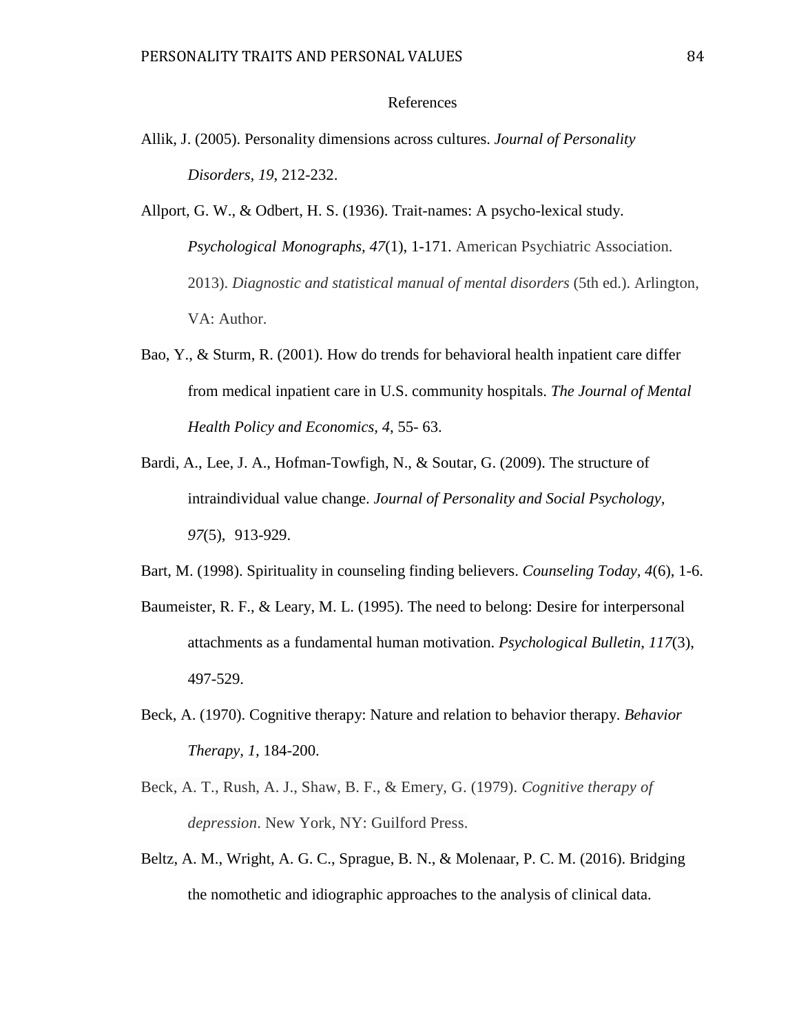# References

Allik, J. (2005). Personality dimensions across cultures. *Journal of Personality Disorders, 19*, 212-232.

Allport, G. W., & Odbert, H. S. (1936). Trait-names: A psycho-lexical study. *Psychological Monographs, 47*(1), 1-171. American Psychiatric Association. 2013). *Diagnostic and statistical manual of mental disorders* (5th ed.). Arlington, VA: Author.

Bao, Y., & Sturm, R. (2001). How do trends for behavioral health inpatient care differ from medical inpatient care in U.S. community hospitals. *The Journal of Mental Health Policy and Economics, 4*, 55- 63.

Bardi, A., Lee, J. A., Hofman-Towfigh, N., & Soutar, G. (2009). The structure of intraindividual value change. *Journal of Personality and Social Psychology, 97*(5), 913-929.

Bart, M. (1998). Spirituality in counseling finding believers. *Counseling Today, 4*(6), 1-6.

Baumeister, R. F., & Leary, M. L. (1995). The need to belong: Desire for interpersonal attachments as a fundamental human motivation. *Psychological Bulletin, 117*(3), 497-529.

Beck, A. (1970). Cognitive therapy: Nature and relation to behavior therapy. *Behavior Therapy, 1*, 184-200.

Beck, A. T., Rush, A. J., Shaw, B. F., & Emery, G. (1979). *Cognitive therapy of depression*. New York, NY: Guilford Press.

Beltz, A. M., Wright, A. G. C., Sprague, B. N., & Molenaar, P. C. M. (2016). Bridging the nomothetic and idiographic approaches to the analysis of clinical data.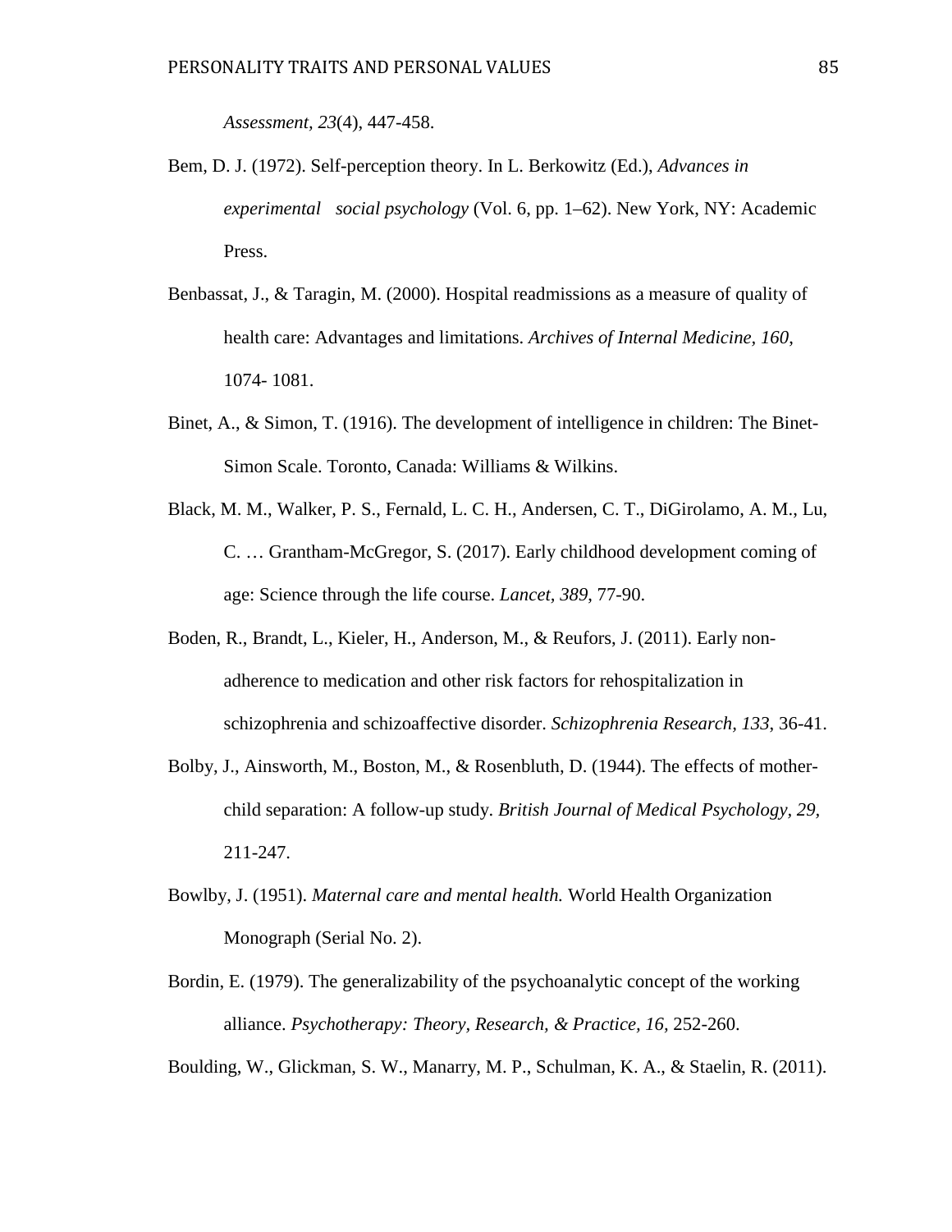*Assessment, 23*(4), 447-458.

Bem, D. J. (1972). Self-perception theory. In L. Berkowitz (Ed.), *Advances in experimental social psychology* (Vol. 6, pp. 1–62). New York, NY: Academic Press.

Benbassat, J., & Taragin, M. (2000). Hospital readmissions as a measure of quality of health care: Advantages and limitations. *Archives of Internal Medicine, 160*, 1074- 1081.

Binet, A., & Simon, T. (1916). The development of intelligence in children: The Binet-Simon Scale. Toronto, Canada: Williams & Wilkins.

Black, M. M., Walker, P. S., Fernald, L. C. H., Andersen, C. T., DiGirolamo, A. M., Lu, C. … Grantham-McGregor, S. (2017). Early childhood development coming of age: Science through the life course. *Lancet, 389*, 77-90.

Boden, R., Brandt, L., Kieler, H., Anderson, M., & Reufors, J. (2011). Early non-adherence to medication and other risk factors for rehospitalization in schizophrenia and schizoaffective disorder. *Schizophrenia Research, 133*, 36-41.

Bolby, J., Ainsworth, M., Boston, M., & Rosenbluth, D. (1944). The effects of mother-child separation: A follow-up study. *British Journal of Medical Psychology, 29*, 211-247.

Bowlby, J. (1951). *Maternal care and mental health.* World Health Organization Monograph (Serial No. 2).

Bordin, E. (1979). The generalizability of the psychoanalytic concept of the working alliance. *Psychotherapy: Theory, Research, & Practice, 16*, 252-260.

Boulding, W., Glickman, S. W., Manarry, M. P., Schulman, K. A., & Staelin, R. (2011).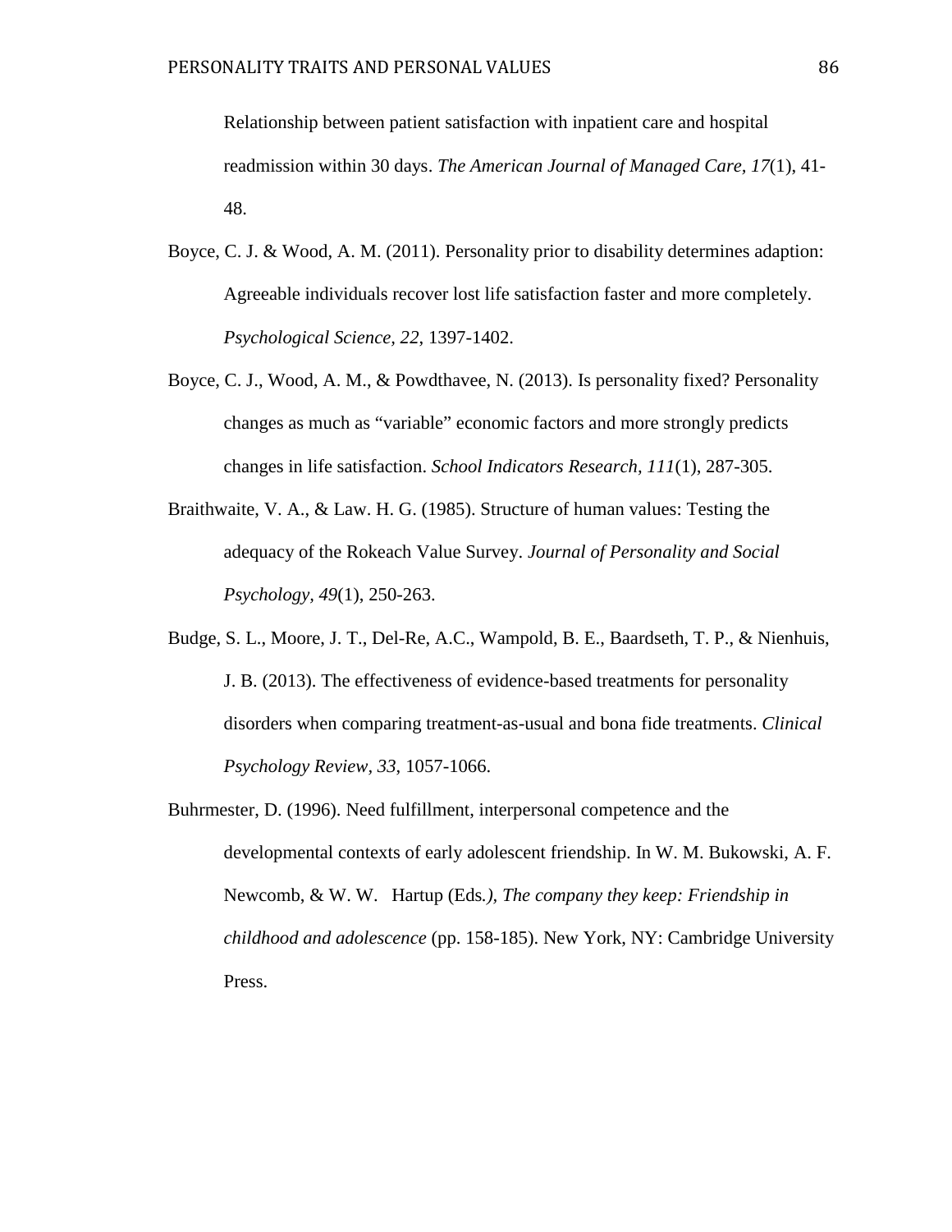Relationship between patient satisfaction with inpatient care and hospital readmission within 30 days. *The American Journal of Managed Care, 17*(1), 41-48.

Boyce, C. J. & Wood, A. M. (2011). Personality prior to disability determines adaption: Agreeable individuals recover lost life satisfaction faster and more completely. *Psychological Science, 22*, 1397-1402.

Boyce, C. J., Wood, A. M., & Powdthavee, N. (2013). Is personality fixed? Personality changes as much as "variable" economic factors and more strongly predicts changes in life satisfaction. *School Indicators Research, 111*(1), 287-305.

Braithwaite, V. A., & Law. H. G. (1985). Structure of human values: Testing the adequacy of the Rokeach Value Survey. *Journal of Personality and Social Psychology, 49*(1), 250-263.

Budge, S. L., Moore, J. T., Del-Re, A.C., Wampold, B. E., Baardseth, T. P., & Nienhuis, J. B. (2013). The effectiveness of evidence-based treatments for personality disorders when comparing treatment-as-usual and bona fide treatments. *Clinical Psychology Review, 33*, 1057-1066.

Buhrmester, D. (1996). Need fulfillment, interpersonal competence and the developmental contexts of early adolescent friendship. In W. M. Bukowski, A. F. Newcomb, & W. W. Hartup (Eds*.), The company they keep: Friendship in childhood and adolescence* (pp. 158-185). New York, NY: Cambridge University Press.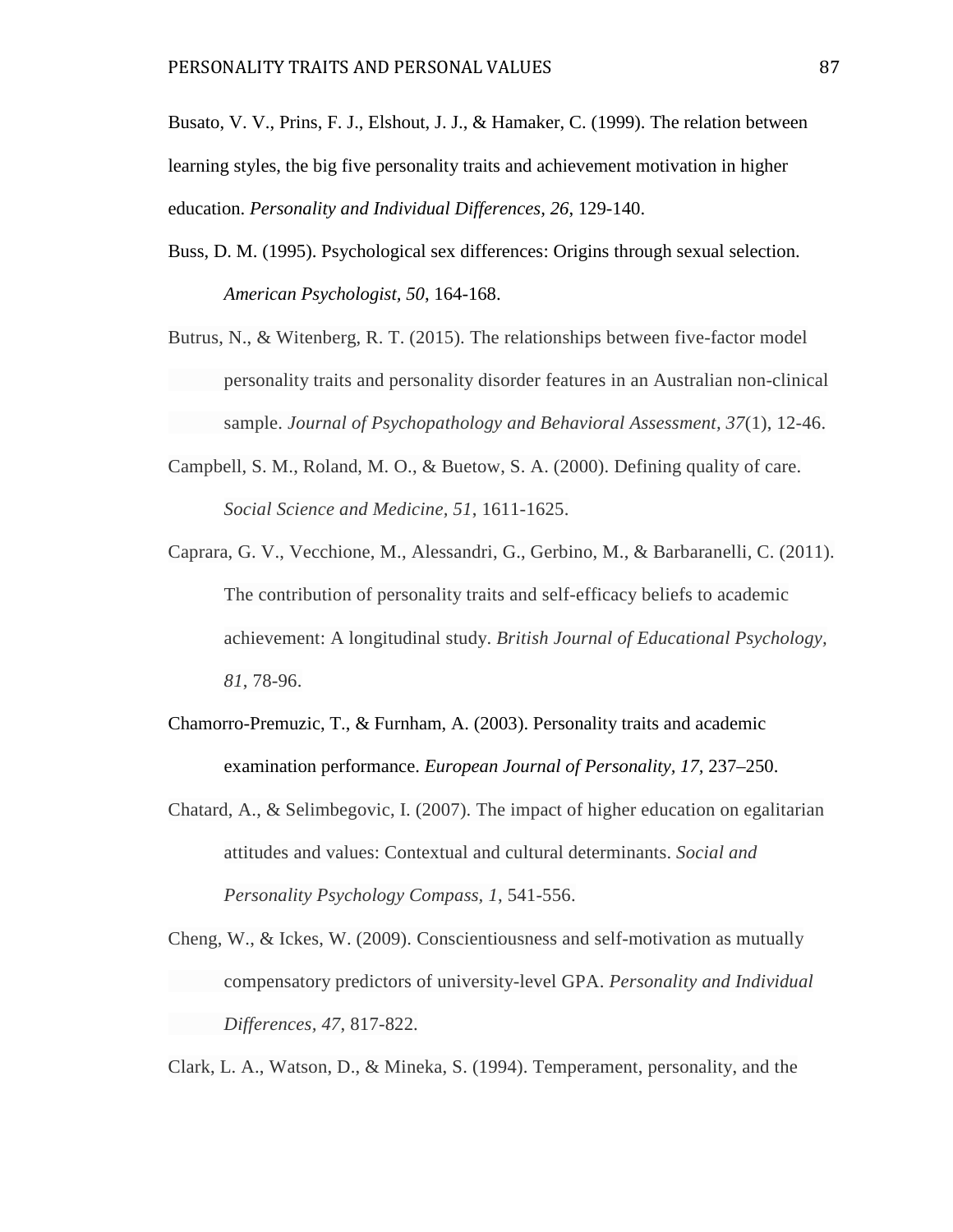Busato, V. V., Prins, F. J., Elshout, J. J., & Hamaker, C. (1999). The relation between learning styles, the big five personality traits and achievement motivation in higher education. *Personality and Individual Differences, 26*, 129-140.

Buss, D. M. (1995). Psychological sex differences: Origins through sexual selection. *American Psychologist, 50*, 164-168.

Butrus, N., & Witenberg, R. T. (2015). The relationships between five-factor model personality traits and personality disorder features in an Australian non-clinical sample. *Journal of Psychopathology and Behavioral Assessment, 37*(1), 12-46.

Campbell, S. M., Roland, M. O., & Buetow, S. A. (2000). Defining quality of care. *Social Science and Medicine, 51*, 1611-1625.

Caprara, G. V., Vecchione, M., Alessandri, G., Gerbino, M., & Barbaranelli, C. (2011). The contribution of personality traits and self-efficacy beliefs to academic achievement: A longitudinal study. *British Journal of Educational Psychology, 81*, 78-96.

Chamorro-Premuzic, T., & Furnham, A. (2003). Personality traits and academic examination performance. *European Journal of Personality, 17,* 237–250.

Chatard, A., & Selimbegovic, I. (2007). The impact of higher education on egalitarian attitudes and values: Contextual and cultural determinants. *Social and Personality Psychology Compass, 1*, 541-556.

Cheng, W., & Ickes, W. (2009). Conscientiousness and self-motivation as mutually compensatory predictors of university-level GPA. *Personality and Individual Differences*, *47*, 817-822.

Clark, L. A., Watson, D., & Mineka, S. (1994). Temperament, personality, and the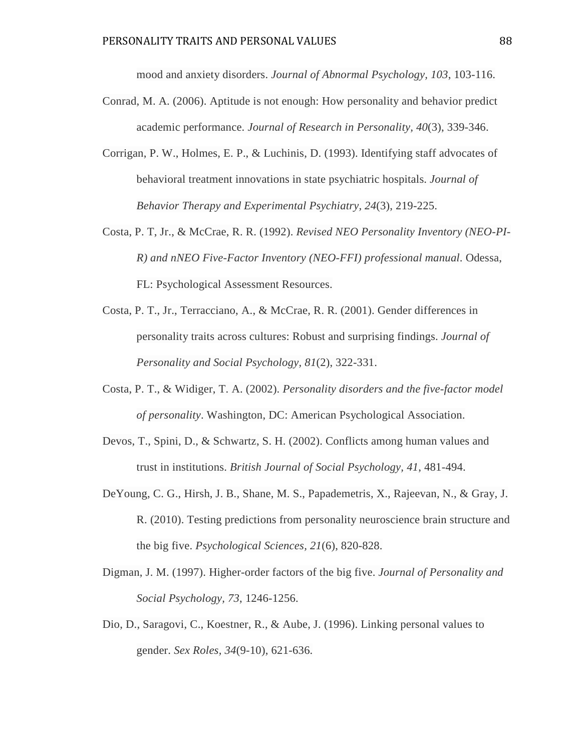mood and anxiety disorders. *Journal of Abnormal Psychology, 103*, 103-116.

Conrad, M. A. (2006). Aptitude is not enough: How personality and behavior predict academic performance. *Journal of Research in Personality, 40*(3), 339-346.

Corrigan, P. W., Holmes, E. P., & Luchinis, D. (1993). Identifying staff advocates of behavioral treatment innovations in state psychiatric hospitals. *Journal of Behavior Therapy and Experimental Psychiatry, 24*(3), 219-225.

Costa, P. T, Jr., & McCrae, R. R. (1992). *Revised NEO Personality Inventory (NEO-PI-R) and nNEO Five-Factor Inventory (NEO-FFI) professional manual*. Odessa, FL: Psychological Assessment Resources.

Costa, P. T., Jr., Terracciano, A., & McCrae, R. R. (2001). Gender differences in personality traits across cultures: Robust and surprising findings. *Journal of Personality and Social Psychology, 81*(2), 322-331.

Costa, P. T., & Widiger, T. A. (2002). *Personality disorders and the five-factor model of personality*. Washington, DC: American Psychological Association.

Devos, T., Spini, D., & Schwartz, S. H. (2002). Conflicts among human values and trust in institutions. *British Journal of Social Psychology, 41*, 481-494.

DeYoung, C. G., Hirsh, J. B., Shane, M. S., Papademetris, X., Rajeevan, N., & Gray, J. R. (2010). Testing predictions from personality neuroscience brain structure and the big five. *Psychological Sciences, 21*(6), 820-828.

Digman, J. M. (1997). Higher-order factors of the big five. *Journal of Personality and Social Psychology, 73*, 1246-1256.

Dio, D., Saragovi, C., Koestner, R., & Aube, J. (1996). Linking personal values to gender. *Sex Roles, 34*(9-10), 621-636.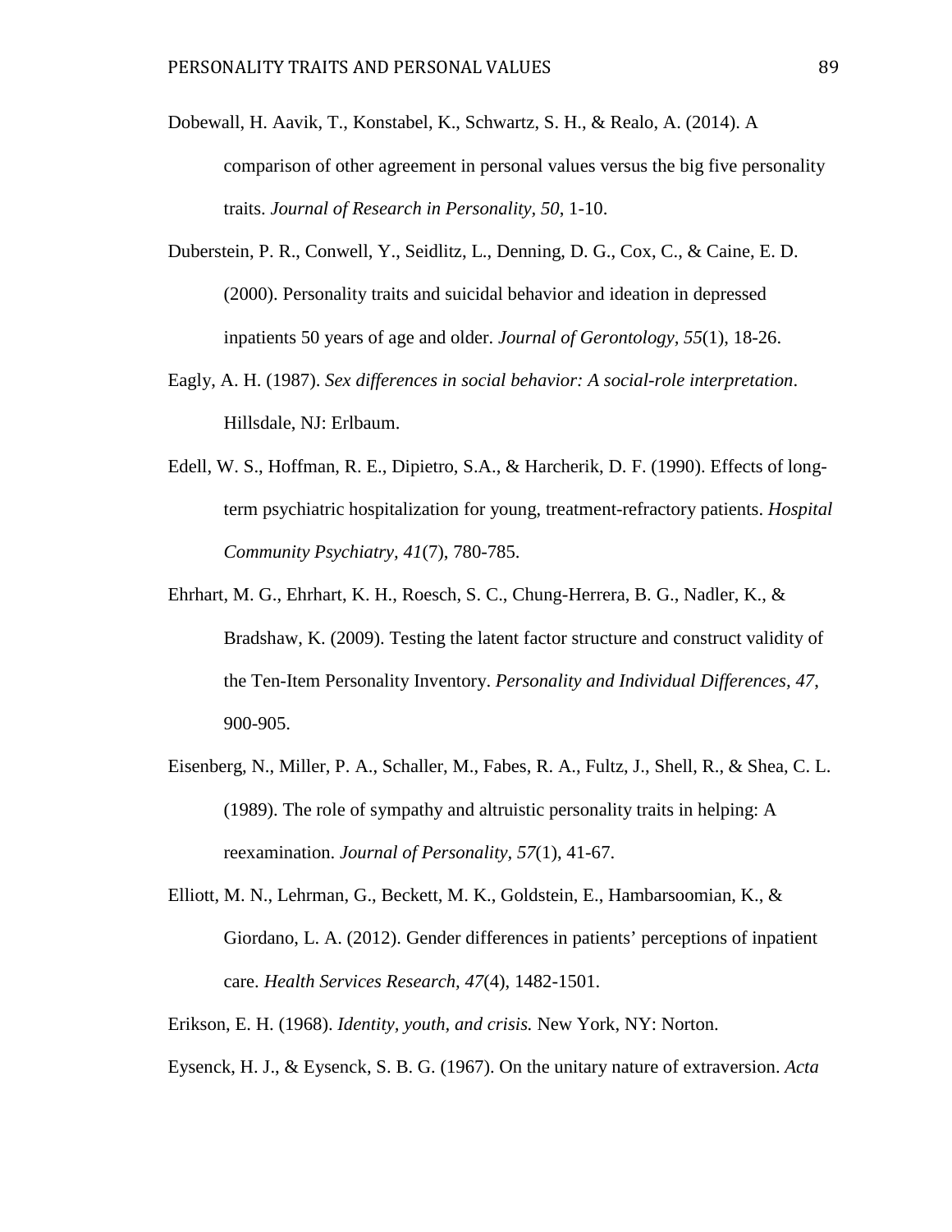Dobewall, H. Aavik, T., Konstabel, K., Schwartz, S. H., & Realo, A. (2014). A comparison of other agreement in personal values versus the big five personality traits. *Journal of Research in Personality, 50*, 1-10.

Duberstein, P. R., Conwell, Y., Seidlitz, L., Denning, D. G., Cox, C., & Caine, E. D. (2000). Personality traits and suicidal behavior and ideation in depressed inpatients 50 years of age and older. *Journal of Gerontology*, *55*(1), 18-26.

Eagly, A. H. (1987). *Sex differences in social behavior: A social-role interpretation*. Hillsdale, NJ: Erlbaum.

Edell, W. S., Hoffman, R. E., Dipietro, S.A., & Harcherik, D. F. (1990). Effects of long-term psychiatric hospitalization for young, treatment-refractory patients. *Hospital Community Psychiatry, 41*(7), 780-785.

Ehrhart, M. G., Ehrhart, K. H., Roesch, S. C., Chung-Herrera, B. G., Nadler, K., & Bradshaw, K. (2009). Testing the latent factor structure and construct validity of the Ten-Item Personality Inventory. *Personality and Individual Differences, 47*, 900-905.

Eisenberg, N., Miller, P. A., Schaller, M., Fabes, R. A., Fultz, J., Shell, R., & Shea, C. L. (1989). The role of sympathy and altruistic personality traits in helping: A reexamination. *Journal of Personality, 57*(1), 41-67.

Elliott, M. N., Lehrman, G., Beckett, M. K., Goldstein, E., Hambarsoomian, K., & Giordano, L. A. (2012). Gender differences in patients' perceptions of inpatient care. *Health Services Research*, *47*(4), 1482-1501.

Erikson, E. H. (1968). *Identity, youth, and crisis.* New York, NY: Norton.

Eysenck, H. J., & Eysenck, S. B. G. (1967). On the unitary nature of extraversion. *Acta*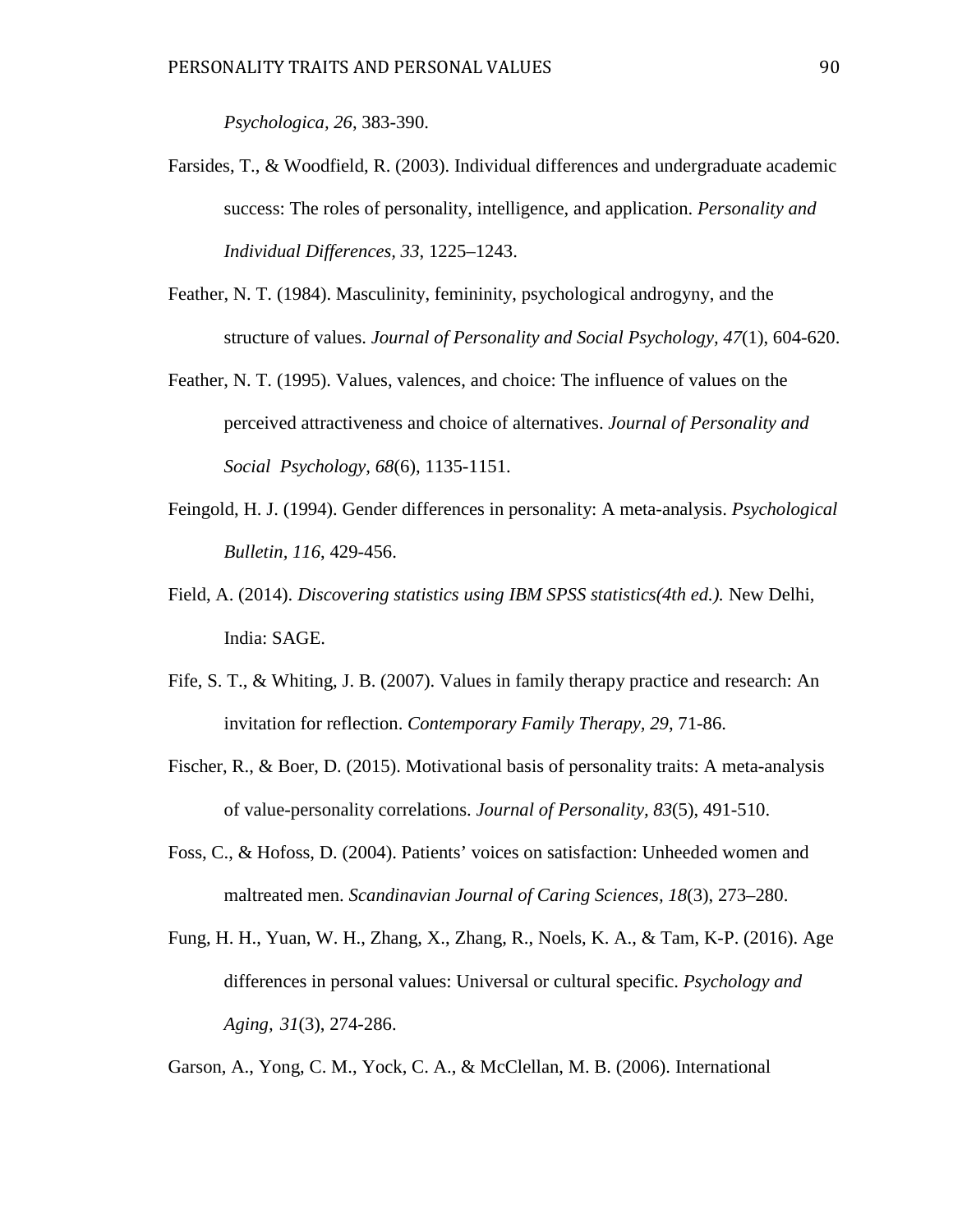*Psychologica, 26*, 383-390.

Farsides, T., & Woodfield, R. (2003). Individual differences and undergraduate academic success: The roles of personality, intelligence, and application. *Personality and Individual Differences, 33*, 1225–1243.

Feather, N. T. (1984). Masculinity, femininity, psychological androgyny, and the structure of values. *Journal of Personality and Social Psychology, 47*(1), 604-620.

Feather, N. T. (1995). Values, valences, and choice: The influence of values on the perceived attractiveness and choice of alternatives. *Journal of Personality and Social Psychology, 68*(6), 1135-1151.

Feingold, H. J. (1994). Gender differences in personality: A meta-analysis. *Psychological Bulletin, 116*, 429-456.

Field, A. (2014). *Discovering statistics using IBM SPSS statistics(4th ed.).* New Delhi, India: SAGE.

Fife, S. T., & Whiting, J. B. (2007). Values in family therapy practice and research: An invitation for reflection. *Contemporary Family Therapy, 29*, 71-86.

Fischer, R., & Boer, D. (2015). Motivational basis of personality traits: A meta-analysis of value-personality correlations. *Journal of Personality, 83*(5), 491-510.

Foss, C., & Hofoss, D. (2004). Patients' voices on satisfaction: Unheeded women and maltreated men. *Scandinavian Journal of Caring Sciences, 18*(3), 273–280.

Fung, H. H., Yuan, W. H., Zhang, X., Zhang, R., Noels, K. A., & Tam, K-P. (2016). Age differences in personal values: Universal or cultural specific. *Psychology and Aging, 31*(3), 274-286.

Garson, A., Yong, C. M., Yock, C. A., & McClellan, M. B. (2006). International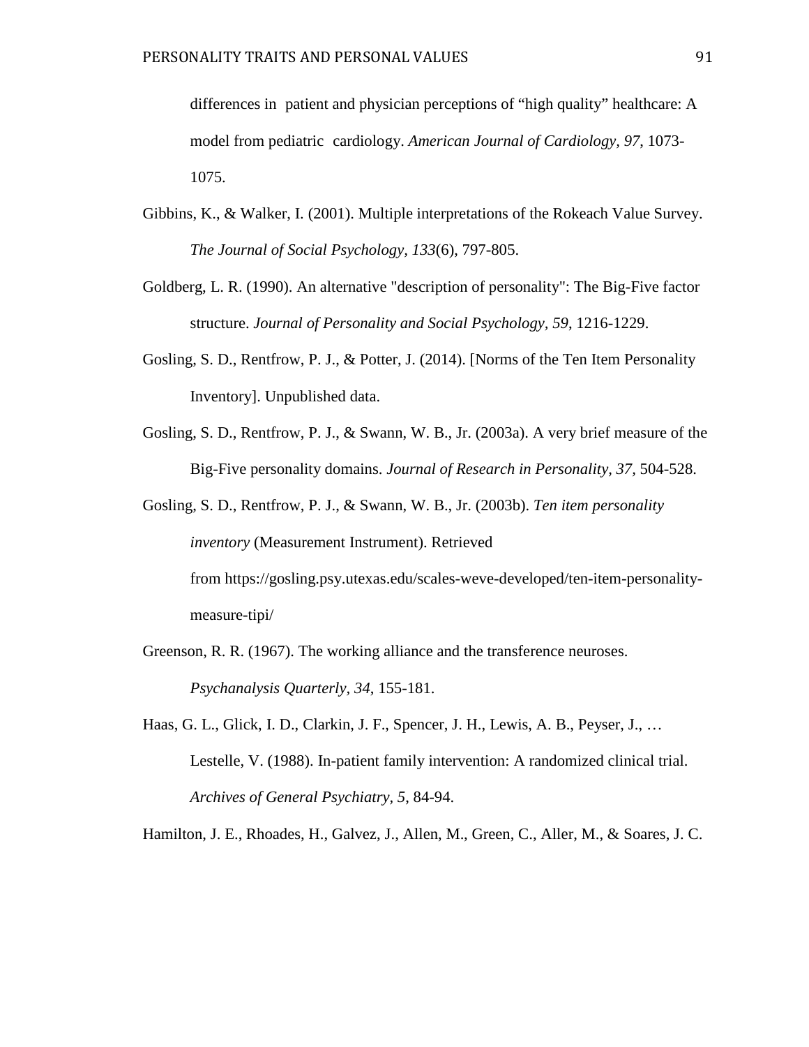differences in patient and physician perceptions of "high quality" healthcare: A model from pediatric cardiology. *American Journal of Cardiology, 97*, 1073-1075.

Gibbins, K., & Walker, I. (2001). Multiple interpretations of the Rokeach Value Survey. *The Journal of Social Psychology, 133*(6), 797-805.

Goldberg, L. R. (1990). An alternative "description of personality": The Big-Five factor structure. *Journal of Personality and Social Psychology, 59*, 1216-1229.

Gosling, S. D., Rentfrow, P. J., & Potter, J. (2014). [Norms of the Ten Item Personality Inventory]. Unpublished data.

Gosling, S. D., Rentfrow, P. J., & Swann, W. B., Jr. (2003a). A very brief measure of the Big-Five personality domains. *Journal of Research in Personality, 37*, 504-528.

Gosling, S. D., Rentfrow, P. J., & Swann, W. B., Jr. (2003b). *Ten item personality inventory* (Measurement Instrument). Retrieved from https://gosling.psy.utexas.edu/scales-weve-developed/ten-item-personality-measure-tipi/

Greenson, R. R. (1967). The working alliance and the transference neuroses. *Psychanalysis Quarterly, 34*, 155-181.

Haas, G. L., Glick, I. D., Clarkin, J. F., Spencer, J. H., Lewis, A. B., Peyser, J., … Lestelle, V. (1988). In-patient family intervention: A randomized clinical trial. *Archives of General Psychiatry, 5*, 84-94.

Hamilton, J. E., Rhoades, H., Galvez, J., Allen, M., Green, C., Aller, M., & Soares, J. C.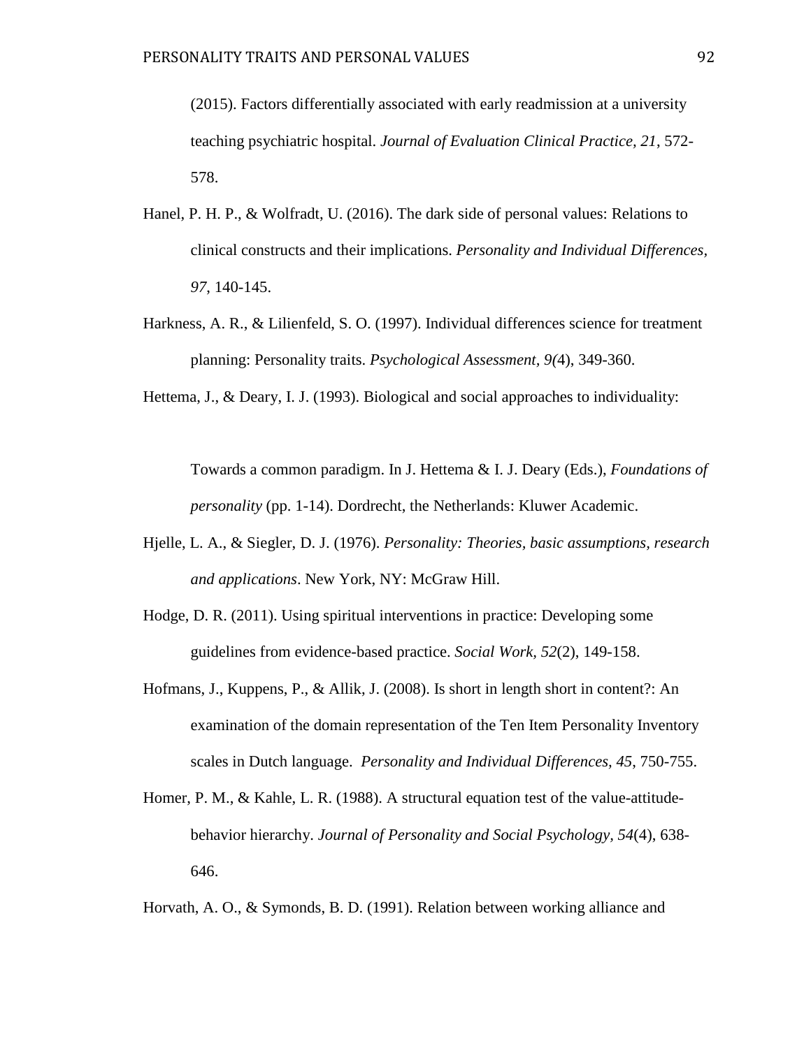(2015). Factors differentially associated with early readmission at a university teaching psychiatric hospital. *Journal of Evaluation Clinical Practice, 21*, 572-578.

Hanel, P. H. P., & Wolfradt, U. (2016). The dark side of personal values: Relations to clinical constructs and their implications. *Personality and Individual Differences, 97*, 140-145.

Harkness, A. R., & Lilienfeld, S. O. (1997). Individual differences science for treatment planning: Personality traits. *Psychological Assessment, 9(*4), 349-360.

Hettema, J., & Deary, I. J. (1993). Biological and social approaches to individuality: Towards a common paradigm. In J. Hettema & I. J. Deary (Eds.), *Foundations of personality* (pp. 1-14). Dordrecht, the Netherlands: Kluwer Academic.

Hjelle, L. A., & Siegler, D. J. (1976). *Personality: Theories, basic assumptions, research and applications*. New York, NY: McGraw Hill.

Hodge, D. R. (2011). Using spiritual interventions in practice: Developing some guidelines from evidence-based practice. *Social Work, 52*(2), 149-158.

Hofmans, J., Kuppens, P., & Allik, J. (2008). Is short in length short in content?: An examination of the domain representation of the Ten Item Personality Inventory scales in Dutch language. *Personality and Individual Differences, 45*, 750-755.

Homer, P. M., & Kahle, L. R. (1988). A structural equation test of the value-attitude-behavior hierarchy. *Journal of Personality and Social Psychology, 54*(4), 638-646.

Horvath, A. O., & Symonds, B. D. (1991). Relation between working alliance and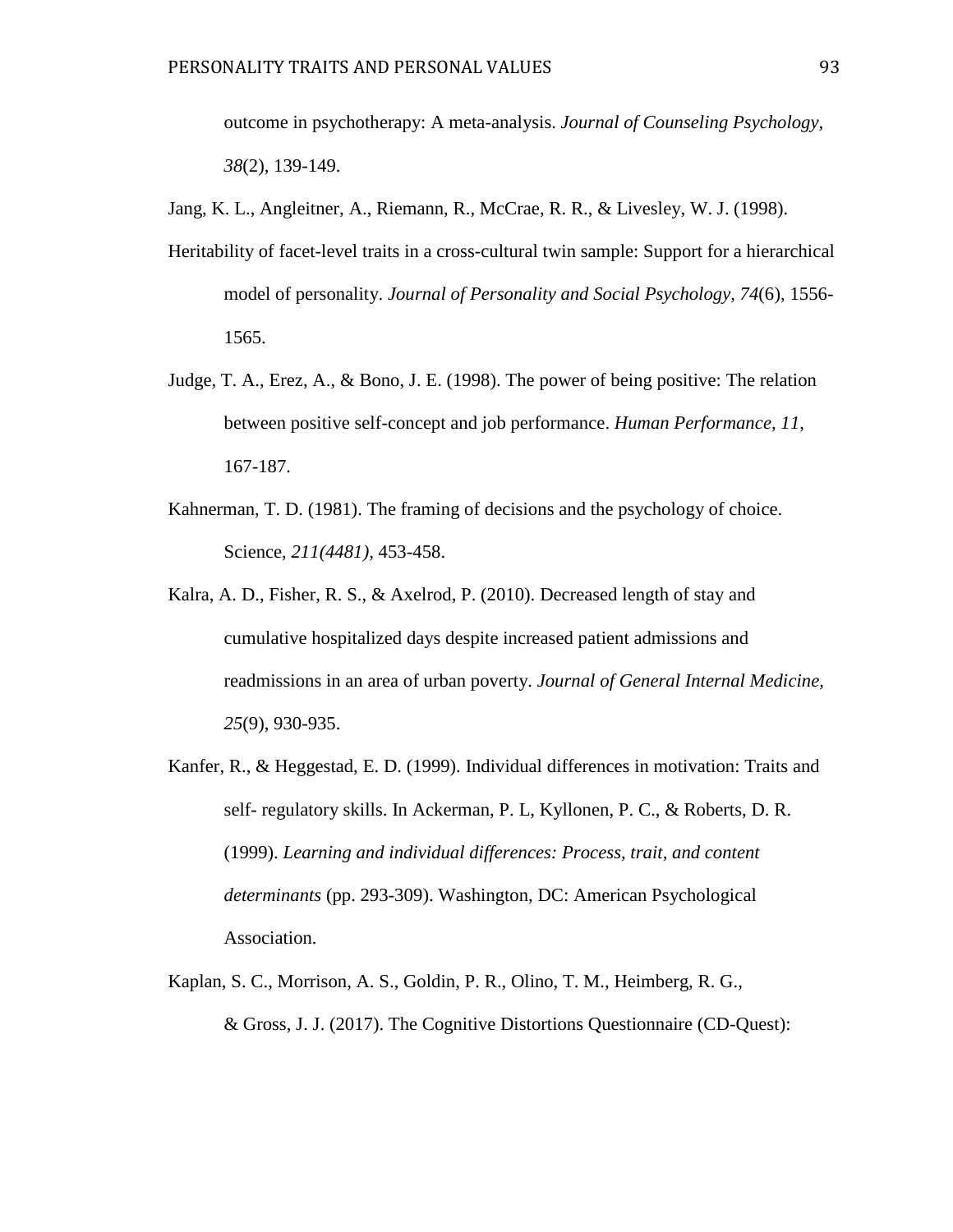outcome in psychotherapy: A meta-analysis. *Journal of Counseling Psychology, 38*(2), 139-149.

Jang, K. L., Angleitner, A., Riemann, R., McCrae, R. R., & Livesley, W. J. (1998). Heritability of facet-level traits in a cross-cultural twin sample: Support for a hierarchical model of personality. *Journal of Personality and Social Psychology, 74*(6), 1556-1565.

Judge, T. A., Erez, A., & Bono, J. E. (1998). The power of being positive: The relation between positive self-concept and job performance. *Human Performance, 11*, 167-187.

Kahnerman, T. D. (1981). The framing of decisions and the psychology of choice. Science, *211(4481),* 453-458.

Kalra, A. D., Fisher, R. S., & Axelrod, P. (2010). Decreased length of stay and cumulative hospitalized days despite increased patient admissions and readmissions in an area of urban poverty. *Journal of General Internal Medicine, 25*(9), 930-935.

Kanfer, R., & Heggestad, E. D. (1999). Individual differences in motivation: Traits and self- regulatory skills. In Ackerman, P. L, Kyllonen, P. C., & Roberts, D. R. (1999). *Learning and individual differences: Process, trait, and content determinants* (pp. 293-309). Washington, DC: American Psychological Association.

Kaplan, S. C., Morrison, A. S., Goldin, P. R., Olino, T. M., Heimberg, R. G., & Gross, J. J. (2017). The Cognitive Distortions Questionnaire (CD-Quest):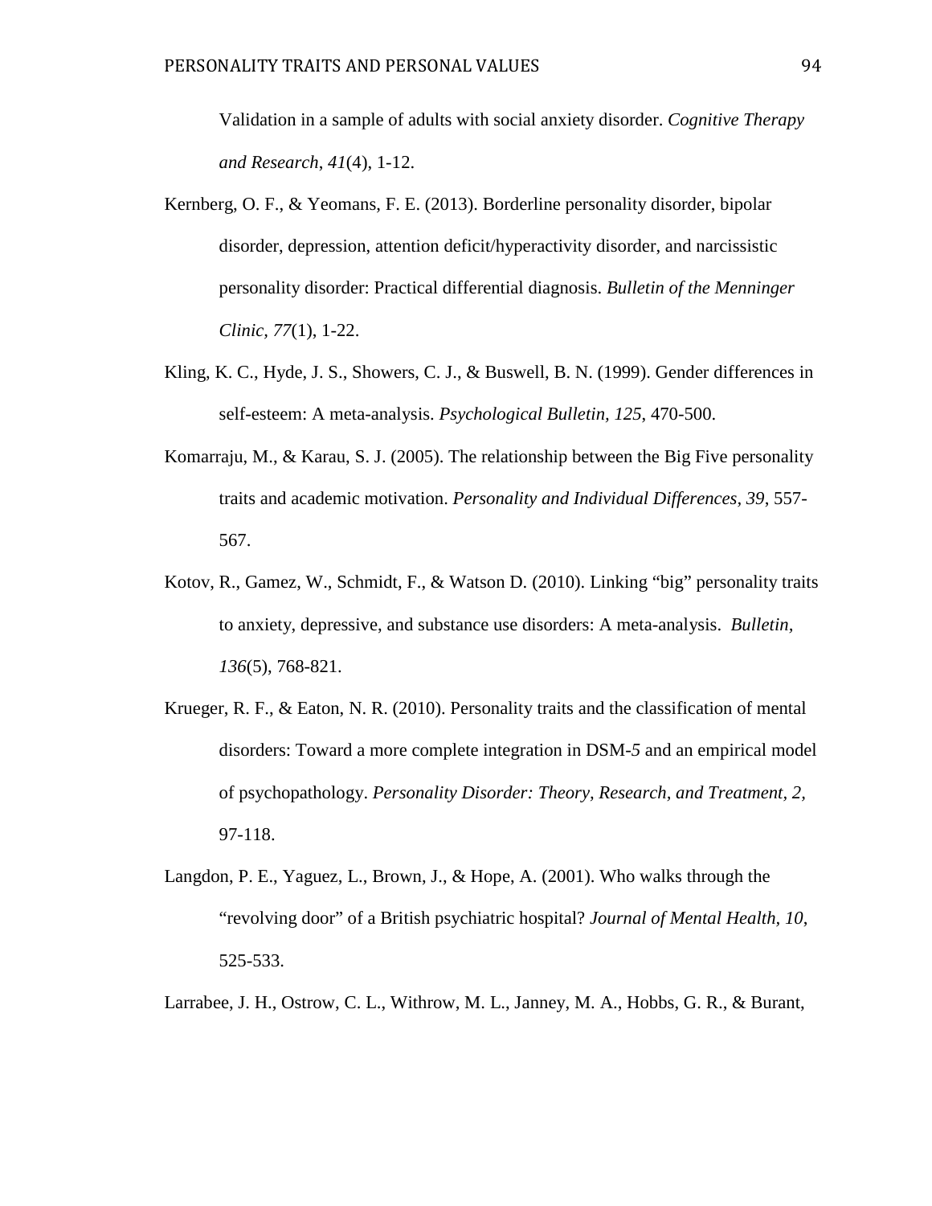Validation in a sample of adults with social anxiety disorder. *Cognitive Therapy and Research*, *41*(4), 1-12.

Kernberg, O. F., & Yeomans, F. E. (2013). Borderline personality disorder, bipolar disorder, depression, attention deficit/hyperactivity disorder, and narcissistic personality disorder: Practical differential diagnosis. *Bulletin of the Menninger Clinic*, *77*(1), 1-22.

Kling, K. C., Hyde, J. S., Showers, C. J., & Buswell, B. N. (1999). Gender differences in self-esteem: A meta-analysis. *Psychological Bulletin, 125*, 470-500.

Komarraju, M., & Karau, S. J. (2005). The relationship between the Big Five personality traits and academic motivation. *Personality and Individual Differences, 39*, 557-567.

Kotov, R., Gamez, W., Schmidt, F., & Watson D. (2010). Linking "big" personality traits to anxiety, depressive, and substance use disorders: A meta-analysis. *Bulletin, 136*(5), 768-821.

Krueger, R. F., & Eaton, N. R. (2010). Personality traits and the classification of mental disorders: Toward a more complete integration in DSM-*5* and an empirical model of psychopathology. *Personality Disorder: Theory, Research, and Treatment, 2*, 97-118.

Langdon, P. E., Yaguez, L., Brown, J., & Hope, A. (2001). Who walks through the "revolving door" of a British psychiatric hospital? *Journal of Mental Health, 10*, 525-533.

Larrabee, J. H., Ostrow, C. L., Withrow, M. L., Janney, M. A., Hobbs, G. R., & Burant,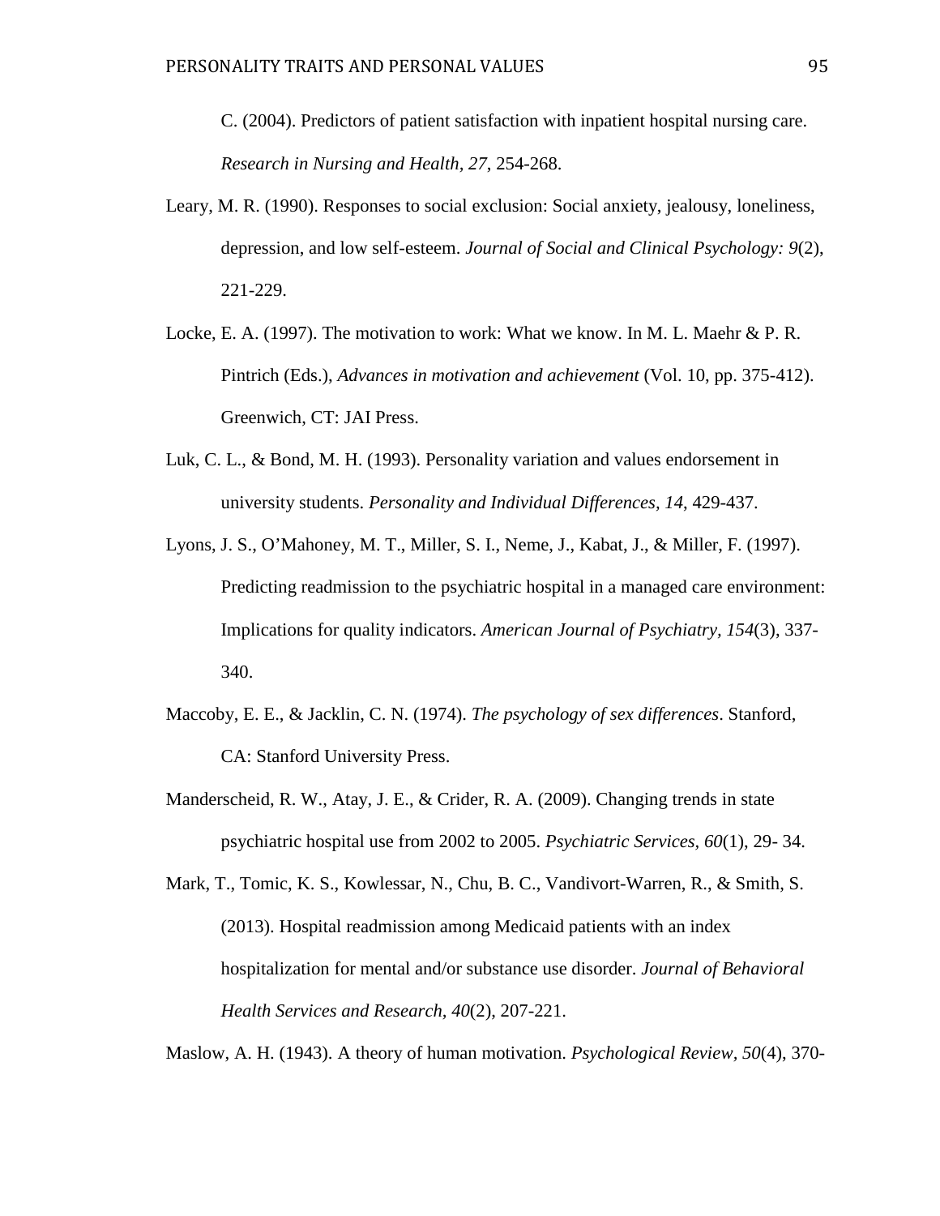C. (2004). Predictors of patient satisfaction with inpatient hospital nursing care. *Research in Nursing and Health, 27*, 254-268.

Leary, M. R. (1990). Responses to social exclusion: Social anxiety, jealousy, loneliness, depression, and low self-esteem. *Journal of Social and Clinical Psychology: 9*(2), 221-229.

Locke, E. A. (1997). The motivation to work: What we know. In M. L. Maehr & P. R. Pintrich (Eds.), *Advances in motivation and achievement* (Vol. 10, pp. 375-412). Greenwich, CT: JAI Press.

Luk, C. L., & Bond, M. H. (1993). Personality variation and values endorsement in university students. *Personality and Individual Differences, 14*, 429-437.

Lyons, J. S., O'Mahoney, M. T., Miller, S. I., Neme, J., Kabat, J., & Miller, F. (1997). Predicting readmission to the psychiatric hospital in a managed care environment: Implications for quality indicators. *American Journal of Psychiatry, 154*(3), 337-340.

Maccoby, E. E., & Jacklin, C. N. (1974). *The psychology of sex differences*. Stanford, CA: Stanford University Press.

Manderscheid, R. W., Atay, J. E., & Crider, R. A. (2009). Changing trends in state psychiatric hospital use from 2002 to 2005. *Psychiatric Services, 60*(1), 29- 34.

Mark, T., Tomic, K. S., Kowlessar, N., Chu, B. C., Vandivort-Warren, R., & Smith, S. (2013). Hospital readmission among Medicaid patients with an index hospitalization for mental and/or substance use disorder. *Journal of Behavioral Health Services and Research, 40*(2), 207-221.

Maslow, A. H. (1943). A theory of human motivation. *Psychological Review, 50*(4), 370-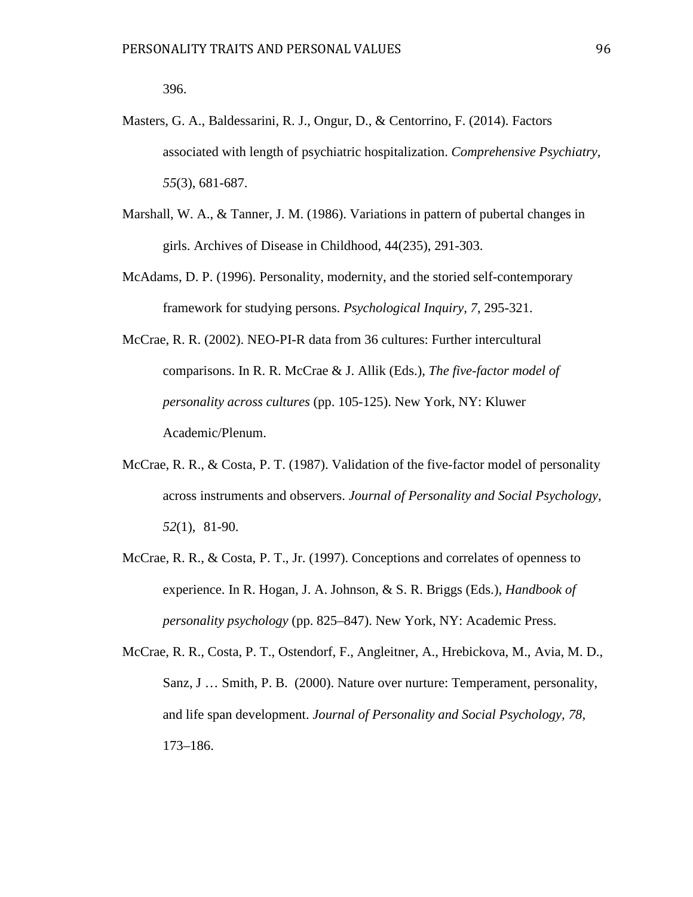396.

Masters, G. A., Baldessarini, R. J., Ongur, D., & Centorrino, F. (2014). Factors associated with length of psychiatric hospitalization. *Comprehensive Psychiatry*, *55*(3), 681-687.

Marshall, W. A., & Tanner, J. M. (1986). Variations in pattern of pubertal changes in girls. Archives of Disease in Childhood, 44(235), 291-303.

McAdams, D. P. (1996). Personality, modernity, and the storied self-contemporary framework for studying persons. *Psychological Inquiry, 7*, 295-321.

McCrae, R. R. (2002). NEO-PI-R data from 36 cultures: Further intercultural comparisons. In R. R. McCrae & J. Allik (Eds.), *The five-factor model of personality across cultures* (pp. 105-125). New York, NY: Kluwer Academic/Plenum.

McCrae, R. R., & Costa, P. T. (1987). Validation of the five-factor model of personality across instruments and observers. *Journal of Personality and Social Psychology, 52*(1), 81-90.

McCrae, R. R., & Costa, P. T., Jr. (1997). Conceptions and correlates of openness to experience. In R. Hogan, J. A. Johnson, & S. R. Briggs (Eds.), *Handbook of personality psychology* (pp. 825–847). New York, NY: Academic Press.

McCrae, R. R., Costa, P. T., Ostendorf, F., Angleitner, A., Hrebickova, M., Avia, M. D., Sanz, J … Smith, P. B. (2000). Nature over nurture: Temperament, personality, and life span development. *Journal of Personality and Social Psychology, 78*, 173–186.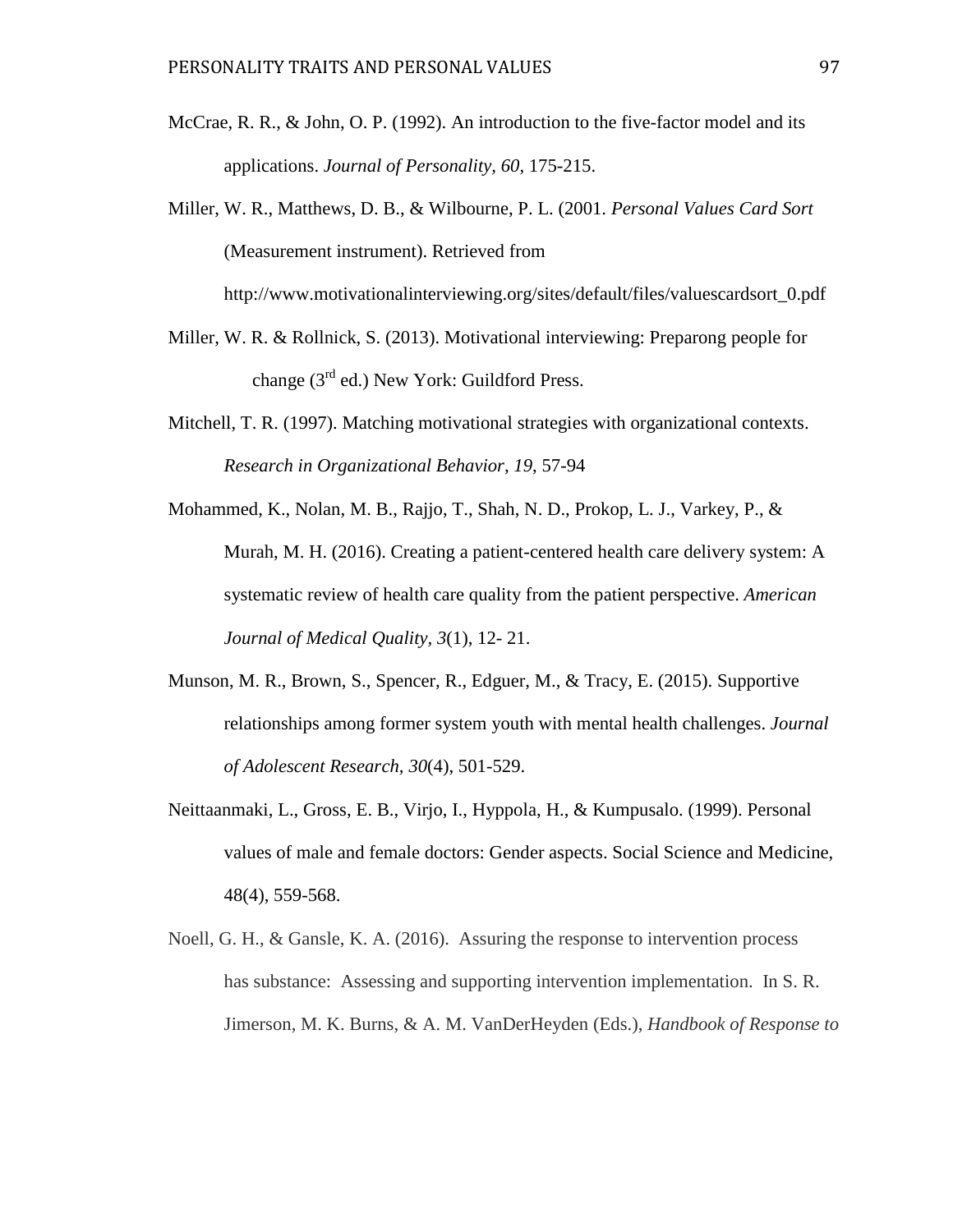McCrae, R. R., & John, O. P. (1992). An introduction to the five-factor model and its applications. *Journal of Personality, 60*, 175-215.

Miller, W. R., Matthews, D. B., & Wilbourne, P. L. (2001. *Personal Values Card Sort* (Measurement instrument). Retrieved from http://www.motivationalinterviewing.org/sites/default/files/valuescardsort_0.pdf

Miller, W. R. & Rollnick, S. (2013). Motivational interviewing: Preparong people for change (3rd ed.) New York: Guildford Press.

Mitchell, T. R. (1997). Matching motivational strategies with organizational contexts. *Research in Organizational Behavior, 19*, 57-94

Mohammed, K., Nolan, M. B., Rajjo, T., Shah, N. D., Prokop, L. J., Varkey, P., & Murah, M. H. (2016). Creating a patient-centered health care delivery system: A systematic review of health care quality from the patient perspective. *American Journal of Medical Quality, 3*(1), 12- 21.

Munson, M. R., Brown, S., Spencer, R., Edguer, M., & Tracy, E. (2015). Supportive relationships among former system youth with mental health challenges. *Journal of Adolescent Research, 30*(4), 501-529.

Neittaanmaki, L., Gross, E. B., Virjo, I., Hyppola, H., & Kumpusalo. (1999). Personal values of male and female doctors: Gender aspects. Social Science and Medicine, 48(4), 559-568.

Noell, G. H., & Gansle, K. A. (2016). Assuring the response to intervention process has substance: Assessing and supporting intervention implementation. In S. R. Jimerson, M. K. Burns, & A. M. VanDerHeyden (Eds.), *Handbook of Response to*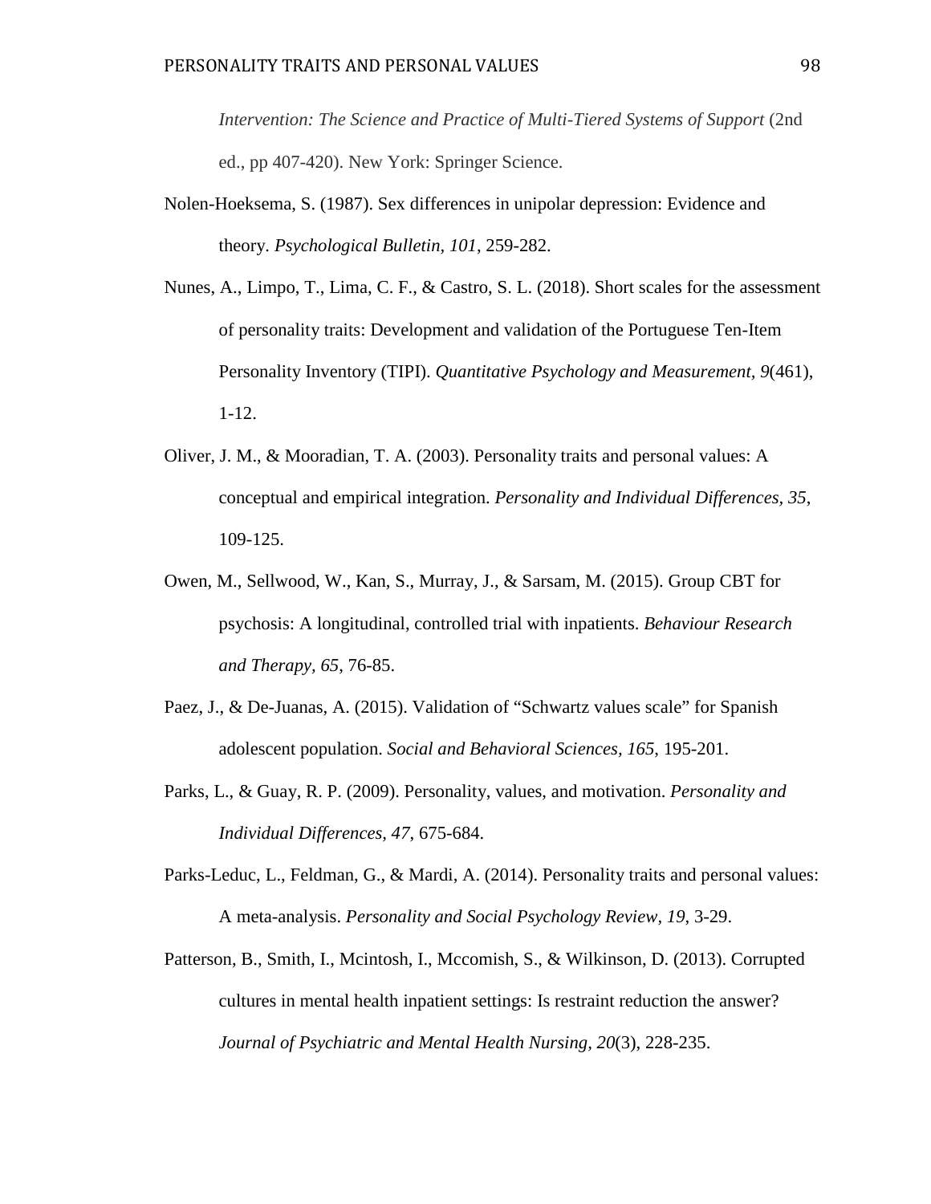*Intervention: The Science and Practice of Multi-Tiered Systems of Support* (2nd ed., pp 407-420). New York: Springer Science.

Nolen-Hoeksema, S. (1987). Sex differences in unipolar depression: Evidence and theory. *Psychological Bulletin, 101*, 259-282.

Nunes, A., Limpo, T., Lima, C. F., & Castro, S. L. (2018). Short scales for the assessment of personality traits: Development and validation of the Portuguese Ten-Item Personality Inventory (TIPI). *Quantitative Psychology and Measurement, 9*(461), 1-12.

Oliver, J. M., & Mooradian, T. A. (2003). Personality traits and personal values: A conceptual and empirical integration. *Personality and Individual Differences, 35*, 109-125.

Owen, M., Sellwood, W., Kan, S., Murray, J., & Sarsam, M. (2015). Group CBT for psychosis: A longitudinal, controlled trial with inpatients. *Behaviour Research and Therapy, 65*, 76-85.

Paez, J., & De-Juanas, A. (2015). Validation of "Schwartz values scale" for Spanish adolescent population. *Social and Behavioral Sciences, 165*, 195-201.

Parks, L., & Guay, R. P. (2009). Personality, values, and motivation. *Personality and Individual Differences, 47*, 675-684.

Parks-Leduc, L., Feldman, G., & Mardi, A. (2014). Personality traits and personal values: A meta-analysis. *Personality and Social Psychology Review, 19*, 3-29.

Patterson, B., Smith, I., Mcintosh, I., Mccomish, S., & Wilkinson, D. (2013). Corrupted cultures in mental health inpatient settings: Is restraint reduction the answer? *Journal of Psychiatric and Mental Health Nursing, 20*(3), 228-235.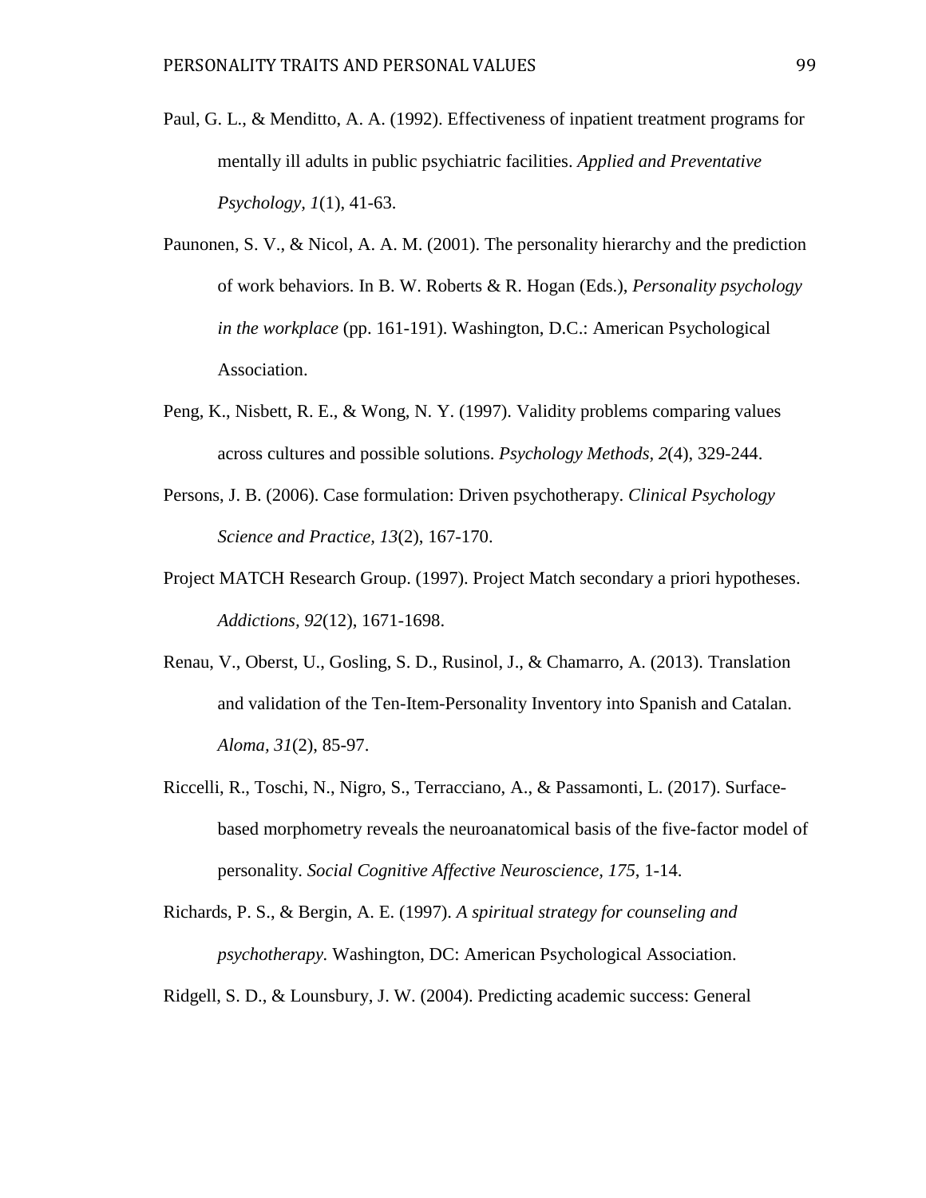Paul, G. L., & Menditto, A. A. (1992). Effectiveness of inpatient treatment programs for mentally ill adults in public psychiatric facilities. *Applied and Preventative Psychology, 1*(1), 41-63.

Paunonen, S. V., & Nicol, A. A. M. (2001). The personality hierarchy and the prediction of work behaviors. In B. W. Roberts & R. Hogan (Eds.), *Personality psychology in the workplace* (pp. 161-191). Washington, D.C.: American Psychological Association.

Peng, K., Nisbett, R. E., & Wong, N. Y. (1997). Validity problems comparing values across cultures and possible solutions. *Psychology Methods, 2*(4), 329-244.

Persons, J. B. (2006). Case formulation: Driven psychotherapy. *Clinical Psychology Science and Practice, 13*(2), 167-170.

Project MATCH Research Group. (1997). Project Match secondary a priori hypotheses. *Addictions, 92*(12), 1671-1698.

Renau, V., Oberst, U., Gosling, S. D., Rusinol, J., & Chamarro, A. (2013). Translation and validation of the Ten-Item-Personality Inventory into Spanish and Catalan. *Aloma, 31*(2), 85-97.

Riccelli, R., Toschi, N., Nigro, S., Terracciano, A., & Passamonti, L. (2017). Surface-based morphometry reveals the neuroanatomical basis of the five-factor model of personality. *Social Cognitive Affective Neuroscience, 175*, 1-14.

Richards, P. S., & Bergin, A. E. (1997). *A spiritual strategy for counseling and psychotherapy.* Washington, DC: American Psychological Association.

Ridgell, S. D., & Lounsbury, J. W. (2004). Predicting academic success: General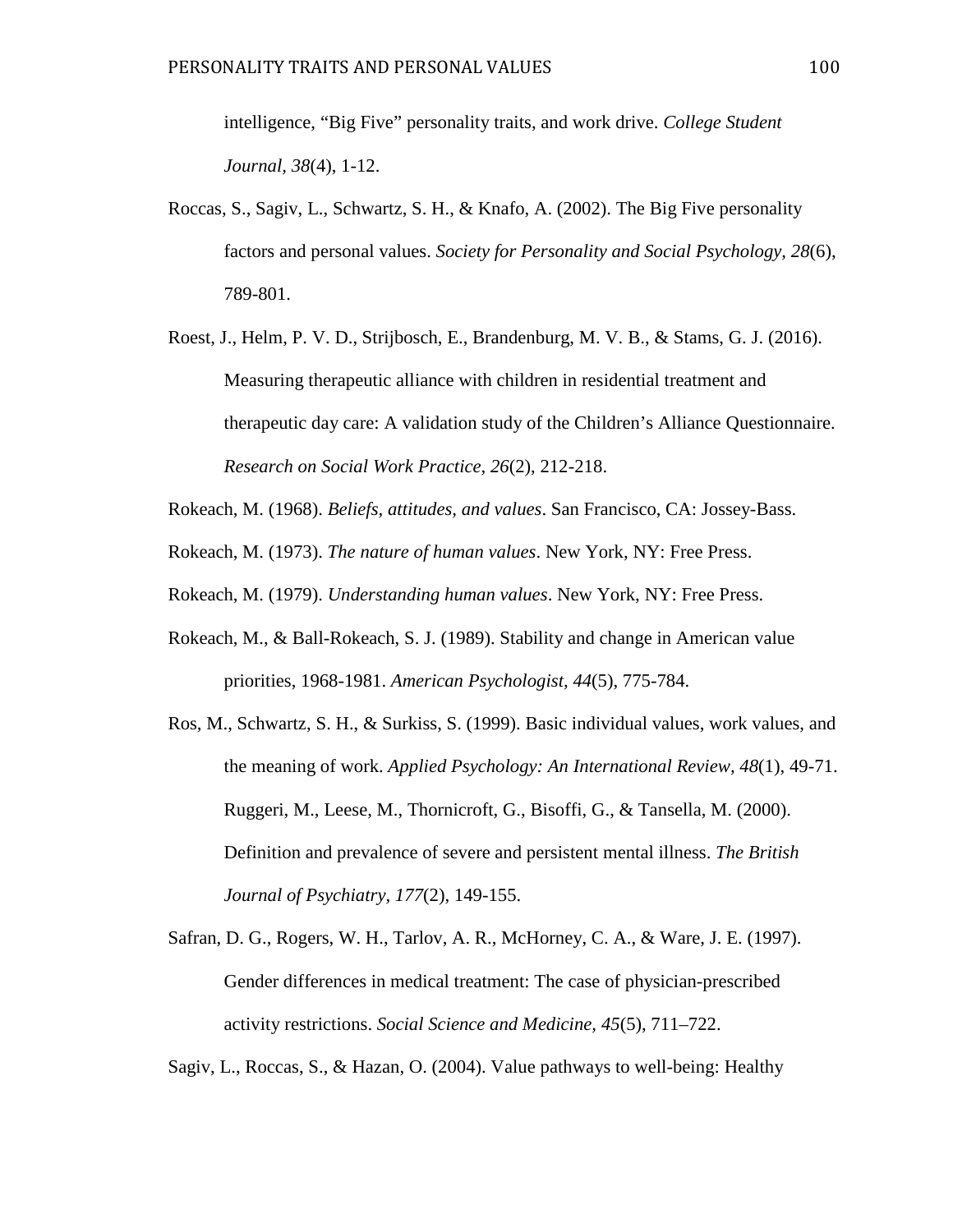intelligence, "Big Five" personality traits, and work drive. *College Student Journal, 38*(4), 1-12.

Roccas, S., Sagiv, L., Schwartz, S. H., & Knafo, A. (2002). The Big Five personality factors and personal values. *Society for Personality and Social Psychology, 28*(6), 789-801.

Roest, J., Helm, P. V. D., Strijbosch, E., Brandenburg, M. V. B., & Stams, G. J. (2016). Measuring therapeutic alliance with children in residential treatment and therapeutic day care: A validation study of the Children's Alliance Questionnaire. *Research on Social Work Practice, 26*(2), 212-218.

Rokeach, M. (1968). *Beliefs, attitudes, and values*. San Francisco, CA: Jossey-Bass.

Rokeach, M. (1973). *The nature of human values*. New York, NY: Free Press.

Rokeach, M. (1979). *Understanding human values*. New York, NY: Free Press.

Rokeach, M., & Ball-Rokeach, S. J. (1989). Stability and change in American value priorities, 1968-1981. *American Psychologist, 44*(5), 775-784.

Ros, M., Schwartz, S. H., & Surkiss, S. (1999). Basic individual values, work values, and the meaning of work. *Applied Psychology: An International Review, 48*(1), 49-71. Ruggeri, M., Leese, M., Thornicroft, G., Bisoffi, G., & Tansella, M. (2000). Definition and prevalence of severe and persistent mental illness. *The British Journal of Psychiatry, 177*(2), 149-155.

Safran, D. G., Rogers, W. H., Tarlov, A. R., McHorney, C. A., & Ware, J. E. (1997). Gender differences in medical treatment: The case of physician-prescribed activity restrictions. *Social Science and Medicine, 45*(5), 711–722.

Sagiv, L., Roccas, S., & Hazan, O. (2004). Value pathways to well-being: Healthy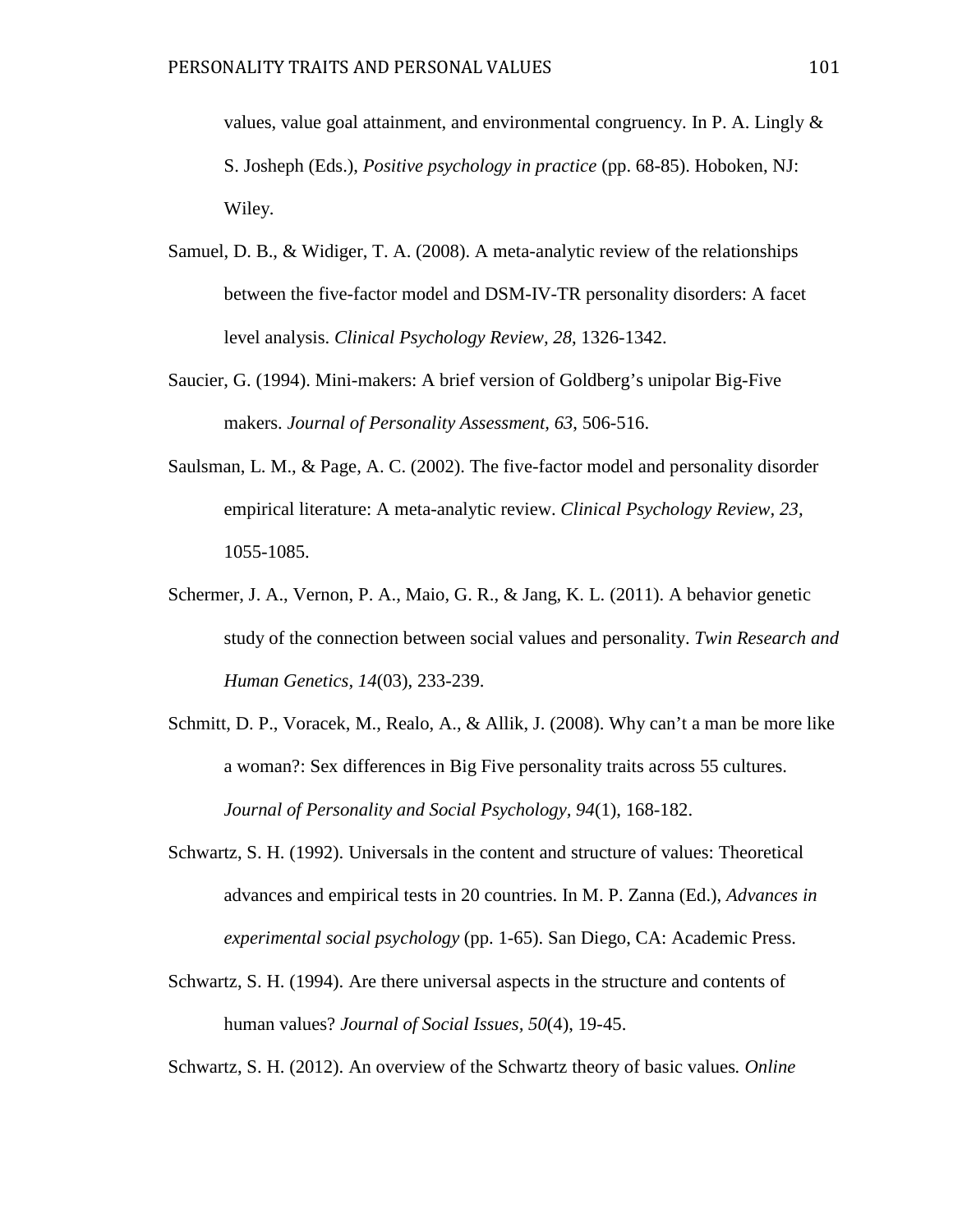values, value goal attainment, and environmental congruency. In P. A. Lingly & S. Josheph (Eds.), *Positive psychology in practice* (pp. 68-85). Hoboken, NJ: Wiley.

Samuel, D. B., & Widiger, T. A. (2008). A meta-analytic review of the relationships between the five-factor model and DSM-IV-TR personality disorders: A facet level analysis. *Clinical Psychology Review, 28*, 1326-1342.

Saucier, G. (1994). Mini-makers: A brief version of Goldberg's unipolar Big-Five makers. *Journal of Personality Assessment, 63*, 506-516.

Saulsman, L. M., & Page, A. C. (2002). The five-factor model and personality disorder empirical literature: A meta-analytic review. *Clinical Psychology Review, 23*, 1055-1085.

Schermer, J. A., Vernon, P. A., Maio, G. R., & Jang, K. L. (2011). A behavior genetic study of the connection between social values and personality. *Twin Research and Human Genetics, 14*(03), 233-239.

Schmitt, D. P., Voracek, M., Realo, A., & Allik, J. (2008). Why can't a man be more like a woman?: Sex differences in Big Five personality traits across 55 cultures. *Journal of Personality and Social Psychology, 94*(1), 168-182.

Schwartz, S. H. (1992). Universals in the content and structure of values: Theoretical advances and empirical tests in 20 countries. In M. P. Zanna (Ed.), *Advances in experimental social psychology* (pp. 1-65). San Diego, CA: Academic Press.

Schwartz, S. H. (1994). Are there universal aspects in the structure and contents of human values? *Journal of Social Issues, 50*(4), 19-45.

Schwartz, S. H. (2012). An overview of the Schwartz theory of basic values. *Online*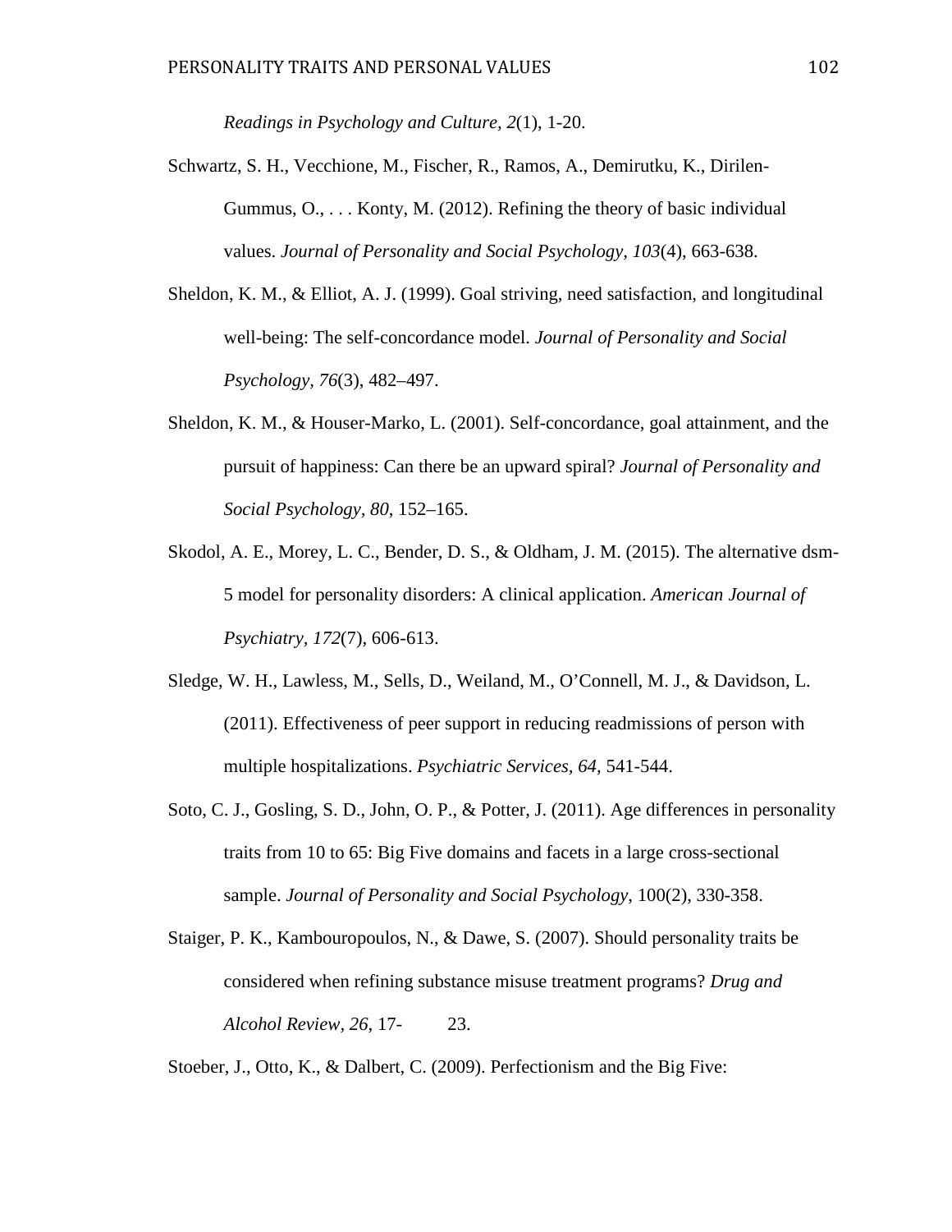*Readings in Psychology and Culture, 2*(1), 1-20.

Schwartz, S. H., Vecchione, M., Fischer, R., Ramos, A., Demirutku, K., Dirilen-Gummus, O., . . . Konty, M. (2012). Refining the theory of basic individual values. *Journal of Personality and Social Psychology, 103*(4), 663-638.

Sheldon, K. M., & Elliot, A. J. (1999). Goal striving, need satisfaction, and longitudinal well-being: The self-concordance model. *Journal of Personality and Social Psychology, 76*(3), 482–497.

Sheldon, K. M., & Houser-Marko, L. (2001). Self-concordance, goal attainment, and the pursuit of happiness: Can there be an upward spiral? *Journal of Personality and Social Psychology, 80*, 152–165.

Skodol, A. E., Morey, L. C., Bender, D. S., & Oldham, J. M. (2015). The alternative dsm-5 model for personality disorders: A clinical application. *American Journal of Psychiatry, 172*(7), 606-613.

Sledge, W. H., Lawless, M., Sells, D., Weiland, M., O'Connell, M. J., & Davidson, L. (2011). Effectiveness of peer support in reducing readmissions of person with multiple hospitalizations. *Psychiatric Services, 64*, 541-544.

Soto, C. J., Gosling, S. D., John, O. P., & Potter, J. (2011). Age differences in personality traits from 10 to 65: Big Five domains and facets in a large cross-sectional sample. *Journal of Personality and Social Psychology*, 100(2), 330-358.

Staiger, P. K., Kambouropoulos, N., & Dawe, S. (2007). Should personality traits be considered when refining substance misuse treatment programs? *Drug and Alcohol Review, 26*, 17- 23.

Stoeber, J., Otto, K., & Dalbert, C. (2009). Perfectionism and the Big Five: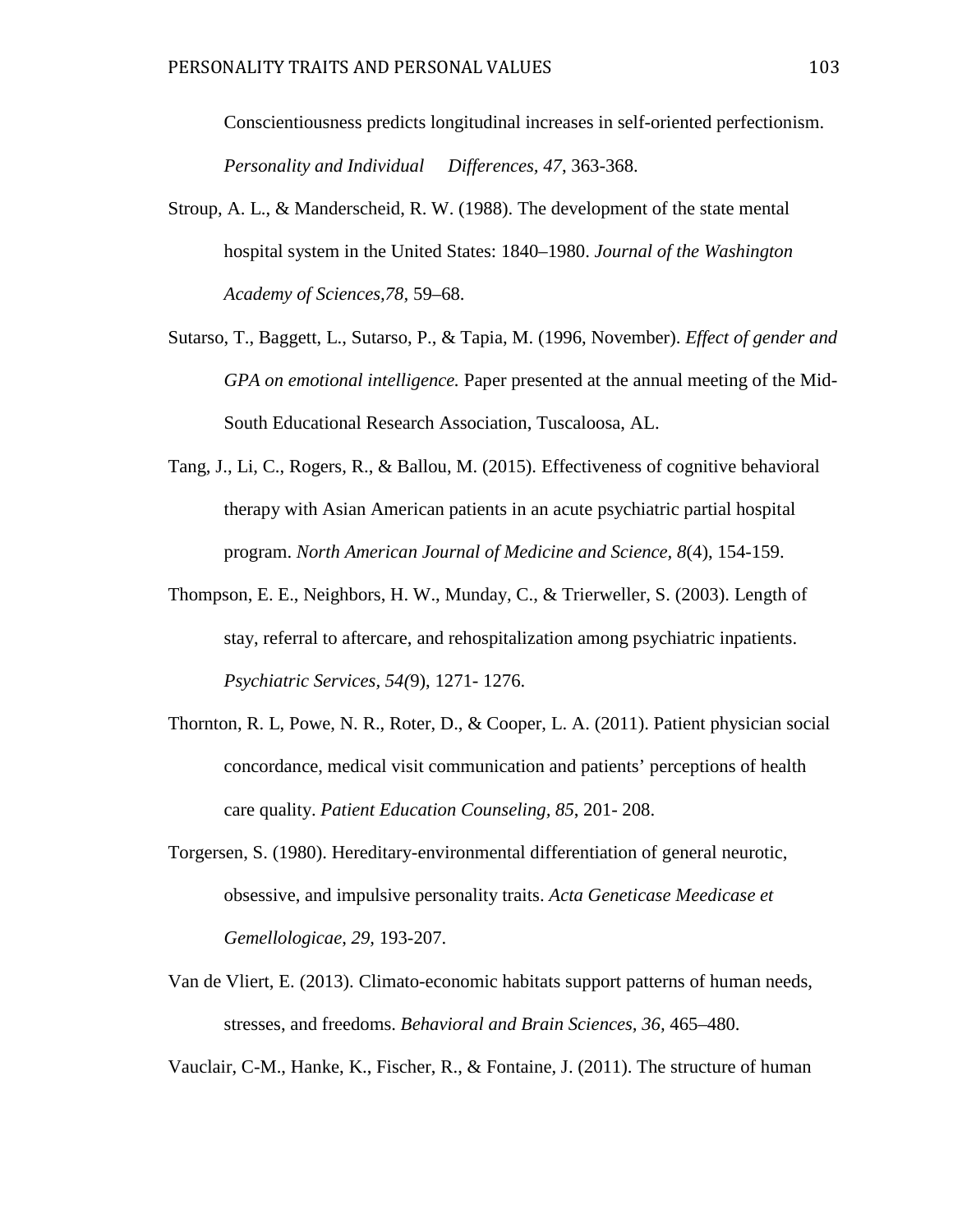Conscientiousness predicts longitudinal increases in self-oriented perfectionism. *Personality and Individual Differences, 47*, 363-368.

Stroup, A. L., & Manderscheid, R. W. (1988). The development of the state mental hospital system in the United States: 1840–1980. *Journal of the Washington Academy of Sciences,78,* 59–68.

Sutarso, T., Baggett, L., Sutarso, P., & Tapia, M. (1996, November). *Effect of gender and GPA on emotional intelligence.* Paper presented at the annual meeting of the Mid-South Educational Research Association, Tuscaloosa, AL.

Tang, J., Li, C., Rogers, R., & Ballou, M. (2015). Effectiveness of cognitive behavioral therapy with Asian American patients in an acute psychiatric partial hospital program. *North American Journal of Medicine and Science, 8*(4), 154-159.

Thompson, E. E., Neighbors, H. W., Munday, C., & Trierweller, S. (2003). Length of stay, referral to aftercare, and rehospitalization among psychiatric inpatients. *Psychiatric Services, 54(*9), 1271- 1276.

Thornton, R. L, Powe, N. R., Roter, D., & Cooper, L. A. (2011). Patient physician social concordance, medical visit communication and patients' perceptions of health care quality. *Patient Education Counseling, 85*, 201- 208.

Torgersen, S. (1980). Hereditary-environmental differentiation of general neurotic, obsessive, and impulsive personality traits. *Acta Geneticase Meedicase et Gemellologicae, 29,* 193-207.

Van de Vliert, E. (2013). Climato-economic habitats support patterns of human needs, stresses, and freedoms. *Behavioral and Brain Sciences, 36,* 465–480.

Vauclair, C-M., Hanke, K., Fischer, R., & Fontaine, J. (2011). The structure of human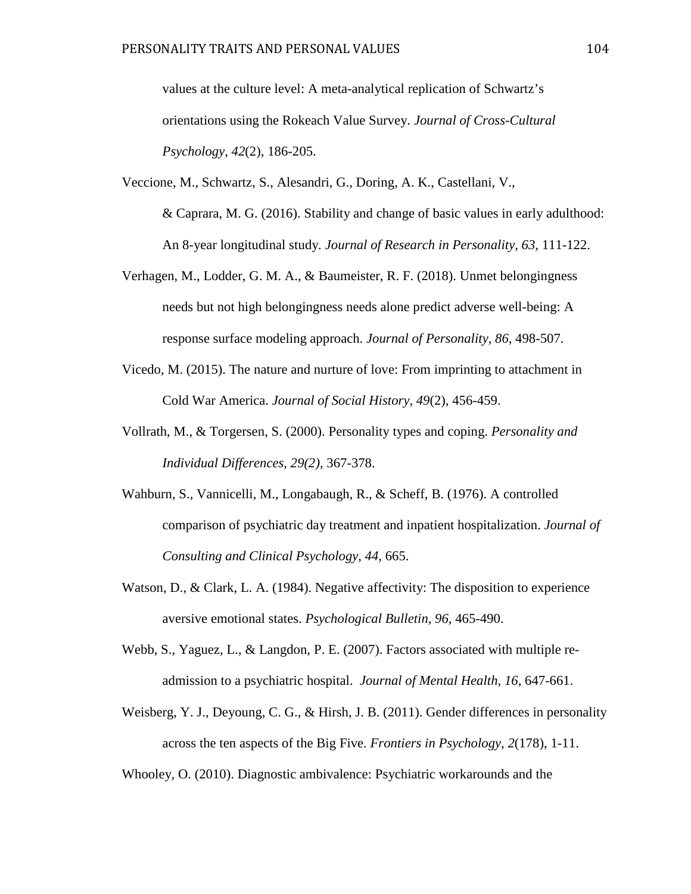values at the culture level: A meta-analytical replication of Schwartz's orientations using the Rokeach Value Survey. *Journal of Cross-Cultural Psychology*, *42*(2), 186-205.

Veccione, M., Schwartz, S., Alesandri, G., Doring, A. K., Castellani, V., & Caprara, M. G. (2016). Stability and change of basic values in early adulthood: An 8-year longitudinal study. *Journal of Research in Personality, 63,* 111-122.

Verhagen, M., Lodder, G. M. A., & Baumeister, R. F. (2018). Unmet belongingness needs but not high belongingness needs alone predict adverse well-being: A response surface modeling approach. *Journal of Personality*, *86*, 498-507.

Vicedo, M. (2015). The nature and nurture of love: From imprinting to attachment in Cold War America. *Journal of Social History, 49*(2), 456-459.

Vollrath, M., & Torgersen, S. (2000). Personality types and coping. *Personality and Individual Differences, 29(2),* 367-378.

Wahburn, S., Vannicelli, M., Longabaugh, R., & Scheff, B. (1976). A controlled comparison of psychiatric day treatment and inpatient hospitalization. *Journal of Consulting and Clinical Psychology, 44*, 665.

Watson, D., & Clark, L. A. (1984). Negative affectivity: The disposition to experience aversive emotional states. *Psychological Bulletin, 96*, 465-490.

Webb, S., Yaguez, L., & Langdon, P. E. (2007). Factors associated with multiple re-admission to a psychiatric hospital. *Journal of Mental Health*, *16*, 647-661.

Weisberg, Y. J., Deyoung, C. G., & Hirsh, J. B. (2011). Gender differences in personality across the ten aspects of the Big Five. *Frontiers in Psychology, 2*(178), 1-11.

Whooley, O. (2010). Diagnostic ambivalence: Psychiatric workarounds and the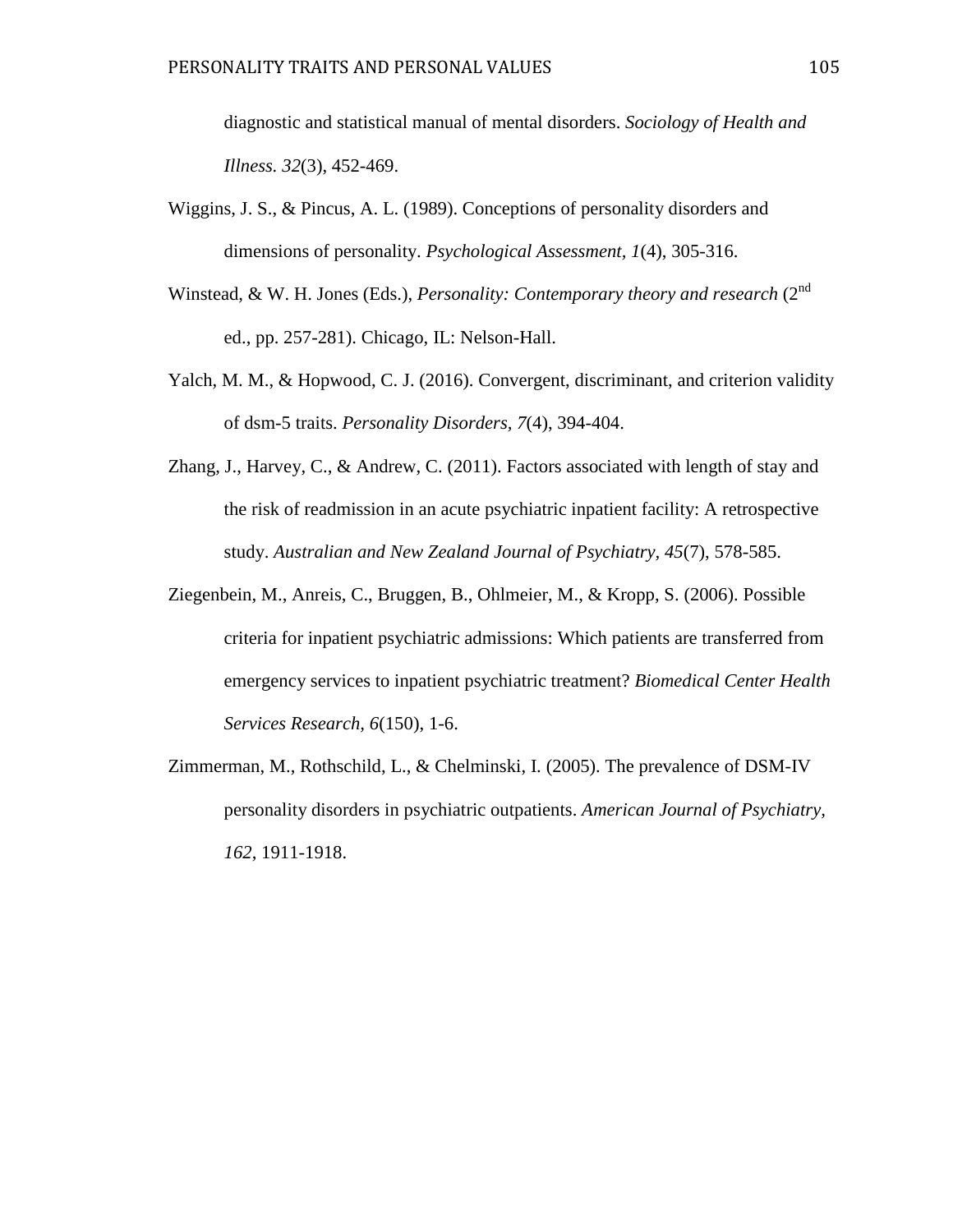diagnostic and statistical manual of mental disorders. *Sociology of Health and Illness. 32*(3), 452-469.

Wiggins, J. S., & Pincus, A. L. (1989). Conceptions of personality disorders and dimensions of personality. *Psychological Assessment, 1*(4), 305-316.

Winstead, & W. H. Jones (Eds.), *Personality: Contemporary theory and research* (2nd ed., pp. 257-281). Chicago, IL: Nelson-Hall.

Yalch, M. M., & Hopwood, C. J. (2016). Convergent, discriminant, and criterion validity of dsm-5 traits. *Personality Disorders, 7*(4), 394-404.

Zhang, J., Harvey, C., & Andrew, C. (2011). Factors associated with length of stay and the risk of readmission in an acute psychiatric inpatient facility: A retrospective study. *Australian and New Zealand Journal of Psychiatry, 45*(7), 578-585.

Ziegenbein, M., Anreis, C., Bruggen, B., Ohlmeier, M., & Kropp, S. (2006). Possible criteria for inpatient psychiatric admissions: Which patients are transferred from emergency services to inpatient psychiatric treatment? *Biomedical Center Health Services Research, 6*(150), 1-6.

Zimmerman, M., Rothschild, L., & Chelminski, I. (2005). The prevalence of DSM-IV personality disorders in psychiatric outpatients. *American Journal of Psychiatry, 162*, 1911-1918.